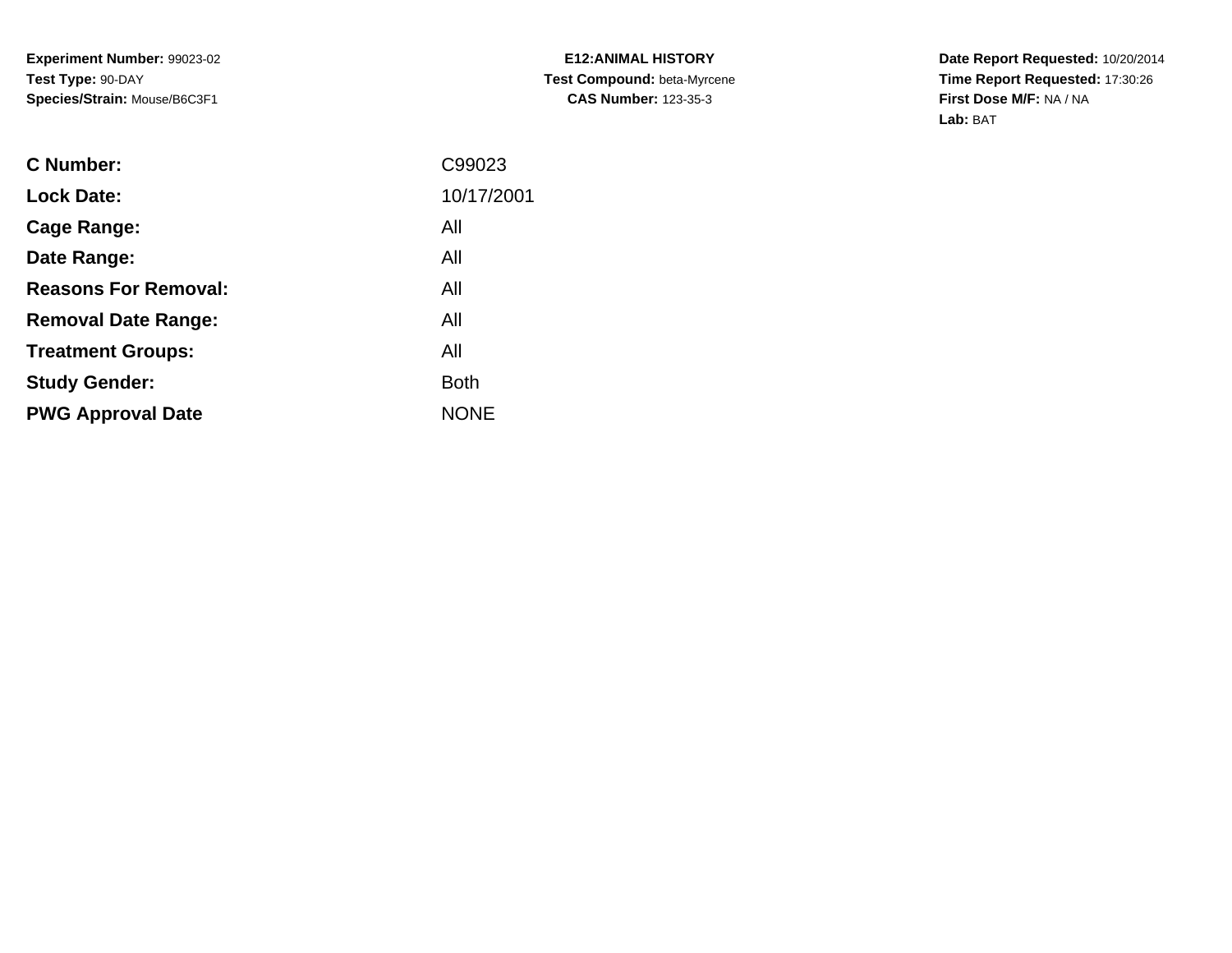**Experiment Number:** 99023-02
**Test Type:** 90-DAY
**Species/Strain:** Mouse/B6C3F1

**E12:ANIMAL HISTORY**
**Test Compound:** beta-Myrcene
**CAS Number:** 123-35-3

**Date Report Requested:** 10/20/2014
**Time Report Requested:** 17:30:26
**First Dose M/F:** NA / NA
**Lab:** BAT

| | |
|---|---|
| **C Number:** | C99023 |
| **Lock Date:** | 10/17/2001 |
| **Cage Range:** | All |
| **Date Range:** | All |
| **Reasons For Removal:** | All |
| **Removal Date Range:** | All |
| **Treatment Groups:** | All |
| **Study Gender:** | Both |
| **PWG Approval Date** | NONE |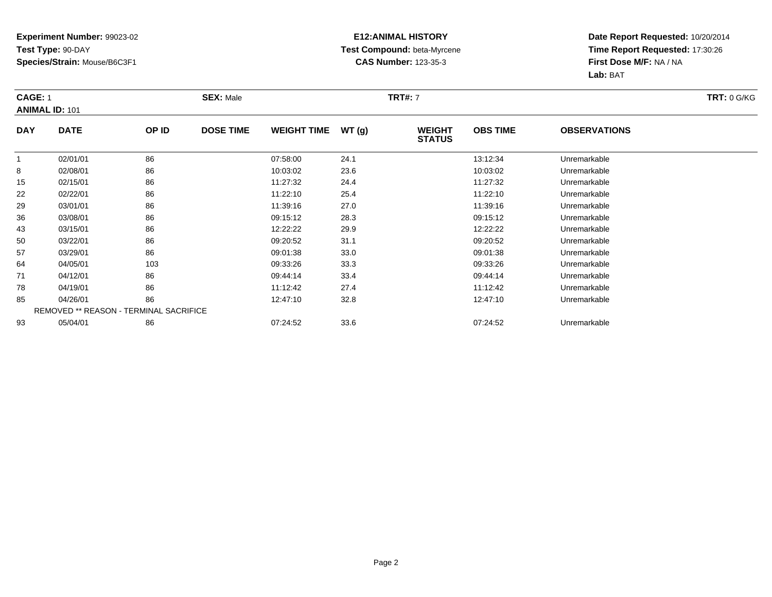**Experiment Number:** 99023-02
**Test Type:** 90-DAY
**Species/Strain:** Mouse/B6C3F1

**E12:ANIMAL HISTORY**
**Test Compound:** beta-Myrcene
**CAS Number:** 123-35-3

**Date Report Requested:** 10/20/2014
**Time Report Requested:** 17:30:26
**First Dose M/F:** NA / NA
**Lab:** BAT

**CAGE:** 1 **SEX:** Male **TRT#:** 7 **TRT:** 0 G/KG
**ANIMAL ID:** 101

| DAY | DATE | OP ID | DOSE TIME | WEIGHT TIME | WT (g) | WEIGHT STATUS | OBS TIME | OBSERVATIONS |
|---|---|---|---|---|---|---|---|---|
| 1 | 02/01/01 | 86 | | 07:58:00 | 24.1 | | 13:12:34 | Unremarkable |
| 8 | 02/08/01 | 86 | | 10:03:02 | 23.6 | | 10:03:02 | Unremarkable |
| 15 | 02/15/01 | 86 | | 11:27:32 | 24.4 | | 11:27:32 | Unremarkable |
| 22 | 02/22/01 | 86 | | 11:22:10 | 25.4 | | 11:22:10 | Unremarkable |
| 29 | 03/01/01 | 86 | | 11:39:16 | 27.0 | | 11:39:16 | Unremarkable |
| 36 | 03/08/01 | 86 | | 09:15:12 | 28.3 | | 09:15:12 | Unremarkable |
| 43 | 03/15/01 | 86 | | 12:22:22 | 29.9 | | 12:22:22 | Unremarkable |
| 50 | 03/22/01 | 86 | | 09:20:52 | 31.1 | | 09:20:52 | Unremarkable |
| 57 | 03/29/01 | 86 | | 09:01:38 | 33.0 | | 09:01:38 | Unremarkable |
| 64 | 04/05/01 | 103 | | 09:33:26 | 33.3 | | 09:33:26 | Unremarkable |
| 71 | 04/12/01 | 86 | | 09:44:14 | 33.4 | | 09:44:14 | Unremarkable |
| 78 | 04/19/01 | 86 | | 11:12:42 | 27.4 | | 11:12:42 | Unremarkable |
| 85 | 04/26/01 | 86 | | 12:47:10 | 32.8 | | 12:47:10 | Unremarkable |
| REMOVED ** REASON - TERMINAL SACRIFICE | | | | | | | | |
| 93 | 05/04/01 | 86 | | 07:24:52 | 33.6 | | 07:24:52 | Unremarkable |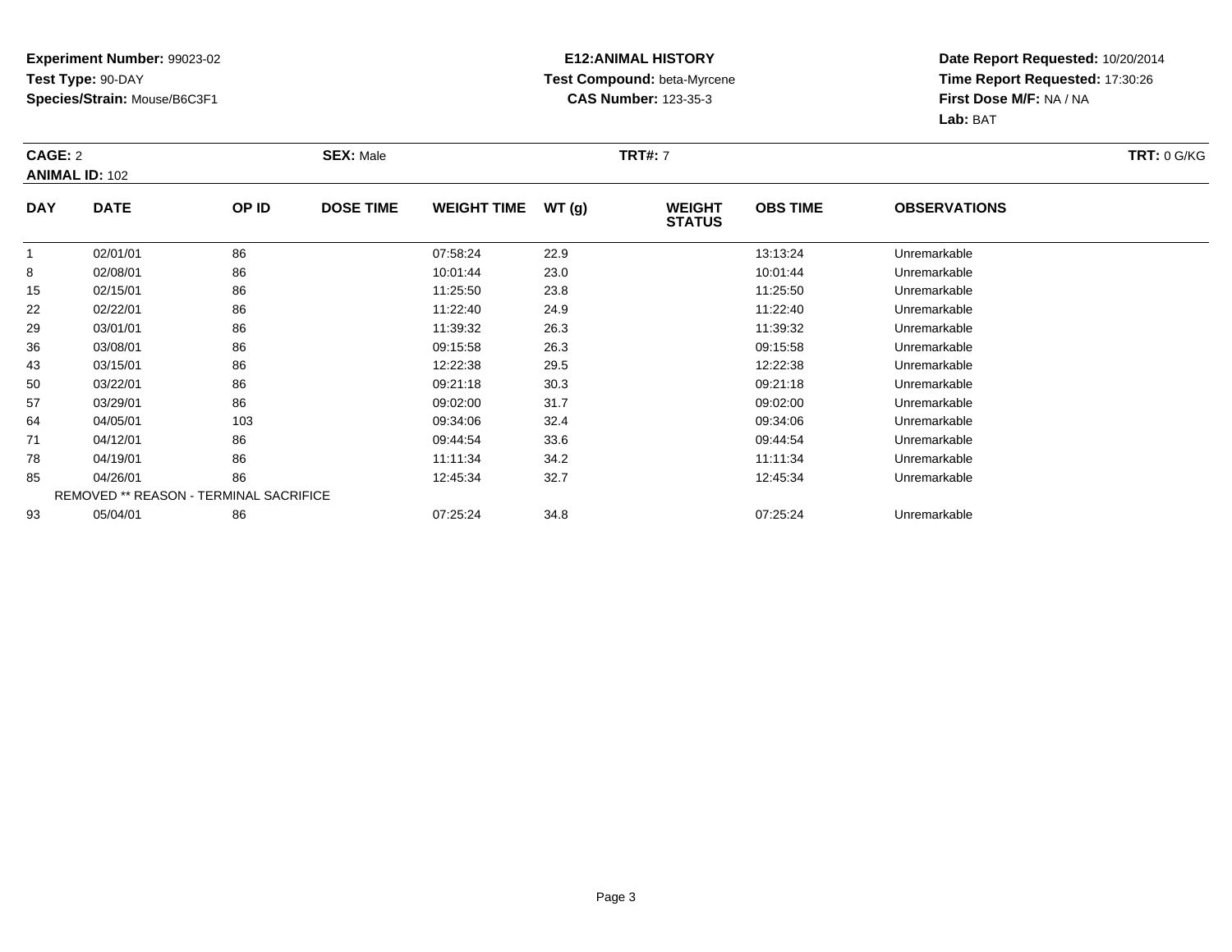**Experiment Number:** 99023-02
**Test Type:** 90-DAY
**Species/Strain:** Mouse/B6C3F1

**E12:ANIMAL HISTORY**
**Test Compound:** beta-Myrcene
**CAS Number:** 123-35-3

**Date Report Requested:** 10/20/2014
**Time Report Requested:** 17:30:26
**First Dose M/F:** NA / NA
**Lab:** BAT

**CAGE:** 2 **SEX:** Male **TRT#:** 7 **TRT:** 0 G/KG
**ANIMAL ID:** 102

| DAY | DATE | OP ID | DOSE TIME | WEIGHT TIME | WT (g) | WEIGHT STATUS | OBS TIME | OBSERVATIONS |
|---|---|---|---|---|---|---|---|---|
| 1 | 02/01/01 | 86 | | 07:58:24 | 22.9 | | 13:13:24 | Unremarkable |
| 8 | 02/08/01 | 86 | | 10:01:44 | 23.0 | | 10:01:44 | Unremarkable |
| 15 | 02/15/01 | 86 | | 11:25:50 | 23.8 | | 11:25:50 | Unremarkable |
| 22 | 02/22/01 | 86 | | 11:22:40 | 24.9 | | 11:22:40 | Unremarkable |
| 29 | 03/01/01 | 86 | | 11:39:32 | 26.3 | | 11:39:32 | Unremarkable |
| 36 | 03/08/01 | 86 | | 09:15:58 | 26.3 | | 09:15:58 | Unremarkable |
| 43 | 03/15/01 | 86 | | 12:22:38 | 29.5 | | 12:22:38 | Unremarkable |
| 50 | 03/22/01 | 86 | | 09:21:18 | 30.3 | | 09:21:18 | Unremarkable |
| 57 | 03/29/01 | 86 | | 09:02:00 | 31.7 | | 09:02:00 | Unremarkable |
| 64 | 04/05/01 | 103 | | 09:34:06 | 32.4 | | 09:34:06 | Unremarkable |
| 71 | 04/12/01 | 86 | | 09:44:54 | 33.6 | | 09:44:54 | Unremarkable |
| 78 | 04/19/01 | 86 | | 11:11:34 | 34.2 | | 11:11:34 | Unremarkable |
| 85 | 04/26/01 | 86 | | 12:45:34 | 32.7 | | 12:45:34 | Unremarkable |
| REMOVED ** REASON - TERMINAL SACRIFICE | | | | | | | | |
| 93 | 05/04/01 | 86 | | 07:25:24 | 34.8 | | 07:25:24 | Unremarkable |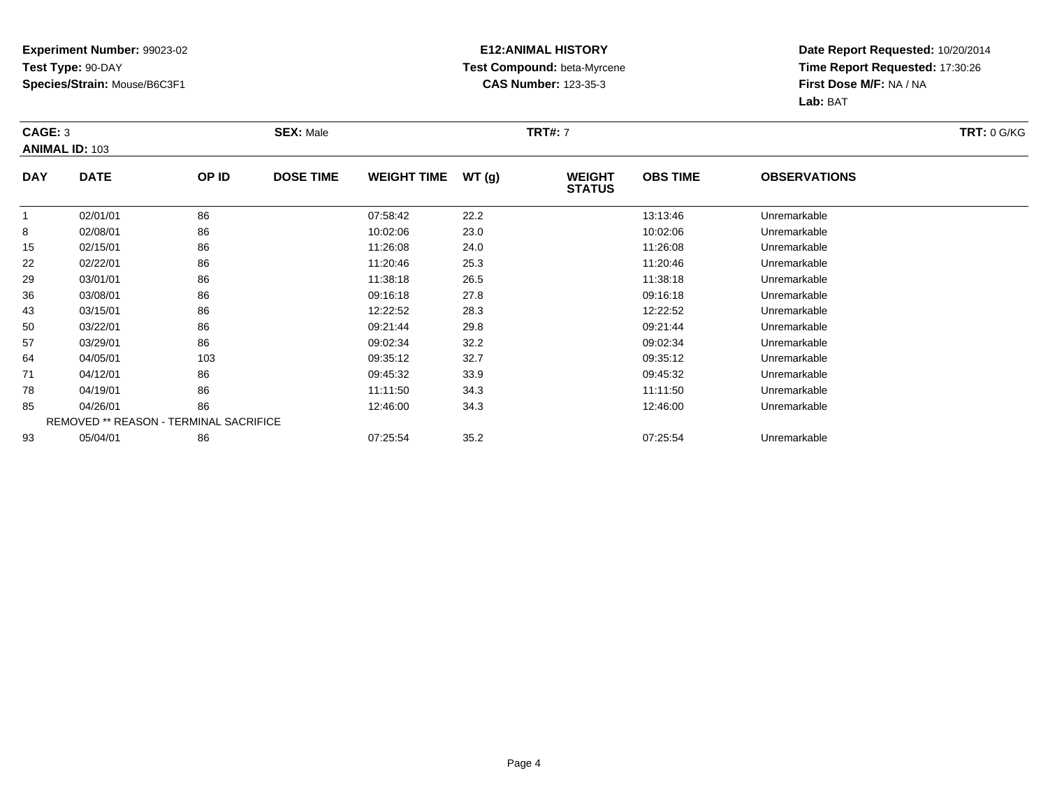**Experiment Number:** 99023-02
**Test Type:** 90-DAY
**Species/Strain:** Mouse/B6C3F1

**E12:ANIMAL HISTORY**
**Test Compound:** beta-Myrcene
**CAS Number:** 123-35-3

**Date Report Requested:** 10/20/2014
**Time Report Requested:** 17:30:26
**First Dose M/F:** NA / NA
**Lab:** BAT

**CAGE:** 3
**ANIMAL ID:** 103
**SEX:** Male
**TRT#:** 7
**TRT:** 0 G/KG

| DAY | DATE | OP ID | DOSE TIME | WEIGHT TIME | WT (g) | WEIGHT STATUS | OBS TIME | OBSERVATIONS |
|---|---|---|---|---|---|---|---|---|
| 1 | 02/01/01 | 86 | | 07:58:42 | 22.2 | | 13:13:46 | Unremarkable |
| 8 | 02/08/01 | 86 | | 10:02:06 | 23.0 | | 10:02:06 | Unremarkable |
| 15 | 02/15/01 | 86 | | 11:26:08 | 24.0 | | 11:26:08 | Unremarkable |
| 22 | 02/22/01 | 86 | | 11:20:46 | 25.3 | | 11:20:46 | Unremarkable |
| 29 | 03/01/01 | 86 | | 11:38:18 | 26.5 | | 11:38:18 | Unremarkable |
| 36 | 03/08/01 | 86 | | 09:16:18 | 27.8 | | 09:16:18 | Unremarkable |
| 43 | 03/15/01 | 86 | | 12:22:52 | 28.3 | | 12:22:52 | Unremarkable |
| 50 | 03/22/01 | 86 | | 09:21:44 | 29.8 | | 09:21:44 | Unremarkable |
| 57 | 03/29/01 | 86 | | 09:02:34 | 32.2 | | 09:02:34 | Unremarkable |
| 64 | 04/05/01 | 103 | | 09:35:12 | 32.7 | | 09:35:12 | Unremarkable |
| 71 | 04/12/01 | 86 | | 09:45:32 | 33.9 | | 09:45:32 | Unremarkable |
| 78 | 04/19/01 | 86 | | 11:11:50 | 34.3 | | 11:11:50 | Unremarkable |
| 85 | 04/26/01 | 86 | | 12:46:00 | 34.3 | | 12:46:00 | Unremarkable |
| | REMOVED ** REASON - TERMINAL SACRIFICE | | | | | | | |
| 93 | 05/04/01 | 86 | | 07:25:54 | 35.2 | | 07:25:54 | Unremarkable |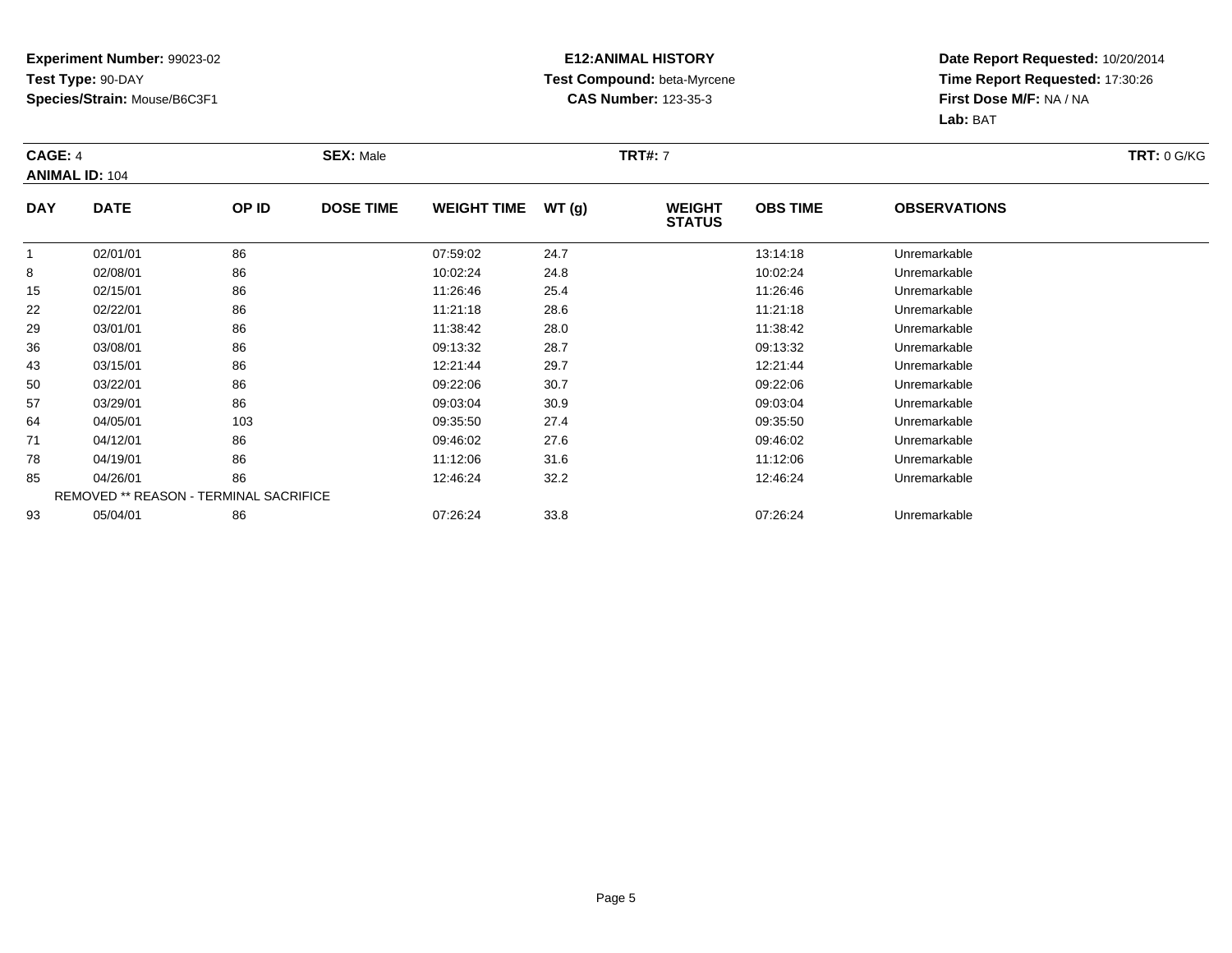**Experiment Number:** 99023-02
**Test Type:** 90-DAY
**Species/Strain:** Mouse/B6C3F1

**E12:ANIMAL HISTORY**
**Test Compound:** beta-Myrcene
**CAS Number:** 123-35-3

**Date Report Requested:** 10/20/2014
**Time Report Requested:** 17:30:26
**First Dose M/F:** NA / NA
**Lab:** BAT

**CAGE:** 4 **SEX:** Male **TRT#:** 7 **TRT:** 0 G/KG
**ANIMAL ID:** 104

| DAY | DATE | OP ID | DOSE TIME | WEIGHT TIME | WT (g) | WEIGHT STATUS | OBS TIME | OBSERVATIONS |
|---|---|---|---|---|---|---|---|---|
| 1 | 02/01/01 | 86 | | 07:59:02 | 24.7 | | 13:14:18 | Unremarkable |
| 8 | 02/08/01 | 86 | | 10:02:24 | 24.8 | | 10:02:24 | Unremarkable |
| 15 | 02/15/01 | 86 | | 11:26:46 | 25.4 | | 11:26:46 | Unremarkable |
| 22 | 02/22/01 | 86 | | 11:21:18 | 28.6 | | 11:21:18 | Unremarkable |
| 29 | 03/01/01 | 86 | | 11:38:42 | 28.0 | | 11:38:42 | Unremarkable |
| 36 | 03/08/01 | 86 | | 09:13:32 | 28.7 | | 09:13:32 | Unremarkable |
| 43 | 03/15/01 | 86 | | 12:21:44 | 29.7 | | 12:21:44 | Unremarkable |
| 50 | 03/22/01 | 86 | | 09:22:06 | 30.7 | | 09:22:06 | Unremarkable |
| 57 | 03/29/01 | 86 | | 09:03:04 | 30.9 | | 09:03:04 | Unremarkable |
| 64 | 04/05/01 | 103 | | 09:35:50 | 27.4 | | 09:35:50 | Unremarkable |
| 71 | 04/12/01 | 86 | | 09:46:02 | 27.6 | | 09:46:02 | Unremarkable |
| 78 | 04/19/01 | 86 | | 11:12:06 | 31.6 | | 11:12:06 | Unremarkable |
| 85 | 04/26/01 | 86 | | 12:46:24 | 32.2 | | 12:46:24 | Unremarkable |
| REMOVED ** REASON - TERMINAL SACRIFICE | | | | | | | | |
| 93 | 05/04/01 | 86 | | 07:26:24 | 33.8 | | 07:26:24 | Unremarkable |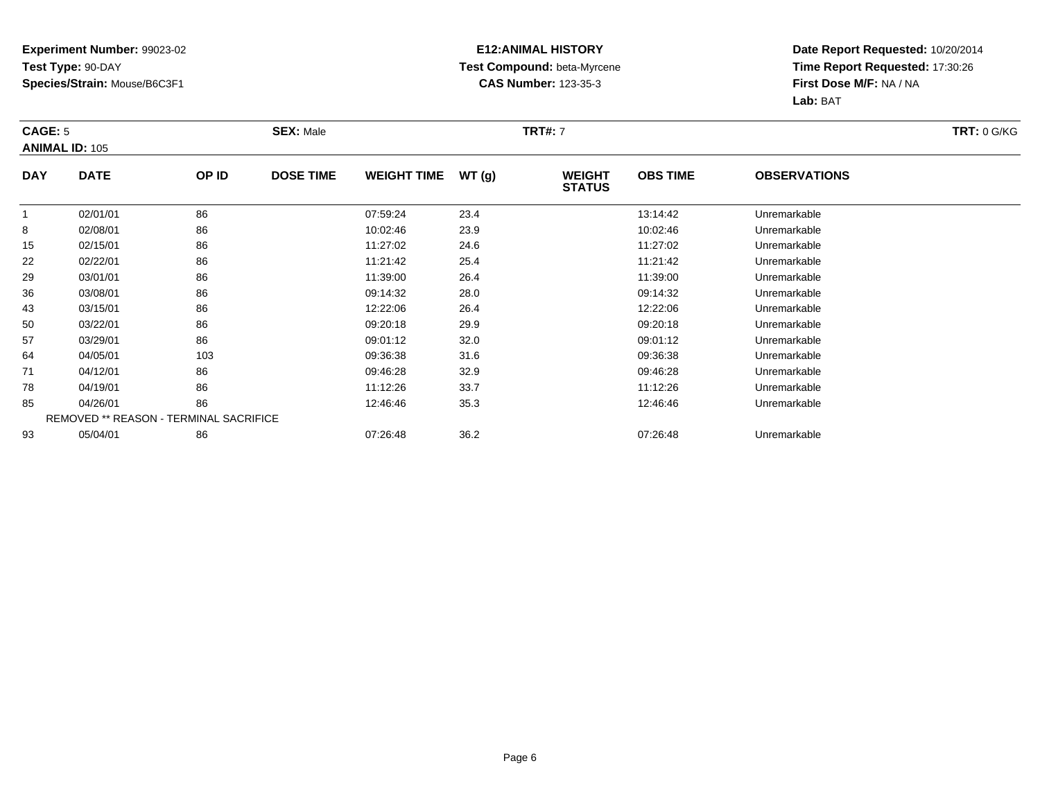**Experiment Number:** 99023-02
**Test Type:** 90-DAY
**Species/Strain:** Mouse/B6C3F1

**E12:ANIMAL HISTORY**
**Test Compound:** beta-Myrcene
**CAS Number:** 123-35-3

**Date Report Requested:** 10/20/2014
**Time Report Requested:** 17:30:26
**First Dose M/F:** NA / NA
**Lab:** BAT

**CAGE:** 5 **SEX:** Male **TRT#:** 7 **TRT:** 0 G/KG
**ANIMAL ID:** 105

| DAY | DATE | OP ID | DOSE TIME | WEIGHT TIME | WT (g) | WEIGHT STATUS | OBS TIME | OBSERVATIONS |
|---|---|---|---|---|---|---|---|---|
| 1 | 02/01/01 | 86 | | 07:59:24 | 23.4 | | 13:14:42 | Unremarkable |
| 8 | 02/08/01 | 86 | | 10:02:46 | 23.9 | | 10:02:46 | Unremarkable |
| 15 | 02/15/01 | 86 | | 11:27:02 | 24.6 | | 11:27:02 | Unremarkable |
| 22 | 02/22/01 | 86 | | 11:21:42 | 25.4 | | 11:21:42 | Unremarkable |
| 29 | 03/01/01 | 86 | | 11:39:00 | 26.4 | | 11:39:00 | Unremarkable |
| 36 | 03/08/01 | 86 | | 09:14:32 | 28.0 | | 09:14:32 | Unremarkable |
| 43 | 03/15/01 | 86 | | 12:22:06 | 26.4 | | 12:22:06 | Unremarkable |
| 50 | 03/22/01 | 86 | | 09:20:18 | 29.9 | | 09:20:18 | Unremarkable |
| 57 | 03/29/01 | 86 | | 09:01:12 | 32.0 | | 09:01:12 | Unremarkable |
| 64 | 04/05/01 | 103 | | 09:36:38 | 31.6 | | 09:36:38 | Unremarkable |
| 71 | 04/12/01 | 86 | | 09:46:28 | 32.9 | | 09:46:28 | Unremarkable |
| 78 | 04/19/01 | 86 | | 11:12:26 | 33.7 | | 11:12:26 | Unremarkable |
| 85 | 04/26/01 | 86 | | 12:46:46 | 35.3 | | 12:46:46 | Unremarkable |
| | REMOVED ** REASON - TERMINAL SACRIFICE | | | | | | | |
| 93 | 05/04/01 | 86 | | 07:26:48 | 36.2 | | 07:26:48 | Unremarkable |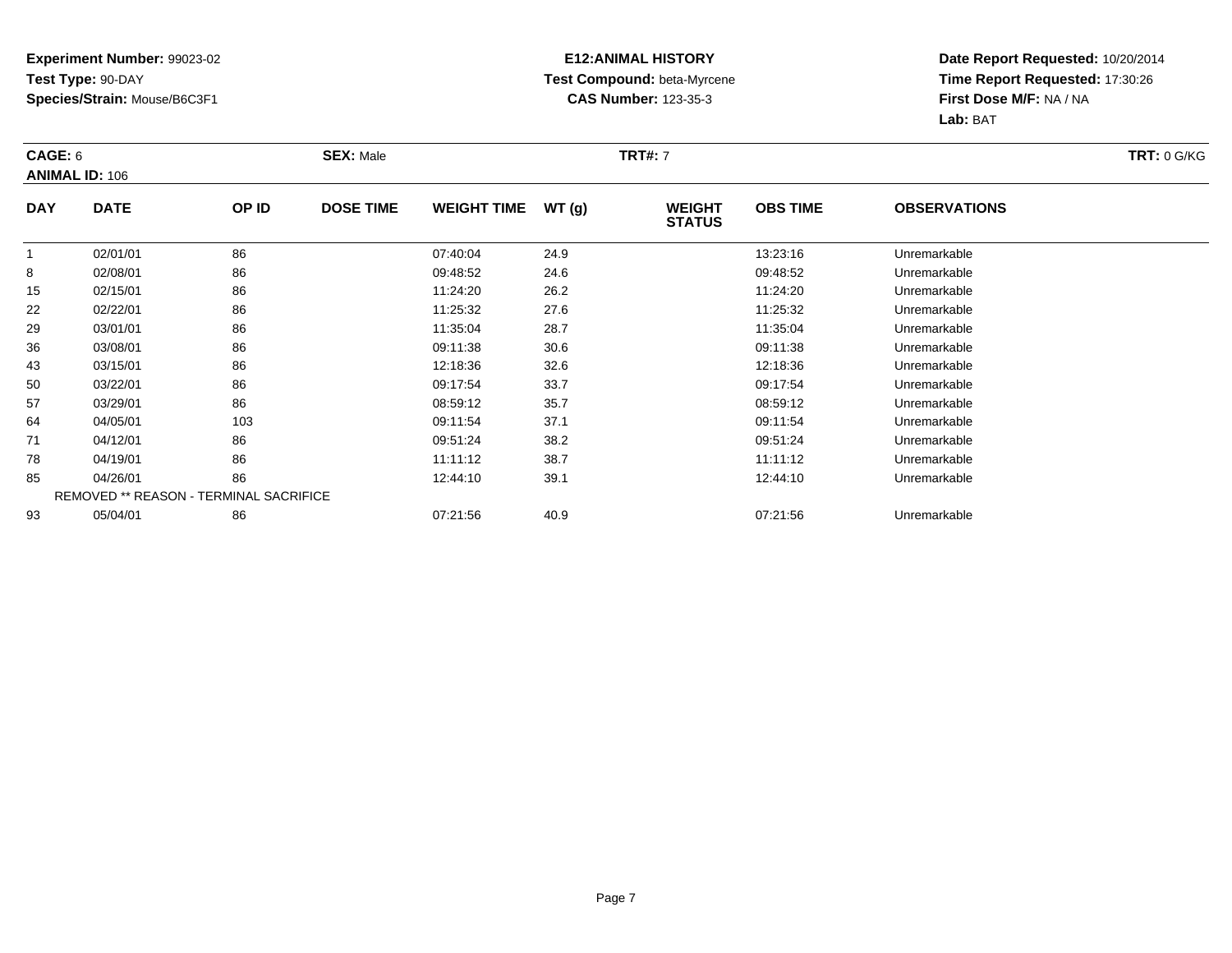**Experiment Number:** 99023-02
**Test Type:** 90-DAY
**Species/Strain:** Mouse/B6C3F1

**E12:ANIMAL HISTORY**
**Test Compound:** beta-Myrcene
**CAS Number:** 123-35-3

**Date Report Requested:** 10/20/2014
**Time Report Requested:** 17:30:26
**First Dose M/F:** NA / NA
**Lab:** BAT

**CAGE:** 6 **SEX:** Male **TRT#:** 7 **TRT:** 0 G/KG
**ANIMAL ID:** 106

| DAY | DATE | OP ID | DOSE TIME | WEIGHT TIME | WT (g) | WEIGHT STATUS | OBS TIME | OBSERVATIONS |
|---|---|---|---|---|---|---|---|---|
| 1 | 02/01/01 | 86 | | 07:40:04 | 24.9 | | 13:23:16 | Unremarkable |
| 8 | 02/08/01 | 86 | | 09:48:52 | 24.6 | | 09:48:52 | Unremarkable |
| 15 | 02/15/01 | 86 | | 11:24:20 | 26.2 | | 11:24:20 | Unremarkable |
| 22 | 02/22/01 | 86 | | 11:25:32 | 27.6 | | 11:25:32 | Unremarkable |
| 29 | 03/01/01 | 86 | | 11:35:04 | 28.7 | | 11:35:04 | Unremarkable |
| 36 | 03/08/01 | 86 | | 09:11:38 | 30.6 | | 09:11:38 | Unremarkable |
| 43 | 03/15/01 | 86 | | 12:18:36 | 32.6 | | 12:18:36 | Unremarkable |
| 50 | 03/22/01 | 86 | | 09:17:54 | 33.7 | | 09:17:54 | Unremarkable |
| 57 | 03/29/01 | 86 | | 08:59:12 | 35.7 | | 08:59:12 | Unremarkable |
| 64 | 04/05/01 | 103 | | 09:11:54 | 37.1 | | 09:11:54 | Unremarkable |
| 71 | 04/12/01 | 86 | | 09:51:24 | 38.2 | | 09:51:24 | Unremarkable |
| 78 | 04/19/01 | 86 | | 11:11:12 | 38.7 | | 11:11:12 | Unremarkable |
| 85 | 04/26/01 | 86 | | 12:44:10 | 39.1 | | 12:44:10 | Unremarkable |
| REMOVED ** REASON - TERMINAL SACRIFICE | | | | | | | | |
| 93 | 05/04/01 | 86 | | 07:21:56 | 40.9 | | 07:21:56 | Unremarkable |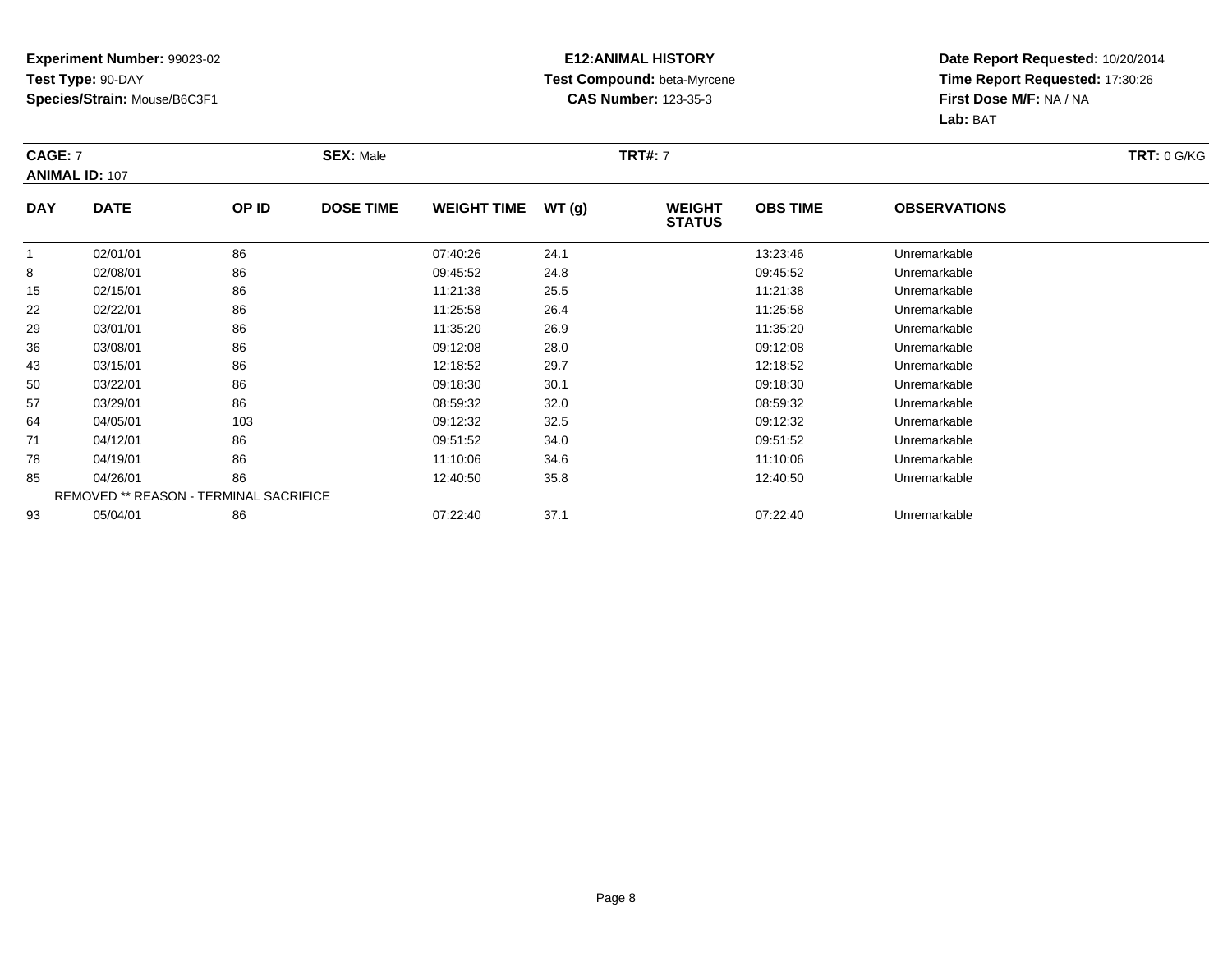**Experiment Number:** 99023-02
**Test Type:** 90-DAY
**Species/Strain:** Mouse/B6C3F1

**E12:ANIMAL HISTORY**
**Test Compound:** beta-Myrcene
**CAS Number:** 123-35-3

**Date Report Requested:** 10/20/2014
**Time Report Requested:** 17:30:26
**First Dose M/F:** NA / NA
**Lab:** BAT

**CAGE:** 7 **SEX:** Male **TRT#:** 7 **TRT:** 0 G/KG
**ANIMAL ID:** 107

| DAY | DATE | OP ID | DOSE TIME | WEIGHT TIME | WT (g) | WEIGHT STATUS | OBS TIME | OBSERVATIONS |
|---|---|---|---|---|---|---|---|---|
| 1 | 02/01/01 | 86 | | 07:40:26 | 24.1 | | 13:23:46 | Unremarkable |
| 8 | 02/08/01 | 86 | | 09:45:52 | 24.8 | | 09:45:52 | Unremarkable |
| 15 | 02/15/01 | 86 | | 11:21:38 | 25.5 | | 11:21:38 | Unremarkable |
| 22 | 02/22/01 | 86 | | 11:25:58 | 26.4 | | 11:25:58 | Unremarkable |
| 29 | 03/01/01 | 86 | | 11:35:20 | 26.9 | | 11:35:20 | Unremarkable |
| 36 | 03/08/01 | 86 | | 09:12:08 | 28.0 | | 09:12:08 | Unremarkable |
| 43 | 03/15/01 | 86 | | 12:18:52 | 29.7 | | 12:18:52 | Unremarkable |
| 50 | 03/22/01 | 86 | | 09:18:30 | 30.1 | | 09:18:30 | Unremarkable |
| 57 | 03/29/01 | 86 | | 08:59:32 | 32.0 | | 08:59:32 | Unremarkable |
| 64 | 04/05/01 | 103 | | 09:12:32 | 32.5 | | 09:12:32 | Unremarkable |
| 71 | 04/12/01 | 86 | | 09:51:52 | 34.0 | | 09:51:52 | Unremarkable |
| 78 | 04/19/01 | 86 | | 11:10:06 | 34.6 | | 11:10:06 | Unremarkable |
| 85 | 04/26/01 | 86 | | 12:40:50 | 35.8 | | 12:40:50 | Unremarkable |
| REMOVED ** REASON - TERMINAL SACRIFICE | | | | | | | | |
| 93 | 05/04/01 | 86 | | 07:22:40 | 37.1 | | 07:22:40 | Unremarkable |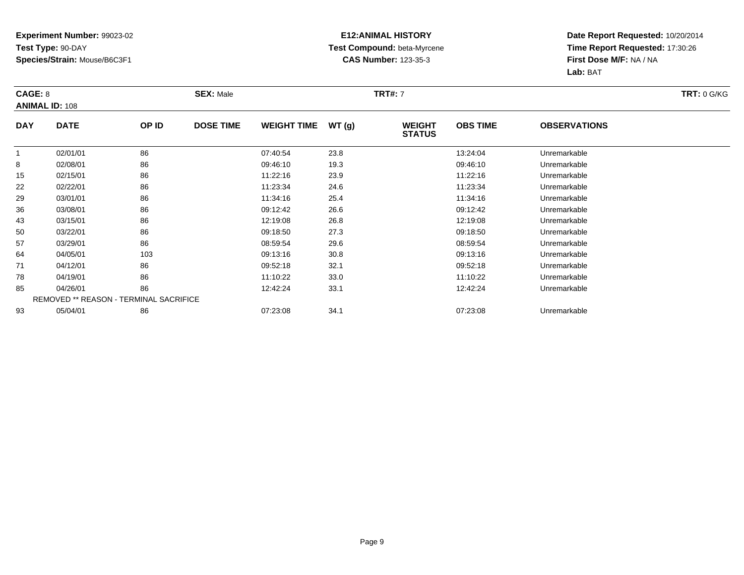**Experiment Number:** 99023-02
**Test Type:** 90-DAY
**Species/Strain:** Mouse/B6C3F1

**E12:ANIMAL HISTORY**
**Test Compound:** beta-Myrcene
**CAS Number:** 123-35-3

**Date Report Requested:** 10/20/2014
**Time Report Requested:** 17:30:26
**First Dose M/F:** NA / NA
**Lab:** BAT

**CAGE:** 8 | **SEX:** Male | **TRT#:** 7 | **TRT:** 0 G/KG
**ANIMAL ID:** 108

| DAY | DATE | OP ID | DOSE TIME | WEIGHT TIME | WT (g) | WEIGHT STATUS | OBS TIME | OBSERVATIONS |
|---|---|---|---|---|---|---|---|---|
| 1 | 02/01/01 | 86 | | 07:40:54 | 23.8 | | 13:24:04 | Unremarkable |
| 8 | 02/08/01 | 86 | | 09:46:10 | 19.3 | | 09:46:10 | Unremarkable |
| 15 | 02/15/01 | 86 | | 11:22:16 | 23.9 | | 11:22:16 | Unremarkable |
| 22 | 02/22/01 | 86 | | 11:23:34 | 24.6 | | 11:23:34 | Unremarkable |
| 29 | 03/01/01 | 86 | | 11:34:16 | 25.4 | | 11:34:16 | Unremarkable |
| 36 | 03/08/01 | 86 | | 09:12:42 | 26.6 | | 09:12:42 | Unremarkable |
| 43 | 03/15/01 | 86 | | 12:19:08 | 26.8 | | 12:19:08 | Unremarkable |
| 50 | 03/22/01 | 86 | | 09:18:50 | 27.3 | | 09:18:50 | Unremarkable |
| 57 | 03/29/01 | 86 | | 08:59:54 | 29.6 | | 08:59:54 | Unremarkable |
| 64 | 04/05/01 | 103 | | 09:13:16 | 30.8 | | 09:13:16 | Unremarkable |
| 71 | 04/12/01 | 86 | | 09:52:18 | 32.1 | | 09:52:18 | Unremarkable |
| 78 | 04/19/01 | 86 | | 11:10:22 | 33.0 | | 11:10:22 | Unremarkable |
| 85 | 04/26/01 | 86 | | 12:42:24 | 33.1 | | 12:42:24 | Unremarkable |
| REMOVED ** REASON - TERMINAL SACRIFICE | | | | | | | | |
| 93 | 05/04/01 | 86 | | 07:23:08 | 34.1 | | 07:23:08 | Unremarkable |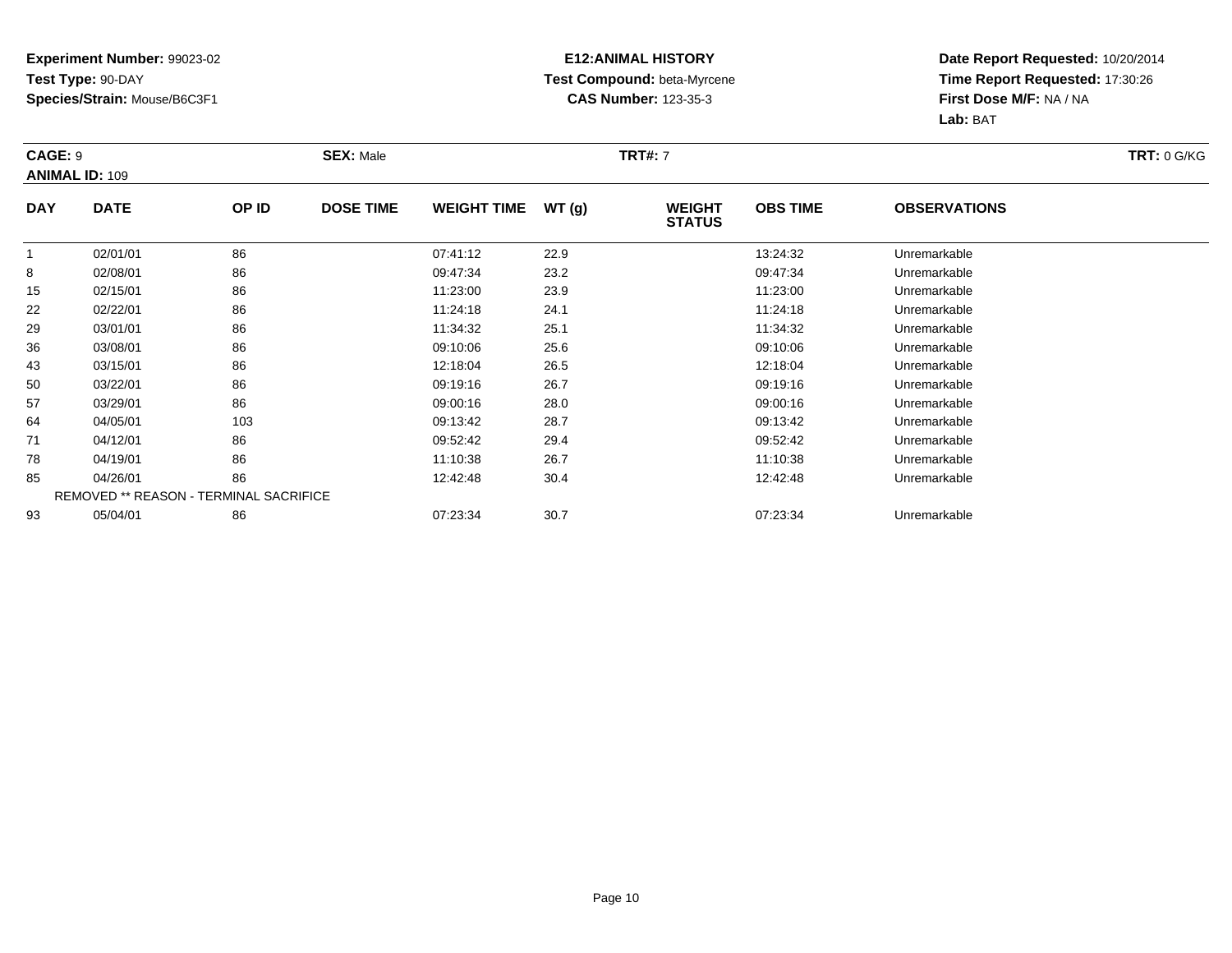**Experiment Number:** 99023-02
**Test Type:** 90-DAY
**Species/Strain:** Mouse/B6C3F1

**E12:ANIMAL HISTORY**
**Test Compound:** beta-Myrcene
**CAS Number:** 123-35-3

**Date Report Requested:** 10/20/2014
**Time Report Requested:** 17:30:26
**First Dose M/F:** NA / NA
**Lab:** BAT

**CAGE:** 9 **SEX:** Male **TRT#:** 7 **TRT:** 0 G/KG
**ANIMAL ID:** 109

| DAY | DATE | OP ID | DOSE TIME | WEIGHT TIME | WT (g) | WEIGHT STATUS | OBS TIME | OBSERVATIONS |
|---|---|---|---|---|---|---|---|---|
| 1 | 02/01/01 | 86 | | 07:41:12 | 22.9 | | 13:24:32 | Unremarkable |
| 8 | 02/08/01 | 86 | | 09:47:34 | 23.2 | | 09:47:34 | Unremarkable |
| 15 | 02/15/01 | 86 | | 11:23:00 | 23.9 | | 11:23:00 | Unremarkable |
| 22 | 02/22/01 | 86 | | 11:24:18 | 24.1 | | 11:24:18 | Unremarkable |
| 29 | 03/01/01 | 86 | | 11:34:32 | 25.1 | | 11:34:32 | Unremarkable |
| 36 | 03/08/01 | 86 | | 09:10:06 | 25.6 | | 09:10:06 | Unremarkable |
| 43 | 03/15/01 | 86 | | 12:18:04 | 26.5 | | 12:18:04 | Unremarkable |
| 50 | 03/22/01 | 86 | | 09:19:16 | 26.7 | | 09:19:16 | Unremarkable |
| 57 | 03/29/01 | 86 | | 09:00:16 | 28.0 | | 09:00:16 | Unremarkable |
| 64 | 04/05/01 | 103 | | 09:13:42 | 28.7 | | 09:13:42 | Unremarkable |
| 71 | 04/12/01 | 86 | | 09:52:42 | 29.4 | | 09:52:42 | Unremarkable |
| 78 | 04/19/01 | 86 | | 11:10:38 | 26.7 | | 11:10:38 | Unremarkable |
| 85 | 04/26/01 | 86 | | 12:42:48 | 30.4 | | 12:42:48 | Unremarkable |
| REMOVED ** REASON - TERMINAL SACRIFICE | | | | | | | | |
| 93 | 05/04/01 | 86 | | 07:23:34 | 30.7 | | 07:23:34 | Unremarkable |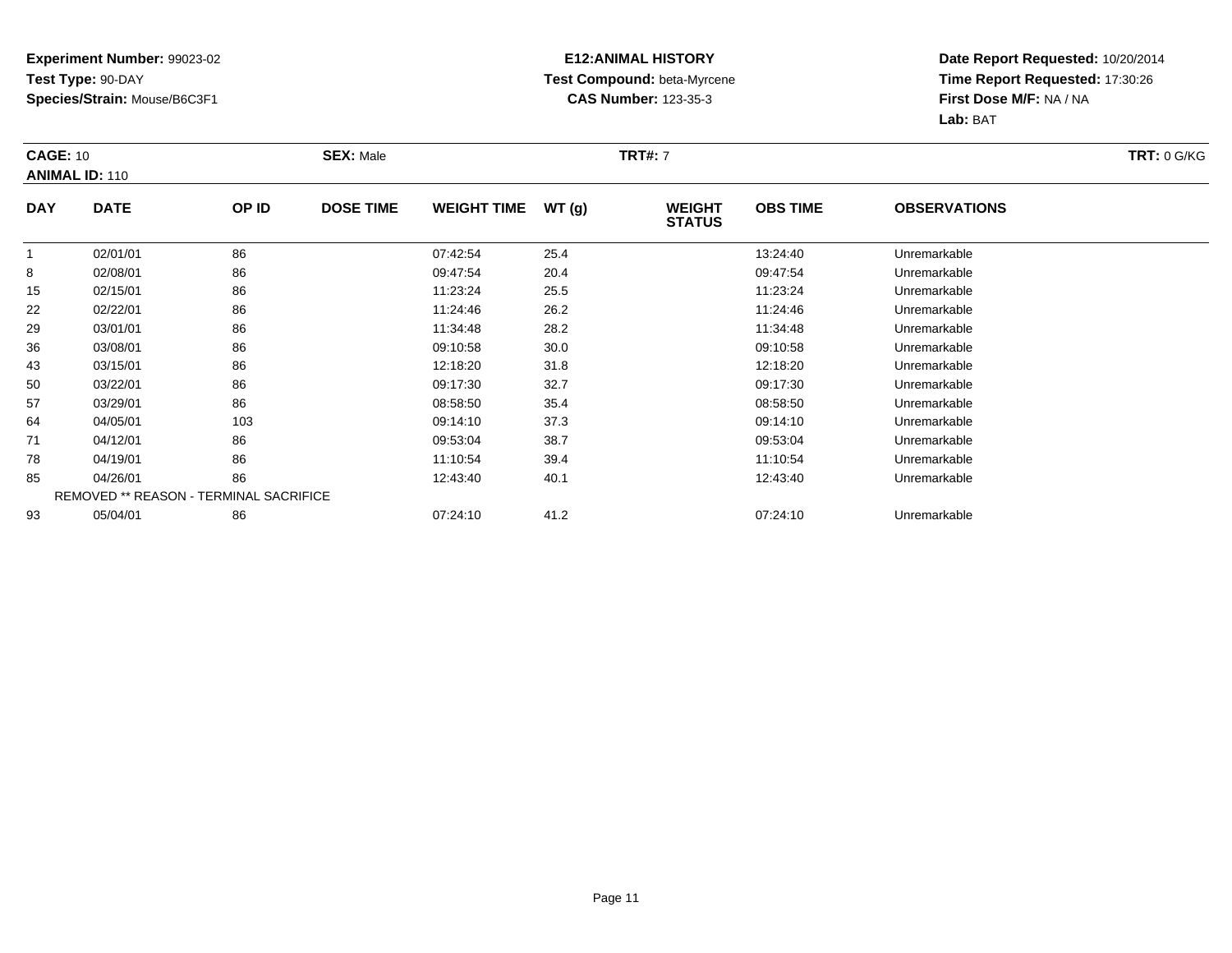**Experiment Number:** 99023-02
**Test Type:** 90-DAY
**Species/Strain:** Mouse/B6C3F1

**E12:ANIMAL HISTORY**
**Test Compound:** beta-Myrcene
**CAS Number:** 123-35-3

**Date Report Requested:** 10/20/2014
**Time Report Requested:** 17:30:26
**First Dose M/F:** NA / NA
**Lab:** BAT

**CAGE:** 10 **SEX:** Male **TRT#:** 7 **TRT:** 0 G/KG
**ANIMAL ID:** 110

| DAY | DATE | OP ID | DOSE TIME | WEIGHT TIME | WT (g) | WEIGHT STATUS | OBS TIME | OBSERVATIONS |
|---|---|---|---|---|---|---|---|---|
| 1 | 02/01/01 | 86 | | 07:42:54 | 25.4 | | 13:24:40 | Unremarkable |
| 8 | 02/08/01 | 86 | | 09:47:54 | 20.4 | | 09:47:54 | Unremarkable |
| 15 | 02/15/01 | 86 | | 11:23:24 | 25.5 | | 11:23:24 | Unremarkable |
| 22 | 02/22/01 | 86 | | 11:24:46 | 26.2 | | 11:24:46 | Unremarkable |
| 29 | 03/01/01 | 86 | | 11:34:48 | 28.2 | | 11:34:48 | Unremarkable |
| 36 | 03/08/01 | 86 | | 09:10:58 | 30.0 | | 09:10:58 | Unremarkable |
| 43 | 03/15/01 | 86 | | 12:18:20 | 31.8 | | 12:18:20 | Unremarkable |
| 50 | 03/22/01 | 86 | | 09:17:30 | 32.7 | | 09:17:30 | Unremarkable |
| 57 | 03/29/01 | 86 | | 08:58:50 | 35.4 | | 08:58:50 | Unremarkable |
| 64 | 04/05/01 | 103 | | 09:14:10 | 37.3 | | 09:14:10 | Unremarkable |
| 71 | 04/12/01 | 86 | | 09:53:04 | 38.7 | | 09:53:04 | Unremarkable |
| 78 | 04/19/01 | 86 | | 11:10:54 | 39.4 | | 11:10:54 | Unremarkable |
| 85 | 04/26/01 | 86 | | 12:43:40 | 40.1 | | 12:43:40 | Unremarkable |
| REMOVED ** REASON - TERMINAL SACRIFICE | | | | | | | | |
| 93 | 05/04/01 | 86 | | 07:24:10 | 41.2 | | 07:24:10 | Unremarkable |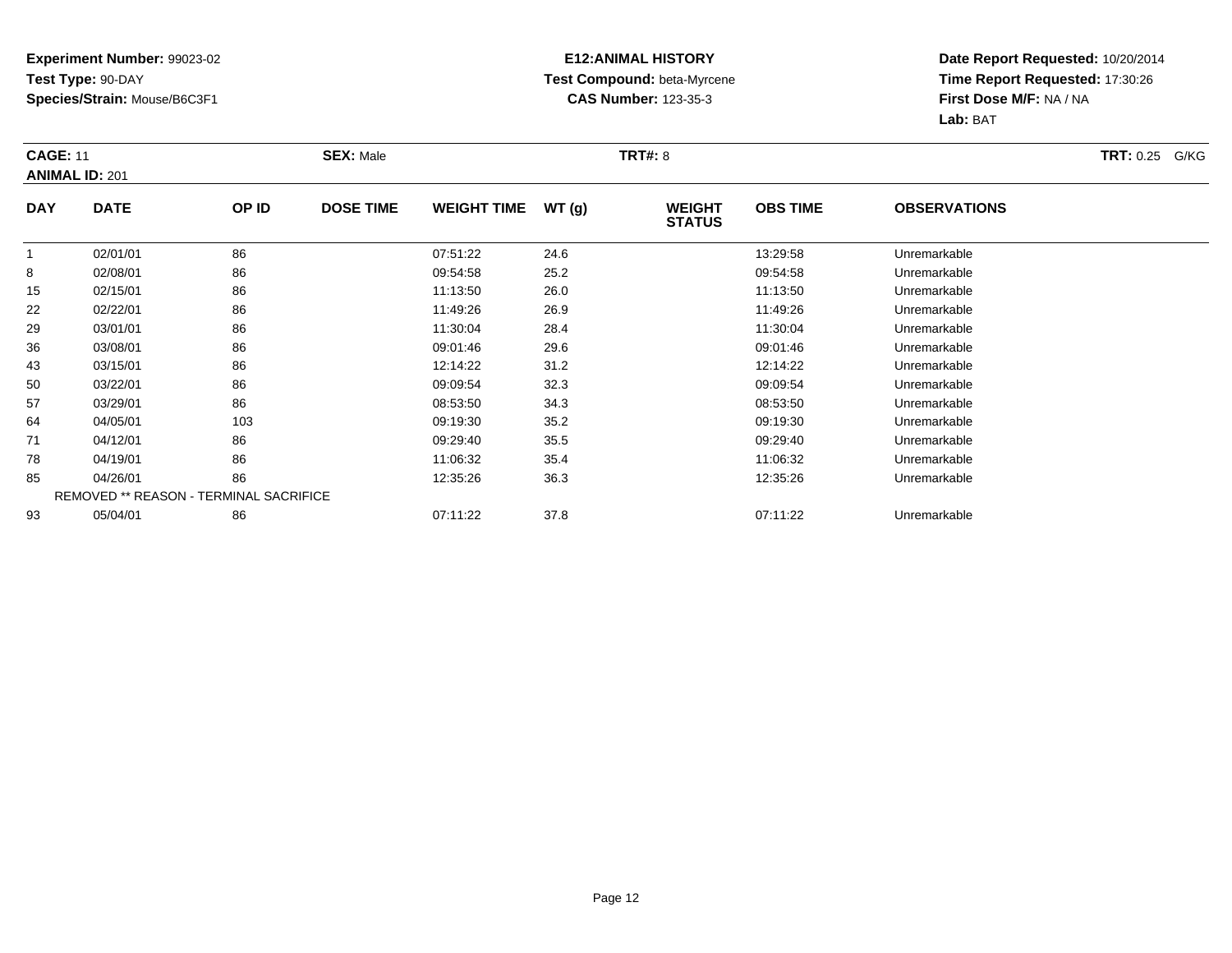**Experiment Number:** 99023-02
**Test Type:** 90-DAY
**Species/Strain:** Mouse/B6C3F1

**E12:ANIMAL HISTORY**
**Test Compound:** beta-Myrcene
**CAS Number:** 123-35-3

**Date Report Requested:** 10/20/2014
**Time Report Requested:** 17:30:26
**First Dose M/F:** NA / NA
**Lab:** BAT

**CAGE:** 11 **SEX:** Male **TRT#:** 8 **TRT:** 0.25 G/KG
**ANIMAL ID:** 201

| DAY | DATE | OP ID | DOSE TIME | WEIGHT TIME | WT (g) | WEIGHT STATUS | OBS TIME | OBSERVATIONS |
|---|---|---|---|---|---|---|---|---|
| 1 | 02/01/01 | 86 | | 07:51:22 | 24.6 | | 13:29:58 | Unremarkable |
| 8 | 02/08/01 | 86 | | 09:54:58 | 25.2 | | 09:54:58 | Unremarkable |
| 15 | 02/15/01 | 86 | | 11:13:50 | 26.0 | | 11:13:50 | Unremarkable |
| 22 | 02/22/01 | 86 | | 11:49:26 | 26.9 | | 11:49:26 | Unremarkable |
| 29 | 03/01/01 | 86 | | 11:30:04 | 28.4 | | 11:30:04 | Unremarkable |
| 36 | 03/08/01 | 86 | | 09:01:46 | 29.6 | | 09:01:46 | Unremarkable |
| 43 | 03/15/01 | 86 | | 12:14:22 | 31.2 | | 12:14:22 | Unremarkable |
| 50 | 03/22/01 | 86 | | 09:09:54 | 32.3 | | 09:09:54 | Unremarkable |
| 57 | 03/29/01 | 86 | | 08:53:50 | 34.3 | | 08:53:50 | Unremarkable |
| 64 | 04/05/01 | 103 | | 09:19:30 | 35.2 | | 09:19:30 | Unremarkable |
| 71 | 04/12/01 | 86 | | 09:29:40 | 35.5 | | 09:29:40 | Unremarkable |
| 78 | 04/19/01 | 86 | | 11:06:32 | 35.4 | | 11:06:32 | Unremarkable |
| 85 | 04/26/01 | 86 | | 12:35:26 | 36.3 | | 12:35:26 | Unremarkable |
| REMOVED ** REASON - TERMINAL SACRIFICE | | | | | | | | |
| 93 | 05/04/01 | 86 | | 07:11:22 | 37.8 | | 07:11:22 | Unremarkable |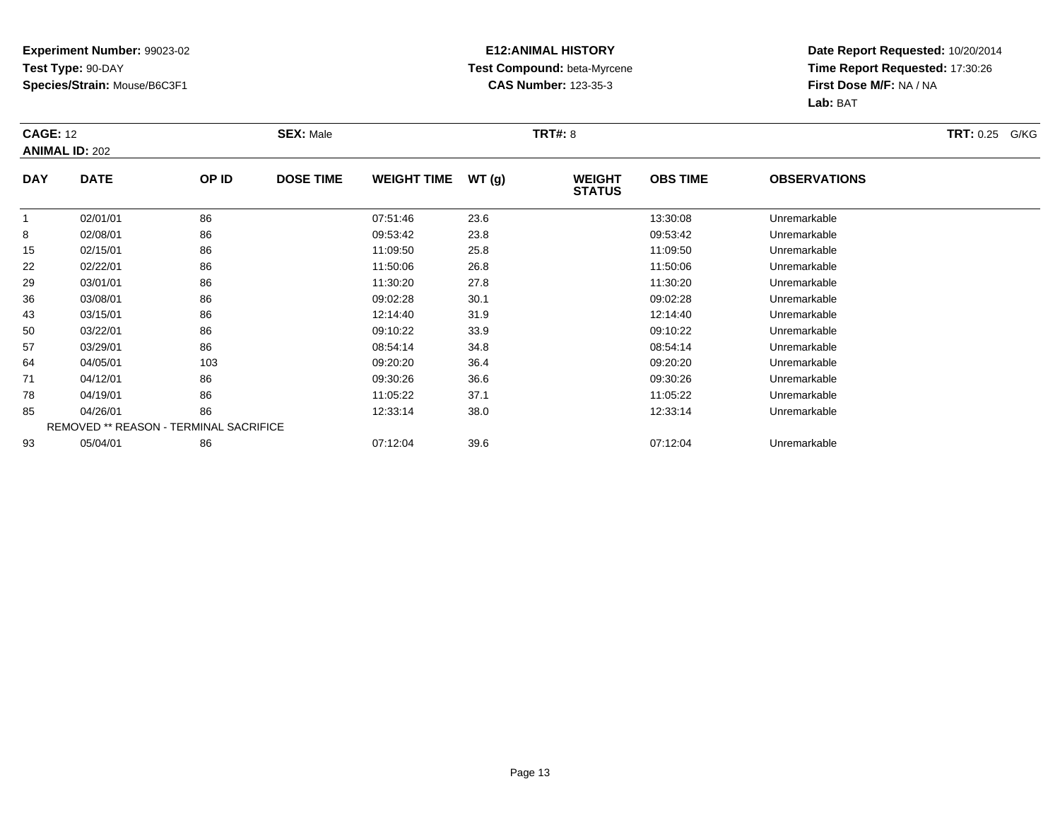**Experiment Number:** 99023-02
**Test Type:** 90-DAY
**Species/Strain:** Mouse/B6C3F1

**E12:ANIMAL HISTORY**
**Test Compound:** beta-Myrcene
**CAS Number:** 123-35-3

**Date Report Requested:** 10/20/2014
**Time Report Requested:** 17:30:26
**First Dose M/F:** NA / NA
**Lab:** BAT

**CAGE:** 12 **SEX:** Male **TRT#:** 8 **TRT:** 0.25 G/KG
**ANIMAL ID:** 202

| DAY | DATE | OP ID | DOSE TIME | WEIGHT TIME | WT (g) | WEIGHT STATUS | OBS TIME | OBSERVATIONS |
|---|---|---|---|---|---|---|---|---|
| 1 | 02/01/01 | 86 | | 07:51:46 | 23.6 | | 13:30:08 | Unremarkable |
| 8 | 02/08/01 | 86 | | 09:53:42 | 23.8 | | 09:53:42 | Unremarkable |
| 15 | 02/15/01 | 86 | | 11:09:50 | 25.8 | | 11:09:50 | Unremarkable |
| 22 | 02/22/01 | 86 | | 11:50:06 | 26.8 | | 11:50:06 | Unremarkable |
| 29 | 03/01/01 | 86 | | 11:30:20 | 27.8 | | 11:30:20 | Unremarkable |
| 36 | 03/08/01 | 86 | | 09:02:28 | 30.1 | | 09:02:28 | Unremarkable |
| 43 | 03/15/01 | 86 | | 12:14:40 | 31.9 | | 12:14:40 | Unremarkable |
| 50 | 03/22/01 | 86 | | 09:10:22 | 33.9 | | 09:10:22 | Unremarkable |
| 57 | 03/29/01 | 86 | | 08:54:14 | 34.8 | | 08:54:14 | Unremarkable |
| 64 | 04/05/01 | 103 | | 09:20:20 | 36.4 | | 09:20:20 | Unremarkable |
| 71 | 04/12/01 | 86 | | 09:30:26 | 36.6 | | 09:30:26 | Unremarkable |
| 78 | 04/19/01 | 86 | | 11:05:22 | 37.1 | | 11:05:22 | Unremarkable |
| 85 | 04/26/01 | 86 | | 12:33:14 | 38.0 | | 12:33:14 | Unremarkable |
| REMOVED ** REASON - TERMINAL SACRIFICE | | | | | | | | |
| 93 | 05/04/01 | 86 | | 07:12:04 | 39.6 | | 07:12:04 | Unremarkable |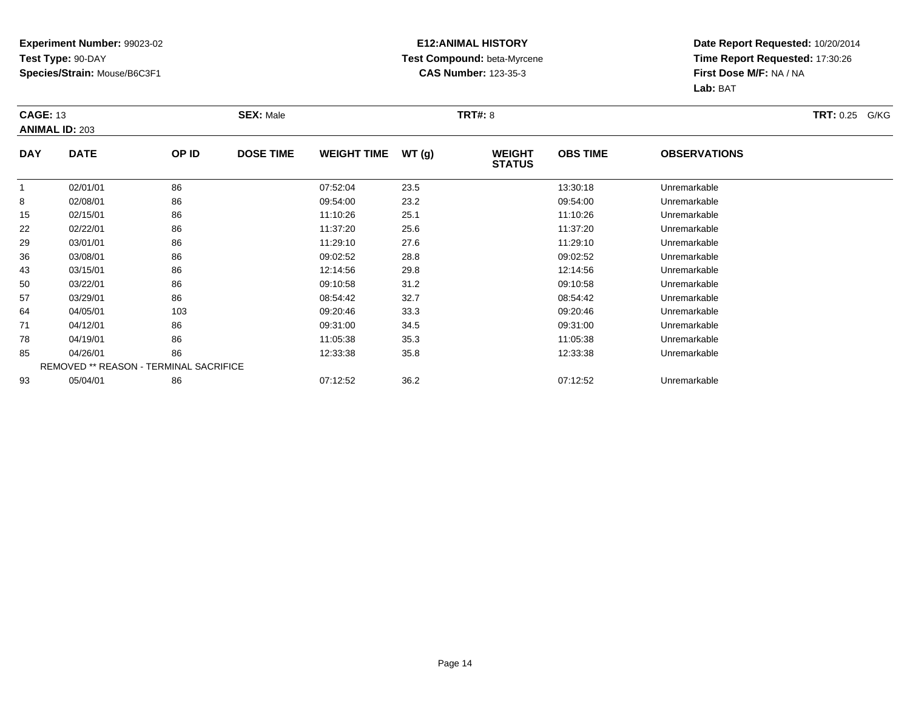**Experiment Number:** 99023-02
**Test Type:** 90-DAY
**Species/Strain:** Mouse/B6C3F1

**E12:ANIMAL HISTORY**
**Test Compound:** beta-Myrcene
**CAS Number:** 123-35-3

**Date Report Requested:** 10/20/2014
**Time Report Requested:** 17:30:26
**First Dose M/F:** NA / NA
**Lab:** BAT

**CAGE:** 13 **SEX:** Male **TRT#:** 8 **TRT:** 0.25 G/KG
**ANIMAL ID:** 203

| DAY | DATE | OP ID | DOSE TIME | WEIGHT TIME | WT (g) | WEIGHT STATUS | OBS TIME | OBSERVATIONS |
|---|---|---|---|---|---|---|---|---|
| 1 | 02/01/01 | 86 | | 07:52:04 | 23.5 | | 13:30:18 | Unremarkable |
| 8 | 02/08/01 | 86 | | 09:54:00 | 23.2 | | 09:54:00 | Unremarkable |
| 15 | 02/15/01 | 86 | | 11:10:26 | 25.1 | | 11:10:26 | Unremarkable |
| 22 | 02/22/01 | 86 | | 11:37:20 | 25.6 | | 11:37:20 | Unremarkable |
| 29 | 03/01/01 | 86 | | 11:29:10 | 27.6 | | 11:29:10 | Unremarkable |
| 36 | 03/08/01 | 86 | | 09:02:52 | 28.8 | | 09:02:52 | Unremarkable |
| 43 | 03/15/01 | 86 | | 12:14:56 | 29.8 | | 12:14:56 | Unremarkable |
| 50 | 03/22/01 | 86 | | 09:10:58 | 31.2 | | 09:10:58 | Unremarkable |
| 57 | 03/29/01 | 86 | | 08:54:42 | 32.7 | | 08:54:42 | Unremarkable |
| 64 | 04/05/01 | 103 | | 09:20:46 | 33.3 | | 09:20:46 | Unremarkable |
| 71 | 04/12/01 | 86 | | 09:31:00 | 34.5 | | 09:31:00 | Unremarkable |
| 78 | 04/19/01 | 86 | | 11:05:38 | 35.3 | | 11:05:38 | Unremarkable |
| 85 | 04/26/01 | 86 | | 12:33:38 | 35.8 | | 12:33:38 | Unremarkable |
| REMOVED ** REASON - TERMINAL SACRIFICE | | | | | | | | |
| 93 | 05/04/01 | 86 | | 07:12:52 | 36.2 | | 07:12:52 | Unremarkable |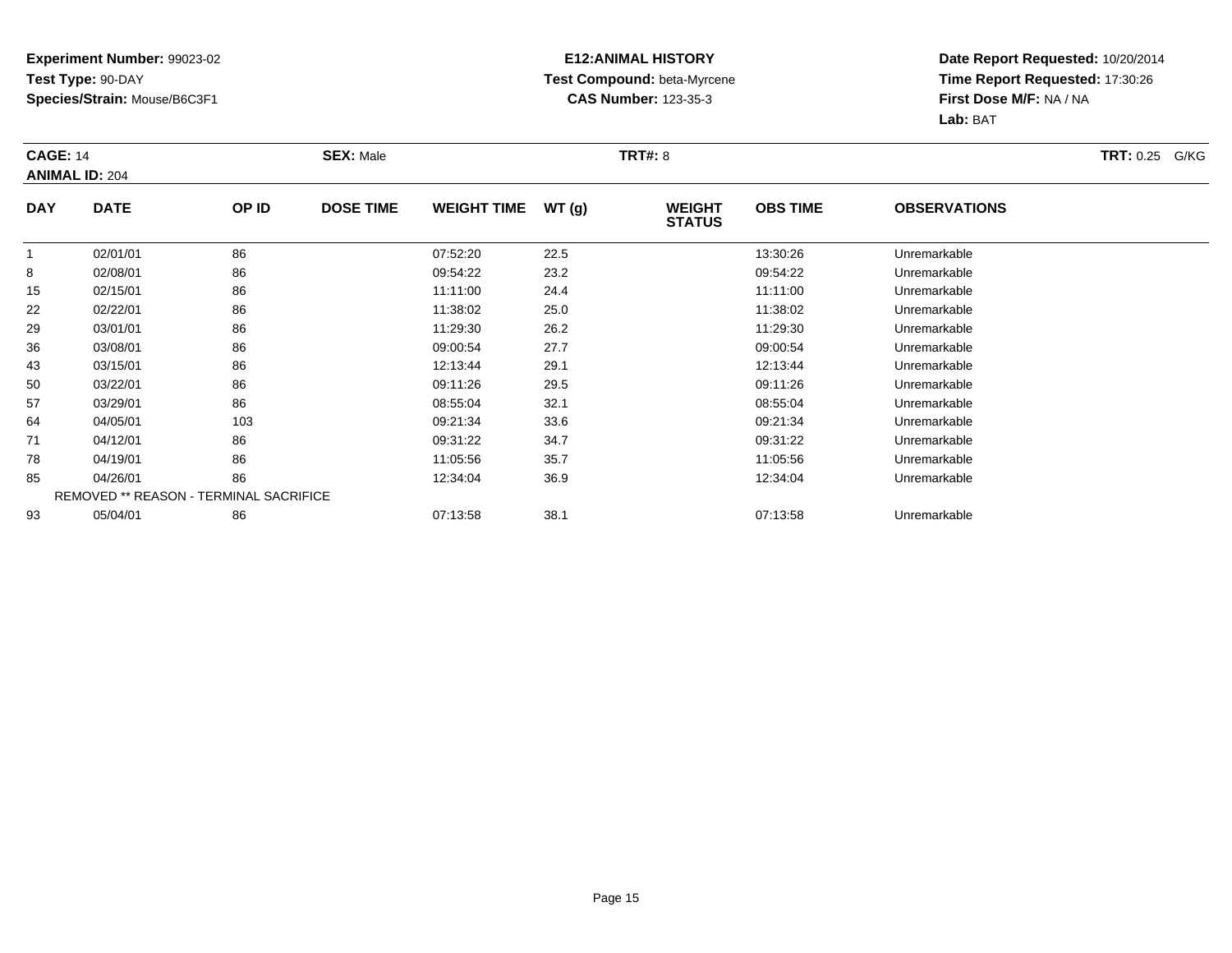**Experiment Number:** 99023-02
**Test Type:** 90-DAY
**Species/Strain:** Mouse/B6C3F1

**E12:ANIMAL HISTORY**
**Test Compound:** beta-Myrcene
**CAS Number:** 123-35-3

**Date Report Requested:** 10/20/2014
**Time Report Requested:** 17:30:26
**First Dose M/F:** NA / NA
**Lab:** BAT

**CAGE:** 14 **SEX:** Male **TRT#:** 8 **TRT:** 0.25 G/KG
**ANIMAL ID:** 204

| DAY | DATE | OP ID | DOSE TIME | WEIGHT TIME | WT (g) | WEIGHT STATUS | OBS TIME | OBSERVATIONS |
|---|---|---|---|---|---|---|---|---|
| 1 | 02/01/01 | 86 | | 07:52:20 | 22.5 | | 13:30:26 | Unremarkable |
| 8 | 02/08/01 | 86 | | 09:54:22 | 23.2 | | 09:54:22 | Unremarkable |
| 15 | 02/15/01 | 86 | | 11:11:00 | 24.4 | | 11:11:00 | Unremarkable |
| 22 | 02/22/01 | 86 | | 11:38:02 | 25.0 | | 11:38:02 | Unremarkable |
| 29 | 03/01/01 | 86 | | 11:29:30 | 26.2 | | 11:29:30 | Unremarkable |
| 36 | 03/08/01 | 86 | | 09:00:54 | 27.7 | | 09:00:54 | Unremarkable |
| 43 | 03/15/01 | 86 | | 12:13:44 | 29.1 | | 12:13:44 | Unremarkable |
| 50 | 03/22/01 | 86 | | 09:11:26 | 29.5 | | 09:11:26 | Unremarkable |
| 57 | 03/29/01 | 86 | | 08:55:04 | 32.1 | | 08:55:04 | Unremarkable |
| 64 | 04/05/01 | 103 | | 09:21:34 | 33.6 | | 09:21:34 | Unremarkable |
| 71 | 04/12/01 | 86 | | 09:31:22 | 34.7 | | 09:31:22 | Unremarkable |
| 78 | 04/19/01 | 86 | | 11:05:56 | 35.7 | | 11:05:56 | Unremarkable |
| 85 | 04/26/01 | 86 | | 12:34:04 | 36.9 | | 12:34:04 | Unremarkable |
| REMOVED ** REASON - TERMINAL SACRIFICE | | | | | | | | |
| 93 | 05/04/01 | 86 | | 07:13:58 | 38.1 | | 07:13:58 | Unremarkable |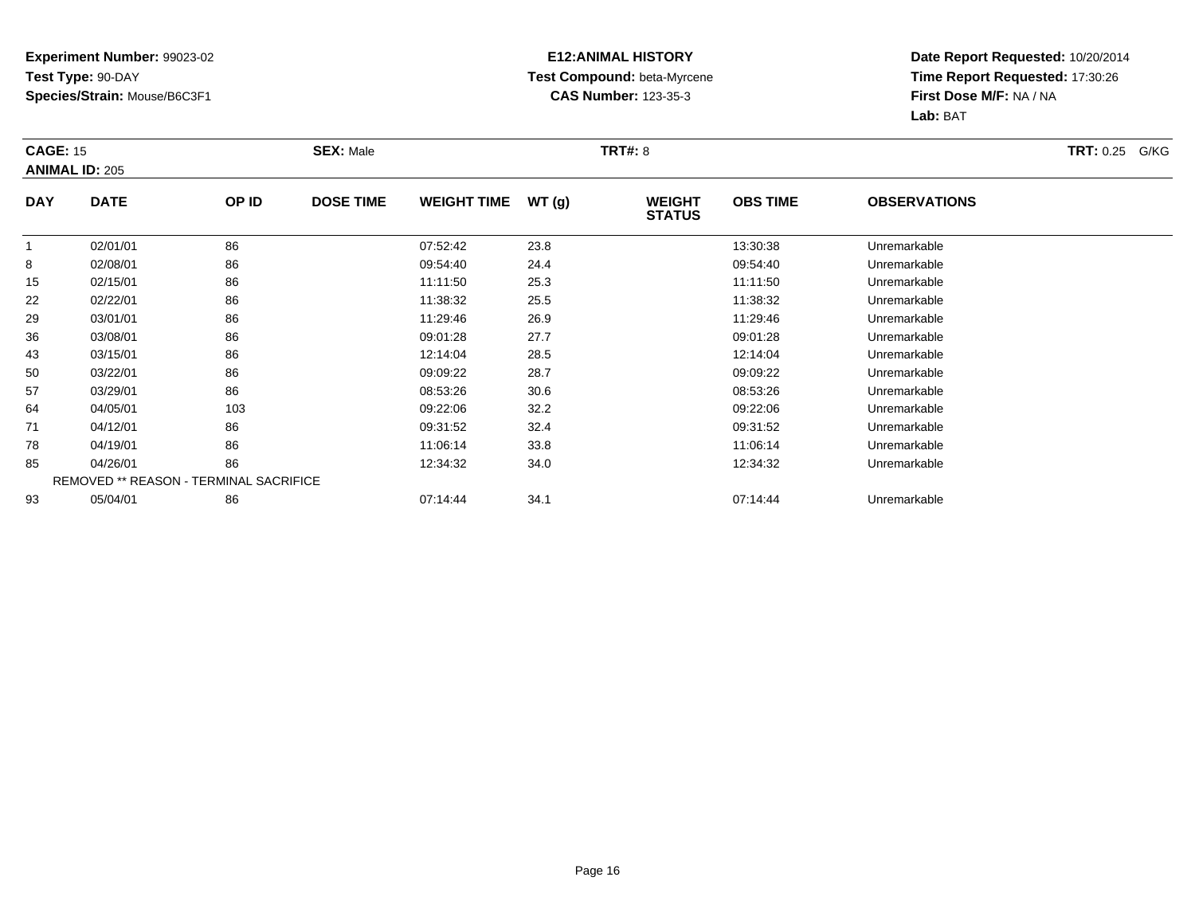**Experiment Number:** 99023-02
**Test Type:** 90-DAY
**Species/Strain:** Mouse/B6C3F1

**E12:ANIMAL HISTORY**
**Test Compound:** beta-Myrcene
**CAS Number:** 123-35-3

**Date Report Requested:** 10/20/2014
**Time Report Requested:** 17:30:26
**First Dose M/F:** NA / NA
**Lab:** BAT

**CAGE:** 15 **SEX:** Male **TRT#:** 8 **TRT:** 0.25 G/KG
**ANIMAL ID:** 205

| DAY | DATE | OP ID | DOSE TIME | WEIGHT TIME | WT (g) | WEIGHT STATUS | OBS TIME | OBSERVATIONS |
|---|---|---|---|---|---|---|---|---|
| 1 | 02/01/01 | 86 | | 07:52:42 | 23.8 | | 13:30:38 | Unremarkable |
| 8 | 02/08/01 | 86 | | 09:54:40 | 24.4 | | 09:54:40 | Unremarkable |
| 15 | 02/15/01 | 86 | | 11:11:50 | 25.3 | | 11:11:50 | Unremarkable |
| 22 | 02/22/01 | 86 | | 11:38:32 | 25.5 | | 11:38:32 | Unremarkable |
| 29 | 03/01/01 | 86 | | 11:29:46 | 26.9 | | 11:29:46 | Unremarkable |
| 36 | 03/08/01 | 86 | | 09:01:28 | 27.7 | | 09:01:28 | Unremarkable |
| 43 | 03/15/01 | 86 | | 12:14:04 | 28.5 | | 12:14:04 | Unremarkable |
| 50 | 03/22/01 | 86 | | 09:09:22 | 28.7 | | 09:09:22 | Unremarkable |
| 57 | 03/29/01 | 86 | | 08:53:26 | 30.6 | | 08:53:26 | Unremarkable |
| 64 | 04/05/01 | 103 | | 09:22:06 | 32.2 | | 09:22:06 | Unremarkable |
| 71 | 04/12/01 | 86 | | 09:31:52 | 32.4 | | 09:31:52 | Unremarkable |
| 78 | 04/19/01 | 86 | | 11:06:14 | 33.8 | | 11:06:14 | Unremarkable |
| 85 | 04/26/01 | 86 | | 12:34:32 | 34.0 | | 12:34:32 | Unremarkable |
| REMOVED ** REASON - TERMINAL SACRIFICE | | | | | | | | |
| 93 | 05/04/01 | 86 | | 07:14:44 | 34.1 | | 07:14:44 | Unremarkable |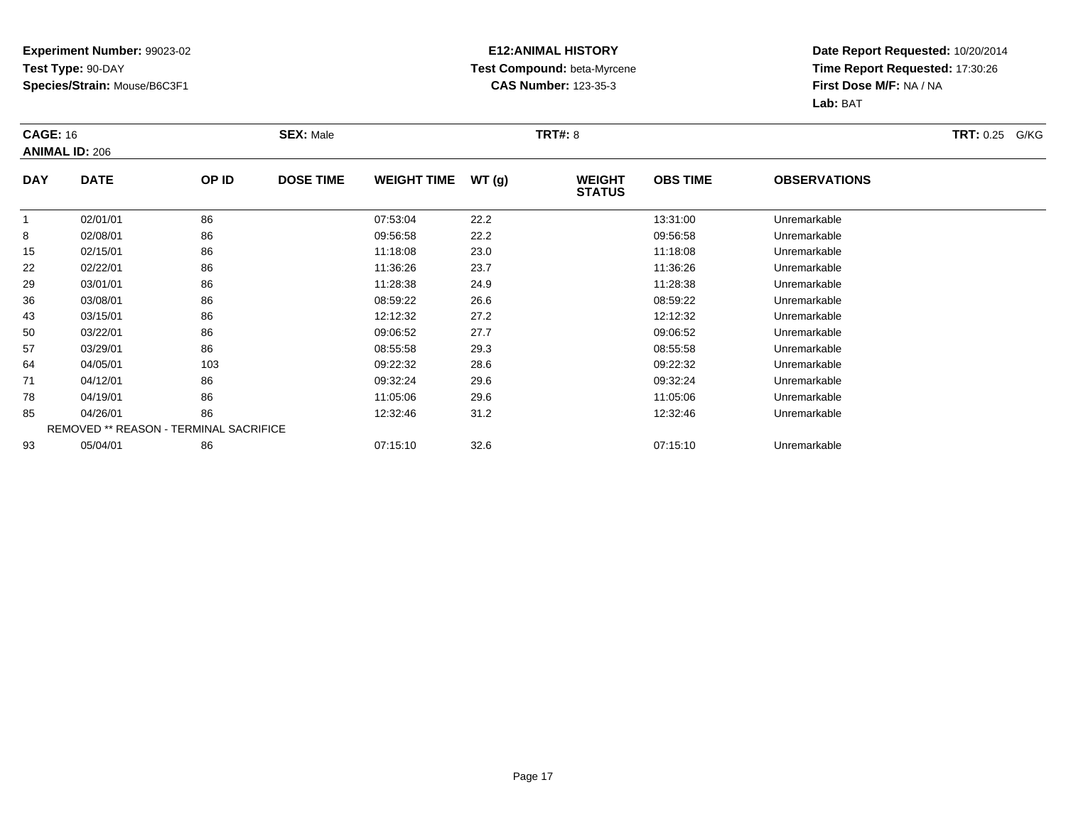**Experiment Number:** 99023-02
**Test Type:** 90-DAY
**Species/Strain:** Mouse/B6C3F1

**E12:ANIMAL HISTORY**
**Test Compound:** beta-Myrcene
**CAS Number:** 123-35-3

**Date Report Requested:** 10/20/2014
**Time Report Requested:** 17:30:26
**First Dose M/F:** NA / NA
**Lab:** BAT

**CAGE:** 16
**ANIMAL ID:** 206
**SEX:** Male
**TRT#:** 8
**TRT:** 0.25 G/KG

| DAY | DATE | OP ID | DOSE TIME | WEIGHT TIME | WT (g) | WEIGHT STATUS | OBS TIME | OBSERVATIONS |
|---|---|---|---|---|---|---|---|---|
| 1 | 02/01/01 | 86 | | 07:53:04 | 22.2 | | 13:31:00 | Unremarkable |
| 8 | 02/08/01 | 86 | | 09:56:58 | 22.2 | | 09:56:58 | Unremarkable |
| 15 | 02/15/01 | 86 | | 11:18:08 | 23.0 | | 11:18:08 | Unremarkable |
| 22 | 02/22/01 | 86 | | 11:36:26 | 23.7 | | 11:36:26 | Unremarkable |
| 29 | 03/01/01 | 86 | | 11:28:38 | 24.9 | | 11:28:38 | Unremarkable |
| 36 | 03/08/01 | 86 | | 08:59:22 | 26.6 | | 08:59:22 | Unremarkable |
| 43 | 03/15/01 | 86 | | 12:12:32 | 27.2 | | 12:12:32 | Unremarkable |
| 50 | 03/22/01 | 86 | | 09:06:52 | 27.7 | | 09:06:52 | Unremarkable |
| 57 | 03/29/01 | 86 | | 08:55:58 | 29.3 | | 08:55:58 | Unremarkable |
| 64 | 04/05/01 | 103 | | 09:22:32 | 28.6 | | 09:22:32 | Unremarkable |
| 71 | 04/12/01 | 86 | | 09:32:24 | 29.6 | | 09:32:24 | Unremarkable |
| 78 | 04/19/01 | 86 | | 11:05:06 | 29.6 | | 11:05:06 | Unremarkable |
| 85 | 04/26/01 | 86 | | 12:32:46 | 31.2 | | 12:32:46 | Unremarkable |
| REMOVED ** REASON - TERMINAL SACRIFICE | | | | | | | | |
| 93 | 05/04/01 | 86 | | 07:15:10 | 32.6 | | 07:15:10 | Unremarkable |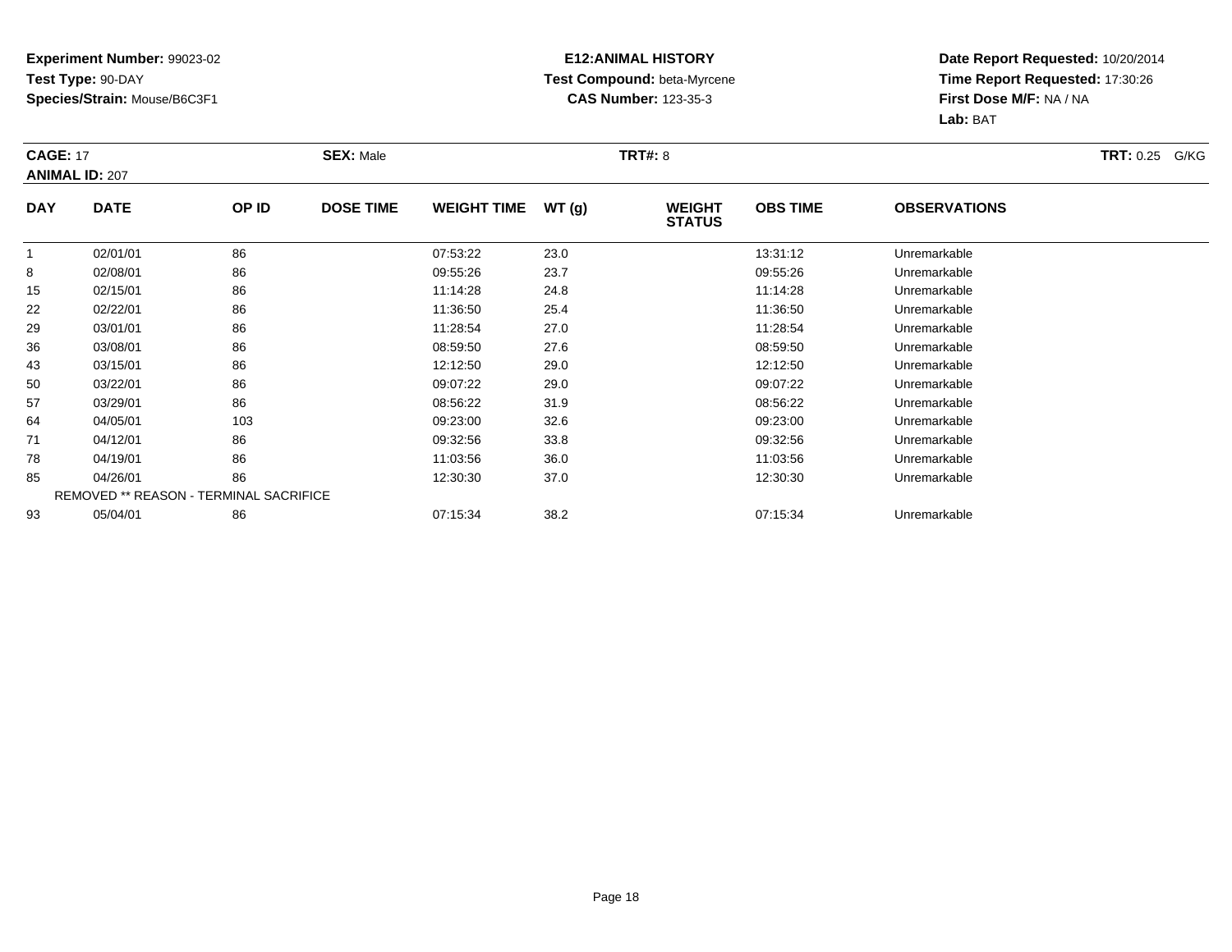**Experiment Number:** 99023-02
**Test Type:** 90-DAY
**Species/Strain:** Mouse/B6C3F1

**E12:ANIMAL HISTORY**
**Test Compound:** beta-Myrcene
**CAS Number:** 123-35-3

**Date Report Requested:** 10/20/2014
**Time Report Requested:** 17:30:26
**First Dose M/F:** NA / NA
**Lab:** BAT

**CAGE:** 17 **SEX:** Male **TRT#:** 8 **TRT:** 0.25 G/KG
**ANIMAL ID:** 207

| DAY | DATE | OP ID | DOSE TIME | WEIGHT TIME | WT (g) | WEIGHT STATUS | OBS TIME | OBSERVATIONS |
|---|---|---|---|---|---|---|---|---|
| 1 | 02/01/01 | 86 | | 07:53:22 | 23.0 | | 13:31:12 | Unremarkable |
| 8 | 02/08/01 | 86 | | 09:55:26 | 23.7 | | 09:55:26 | Unremarkable |
| 15 | 02/15/01 | 86 | | 11:14:28 | 24.8 | | 11:14:28 | Unremarkable |
| 22 | 02/22/01 | 86 | | 11:36:50 | 25.4 | | 11:36:50 | Unremarkable |
| 29 | 03/01/01 | 86 | | 11:28:54 | 27.0 | | 11:28:54 | Unremarkable |
| 36 | 03/08/01 | 86 | | 08:59:50 | 27.6 | | 08:59:50 | Unremarkable |
| 43 | 03/15/01 | 86 | | 12:12:50 | 29.0 | | 12:12:50 | Unremarkable |
| 50 | 03/22/01 | 86 | | 09:07:22 | 29.0 | | 09:07:22 | Unremarkable |
| 57 | 03/29/01 | 86 | | 08:56:22 | 31.9 | | 08:56:22 | Unremarkable |
| 64 | 04/05/01 | 103 | | 09:23:00 | 32.6 | | 09:23:00 | Unremarkable |
| 71 | 04/12/01 | 86 | | 09:32:56 | 33.8 | | 09:32:56 | Unremarkable |
| 78 | 04/19/01 | 86 | | 11:03:56 | 36.0 | | 11:03:56 | Unremarkable |
| 85 | 04/26/01 | 86 | | 12:30:30 | 37.0 | | 12:30:30 | Unremarkable |
| REMOVED ** REASON - TERMINAL SACRIFICE | | | | | | | | |
| 93 | 05/04/01 | 86 | | 07:15:34 | 38.2 | | 07:15:34 | Unremarkable |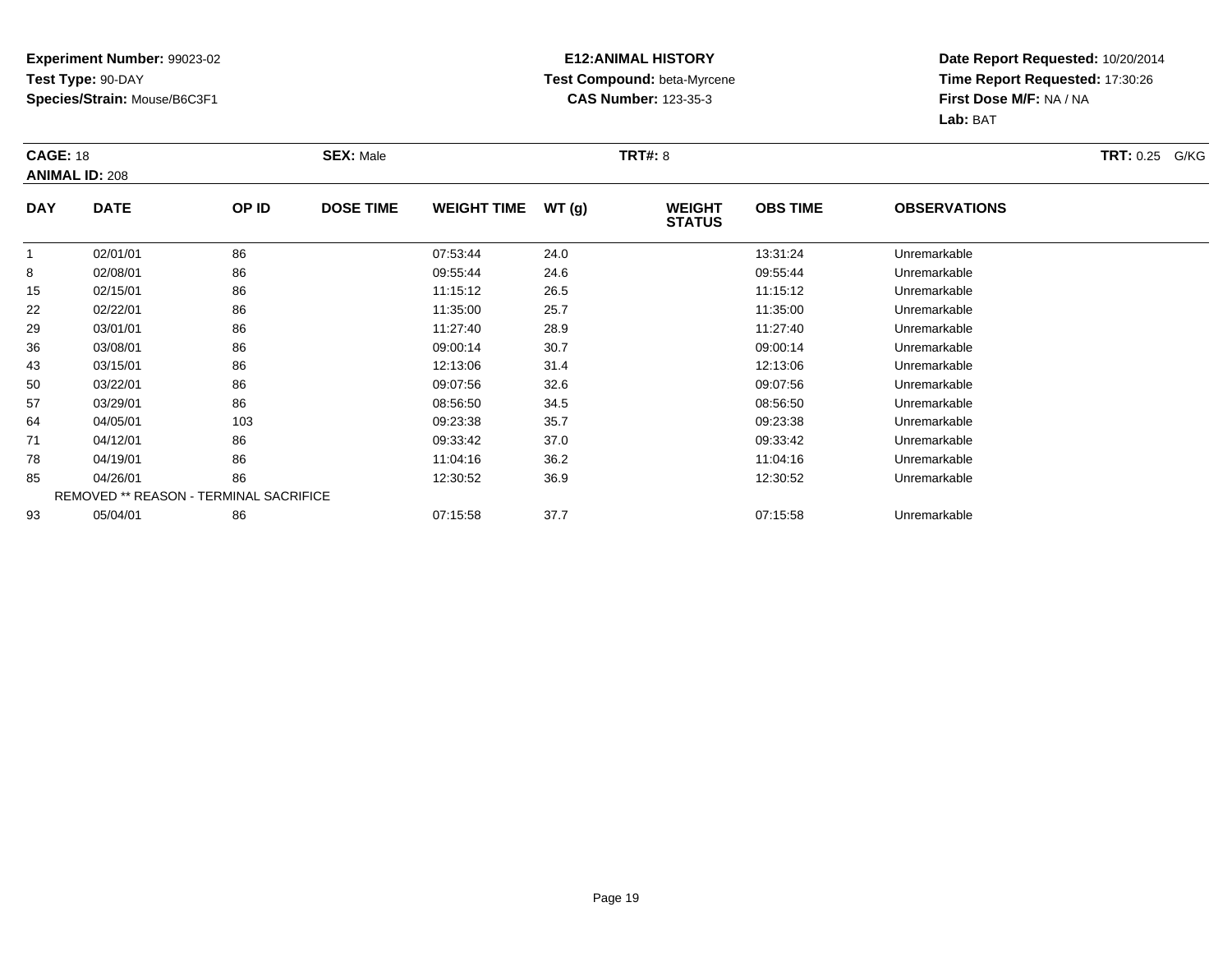**Experiment Number:** 99023-02
**Test Type:** 90-DAY
**Species/Strain:** Mouse/B6C3F1

**E12:ANIMAL HISTORY**
**Test Compound:** beta-Myrcene
**CAS Number:** 123-35-3

**Date Report Requested:** 10/20/2014
**Time Report Requested:** 17:30:26
**First Dose M/F:** NA / NA
**Lab:** BAT

**CAGE:** 18 **SEX:** Male **TRT#:** 8 **TRT:** 0.25 G/KG
**ANIMAL ID:** 208

| DAY | DATE | OP ID | DOSE TIME | WEIGHT TIME | WT (g) | WEIGHT STATUS | OBS TIME | OBSERVATIONS |
|---|---|---|---|---|---|---|---|---|
| 1 | 02/01/01 | 86 | | 07:53:44 | 24.0 | | 13:31:24 | Unremarkable |
| 8 | 02/08/01 | 86 | | 09:55:44 | 24.6 | | 09:55:44 | Unremarkable |
| 15 | 02/15/01 | 86 | | 11:15:12 | 26.5 | | 11:15:12 | Unremarkable |
| 22 | 02/22/01 | 86 | | 11:35:00 | 25.7 | | 11:35:00 | Unremarkable |
| 29 | 03/01/01 | 86 | | 11:27:40 | 28.9 | | 11:27:40 | Unremarkable |
| 36 | 03/08/01 | 86 | | 09:00:14 | 30.7 | | 09:00:14 | Unremarkable |
| 43 | 03/15/01 | 86 | | 12:13:06 | 31.4 | | 12:13:06 | Unremarkable |
| 50 | 03/22/01 | 86 | | 09:07:56 | 32.6 | | 09:07:56 | Unremarkable |
| 57 | 03/29/01 | 86 | | 08:56:50 | 34.5 | | 08:56:50 | Unremarkable |
| 64 | 04/05/01 | 103 | | 09:23:38 | 35.7 | | 09:23:38 | Unremarkable |
| 71 | 04/12/01 | 86 | | 09:33:42 | 37.0 | | 09:33:42 | Unremarkable |
| 78 | 04/19/01 | 86 | | 11:04:16 | 36.2 | | 11:04:16 | Unremarkable |
| 85 | 04/26/01 | 86 | | 12:30:52 | 36.9 | | 12:30:52 | Unremarkable |
| REMOVED ** REASON - TERMINAL SACRIFICE | | | | | | | | |
| 93 | 05/04/01 | 86 | | 07:15:58 | 37.7 | | 07:15:58 | Unremarkable |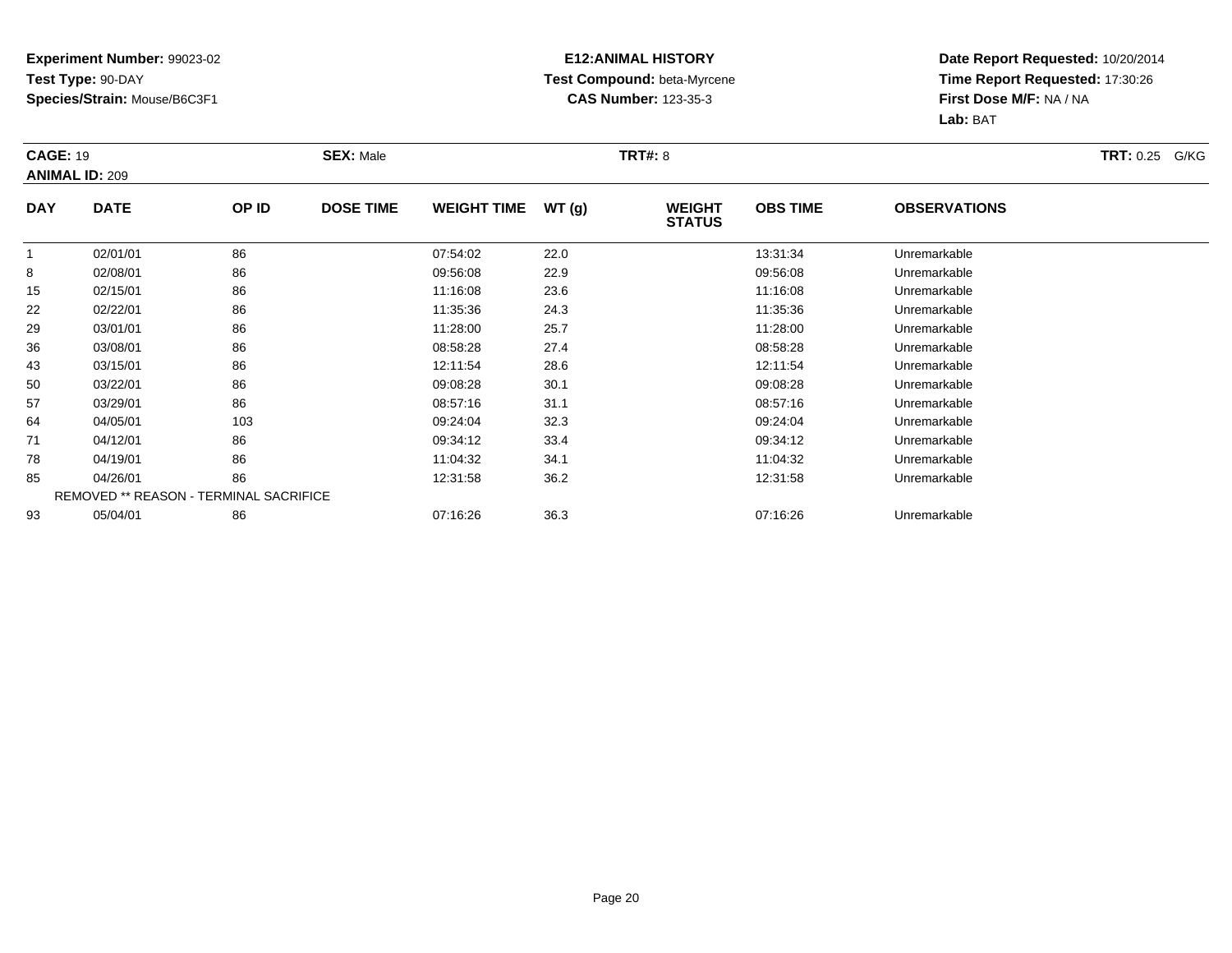**Experiment Number:** 99023-02
**Test Type:** 90-DAY
**Species/Strain:** Mouse/B6C3F1

**E12:ANIMAL HISTORY**
**Test Compound:** beta-Myrcene
**CAS Number:** 123-35-3

**Date Report Requested:** 10/20/2014
**Time Report Requested:** 17:30:26
**First Dose M/F:** NA / NA
**Lab:** BAT

**CAGE:** 19 **SEX:** Male **TRT#:** 8 **TRT:** 0.25 G/KG
**ANIMAL ID:** 209

| DAY | DATE | OP ID | DOSE TIME | WEIGHT TIME | WT (g) | WEIGHT STATUS | OBS TIME | OBSERVATIONS |
|---|---|---|---|---|---|---|---|---|
| 1 | 02/01/01 | 86 | | 07:54:02 | 22.0 | | 13:31:34 | Unremarkable |
| 8 | 02/08/01 | 86 | | 09:56:08 | 22.9 | | 09:56:08 | Unremarkable |
| 15 | 02/15/01 | 86 | | 11:16:08 | 23.6 | | 11:16:08 | Unremarkable |
| 22 | 02/22/01 | 86 | | 11:35:36 | 24.3 | | 11:35:36 | Unremarkable |
| 29 | 03/01/01 | 86 | | 11:28:00 | 25.7 | | 11:28:00 | Unremarkable |
| 36 | 03/08/01 | 86 | | 08:58:28 | 27.4 | | 08:58:28 | Unremarkable |
| 43 | 03/15/01 | 86 | | 12:11:54 | 28.6 | | 12:11:54 | Unremarkable |
| 50 | 03/22/01 | 86 | | 09:08:28 | 30.1 | | 09:08:28 | Unremarkable |
| 57 | 03/29/01 | 86 | | 08:57:16 | 31.1 | | 08:57:16 | Unremarkable |
| 64 | 04/05/01 | 103 | | 09:24:04 | 32.3 | | 09:24:04 | Unremarkable |
| 71 | 04/12/01 | 86 | | 09:34:12 | 33.4 | | 09:34:12 | Unremarkable |
| 78 | 04/19/01 | 86 | | 11:04:32 | 34.1 | | 11:04:32 | Unremarkable |
| 85 | 04/26/01 | 86 | | 12:31:58 | 36.2 | | 12:31:58 | Unremarkable |
| REMOVED ** REASON - TERMINAL SACRIFICE | | | | | | | | |
| 93 | 05/04/01 | 86 | | 07:16:26 | 36.3 | | 07:16:26 | Unremarkable |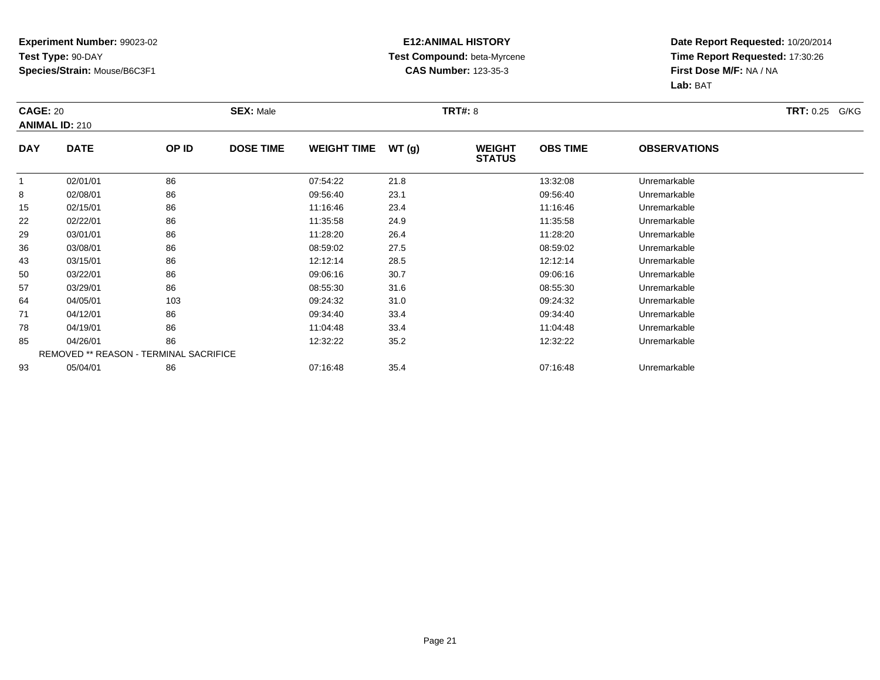**Experiment Number:** 99023-02
**Test Type:** 90-DAY
**Species/Strain:** Mouse/B6C3F1

**E12:ANIMAL HISTORY**
**Test Compound:** beta-Myrcene
**CAS Number:** 123-35-3

**Date Report Requested:** 10/20/2014
**Time Report Requested:** 17:30:26
**First Dose M/F:** NA / NA
**Lab:** BAT

**CAGE:** 20 **SEX:** Male **TRT#:** 8 **TRT:** 0.25 G/KG
**ANIMAL ID:** 210

| DAY | DATE | OP ID | DOSE TIME | WEIGHT TIME | WT (g) | WEIGHT STATUS | OBS TIME | OBSERVATIONS |
|---|---|---|---|---|---|---|---|---|
| 1 | 02/01/01 | 86 | | 07:54:22 | 21.8 | | 13:32:08 | Unremarkable |
| 8 | 02/08/01 | 86 | | 09:56:40 | 23.1 | | 09:56:40 | Unremarkable |
| 15 | 02/15/01 | 86 | | 11:16:46 | 23.4 | | 11:16:46 | Unremarkable |
| 22 | 02/22/01 | 86 | | 11:35:58 | 24.9 | | 11:35:58 | Unremarkable |
| 29 | 03/01/01 | 86 | | 11:28:20 | 26.4 | | 11:28:20 | Unremarkable |
| 36 | 03/08/01 | 86 | | 08:59:02 | 27.5 | | 08:59:02 | Unremarkable |
| 43 | 03/15/01 | 86 | | 12:12:14 | 28.5 | | 12:12:14 | Unremarkable |
| 50 | 03/22/01 | 86 | | 09:06:16 | 30.7 | | 09:06:16 | Unremarkable |
| 57 | 03/29/01 | 86 | | 08:55:30 | 31.6 | | 08:55:30 | Unremarkable |
| 64 | 04/05/01 | 103 | | 09:24:32 | 31.0 | | 09:24:32 | Unremarkable |
| 71 | 04/12/01 | 86 | | 09:34:40 | 33.4 | | 09:34:40 | Unremarkable |
| 78 | 04/19/01 | 86 | | 11:04:48 | 33.4 | | 11:04:48 | Unremarkable |
| 85 | 04/26/01 | 86 | | 12:32:22 | 35.2 | | 12:32:22 | Unremarkable |
| REMOVED ** REASON - TERMINAL SACRIFICE | | | | | | | | |
| 93 | 05/04/01 | 86 | | 07:16:48 | 35.4 | | 07:16:48 | Unremarkable |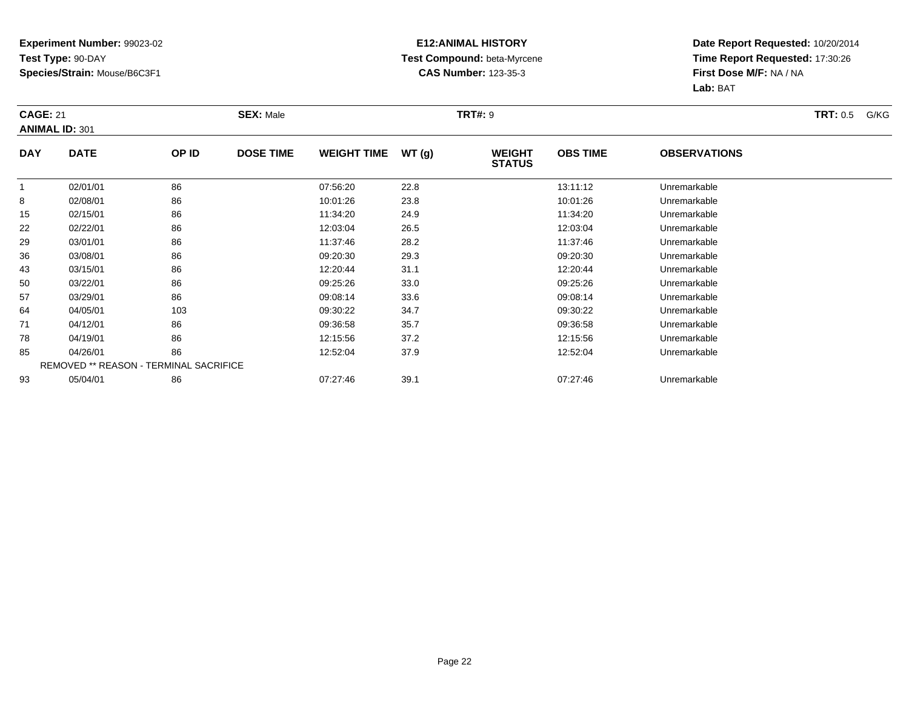**Experiment Number:** 99023-02
**Test Type:** 90-DAY
**Species/Strain:** Mouse/B6C3F1

**E12:ANIMAL HISTORY**
**Test Compound:** beta-Myrcene
**CAS Number:** 123-35-3

**Date Report Requested:** 10/20/2014
**Time Report Requested:** 17:30:26
**First Dose M/F:** NA / NA
**Lab:** BAT

**CAGE:** 21 **SEX:** Male **TRT#:** 9 **TRT:** 0.5 G/KG
**ANIMAL ID:** 301

| DAY | DATE | OP ID | DOSE TIME | WEIGHT TIME | WT (g) | WEIGHT STATUS | OBS TIME | OBSERVATIONS |
|---|---|---|---|---|---|---|---|---|
| 1 | 02/01/01 | 86 | | 07:56:20 | 22.8 | | 13:11:12 | Unremarkable |
| 8 | 02/08/01 | 86 | | 10:01:26 | 23.8 | | 10:01:26 | Unremarkable |
| 15 | 02/15/01 | 86 | | 11:34:20 | 24.9 | | 11:34:20 | Unremarkable |
| 22 | 02/22/01 | 86 | | 12:03:04 | 26.5 | | 12:03:04 | Unremarkable |
| 29 | 03/01/01 | 86 | | 11:37:46 | 28.2 | | 11:37:46 | Unremarkable |
| 36 | 03/08/01 | 86 | | 09:20:30 | 29.3 | | 09:20:30 | Unremarkable |
| 43 | 03/15/01 | 86 | | 12:20:44 | 31.1 | | 12:20:44 | Unremarkable |
| 50 | 03/22/01 | 86 | | 09:25:26 | 33.0 | | 09:25:26 | Unremarkable |
| 57 | 03/29/01 | 86 | | 09:08:14 | 33.6 | | 09:08:14 | Unremarkable |
| 64 | 04/05/01 | 103 | | 09:30:22 | 34.7 | | 09:30:22 | Unremarkable |
| 71 | 04/12/01 | 86 | | 09:36:58 | 35.7 | | 09:36:58 | Unremarkable |
| 78 | 04/19/01 | 86 | | 12:15:56 | 37.2 | | 12:15:56 | Unremarkable |
| 85 | 04/26/01 | 86 | | 12:52:04 | 37.9 | | 12:52:04 | Unremarkable |
| REMOVED ** REASON - TERMINAL SACRIFICE | | | | | | | | |
| 93 | 05/04/01 | 86 | | 07:27:46 | 39.1 | | 07:27:46 | Unremarkable |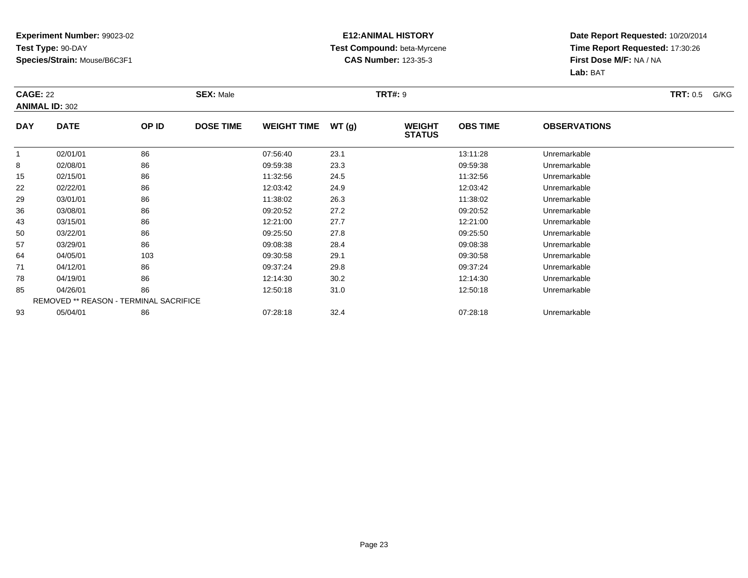**Experiment Number:** 99023-02
**Test Type:** 90-DAY
**Species/Strain:** Mouse/B6C3F1

**E12:ANIMAL HISTORY**
**Test Compound:** beta-Myrcene
**CAS Number:** 123-35-3

**Date Report Requested:** 10/20/2014
**Time Report Requested:** 17:30:26
**First Dose M/F:** NA / NA
**Lab:** BAT

**CAGE:** 22 **SEX:** Male **TRT#:** 9 **TRT:** 0.5 G/KG
**ANIMAL ID:** 302

| DAY | DATE | OP ID | DOSE TIME | WEIGHT TIME | WT (g) | WEIGHT STATUS | OBS TIME | OBSERVATIONS |
|---|---|---|---|---|---|---|---|---|
| 1 | 02/01/01 | 86 | | 07:56:40 | 23.1 | | 13:11:28 | Unremarkable |
| 8 | 02/08/01 | 86 | | 09:59:38 | 23.3 | | 09:59:38 | Unremarkable |
| 15 | 02/15/01 | 86 | | 11:32:56 | 24.5 | | 11:32:56 | Unremarkable |
| 22 | 02/22/01 | 86 | | 12:03:42 | 24.9 | | 12:03:42 | Unremarkable |
| 29 | 03/01/01 | 86 | | 11:38:02 | 26.3 | | 11:38:02 | Unremarkable |
| 36 | 03/08/01 | 86 | | 09:20:52 | 27.2 | | 09:20:52 | Unremarkable |
| 43 | 03/15/01 | 86 | | 12:21:00 | 27.7 | | 12:21:00 | Unremarkable |
| 50 | 03/22/01 | 86 | | 09:25:50 | 27.8 | | 09:25:50 | Unremarkable |
| 57 | 03/29/01 | 86 | | 09:08:38 | 28.4 | | 09:08:38 | Unremarkable |
| 64 | 04/05/01 | 103 | | 09:30:58 | 29.1 | | 09:30:58 | Unremarkable |
| 71 | 04/12/01 | 86 | | 09:37:24 | 29.8 | | 09:37:24 | Unremarkable |
| 78 | 04/19/01 | 86 | | 12:14:30 | 30.2 | | 12:14:30 | Unremarkable |
| 85 | 04/26/01 | 86 | | 12:50:18 | 31.0 | | 12:50:18 | Unremarkable |
| REMOVED ** REASON - TERMINAL SACRIFICE | | | | | | | | |
| 93 | 05/04/01 | 86 | | 07:28:18 | 32.4 | | 07:28:18 | Unremarkable |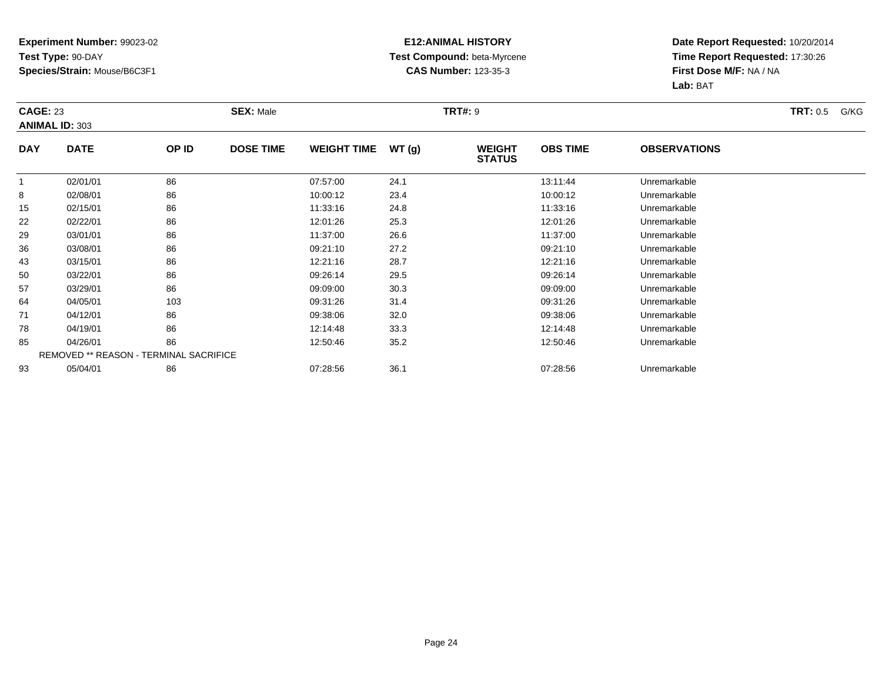**Experiment Number:** 99023-02
**Test Type:** 90-DAY
**Species/Strain:** Mouse/B6C3F1

**E12:ANIMAL HISTORY**
**Test Compound:** beta-Myrcene
**CAS Number:** 123-35-3

**Date Report Requested:** 10/20/2014
**Time Report Requested:** 17:30:26
**First Dose M/F:** NA / NA
**Lab:** BAT

**CAGE:** 23 **SEX:** Male **TRT#:** 9 **TRT:** 0.5 G/KG
**ANIMAL ID:** 303

| DAY | DATE | OP ID | DOSE TIME | WEIGHT TIME | WT (g) | WEIGHT STATUS | OBS TIME | OBSERVATIONS |
|---|---|---|---|---|---|---|---|---|
| 1 | 02/01/01 | 86 | | 07:57:00 | 24.1 | | 13:11:44 | Unremarkable |
| 8 | 02/08/01 | 86 | | 10:00:12 | 23.4 | | 10:00:12 | Unremarkable |
| 15 | 02/15/01 | 86 | | 11:33:16 | 24.8 | | 11:33:16 | Unremarkable |
| 22 | 02/22/01 | 86 | | 12:01:26 | 25.3 | | 12:01:26 | Unremarkable |
| 29 | 03/01/01 | 86 | | 11:37:00 | 26.6 | | 11:37:00 | Unremarkable |
| 36 | 03/08/01 | 86 | | 09:21:10 | 27.2 | | 09:21:10 | Unremarkable |
| 43 | 03/15/01 | 86 | | 12:21:16 | 28.7 | | 12:21:16 | Unremarkable |
| 50 | 03/22/01 | 86 | | 09:26:14 | 29.5 | | 09:26:14 | Unremarkable |
| 57 | 03/29/01 | 86 | | 09:09:00 | 30.3 | | 09:09:00 | Unremarkable |
| 64 | 04/05/01 | 103 | | 09:31:26 | 31.4 | | 09:31:26 | Unremarkable |
| 71 | 04/12/01 | 86 | | 09:38:06 | 32.0 | | 09:38:06 | Unremarkable |
| 78 | 04/19/01 | 86 | | 12:14:48 | 33.3 | | 12:14:48 | Unremarkable |
| 85 | 04/26/01 | 86 | | 12:50:46 | 35.2 | | 12:50:46 | Unremarkable |
| REMOVED ** REASON - TERMINAL SACRIFICE | | | | | | | | |
| 93 | 05/04/01 | 86 | | 07:28:56 | 36.1 | | 07:28:56 | Unremarkable |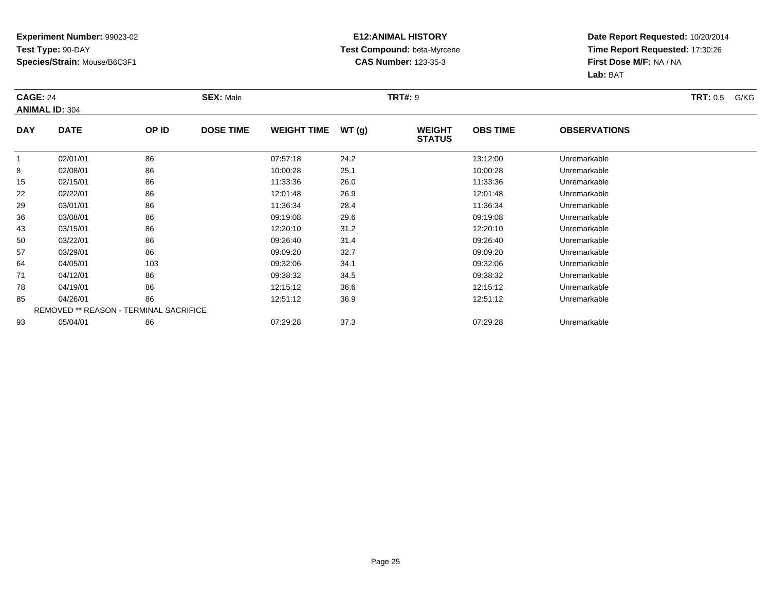**Experiment Number:** 99023-02
**Test Type:** 90-DAY
**Species/Strain:** Mouse/B6C3F1

**E12:ANIMAL HISTORY**
**Test Compound:** beta-Myrcene
**CAS Number:** 123-35-3

**Date Report Requested:** 10/20/2014
**Time Report Requested:** 17:30:26
**First Dose M/F:** NA / NA
**Lab:** BAT

**CAGE:** 24 **SEX:** Male **TRT#:** 9 **TRT:** 0.5 G/KG
**ANIMAL ID:** 304

| DAY | DATE | OP ID | DOSE TIME | WEIGHT TIME | WT (g) | WEIGHT STATUS | OBS TIME | OBSERVATIONS |
|---|---|---|---|---|---|---|---|---|
| 1 | 02/01/01 | 86 | | 07:57:18 | 24.2 | | 13:12:00 | Unremarkable |
| 8 | 02/08/01 | 86 | | 10:00:28 | 25.1 | | 10:00:28 | Unremarkable |
| 15 | 02/15/01 | 86 | | 11:33:36 | 26.0 | | 11:33:36 | Unremarkable |
| 22 | 02/22/01 | 86 | | 12:01:48 | 26.9 | | 12:01:48 | Unremarkable |
| 29 | 03/01/01 | 86 | | 11:36:34 | 28.4 | | 11:36:34 | Unremarkable |
| 36 | 03/08/01 | 86 | | 09:19:08 | 29.6 | | 09:19:08 | Unremarkable |
| 43 | 03/15/01 | 86 | | 12:20:10 | 31.2 | | 12:20:10 | Unremarkable |
| 50 | 03/22/01 | 86 | | 09:26:40 | 31.4 | | 09:26:40 | Unremarkable |
| 57 | 03/29/01 | 86 | | 09:09:20 | 32.7 | | 09:09:20 | Unremarkable |
| 64 | 04/05/01 | 103 | | 09:32:06 | 34.1 | | 09:32:06 | Unremarkable |
| 71 | 04/12/01 | 86 | | 09:38:32 | 34.5 | | 09:38:32 | Unremarkable |
| 78 | 04/19/01 | 86 | | 12:15:12 | 36.6 | | 12:15:12 | Unremarkable |
| 85 | 04/26/01 | 86 | | 12:51:12 | 36.9 | | 12:51:12 | Unremarkable |
| REMOVED ** REASON - TERMINAL SACRIFICE | | | | | | | | |
| 93 | 05/04/01 | 86 | | 07:29:28 | 37.3 | | 07:29:28 | Unremarkable |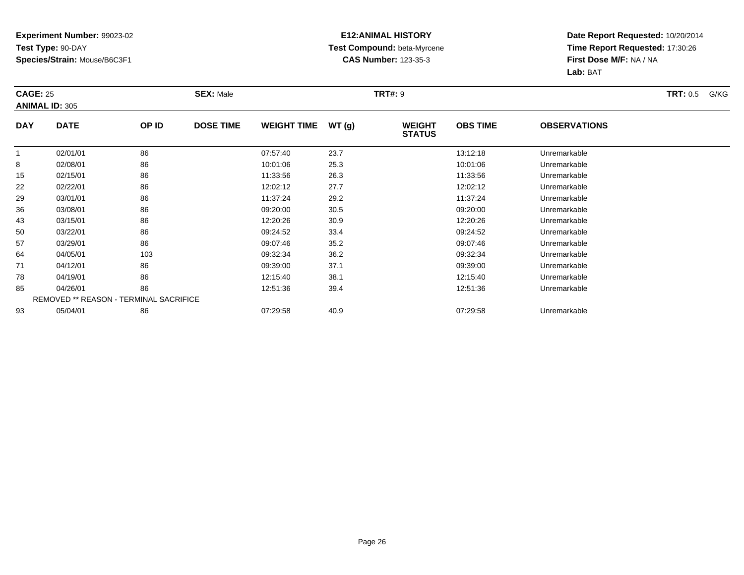**Experiment Number:** 99023-02
**Test Type:** 90-DAY
**Species/Strain:** Mouse/B6C3F1

**E12:ANIMAL HISTORY**
**Test Compound:** beta-Myrcene
**CAS Number:** 123-35-3

**Date Report Requested:** 10/20/2014
**Time Report Requested:** 17:30:26
**First Dose M/F:** NA / NA
**Lab:** BAT

**CAGE:** 25 **SEX:** Male **TRT#:** 9 **TRT:** 0.5 G/KG
**ANIMAL ID:** 305

| DAY | DATE | OP ID | DOSE TIME | WEIGHT TIME | WT (g) | WEIGHT STATUS | OBS TIME | OBSERVATIONS |
|---|---|---|---|---|---|---|---|---|
| 1 | 02/01/01 | 86 | | 07:57:40 | 23.7 | | 13:12:18 | Unremarkable |
| 8 | 02/08/01 | 86 | | 10:01:06 | 25.3 | | 10:01:06 | Unremarkable |
| 15 | 02/15/01 | 86 | | 11:33:56 | 26.3 | | 11:33:56 | Unremarkable |
| 22 | 02/22/01 | 86 | | 12:02:12 | 27.7 | | 12:02:12 | Unremarkable |
| 29 | 03/01/01 | 86 | | 11:37:24 | 29.2 | | 11:37:24 | Unremarkable |
| 36 | 03/08/01 | 86 | | 09:20:00 | 30.5 | | 09:20:00 | Unremarkable |
| 43 | 03/15/01 | 86 | | 12:20:26 | 30.9 | | 12:20:26 | Unremarkable |
| 50 | 03/22/01 | 86 | | 09:24:52 | 33.4 | | 09:24:52 | Unremarkable |
| 57 | 03/29/01 | 86 | | 09:07:46 | 35.2 | | 09:07:46 | Unremarkable |
| 64 | 04/05/01 | 103 | | 09:32:34 | 36.2 | | 09:32:34 | Unremarkable |
| 71 | 04/12/01 | 86 | | 09:39:00 | 37.1 | | 09:39:00 | Unremarkable |
| 78 | 04/19/01 | 86 | | 12:15:40 | 38.1 | | 12:15:40 | Unremarkable |
| 85 | 04/26/01 | 86 | | 12:51:36 | 39.4 | | 12:51:36 | Unremarkable |
| REMOVED ** REASON - TERMINAL SACRIFICE | | | | | | | | |
| 93 | 05/04/01 | 86 | | 07:29:58 | 40.9 | | 07:29:58 | Unremarkable |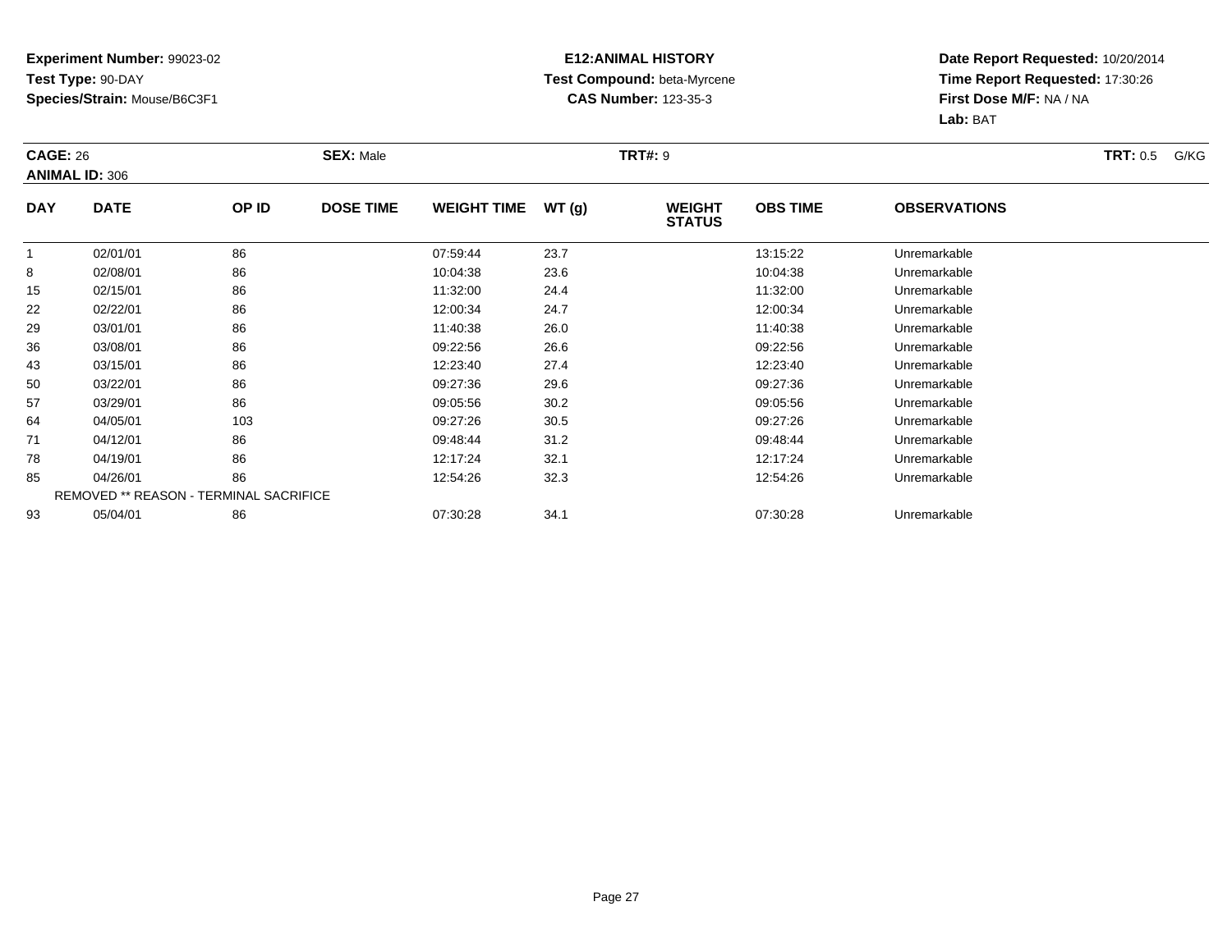**Experiment Number:** 99023-02
**Test Type:** 90-DAY
**Species/Strain:** Mouse/B6C3F1

**E12:ANIMAL HISTORY**
**Test Compound:** beta-Myrcene
**CAS Number:** 123-35-3

**Date Report Requested:** 10/20/2014
**Time Report Requested:** 17:30:26
**First Dose M/F:** NA / NA
**Lab:** BAT

**CAGE:** 26 **SEX:** Male **TRT#:** 9 **TRT:** 0.5 G/KG
**ANIMAL ID:** 306

| DAY | DATE | OP ID | DOSE TIME | WEIGHT TIME | WT (g) | WEIGHT STATUS | OBS TIME | OBSERVATIONS |
|---|---|---|---|---|---|---|---|---|
| 1 | 02/01/01 | 86 | | 07:59:44 | 23.7 | | 13:15:22 | Unremarkable |
| 8 | 02/08/01 | 86 | | 10:04:38 | 23.6 | | 10:04:38 | Unremarkable |
| 15 | 02/15/01 | 86 | | 11:32:00 | 24.4 | | 11:32:00 | Unremarkable |
| 22 | 02/22/01 | 86 | | 12:00:34 | 24.7 | | 12:00:34 | Unremarkable |
| 29 | 03/01/01 | 86 | | 11:40:38 | 26.0 | | 11:40:38 | Unremarkable |
| 36 | 03/08/01 | 86 | | 09:22:56 | 26.6 | | 09:22:56 | Unremarkable |
| 43 | 03/15/01 | 86 | | 12:23:40 | 27.4 | | 12:23:40 | Unremarkable |
| 50 | 03/22/01 | 86 | | 09:27:36 | 29.6 | | 09:27:36 | Unremarkable |
| 57 | 03/29/01 | 86 | | 09:05:56 | 30.2 | | 09:05:56 | Unremarkable |
| 64 | 04/05/01 | 103 | | 09:27:26 | 30.5 | | 09:27:26 | Unremarkable |
| 71 | 04/12/01 | 86 | | 09:48:44 | 31.2 | | 09:48:44 | Unremarkable |
| 78 | 04/19/01 | 86 | | 12:17:24 | 32.1 | | 12:17:24 | Unremarkable |
| 85 | 04/26/01 | 86 | | 12:54:26 | 32.3 | | 12:54:26 | Unremarkable |
| REMOVED ** REASON - TERMINAL SACRIFICE | | | | | | | | |
| 93 | 05/04/01 | 86 | | 07:30:28 | 34.1 | | 07:30:28 | Unremarkable |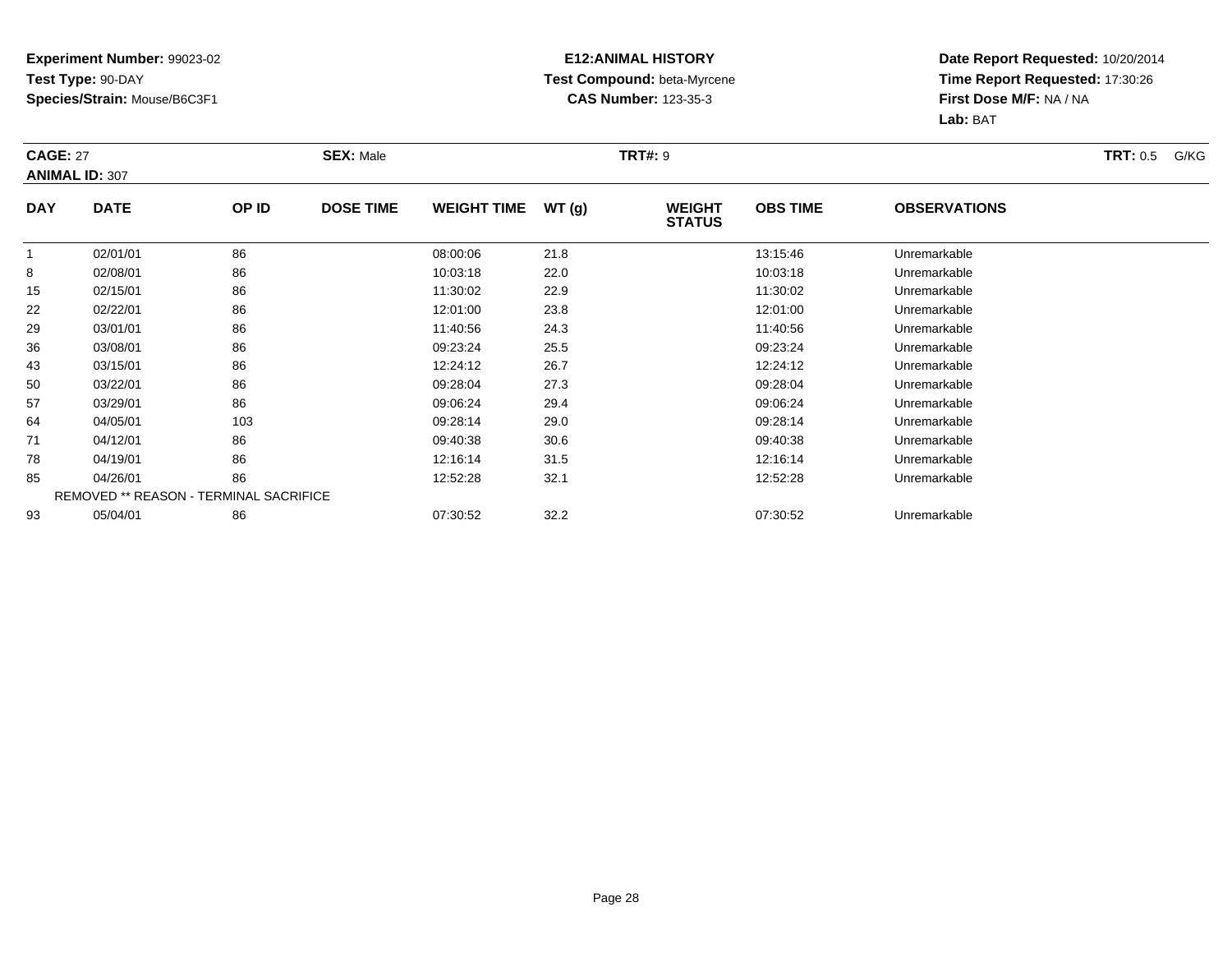**Experiment Number:** 99023-02
**Test Type:** 90-DAY
**Species/Strain:** Mouse/B6C3F1

**E12:ANIMAL HISTORY**
**Test Compound:** beta-Myrcene
**CAS Number:** 123-35-3

**Date Report Requested:** 10/20/2014
**Time Report Requested:** 17:30:26
**First Dose M/F:** NA / NA
**Lab:** BAT

**CAGE:** 27 **SEX:** Male **TRT#:** 9 **TRT:** 0.5 G/KG
**ANIMAL ID:** 307

| DAY | DATE | OP ID | DOSE TIME | WEIGHT TIME | WT (g) | WEIGHT STATUS | OBS TIME | OBSERVATIONS |
|---|---|---|---|---|---|---|---|---|
| 1 | 02/01/01 | 86 | | 08:00:06 | 21.8 | | 13:15:46 | Unremarkable |
| 8 | 02/08/01 | 86 | | 10:03:18 | 22.0 | | 10:03:18 | Unremarkable |
| 15 | 02/15/01 | 86 | | 11:30:02 | 22.9 | | 11:30:02 | Unremarkable |
| 22 | 02/22/01 | 86 | | 12:01:00 | 23.8 | | 12:01:00 | Unremarkable |
| 29 | 03/01/01 | 86 | | 11:40:56 | 24.3 | | 11:40:56 | Unremarkable |
| 36 | 03/08/01 | 86 | | 09:23:24 | 25.5 | | 09:23:24 | Unremarkable |
| 43 | 03/15/01 | 86 | | 12:24:12 | 26.7 | | 12:24:12 | Unremarkable |
| 50 | 03/22/01 | 86 | | 09:28:04 | 27.3 | | 09:28:04 | Unremarkable |
| 57 | 03/29/01 | 86 | | 09:06:24 | 29.4 | | 09:06:24 | Unremarkable |
| 64 | 04/05/01 | 103 | | 09:28:14 | 29.0 | | 09:28:14 | Unremarkable |
| 71 | 04/12/01 | 86 | | 09:40:38 | 30.6 | | 09:40:38 | Unremarkable |
| 78 | 04/19/01 | 86 | | 12:16:14 | 31.5 | | 12:16:14 | Unremarkable |
| 85 | 04/26/01 | 86 | | 12:52:28 | 32.1 | | 12:52:28 | Unremarkable |
| REMOVED ** REASON - TERMINAL SACRIFICE | | | | | | | | |
| 93 | 05/04/01 | 86 | | 07:30:52 | 32.2 | | 07:30:52 | Unremarkable |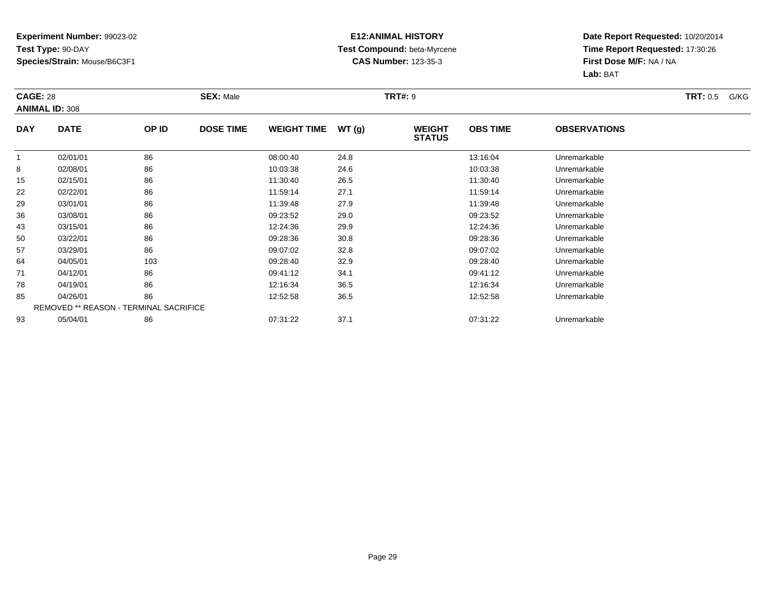**Experiment Number:** 99023-02
**Test Type:** 90-DAY
**Species/Strain:** Mouse/B6C3F1

**E12:ANIMAL HISTORY**
**Test Compound:** beta-Myrcene
**CAS Number:** 123-35-3

**Date Report Requested:** 10/20/2014
**Time Report Requested:** 17:30:26
**First Dose M/F:** NA / NA
**Lab:** BAT

**CAGE:** 28 **SEX:** Male **TRT#:** 9 **TRT:** 0.5 G/KG
**ANIMAL ID:** 308

| DAY | DATE | OP ID | DOSE TIME | WEIGHT TIME | WT (g) | WEIGHT STATUS | OBS TIME | OBSERVATIONS |
|---|---|---|---|---|---|---|---|---|
| 1 | 02/01/01 | 86 | | 08:00:40 | 24.8 | | 13:16:04 | Unremarkable |
| 8 | 02/08/01 | 86 | | 10:03:38 | 24.6 | | 10:03:38 | Unremarkable |
| 15 | 02/15/01 | 86 | | 11:30:40 | 26.5 | | 11:30:40 | Unremarkable |
| 22 | 02/22/01 | 86 | | 11:59:14 | 27.1 | | 11:59:14 | Unremarkable |
| 29 | 03/01/01 | 86 | | 11:39:48 | 27.9 | | 11:39:48 | Unremarkable |
| 36 | 03/08/01 | 86 | | 09:23:52 | 29.0 | | 09:23:52 | Unremarkable |
| 43 | 03/15/01 | 86 | | 12:24:36 | 29.9 | | 12:24:36 | Unremarkable |
| 50 | 03/22/01 | 86 | | 09:28:36 | 30.8 | | 09:28:36 | Unremarkable |
| 57 | 03/29/01 | 86 | | 09:07:02 | 32.8 | | 09:07:02 | Unremarkable |
| 64 | 04/05/01 | 103 | | 09:28:40 | 32.9 | | 09:28:40 | Unremarkable |
| 71 | 04/12/01 | 86 | | 09:41:12 | 34.1 | | 09:41:12 | Unremarkable |
| 78 | 04/19/01 | 86 | | 12:16:34 | 36.5 | | 12:16:34 | Unremarkable |
| 85 | 04/26/01 | 86 | | 12:52:58 | 36.5 | | 12:52:58 | Unremarkable |
| REMOVED ** REASON - TERMINAL SACRIFICE | | | | | | | | |
| 93 | 05/04/01 | 86 | | 07:31:22 | 37.1 | | 07:31:22 | Unremarkable |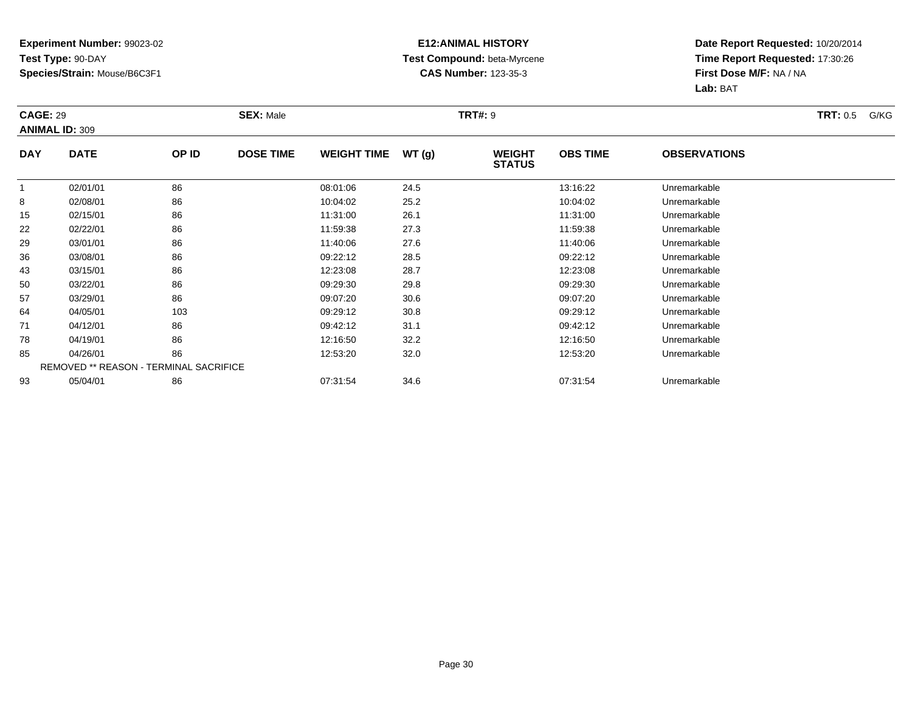**Experiment Number:** 99023-02
**Test Type:** 90-DAY
**Species/Strain:** Mouse/B6C3F1

**E12:ANIMAL HISTORY**
**Test Compound:** beta-Myrcene
**CAS Number:** 123-35-3

**Date Report Requested:** 10/20/2014
**Time Report Requested:** 17:30:26
**First Dose M/F:** NA / NA
**Lab:** BAT

**CAGE:** 29 **SEX:** Male **TRT#:** 9 **TRT:** 0.5 G/KG
**ANIMAL ID:** 309

| DAY | DATE | OP ID | DOSE TIME | WEIGHT TIME | WT (g) | WEIGHT STATUS | OBS TIME | OBSERVATIONS |
|---|---|---|---|---|---|---|---|---|
| 1 | 02/01/01 | 86 | | 08:01:06 | 24.5 | | 13:16:22 | Unremarkable |
| 8 | 02/08/01 | 86 | | 10:04:02 | 25.2 | | 10:04:02 | Unremarkable |
| 15 | 02/15/01 | 86 | | 11:31:00 | 26.1 | | 11:31:00 | Unremarkable |
| 22 | 02/22/01 | 86 | | 11:59:38 | 27.3 | | 11:59:38 | Unremarkable |
| 29 | 03/01/01 | 86 | | 11:40:06 | 27.6 | | 11:40:06 | Unremarkable |
| 36 | 03/08/01 | 86 | | 09:22:12 | 28.5 | | 09:22:12 | Unremarkable |
| 43 | 03/15/01 | 86 | | 12:23:08 | 28.7 | | 12:23:08 | Unremarkable |
| 50 | 03/22/01 | 86 | | 09:29:30 | 29.8 | | 09:29:30 | Unremarkable |
| 57 | 03/29/01 | 86 | | 09:07:20 | 30.6 | | 09:07:20 | Unremarkable |
| 64 | 04/05/01 | 103 | | 09:29:12 | 30.8 | | 09:29:12 | Unremarkable |
| 71 | 04/12/01 | 86 | | 09:42:12 | 31.1 | | 09:42:12 | Unremarkable |
| 78 | 04/19/01 | 86 | | 12:16:50 | 32.2 | | 12:16:50 | Unremarkable |
| 85 | 04/26/01 | 86 | | 12:53:20 | 32.0 | | 12:53:20 | Unremarkable |
| REMOVED ** REASON - TERMINAL SACRIFICE | | | | | | | | |
| 93 | 05/04/01 | 86 | | 07:31:54 | 34.6 | | 07:31:54 | Unremarkable |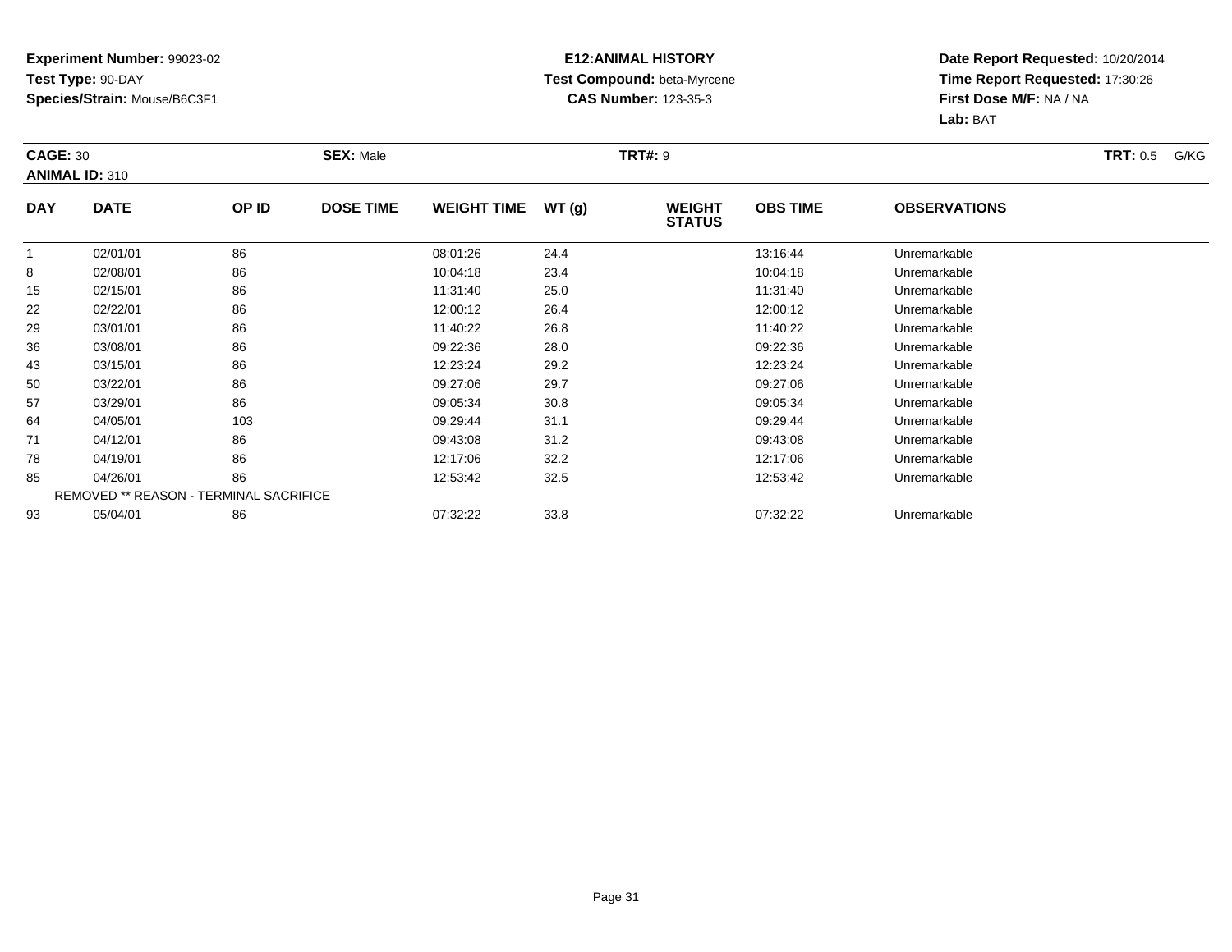**Experiment Number:** 99023-02
**Test Type:** 90-DAY
**Species/Strain:** Mouse/B6C3F1

**E12:ANIMAL HISTORY**
**Test Compound:** beta-Myrcene
**CAS Number:** 123-35-3

**Date Report Requested:** 10/20/2014
**Time Report Requested:** 17:30:26
**First Dose M/F:** NA / NA
**Lab:** BAT

**CAGE:** 30 **SEX:** Male **TRT#:** 9 **TRT:** 0.5 G/KG
**ANIMAL ID:** 310

| DAY | DATE | OP ID | DOSE TIME | WEIGHT TIME | WT (g) | WEIGHT STATUS | OBS TIME | OBSERVATIONS |
|---|---|---|---|---|---|---|---|---|
| 1 | 02/01/01 | 86 | | 08:01:26 | 24.4 | | 13:16:44 | Unremarkable |
| 8 | 02/08/01 | 86 | | 10:04:18 | 23.4 | | 10:04:18 | Unremarkable |
| 15 | 02/15/01 | 86 | | 11:31:40 | 25.0 | | 11:31:40 | Unremarkable |
| 22 | 02/22/01 | 86 | | 12:00:12 | 26.4 | | 12:00:12 | Unremarkable |
| 29 | 03/01/01 | 86 | | 11:40:22 | 26.8 | | 11:40:22 | Unremarkable |
| 36 | 03/08/01 | 86 | | 09:22:36 | 28.0 | | 09:22:36 | Unremarkable |
| 43 | 03/15/01 | 86 | | 12:23:24 | 29.2 | | 12:23:24 | Unremarkable |
| 50 | 03/22/01 | 86 | | 09:27:06 | 29.7 | | 09:27:06 | Unremarkable |
| 57 | 03/29/01 | 86 | | 09:05:34 | 30.8 | | 09:05:34 | Unremarkable |
| 64 | 04/05/01 | 103 | | 09:29:44 | 31.1 | | 09:29:44 | Unremarkable |
| 71 | 04/12/01 | 86 | | 09:43:08 | 31.2 | | 09:43:08 | Unremarkable |
| 78 | 04/19/01 | 86 | | 12:17:06 | 32.2 | | 12:17:06 | Unremarkable |
| 85 | 04/26/01 | 86 | | 12:53:42 | 32.5 | | 12:53:42 | Unremarkable |
| REMOVED ** REASON - TERMINAL SACRIFICE | | | | | | | | |
| 93 | 05/04/01 | 86 | | 07:32:22 | 33.8 | | 07:32:22 | Unremarkable |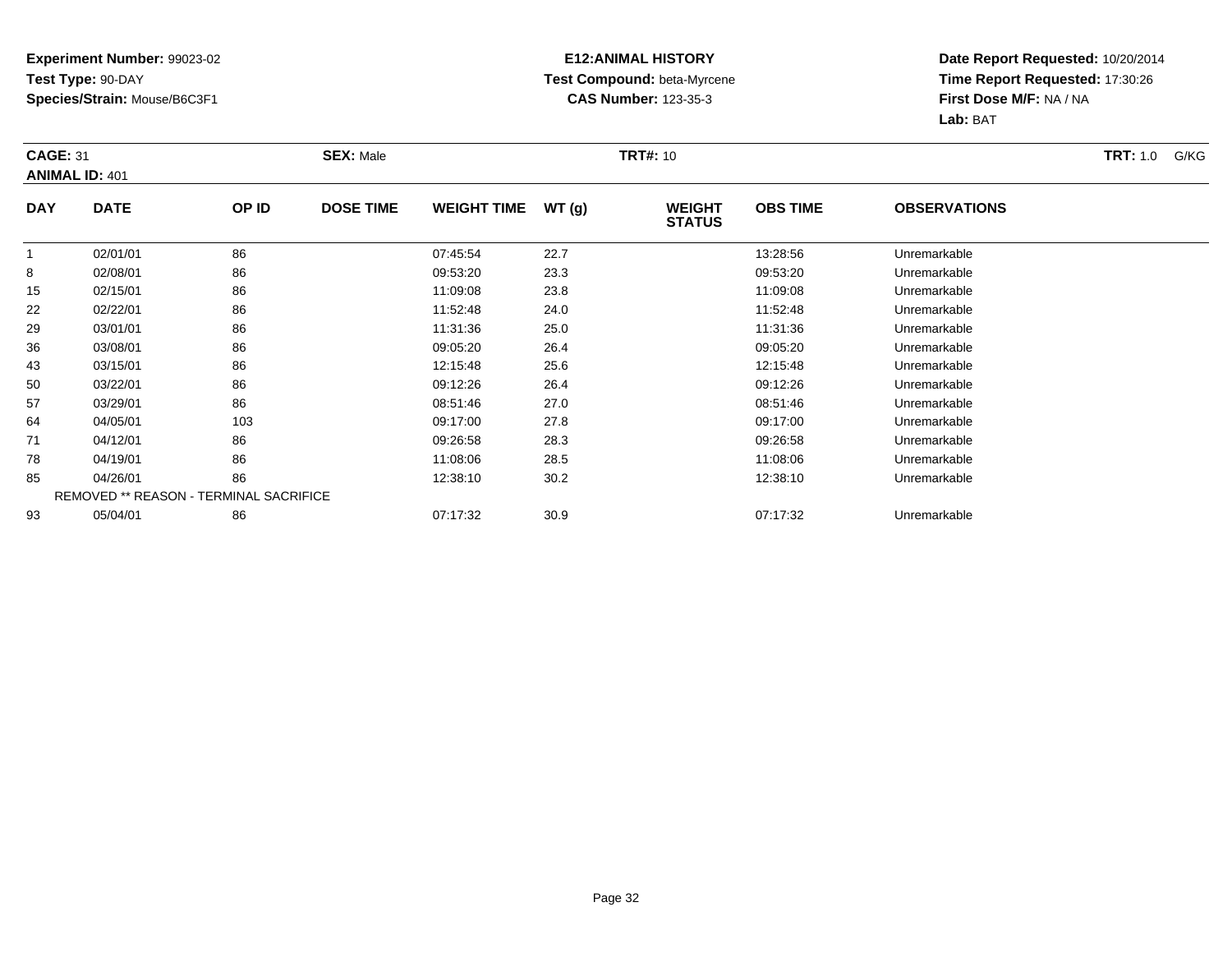**Experiment Number:** 99023-02
**Test Type:** 90-DAY
**Species/Strain:** Mouse/B6C3F1

**E12:ANIMAL HISTORY**
**Test Compound:** beta-Myrcene
**CAS Number:** 123-35-3

**Date Report Requested:** 10/20/2014
**Time Report Requested:** 17:30:26
**First Dose M/F:** NA / NA
**Lab:** BAT

**CAGE:** 31 **SEX:** Male **TRT#:** 10 **TRT:** 1.0 G/KG
**ANIMAL ID:** 401

| DAY | DATE | OP ID | DOSE TIME | WEIGHT TIME | WT (g) | WEIGHT STATUS | OBS TIME | OBSERVATIONS |
|---|---|---|---|---|---|---|---|---|
| 1 | 02/01/01 | 86 | | 07:45:54 | 22.7 | | 13:28:56 | Unremarkable |
| 8 | 02/08/01 | 86 | | 09:53:20 | 23.3 | | 09:53:20 | Unremarkable |
| 15 | 02/15/01 | 86 | | 11:09:08 | 23.8 | | 11:09:08 | Unremarkable |
| 22 | 02/22/01 | 86 | | 11:52:48 | 24.0 | | 11:52:48 | Unremarkable |
| 29 | 03/01/01 | 86 | | 11:31:36 | 25.0 | | 11:31:36 | Unremarkable |
| 36 | 03/08/01 | 86 | | 09:05:20 | 26.4 | | 09:05:20 | Unremarkable |
| 43 | 03/15/01 | 86 | | 12:15:48 | 25.6 | | 12:15:48 | Unremarkable |
| 50 | 03/22/01 | 86 | | 09:12:26 | 26.4 | | 09:12:26 | Unremarkable |
| 57 | 03/29/01 | 86 | | 08:51:46 | 27.0 | | 08:51:46 | Unremarkable |
| 64 | 04/05/01 | 103 | | 09:17:00 | 27.8 | | 09:17:00 | Unremarkable |
| 71 | 04/12/01 | 86 | | 09:26:58 | 28.3 | | 09:26:58 | Unremarkable |
| 78 | 04/19/01 | 86 | | 11:08:06 | 28.5 | | 11:08:06 | Unremarkable |
| 85 | 04/26/01 | 86 | | 12:38:10 | 30.2 | | 12:38:10 | Unremarkable |
| REMOVED ** REASON - TERMINAL SACRIFICE | | | | | | | | |
| 93 | 05/04/01 | 86 | | 07:17:32 | 30.9 | | 07:17:32 | Unremarkable |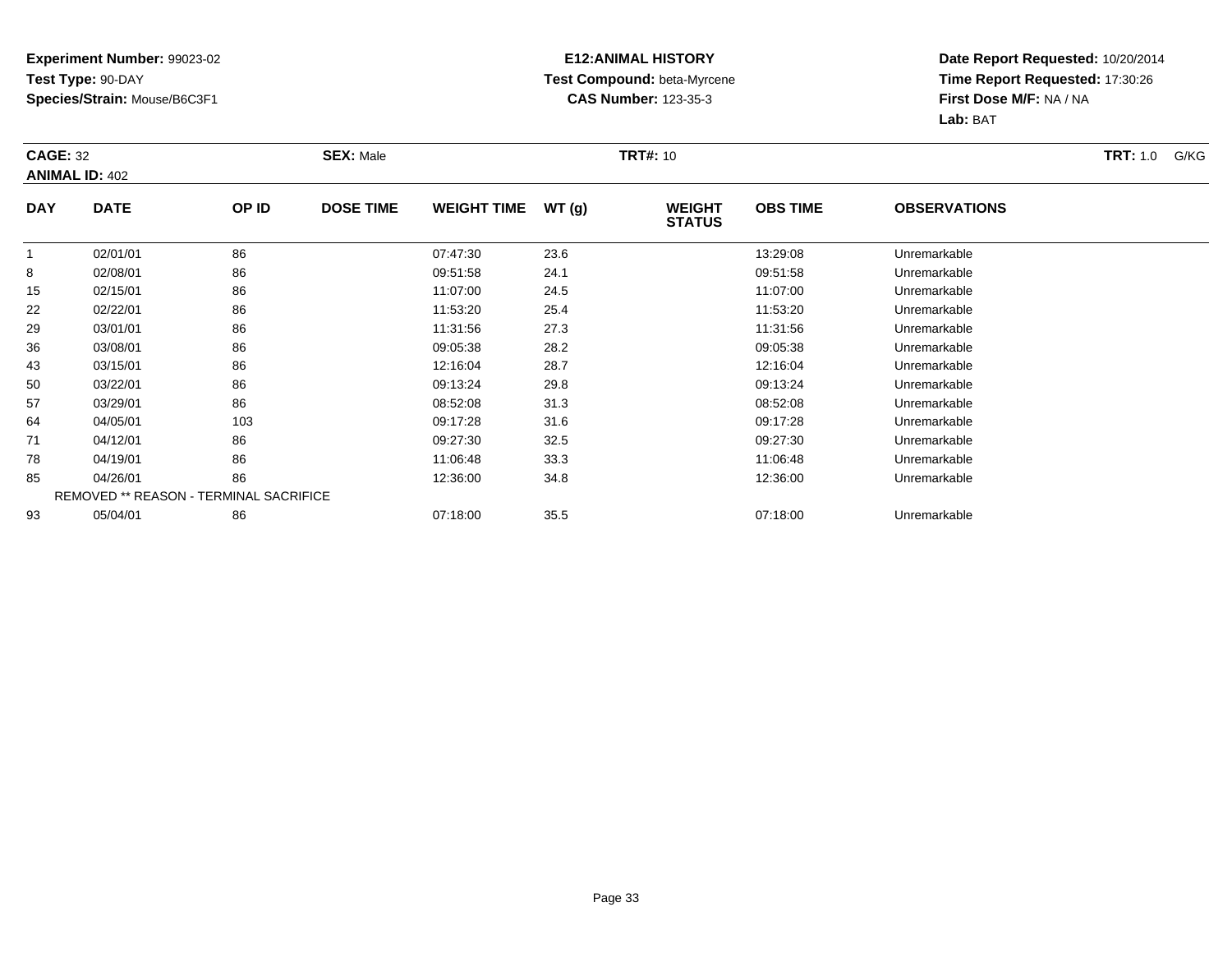**Experiment Number:** 99023-02
**Test Type:** 90-DAY
**Species/Strain:** Mouse/B6C3F1

**E12:ANIMAL HISTORY**
**Test Compound:** beta-Myrcene
**CAS Number:** 123-35-3

**Date Report Requested:** 10/20/2014
**Time Report Requested:** 17:30:26
**First Dose M/F:** NA / NA
**Lab:** BAT

**CAGE:** 32
**ANIMAL ID:** 402
**SEX:** Male
**TRT#:** 10
**TRT:** 1.0 G/KG

| DAY | DATE | OP ID | DOSE TIME | WEIGHT TIME | WT (g) | WEIGHT STATUS | OBS TIME | OBSERVATIONS |
|---|---|---|---|---|---|---|---|---|
| 1 | 02/01/01 | 86 | | 07:47:30 | 23.6 | | 13:29:08 | Unremarkable |
| 8 | 02/08/01 | 86 | | 09:51:58 | 24.1 | | 09:51:58 | Unremarkable |
| 15 | 02/15/01 | 86 | | 11:07:00 | 24.5 | | 11:07:00 | Unremarkable |
| 22 | 02/22/01 | 86 | | 11:53:20 | 25.4 | | 11:53:20 | Unremarkable |
| 29 | 03/01/01 | 86 | | 11:31:56 | 27.3 | | 11:31:56 | Unremarkable |
| 36 | 03/08/01 | 86 | | 09:05:38 | 28.2 | | 09:05:38 | Unremarkable |
| 43 | 03/15/01 | 86 | | 12:16:04 | 28.7 | | 12:16:04 | Unremarkable |
| 50 | 03/22/01 | 86 | | 09:13:24 | 29.8 | | 09:13:24 | Unremarkable |
| 57 | 03/29/01 | 86 | | 08:52:08 | 31.3 | | 08:52:08 | Unremarkable |
| 64 | 04/05/01 | 103 | | 09:17:28 | 31.6 | | 09:17:28 | Unremarkable |
| 71 | 04/12/01 | 86 | | 09:27:30 | 32.5 | | 09:27:30 | Unremarkable |
| 78 | 04/19/01 | 86 | | 11:06:48 | 33.3 | | 11:06:48 | Unremarkable |
| 85 | 04/26/01 | 86 | | 12:36:00 | 34.8 | | 12:36:00 | Unremarkable |
| REMOVED ** REASON - TERMINAL SACRIFICE | | | | | | | | |
| 93 | 05/04/01 | 86 | | 07:18:00 | 35.5 | | 07:18:00 | Unremarkable |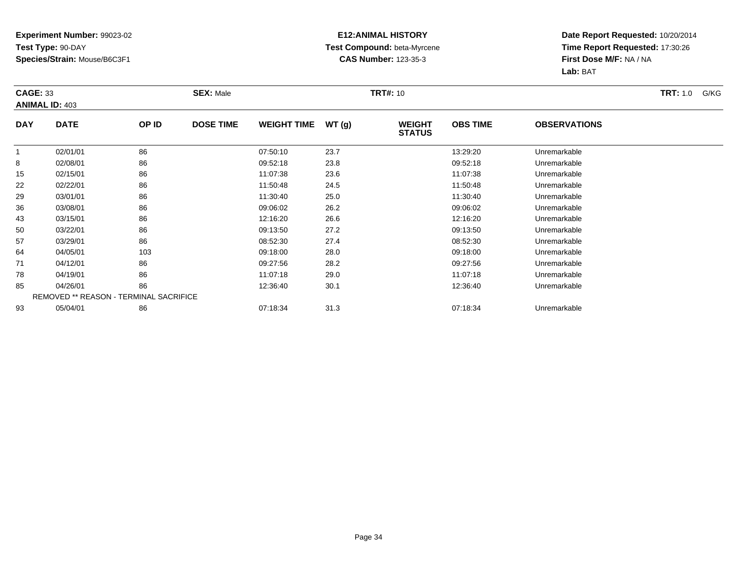**Experiment Number:** 99023-02
**Test Type:** 90-DAY
**Species/Strain:** Mouse/B6C3F1

**E12:ANIMAL HISTORY**
**Test Compound:** beta-Myrcene
**CAS Number:** 123-35-3

**Date Report Requested:** 10/20/2014
**Time Report Requested:** 17:30:26
**First Dose M/F:** NA / NA
**Lab:** BAT

**CAGE:** 33 **SEX:** Male **TRT#:** 10 **TRT:** 1.0 G/KG
**ANIMAL ID:** 403

| DAY | DATE | OP ID | DOSE TIME | WEIGHT TIME | WT (g) | WEIGHT STATUS | OBS TIME | OBSERVATIONS |
|---|---|---|---|---|---|---|---|---|
| 1 | 02/01/01 | 86 | | 07:50:10 | 23.7 | | 13:29:20 | Unremarkable |
| 8 | 02/08/01 | 86 | | 09:52:18 | 23.8 | | 09:52:18 | Unremarkable |
| 15 | 02/15/01 | 86 | | 11:07:38 | 23.6 | | 11:07:38 | Unremarkable |
| 22 | 02/22/01 | 86 | | 11:50:48 | 24.5 | | 11:50:48 | Unremarkable |
| 29 | 03/01/01 | 86 | | 11:30:40 | 25.0 | | 11:30:40 | Unremarkable |
| 36 | 03/08/01 | 86 | | 09:06:02 | 26.2 | | 09:06:02 | Unremarkable |
| 43 | 03/15/01 | 86 | | 12:16:20 | 26.6 | | 12:16:20 | Unremarkable |
| 50 | 03/22/01 | 86 | | 09:13:50 | 27.2 | | 09:13:50 | Unremarkable |
| 57 | 03/29/01 | 86 | | 08:52:30 | 27.4 | | 08:52:30 | Unremarkable |
| 64 | 04/05/01 | 103 | | 09:18:00 | 28.0 | | 09:18:00 | Unremarkable |
| 71 | 04/12/01 | 86 | | 09:27:56 | 28.2 | | 09:27:56 | Unremarkable |
| 78 | 04/19/01 | 86 | | 11:07:18 | 29.0 | | 11:07:18 | Unremarkable |
| 85 | 04/26/01 | 86 | | 12:36:40 | 30.1 | | 12:36:40 | Unremarkable |
| REMOVED ** REASON - TERMINAL SACRIFICE | | | | | | | | |
| 93 | 05/04/01 | 86 | | 07:18:34 | 31.3 | | 07:18:34 | Unremarkable |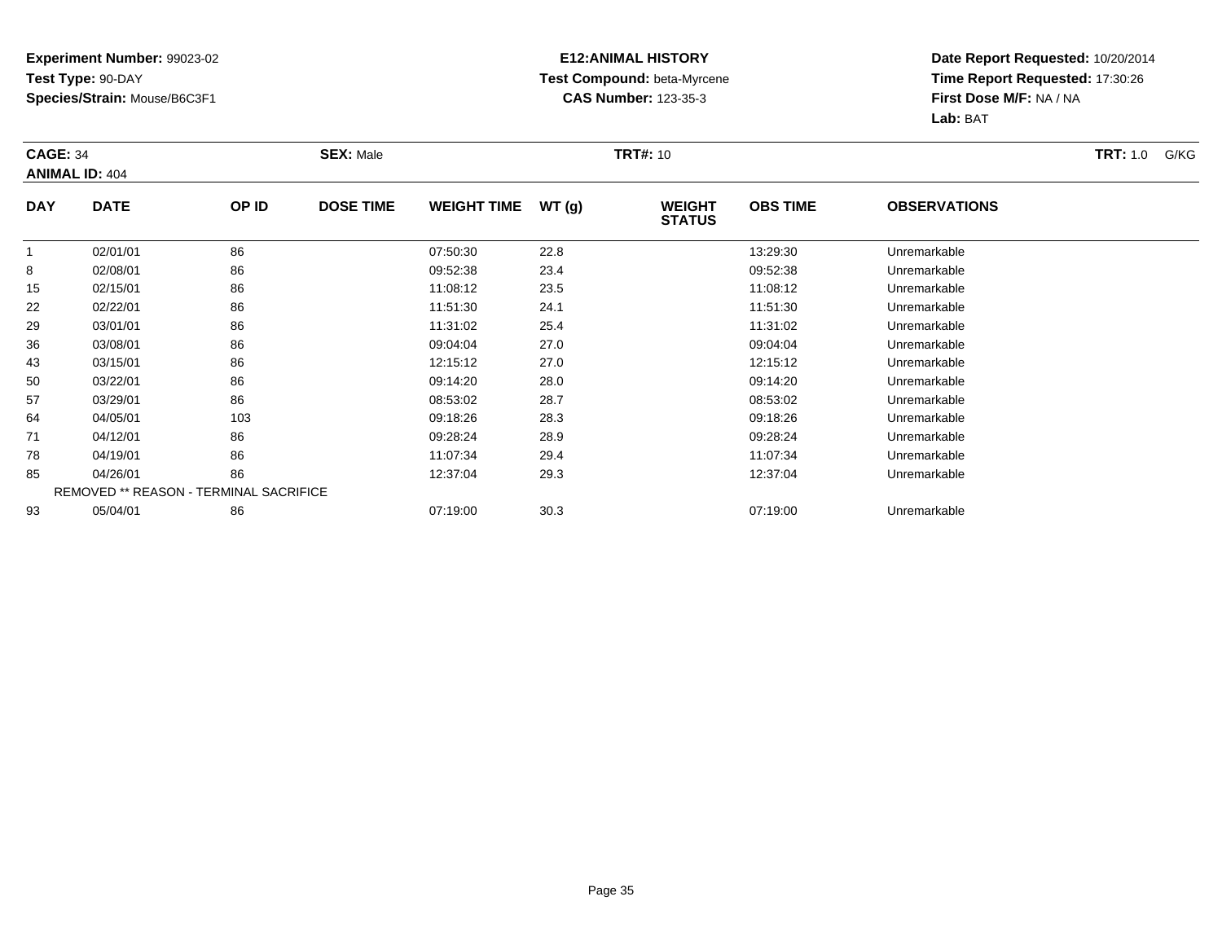**Experiment Number:** 99023-02
**Test Type:** 90-DAY
**Species/Strain:** Mouse/B6C3F1

**E12:ANIMAL HISTORY**
**Test Compound:** beta-Myrcene
**CAS Number:** 123-35-3

**Date Report Requested:** 10/20/2014
**Time Report Requested:** 17:30:26
**First Dose M/F:** NA / NA
**Lab:** BAT

**CAGE:** 34 **SEX:** Male **TRT#:** 10 **TRT:** 1.0 G/KG
**ANIMAL ID:** 404

| DAY | DATE | OP ID | DOSE TIME | WEIGHT TIME | WT (g) | WEIGHT STATUS | OBS TIME | OBSERVATIONS |
|---|---|---|---|---|---|---|---|---|
| 1 | 02/01/01 | 86 | | 07:50:30 | 22.8 | | 13:29:30 | Unremarkable |
| 8 | 02/08/01 | 86 | | 09:52:38 | 23.4 | | 09:52:38 | Unremarkable |
| 15 | 02/15/01 | 86 | | 11:08:12 | 23.5 | | 11:08:12 | Unremarkable |
| 22 | 02/22/01 | 86 | | 11:51:30 | 24.1 | | 11:51:30 | Unremarkable |
| 29 | 03/01/01 | 86 | | 11:31:02 | 25.4 | | 11:31:02 | Unremarkable |
| 36 | 03/08/01 | 86 | | 09:04:04 | 27.0 | | 09:04:04 | Unremarkable |
| 43 | 03/15/01 | 86 | | 12:15:12 | 27.0 | | 12:15:12 | Unremarkable |
| 50 | 03/22/01 | 86 | | 09:14:20 | 28.0 | | 09:14:20 | Unremarkable |
| 57 | 03/29/01 | 86 | | 08:53:02 | 28.7 | | 08:53:02 | Unremarkable |
| 64 | 04/05/01 | 103 | | 09:18:26 | 28.3 | | 09:18:26 | Unremarkable |
| 71 | 04/12/01 | 86 | | 09:28:24 | 28.9 | | 09:28:24 | Unremarkable |
| 78 | 04/19/01 | 86 | | 11:07:34 | 29.4 | | 11:07:34 | Unremarkable |
| 85 | 04/26/01 | 86 | | 12:37:04 | 29.3 | | 12:37:04 | Unremarkable |
| REMOVED ** REASON - TERMINAL SACRIFICE | | | | | | | | |
| 93 | 05/04/01 | 86 | | 07:19:00 | 30.3 | | 07:19:00 | Unremarkable |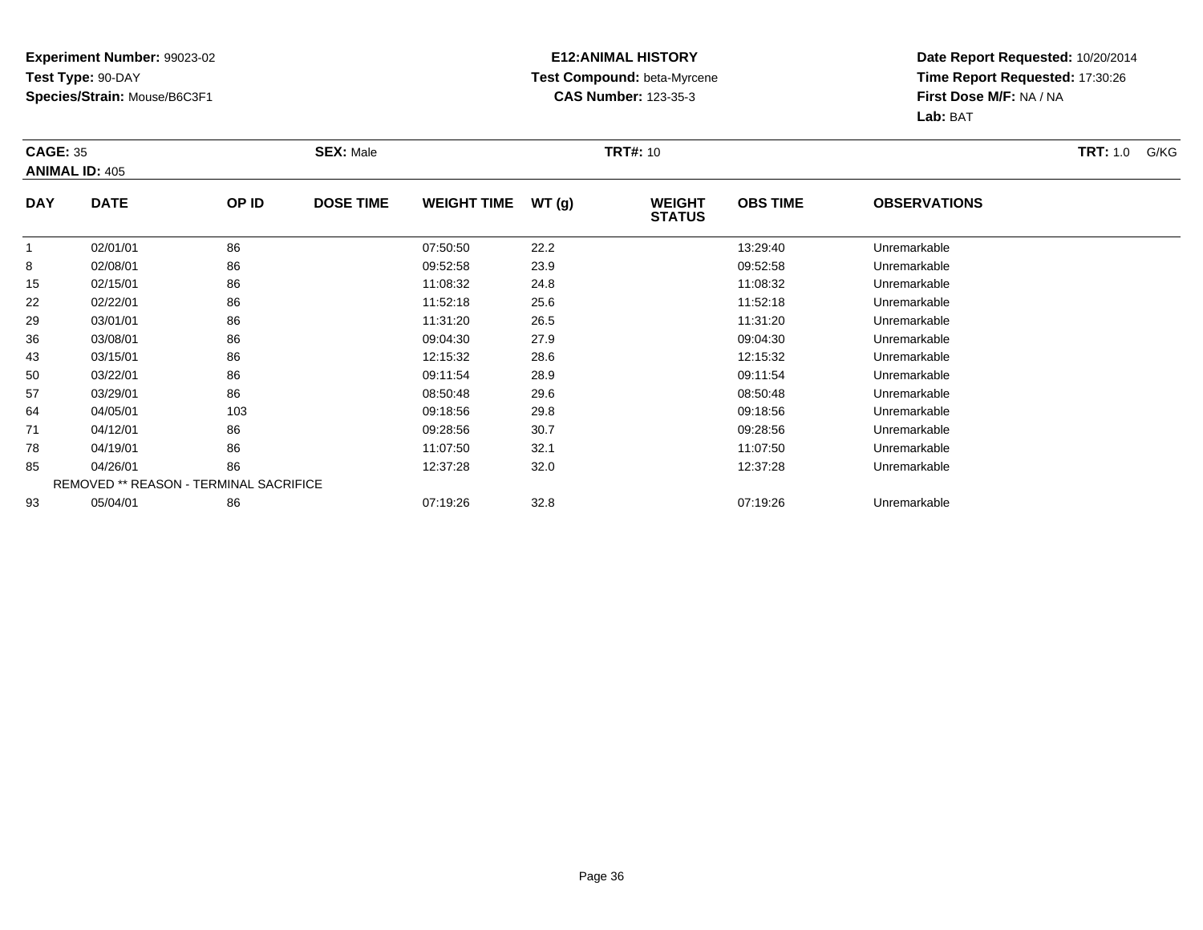**Experiment Number:** 99023-02
**Test Type:** 90-DAY
**Species/Strain:** Mouse/B6C3F1

**E12:ANIMAL HISTORY**
**Test Compound:** beta-Myrcene
**CAS Number:** 123-35-3

**Date Report Requested:** 10/20/2014
**Time Report Requested:** 17:30:26
**First Dose M/F:** NA / NA
**Lab:** BAT

**CAGE:** 35 **SEX:** Male **TRT#:** 10 **TRT:** 1.0 G/KG
**ANIMAL ID:** 405

| DAY | DATE | OP ID | DOSE TIME | WEIGHT TIME | WT (g) | WEIGHT STATUS | OBS TIME | OBSERVATIONS |
|---|---|---|---|---|---|---|---|---|
| 1 | 02/01/01 | 86 | | 07:50:50 | 22.2 | | 13:29:40 | Unremarkable |
| 8 | 02/08/01 | 86 | | 09:52:58 | 23.9 | | 09:52:58 | Unremarkable |
| 15 | 02/15/01 | 86 | | 11:08:32 | 24.8 | | 11:08:32 | Unremarkable |
| 22 | 02/22/01 | 86 | | 11:52:18 | 25.6 | | 11:52:18 | Unremarkable |
| 29 | 03/01/01 | 86 | | 11:31:20 | 26.5 | | 11:31:20 | Unremarkable |
| 36 | 03/08/01 | 86 | | 09:04:30 | 27.9 | | 09:04:30 | Unremarkable |
| 43 | 03/15/01 | 86 | | 12:15:32 | 28.6 | | 12:15:32 | Unremarkable |
| 50 | 03/22/01 | 86 | | 09:11:54 | 28.9 | | 09:11:54 | Unremarkable |
| 57 | 03/29/01 | 86 | | 08:50:48 | 29.6 | | 08:50:48 | Unremarkable |
| 64 | 04/05/01 | 103 | | 09:18:56 | 29.8 | | 09:18:56 | Unremarkable |
| 71 | 04/12/01 | 86 | | 09:28:56 | 30.7 | | 09:28:56 | Unremarkable |
| 78 | 04/19/01 | 86 | | 11:07:50 | 32.1 | | 11:07:50 | Unremarkable |
| 85 | 04/26/01 | 86 | | 12:37:28 | 32.0 | | 12:37:28 | Unremarkable |
| REMOVED ** REASON - TERMINAL SACRIFICE | | | | | | | | |
| 93 | 05/04/01 | 86 | | 07:19:26 | 32.8 | | 07:19:26 | Unremarkable |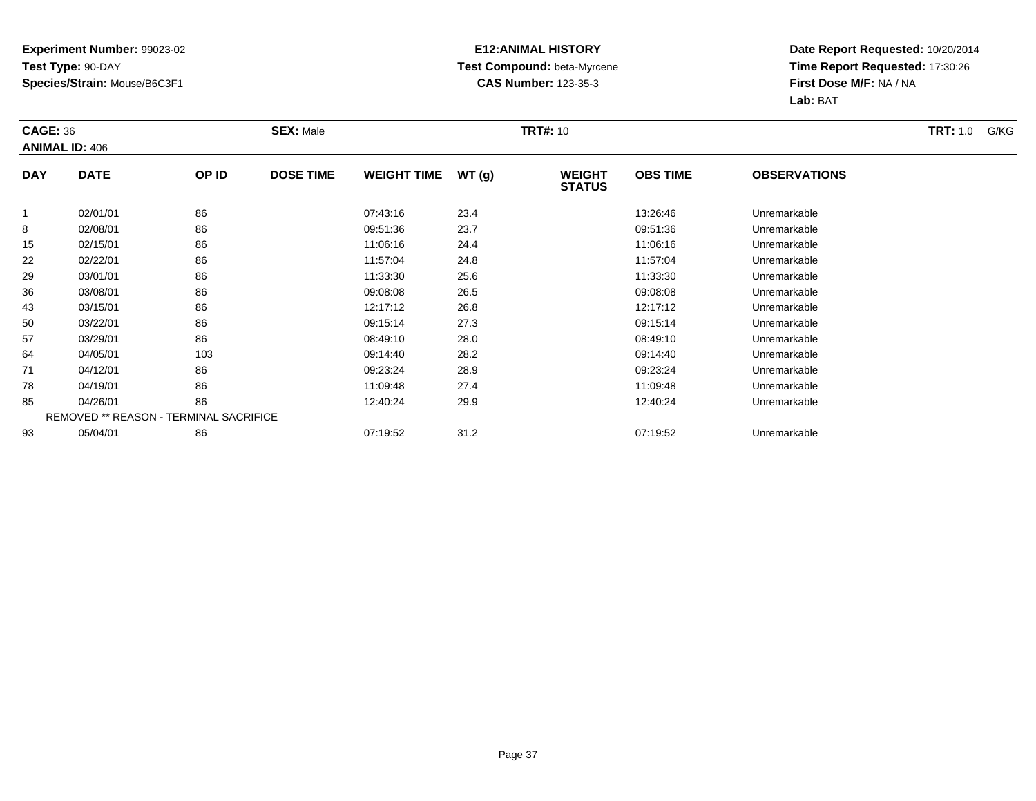**Experiment Number:** 99023-02
**Test Type:** 90-DAY
**Species/Strain:** Mouse/B6C3F1

**E12:ANIMAL HISTORY**
**Test Compound:** beta-Myrcene
**CAS Number:** 123-35-3

**Date Report Requested:** 10/20/2014
**Time Report Requested:** 17:30:26
**First Dose M/F:** NA / NA
**Lab:** BAT

**CAGE:** 36 **SEX:** Male **TRT#:** 10 **TRT:** 1.0 G/KG
**ANIMAL ID:** 406

| DAY | DATE | OP ID | DOSE TIME | WEIGHT TIME | WT (g) | WEIGHT STATUS | OBS TIME | OBSERVATIONS |
|---|---|---|---|---|---|---|---|---|
| 1 | 02/01/01 | 86 | | 07:43:16 | 23.4 | | 13:26:46 | Unremarkable |
| 8 | 02/08/01 | 86 | | 09:51:36 | 23.7 | | 09:51:36 | Unremarkable |
| 15 | 02/15/01 | 86 | | 11:06:16 | 24.4 | | 11:06:16 | Unremarkable |
| 22 | 02/22/01 | 86 | | 11:57:04 | 24.8 | | 11:57:04 | Unremarkable |
| 29 | 03/01/01 | 86 | | 11:33:30 | 25.6 | | 11:33:30 | Unremarkable |
| 36 | 03/08/01 | 86 | | 09:08:08 | 26.5 | | 09:08:08 | Unremarkable |
| 43 | 03/15/01 | 86 | | 12:17:12 | 26.8 | | 12:17:12 | Unremarkable |
| 50 | 03/22/01 | 86 | | 09:15:14 | 27.3 | | 09:15:14 | Unremarkable |
| 57 | 03/29/01 | 86 | | 08:49:10 | 28.0 | | 08:49:10 | Unremarkable |
| 64 | 04/05/01 | 103 | | 09:14:40 | 28.2 | | 09:14:40 | Unremarkable |
| 71 | 04/12/01 | 86 | | 09:23:24 | 28.9 | | 09:23:24 | Unremarkable |
| 78 | 04/19/01 | 86 | | 11:09:48 | 27.4 | | 11:09:48 | Unremarkable |
| 85 | 04/26/01 | 86 | | 12:40:24 | 29.9 | | 12:40:24 | Unremarkable |
| REMOVED ** REASON - TERMINAL SACRIFICE | | | | | | | | |
| 93 | 05/04/01 | 86 | | 07:19:52 | 31.2 | | 07:19:52 | Unremarkable |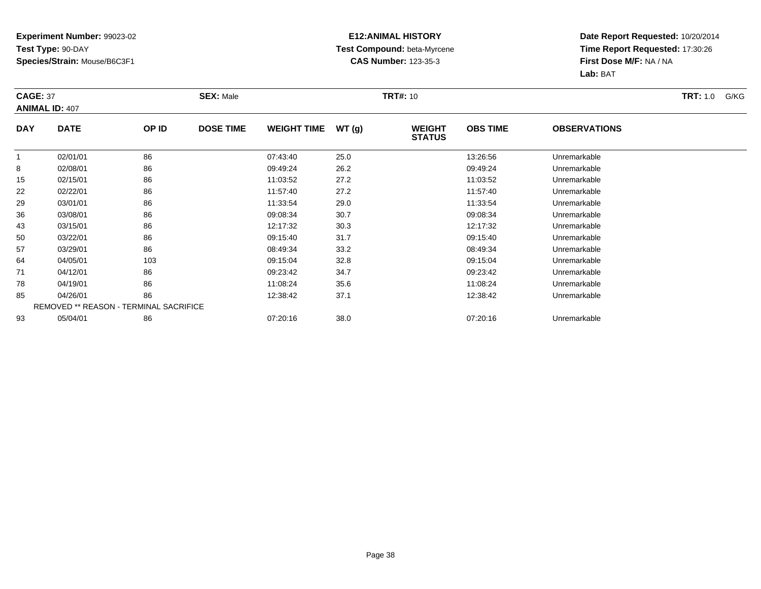**Experiment Number:** 99023-02
**Test Type:** 90-DAY
**Species/Strain:** Mouse/B6C3F1

**E12:ANIMAL HISTORY**
**Test Compound:** beta-Myrcene
**CAS Number:** 123-35-3

**Date Report Requested:** 10/20/2014
**Time Report Requested:** 17:30:26
**First Dose M/F:** NA / NA
**Lab:** BAT

**CAGE:** 37 **SEX:** Male **TRT#:** 10 **TRT:** 1.0 G/KG
**ANIMAL ID:** 407

| DAY | DATE | OP ID | DOSE TIME | WEIGHT TIME | WT (g) | WEIGHT STATUS | OBS TIME | OBSERVATIONS |
|---|---|---|---|---|---|---|---|---|
| 1 | 02/01/01 | 86 | | 07:43:40 | 25.0 | | 13:26:56 | Unremarkable |
| 8 | 02/08/01 | 86 | | 09:49:24 | 26.2 | | 09:49:24 | Unremarkable |
| 15 | 02/15/01 | 86 | | 11:03:52 | 27.2 | | 11:03:52 | Unremarkable |
| 22 | 02/22/01 | 86 | | 11:57:40 | 27.2 | | 11:57:40 | Unremarkable |
| 29 | 03/01/01 | 86 | | 11:33:54 | 29.0 | | 11:33:54 | Unremarkable |
| 36 | 03/08/01 | 86 | | 09:08:34 | 30.7 | | 09:08:34 | Unremarkable |
| 43 | 03/15/01 | 86 | | 12:17:32 | 30.3 | | 12:17:32 | Unremarkable |
| 50 | 03/22/01 | 86 | | 09:15:40 | 31.7 | | 09:15:40 | Unremarkable |
| 57 | 03/29/01 | 86 | | 08:49:34 | 33.2 | | 08:49:34 | Unremarkable |
| 64 | 04/05/01 | 103 | | 09:15:04 | 32.8 | | 09:15:04 | Unremarkable |
| 71 | 04/12/01 | 86 | | 09:23:42 | 34.7 | | 09:23:42 | Unremarkable |
| 78 | 04/19/01 | 86 | | 11:08:24 | 35.6 | | 11:08:24 | Unremarkable |
| 85 | 04/26/01 | 86 | | 12:38:42 | 37.1 | | 12:38:42 | Unremarkable |
| REMOVED ** REASON - TERMINAL SACRIFICE | | | | | | | | |
| 93 | 05/04/01 | 86 | | 07:20:16 | 38.0 | | 07:20:16 | Unremarkable |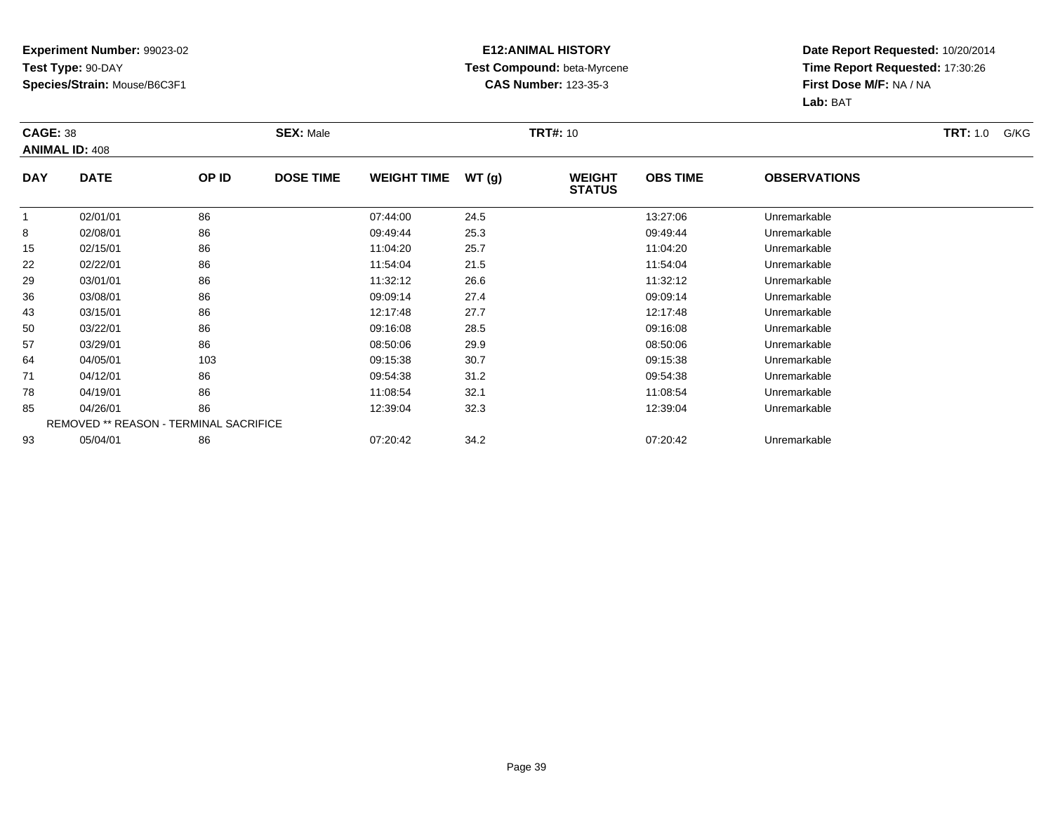**Experiment Number:** 99023-02
**Test Type:** 90-DAY
**Species/Strain:** Mouse/B6C3F1

**E12:ANIMAL HISTORY**
**Test Compound:** beta-Myrcene
**CAS Number:** 123-35-3

**Date Report Requested:** 10/20/2014
**Time Report Requested:** 17:30:26
**First Dose M/F:** NA / NA
**Lab:** BAT

**CAGE:** 38 **SEX:** Male **TRT#:** 10 **TRT:** 1.0 G/KG
**ANIMAL ID:** 408

| DAY | DATE | OP ID | DOSE TIME | WEIGHT TIME | WT (g) | WEIGHT STATUS | OBS TIME | OBSERVATIONS |
|---|---|---|---|---|---|---|---|---|
| 1 | 02/01/01 | 86 | | 07:44:00 | 24.5 | | 13:27:06 | Unremarkable |
| 8 | 02/08/01 | 86 | | 09:49:44 | 25.3 | | 09:49:44 | Unremarkable |
| 15 | 02/15/01 | 86 | | 11:04:20 | 25.7 | | 11:04:20 | Unremarkable |
| 22 | 02/22/01 | 86 | | 11:54:04 | 21.5 | | 11:54:04 | Unremarkable |
| 29 | 03/01/01 | 86 | | 11:32:12 | 26.6 | | 11:32:12 | Unremarkable |
| 36 | 03/08/01 | 86 | | 09:09:14 | 27.4 | | 09:09:14 | Unremarkable |
| 43 | 03/15/01 | 86 | | 12:17:48 | 27.7 | | 12:17:48 | Unremarkable |
| 50 | 03/22/01 | 86 | | 09:16:08 | 28.5 | | 09:16:08 | Unremarkable |
| 57 | 03/29/01 | 86 | | 08:50:06 | 29.9 | | 08:50:06 | Unremarkable |
| 64 | 04/05/01 | 103 | | 09:15:38 | 30.7 | | 09:15:38 | Unremarkable |
| 71 | 04/12/01 | 86 | | 09:54:38 | 31.2 | | 09:54:38 | Unremarkable |
| 78 | 04/19/01 | 86 | | 11:08:54 | 32.1 | | 11:08:54 | Unremarkable |
| 85 | 04/26/01 | 86 | | 12:39:04 | 32.3 | | 12:39:04 | Unremarkable |
| REMOVED ** REASON - TERMINAL SACRIFICE | | | | | | | | |
| 93 | 05/04/01 | 86 | | 07:20:42 | 34.2 | | 07:20:42 | Unremarkable |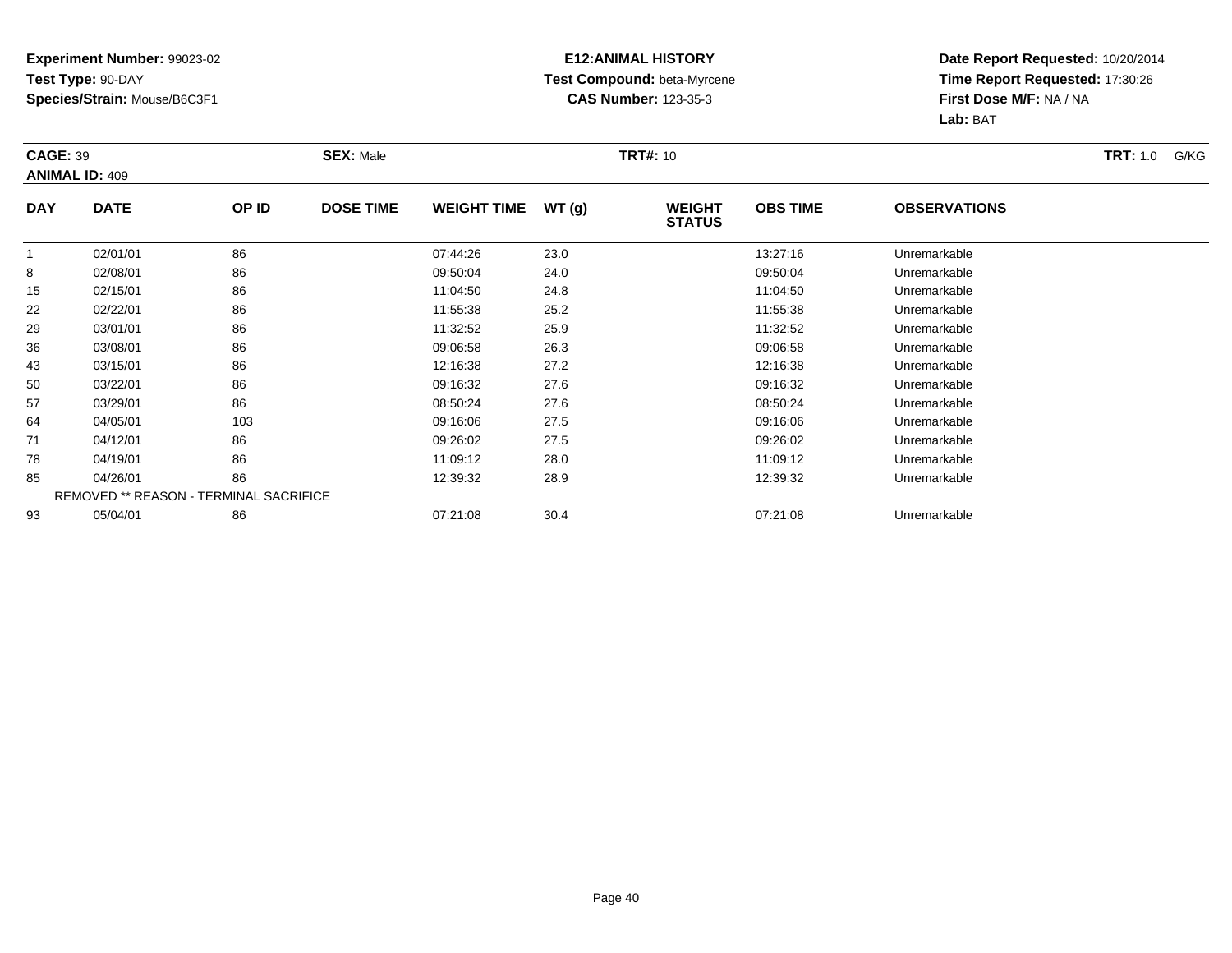**Experiment Number:** 99023-02
**Test Type:** 90-DAY
**Species/Strain:** Mouse/B6C3F1

**E12:ANIMAL HISTORY**
**Test Compound:** beta-Myrcene
**CAS Number:** 123-35-3

**Date Report Requested:** 10/20/2014
**Time Report Requested:** 17:30:26
**First Dose M/F:** NA / NA
**Lab:** BAT

**CAGE:** 39 **SEX:** Male **TRT#:** 10 **TRT:** 1.0 G/KG
**ANIMAL ID:** 409

| DAY | DATE | OP ID | DOSE TIME | WEIGHT TIME | WT (g) | WEIGHT STATUS | OBS TIME | OBSERVATIONS |
|---|---|---|---|---|---|---|---|---|
| 1 | 02/01/01 | 86 | | 07:44:26 | 23.0 | | 13:27:16 | Unremarkable |
| 8 | 02/08/01 | 86 | | 09:50:04 | 24.0 | | 09:50:04 | Unremarkable |
| 15 | 02/15/01 | 86 | | 11:04:50 | 24.8 | | 11:04:50 | Unremarkable |
| 22 | 02/22/01 | 86 | | 11:55:38 | 25.2 | | 11:55:38 | Unremarkable |
| 29 | 03/01/01 | 86 | | 11:32:52 | 25.9 | | 11:32:52 | Unremarkable |
| 36 | 03/08/01 | 86 | | 09:06:58 | 26.3 | | 09:06:58 | Unremarkable |
| 43 | 03/15/01 | 86 | | 12:16:38 | 27.2 | | 12:16:38 | Unremarkable |
| 50 | 03/22/01 | 86 | | 09:16:32 | 27.6 | | 09:16:32 | Unremarkable |
| 57 | 03/29/01 | 86 | | 08:50:24 | 27.6 | | 08:50:24 | Unremarkable |
| 64 | 04/05/01 | 103 | | 09:16:06 | 27.5 | | 09:16:06 | Unremarkable |
| 71 | 04/12/01 | 86 | | 09:26:02 | 27.5 | | 09:26:02 | Unremarkable |
| 78 | 04/19/01 | 86 | | 11:09:12 | 28.0 | | 11:09:12 | Unremarkable |
| 85 | 04/26/01 | 86 | | 12:39:32 | 28.9 | | 12:39:32 | Unremarkable |
| REMOVED ** REASON - TERMINAL SACRIFICE | | | | | | | | |
| 93 | 05/04/01 | 86 | | 07:21:08 | 30.4 | | 07:21:08 | Unremarkable |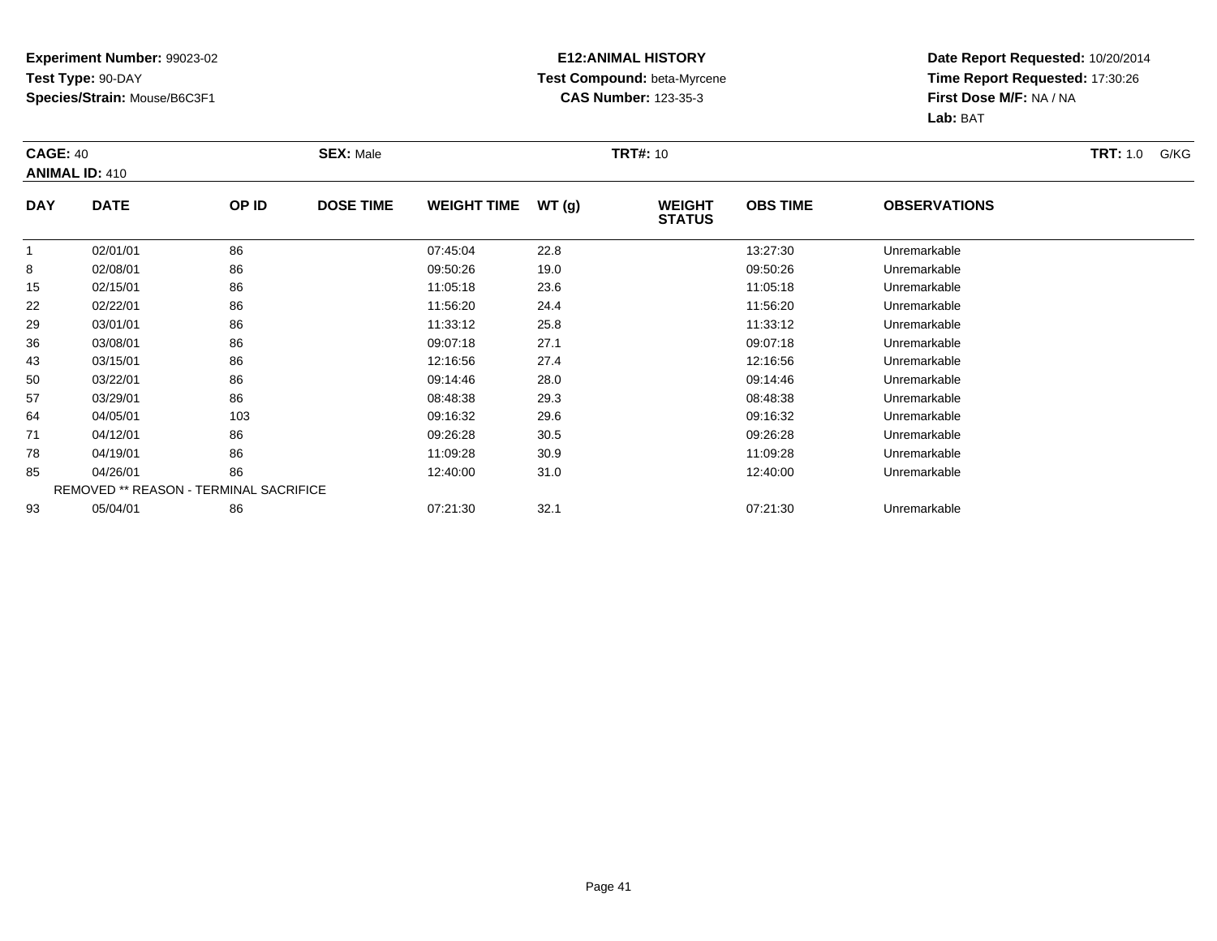**Experiment Number:** 99023-02
**Test Type:** 90-DAY
**Species/Strain:** Mouse/B6C3F1

**E12:ANIMAL HISTORY**
**Test Compound:** beta-Myrcene
**CAS Number:** 123-35-3

**Date Report Requested:** 10/20/2014
**Time Report Requested:** 17:30:26
**First Dose M/F:** NA / NA
**Lab:** BAT

**CAGE:** 40 **SEX:** Male **TRT#:** 10 **TRT:** 1.0 G/KG
**ANIMAL ID:** 410

| DAY | DATE | OP ID | DOSE TIME | WEIGHT TIME | WT (g) | WEIGHT STATUS | OBS TIME | OBSERVATIONS |
|---|---|---|---|---|---|---|---|---|
| 1 | 02/01/01 | 86 | | 07:45:04 | 22.8 | | 13:27:30 | Unremarkable |
| 8 | 02/08/01 | 86 | | 09:50:26 | 19.0 | | 09:50:26 | Unremarkable |
| 15 | 02/15/01 | 86 | | 11:05:18 | 23.6 | | 11:05:18 | Unremarkable |
| 22 | 02/22/01 | 86 | | 11:56:20 | 24.4 | | 11:56:20 | Unremarkable |
| 29 | 03/01/01 | 86 | | 11:33:12 | 25.8 | | 11:33:12 | Unremarkable |
| 36 | 03/08/01 | 86 | | 09:07:18 | 27.1 | | 09:07:18 | Unremarkable |
| 43 | 03/15/01 | 86 | | 12:16:56 | 27.4 | | 12:16:56 | Unremarkable |
| 50 | 03/22/01 | 86 | | 09:14:46 | 28.0 | | 09:14:46 | Unremarkable |
| 57 | 03/29/01 | 86 | | 08:48:38 | 29.3 | | 08:48:38 | Unremarkable |
| 64 | 04/05/01 | 103 | | 09:16:32 | 29.6 | | 09:16:32 | Unremarkable |
| 71 | 04/12/01 | 86 | | 09:26:28 | 30.5 | | 09:26:28 | Unremarkable |
| 78 | 04/19/01 | 86 | | 11:09:28 | 30.9 | | 11:09:28 | Unremarkable |
| 85 | 04/26/01 | 86 | | 12:40:00 | 31.0 | | 12:40:00 | Unremarkable |
| REMOVED ** REASON - TERMINAL SACRIFICE | | | | | | | | |
| 93 | 05/04/01 | 86 | | 07:21:30 | 32.1 | | 07:21:30 | Unremarkable |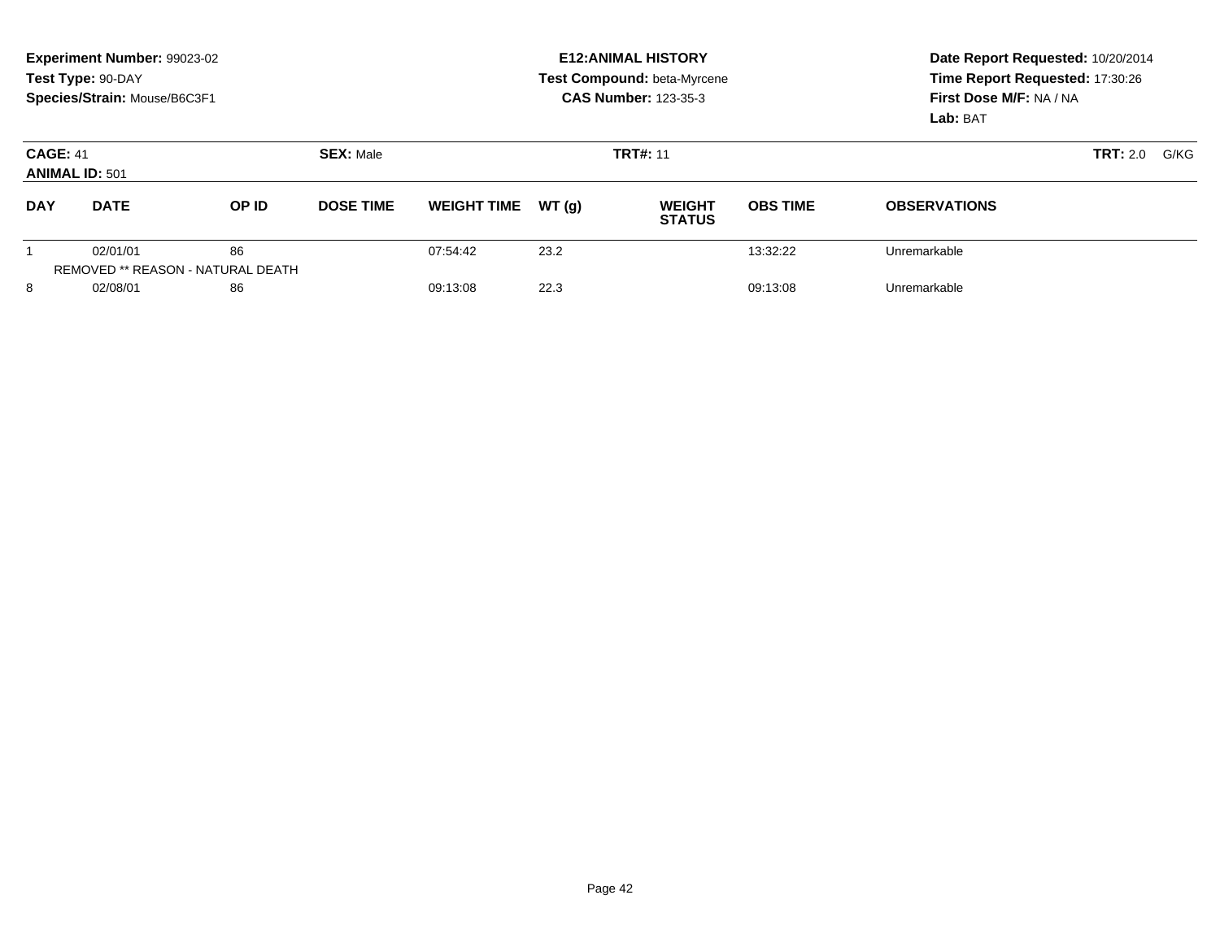**Experiment Number:** 99023-02
**Test Type:** 90-DAY
**Species/Strain:** Mouse/B6C3F1

**E12:ANIMAL HISTORY**
**Test Compound:** beta-Myrcene
**CAS Number:** 123-35-3

**Date Report Requested:** 10/20/2014
**Time Report Requested:** 17:30:26
**First Dose M/F:** NA / NA
**Lab:** BAT

**CAGE:** 41 **SEX:** Male **TRT#:** 11 **TRT:** 2.0 G/KG
**ANIMAL ID:** 501

| DAY | DATE | OP ID | DOSE TIME | WEIGHT TIME | WT (g) | WEIGHT STATUS | OBS TIME | OBSERVATIONS |
|---|---|---|---|---|---|---|---|---|
| 1 | 02/01/01 | 86 | | 07:54:42 | 23.2 | | 13:32:22 | Unremarkable |
| | REMOVED ** REASON - NATURAL DEATH | | | | | | | |
| 8 | 02/08/01 | 86 | | 09:13:08 | 22.3 | | 09:13:08 | Unremarkable |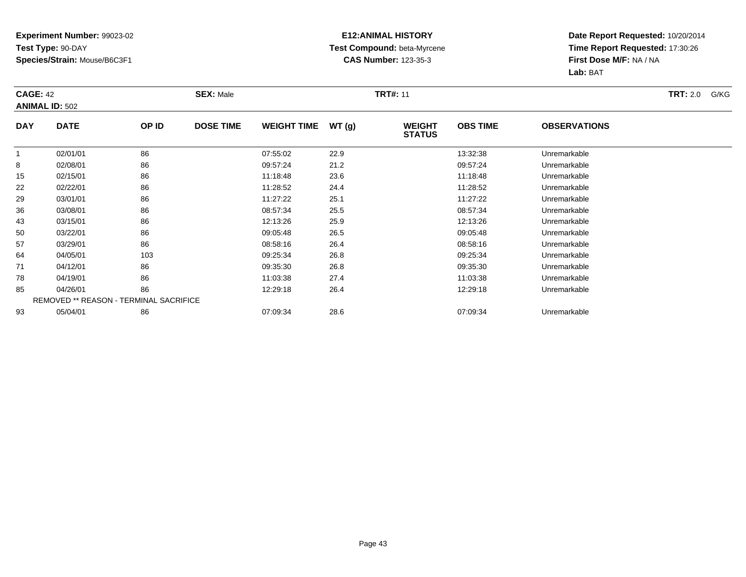**Experiment Number:** 99023-02
**Test Type:** 90-DAY
**Species/Strain:** Mouse/B6C3F1

**E12:ANIMAL HISTORY**
**Test Compound:** beta-Myrcene
**CAS Number:** 123-35-3

**Date Report Requested:** 10/20/2014
**Time Report Requested:** 17:30:26
**First Dose M/F:** NA / NA
**Lab:** BAT

**CAGE:** 42 **SEX:** Male **TRT#:** 11 **TRT:** 2.0 G/KG
**ANIMAL ID:** 502

| DAY | DATE | OP ID | DOSE TIME | WEIGHT TIME | WT (g) | WEIGHT STATUS | OBS TIME | OBSERVATIONS |
|---|---|---|---|---|---|---|---|---|
| 1 | 02/01/01 | 86 | | 07:55:02 | 22.9 | | 13:32:38 | Unremarkable |
| 8 | 02/08/01 | 86 | | 09:57:24 | 21.2 | | 09:57:24 | Unremarkable |
| 15 | 02/15/01 | 86 | | 11:18:48 | 23.6 | | 11:18:48 | Unremarkable |
| 22 | 02/22/01 | 86 | | 11:28:52 | 24.4 | | 11:28:52 | Unremarkable |
| 29 | 03/01/01 | 86 | | 11:27:22 | 25.1 | | 11:27:22 | Unremarkable |
| 36 | 03/08/01 | 86 | | 08:57:34 | 25.5 | | 08:57:34 | Unremarkable |
| 43 | 03/15/01 | 86 | | 12:13:26 | 25.9 | | 12:13:26 | Unremarkable |
| 50 | 03/22/01 | 86 | | 09:05:48 | 26.5 | | 09:05:48 | Unremarkable |
| 57 | 03/29/01 | 86 | | 08:58:16 | 26.4 | | 08:58:16 | Unremarkable |
| 64 | 04/05/01 | 103 | | 09:25:34 | 26.8 | | 09:25:34 | Unremarkable |
| 71 | 04/12/01 | 86 | | 09:35:30 | 26.8 | | 09:35:30 | Unremarkable |
| 78 | 04/19/01 | 86 | | 11:03:38 | 27.4 | | 11:03:38 | Unremarkable |
| 85 | 04/26/01 | 86 | | 12:29:18 | 26.4 | | 12:29:18 | Unremarkable |
| REMOVED ** REASON - TERMINAL SACRIFICE | | | | | | | | |
| 93 | 05/04/01 | 86 | | 07:09:34 | 28.6 | | 07:09:34 | Unremarkable |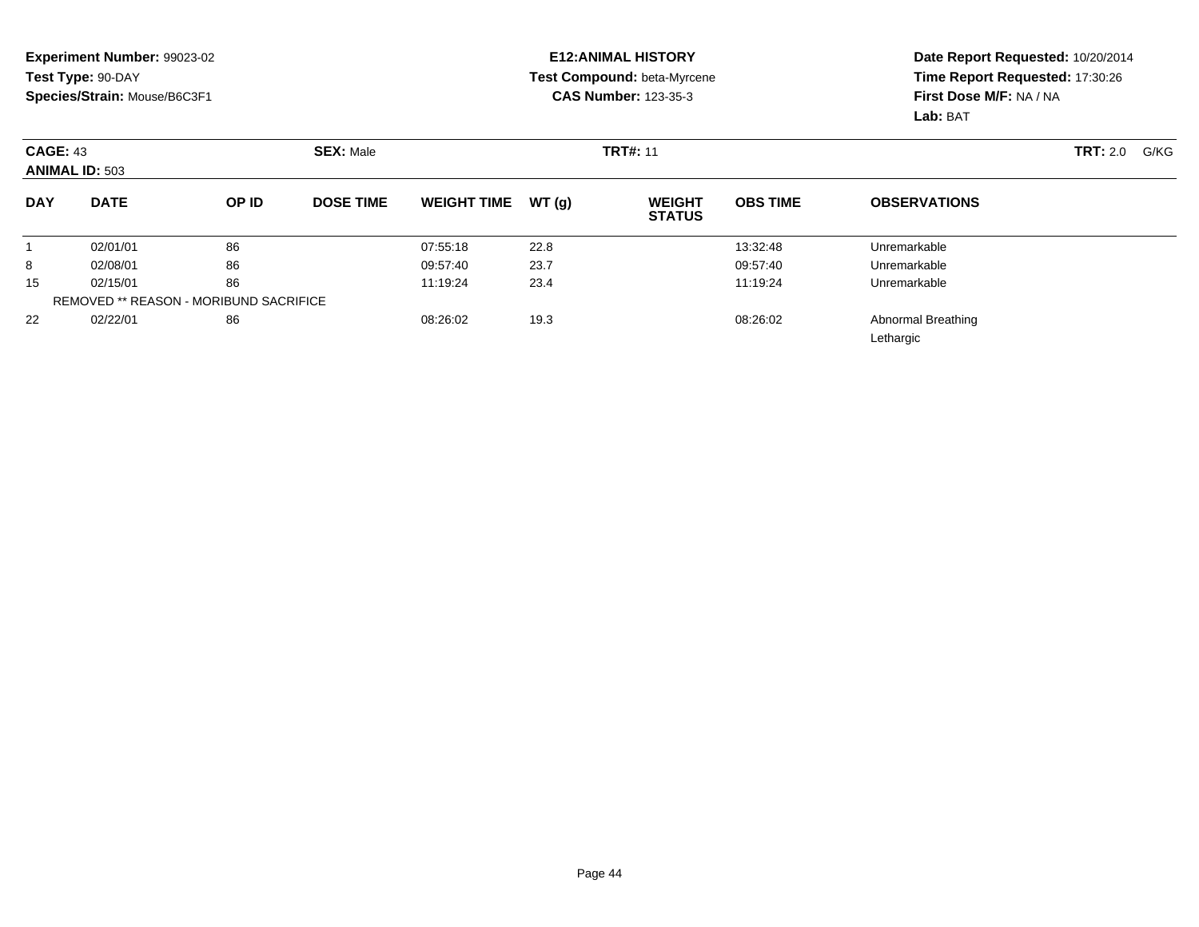**Experiment Number:** 99023-02
**Test Type:** 90-DAY
**Species/Strain:** Mouse/B6C3F1

**E12:ANIMAL HISTORY**
**Test Compound:** beta-Myrcene
**CAS Number:** 123-35-3

**Date Report Requested:** 10/20/2014
**Time Report Requested:** 17:30:26
**First Dose M/F:** NA / NA
**Lab:** BAT

**CAGE:** 43　　**SEX:** Male　　**TRT#:** 11　　**TRT:** 2.0 G/KG
**ANIMAL ID:** 503

| DAY | DATE | OP ID | DOSE TIME | WEIGHT TIME | WT (g) | WEIGHT STATUS | OBS TIME | OBSERVATIONS |
|---|---|---|---|---|---|---|---|---|
| 1 | 02/01/01 | 86 | | 07:55:18 | 22.8 | | 13:32:48 | Unremarkable |
| 8 | 02/08/01 | 86 | | 09:57:40 | 23.7 | | 09:57:40 | Unremarkable |
| 15 | 02/15/01 | 86 | | 11:19:24 | 23.4 | | 11:19:24 | Unremarkable |
| REMOVED ** REASON - MORIBUND SACRIFICE | | | | | | | | |
| 22 | 02/22/01 | 86 | | 08:26:02 | 19.3 | | 08:26:02 | Abnormal Breathing<br>Lethargic |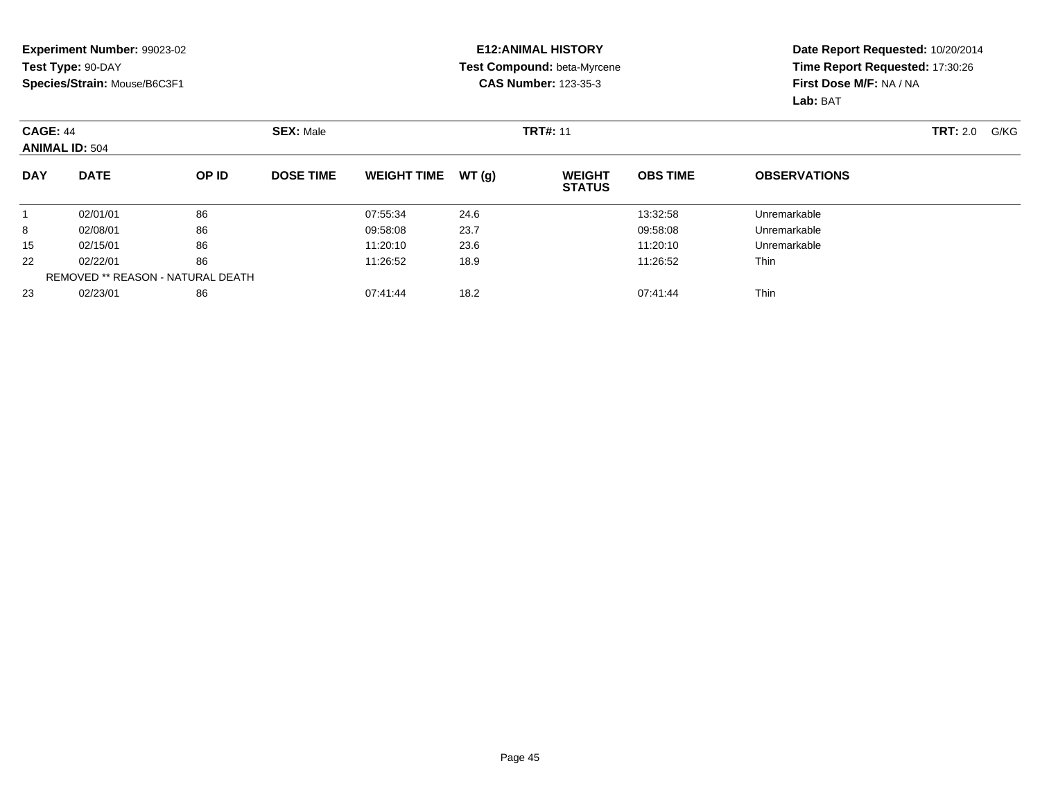**Experiment Number:** 99023-02
**Test Type:** 90-DAY
**Species/Strain:** Mouse/B6C3F1

**E12:ANIMAL HISTORY**
**Test Compound:** beta-Myrcene
**CAS Number:** 123-35-3

**Date Report Requested:** 10/20/2014
**Time Report Requested:** 17:30:26
**First Dose M/F:** NA / NA
**Lab:** BAT

**CAGE:** 44 **SEX:** Male **TRT#:** 11 **TRT:** 2.0 G/KG
**ANIMAL ID:** 504

| DAY | DATE | OP ID | DOSE TIME | WEIGHT TIME | WT (g) | WEIGHT STATUS | OBS TIME | OBSERVATIONS |
|---|---|---|---|---|---|---|---|---|
| 1 | 02/01/01 | 86 | | 07:55:34 | 24.6 | | 13:32:58 | Unremarkable |
| 8 | 02/08/01 | 86 | | 09:58:08 | 23.7 | | 09:58:08 | Unremarkable |
| 15 | 02/15/01 | 86 | | 11:20:10 | 23.6 | | 11:20:10 | Unremarkable |
| 22 | 02/22/01 | 86 | | 11:26:52 | 18.9 | | 11:26:52 | Thin |
| | REMOVED ** REASON - NATURAL DEATH | | | | | | | |
| 23 | 02/23/01 | 86 | | 07:41:44 | 18.2 | | 07:41:44 | Thin |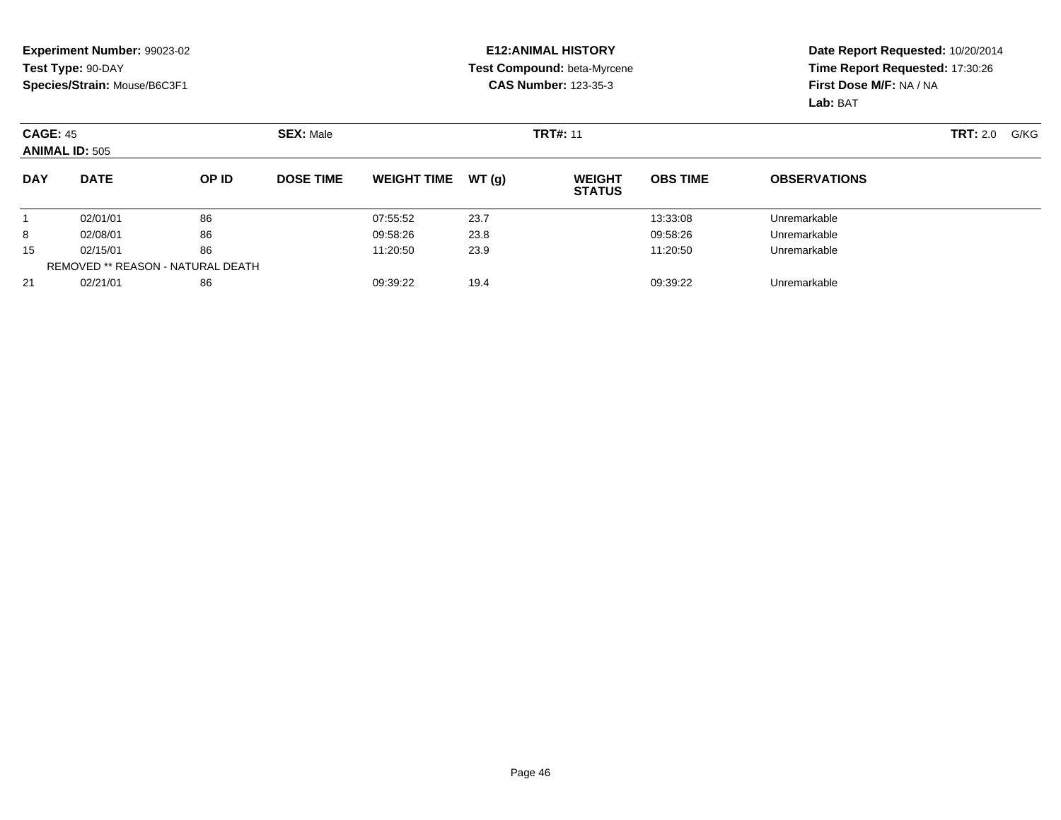**Experiment Number:** 99023-02
**Test Type:** 90-DAY
**Species/Strain:** Mouse/B6C3F1

**E12:ANIMAL HISTORY**
**Test Compound:** beta-Myrcene
**CAS Number:** 123-35-3

**Date Report Requested:** 10/20/2014
**Time Report Requested:** 17:30:26
**First Dose M/F:** NA / NA
**Lab:** BAT

**CAGE:** 45 **SEX:** Male **TRT#:** 11 **TRT:** 2.0 G/KG
**ANIMAL ID:** 505

| DAY | DATE | OP ID | DOSE TIME | WEIGHT TIME | WT (g) | WEIGHT STATUS | OBS TIME | OBSERVATIONS |
|---|---|---|---|---|---|---|---|---|
| 1 | 02/01/01 | 86 | | 07:55:52 | 23.7 | | 13:33:08 | Unremarkable |
| 8 | 02/08/01 | 86 | | 09:58:26 | 23.8 | | 09:58:26 | Unremarkable |
| 15 | 02/15/01 | 86 | | 11:20:50 | 23.9 | | 11:20:50 | Unremarkable |
| | REMOVED ** REASON - NATURAL DEATH | | | | | | | |
| 21 | 02/21/01 | 86 | | 09:39:22 | 19.4 | | 09:39:22 | Unremarkable |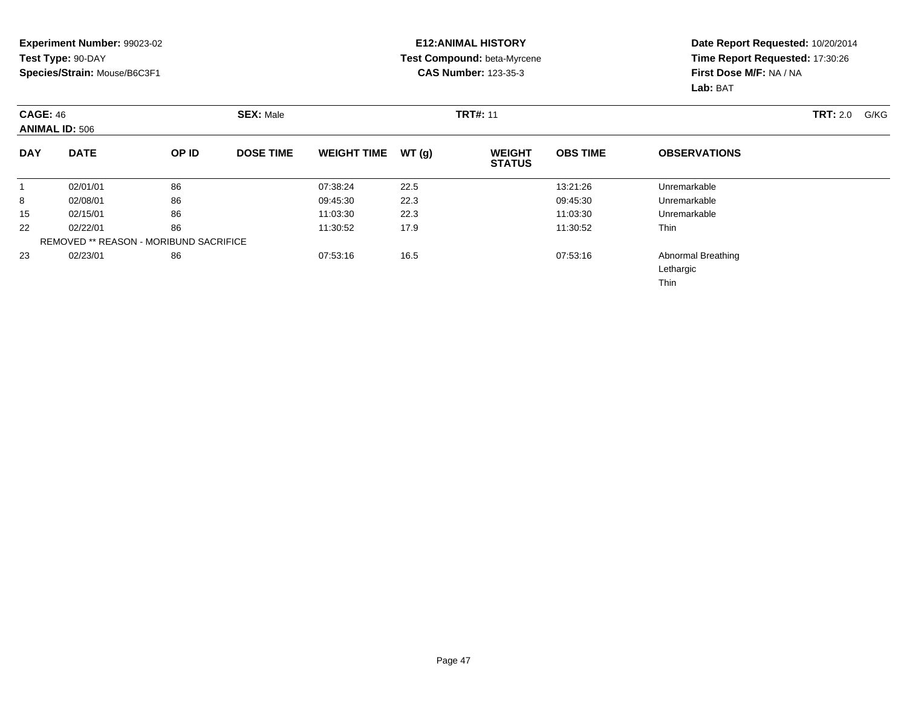**Experiment Number:** 99023-02
**Test Type:** 90-DAY
**Species/Strain:** Mouse/B6C3F1

**E12:ANIMAL HISTORY**
**Test Compound:** beta-Myrcene
**CAS Number:** 123-35-3

**Date Report Requested:** 10/20/2014
**Time Report Requested:** 17:30:26
**First Dose M/F:** NA / NA
**Lab:** BAT

**CAGE:** 46 **SEX:** Male **TRT#:** 11 **TRT:** 2.0 G/KG
**ANIMAL ID:** 506

| DAY | DATE | OP ID | DOSE TIME | WEIGHT TIME | WT (g) | WEIGHT STATUS | OBS TIME | OBSERVATIONS |
|---|---|---|---|---|---|---|---|---|
| 1 | 02/01/01 | 86 | | 07:38:24 | 22.5 | | 13:21:26 | Unremarkable |
| 8 | 02/08/01 | 86 | | 09:45:30 | 22.3 | | 09:45:30 | Unremarkable |
| 15 | 02/15/01 | 86 | | 11:03:30 | 22.3 | | 11:03:30 | Unremarkable |
| 22 | 02/22/01 | 86 | | 11:30:52 | 17.9 | | 11:30:52 | Thin |
| REMOVED ** REASON - MORIBUND SACRIFICE | | | | | | | | |
| 23 | 02/23/01 | 86 | | 07:53:16 | 16.5 | | 07:53:16 | Abnormal Breathing |
| | | | | | | | | Lethargic |
| | | | | | | | | Thin |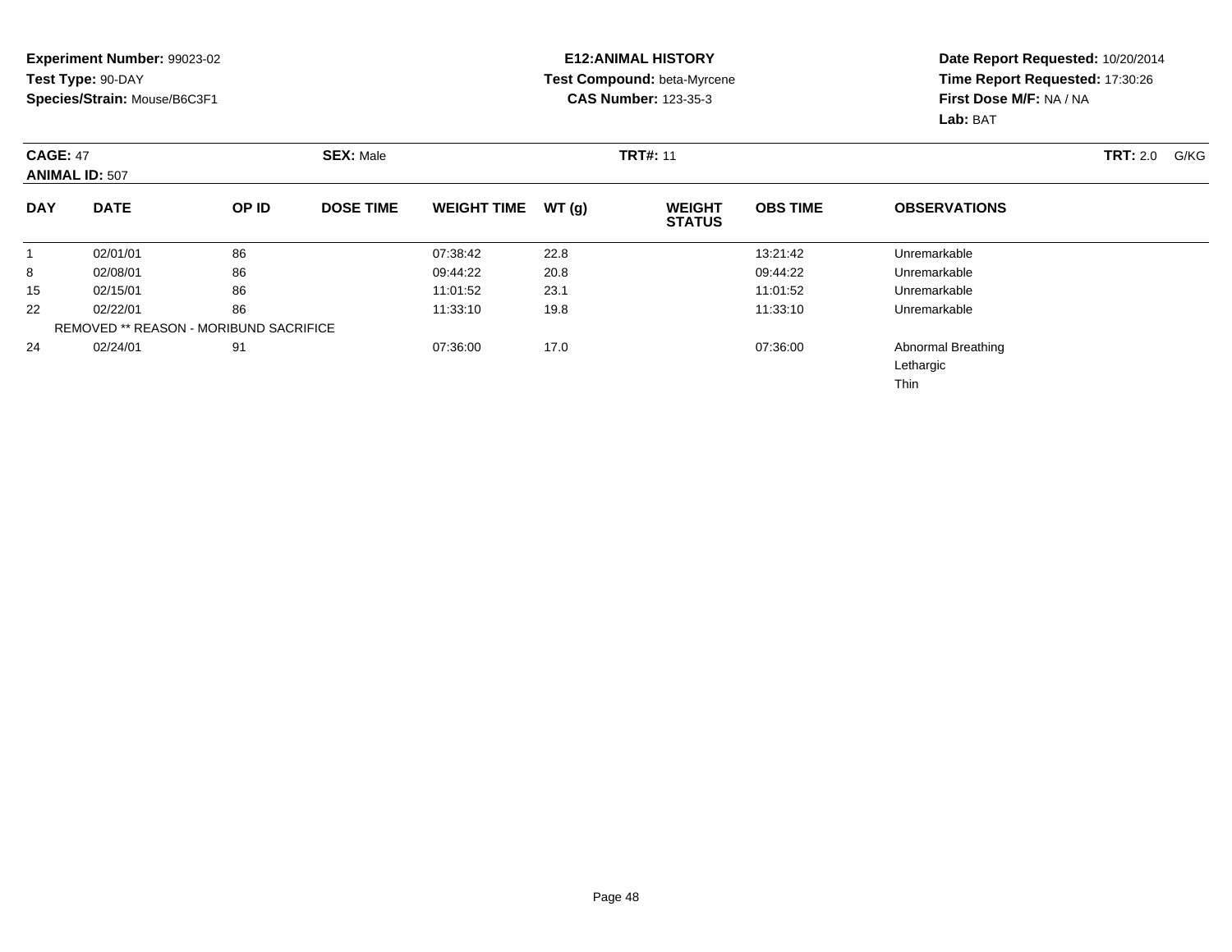**Experiment Number:** 99023-02
**Test Type:** 90-DAY
**Species/Strain:** Mouse/B6C3F1

**E12:ANIMAL HISTORY**
**Test Compound:** beta-Myrcene
**CAS Number:** 123-35-3

**Date Report Requested:** 10/20/2014
**Time Report Requested:** 17:30:26
**First Dose M/F:** NA / NA
**Lab:** BAT

**CAGE:** 47 **SEX:** Male **TRT#:** 11 **TRT:** 2.0 G/KG
**ANIMAL ID:** 507

| DAY | DATE | OP ID | DOSE TIME | WEIGHT TIME | WT (g) | WEIGHT STATUS | OBS TIME | OBSERVATIONS |
|---|---|---|---|---|---|---|---|---|
| 1 | 02/01/01 | 86 | | 07:38:42 | 22.8 | | 13:21:42 | Unremarkable |
| 8 | 02/08/01 | 86 | | 09:44:22 | 20.8 | | 09:44:22 | Unremarkable |
| 15 | 02/15/01 | 86 | | 11:01:52 | 23.1 | | 11:01:52 | Unremarkable |
| 22 | 02/22/01 | 86 | | 11:33:10 | 19.8 | | 11:33:10 | Unremarkable |
| | REMOVED ** REASON - MORIBUND SACRIFICE | | | | | | | |
| 24 | 02/24/01 | 91 | | 07:36:00 | 17.0 | | 07:36:00 | Abnormal Breathing |
| | | | | | | | | Lethargic |
| | | | | | | | | Thin |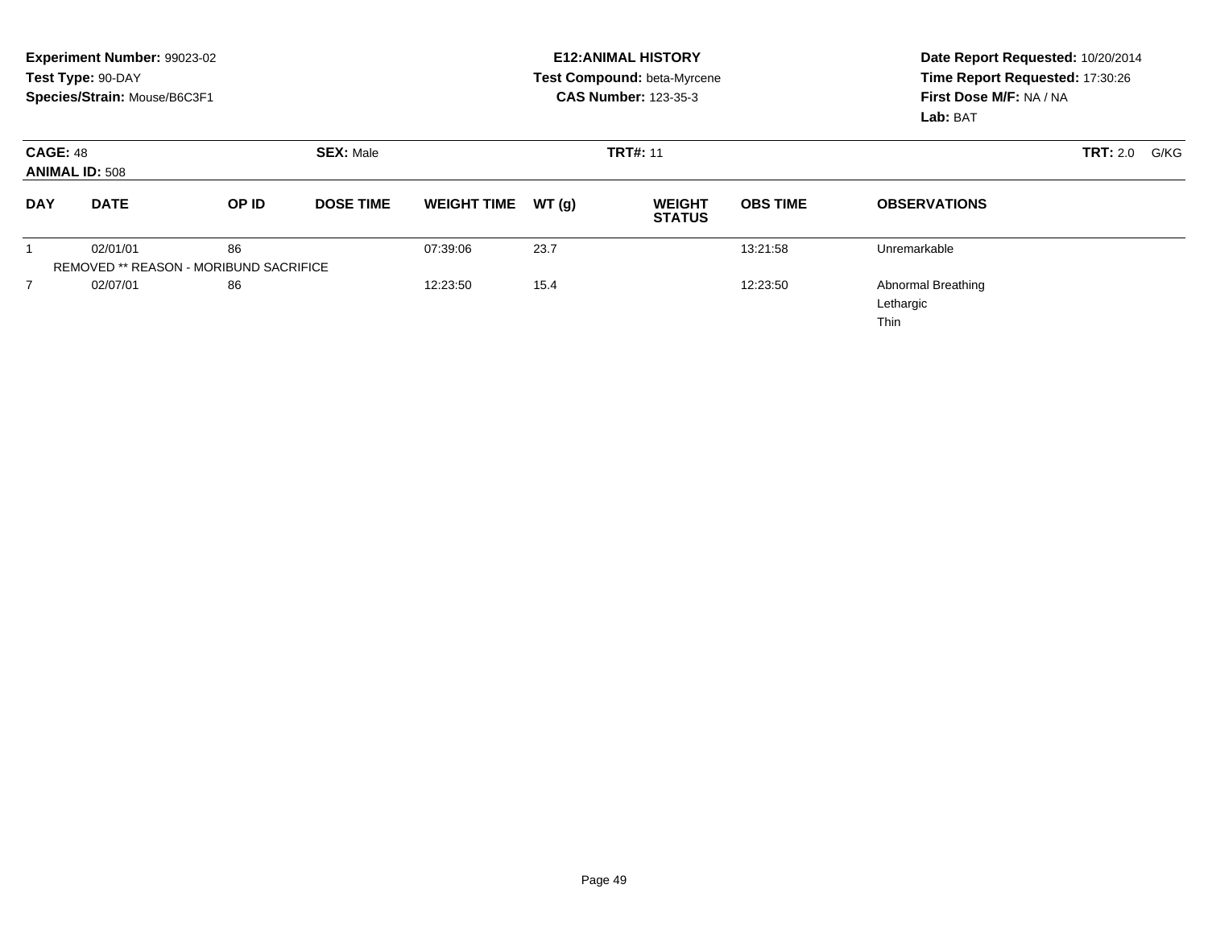**Experiment Number:** 99023-02
**Test Type:** 90-DAY
**Species/Strain:** Mouse/B6C3F1

**E12:ANIMAL HISTORY**
**Test Compound:** beta-Myrcene
**CAS Number:** 123-35-3

**Date Report Requested:** 10/20/2014
**Time Report Requested:** 17:30:26
**First Dose M/F:** NA / NA
**Lab:** BAT

**CAGE:** 48 **SEX:** Male **TRT#:** 11 **TRT:** 2.0 G/KG
**ANIMAL ID:** 508

| DAY | DATE | OP ID | DOSE TIME | WEIGHT TIME | WT (g) | WEIGHT STATUS | OBS TIME | OBSERVATIONS |
|---|---|---|---|---|---|---|---|---|
| 1 | 02/01/01 | 86 | | 07:39:06 | 23.7 | | 13:21:58 | Unremarkable |
| REMOVED ** REASON - MORIBUND SACRIFICE | | | | | | | | |
| 7 | 02/07/01 | 86 | | 12:23:50 | 15.4 | | 12:23:50 | Abnormal Breathing<br>Lethargic<br>Thin |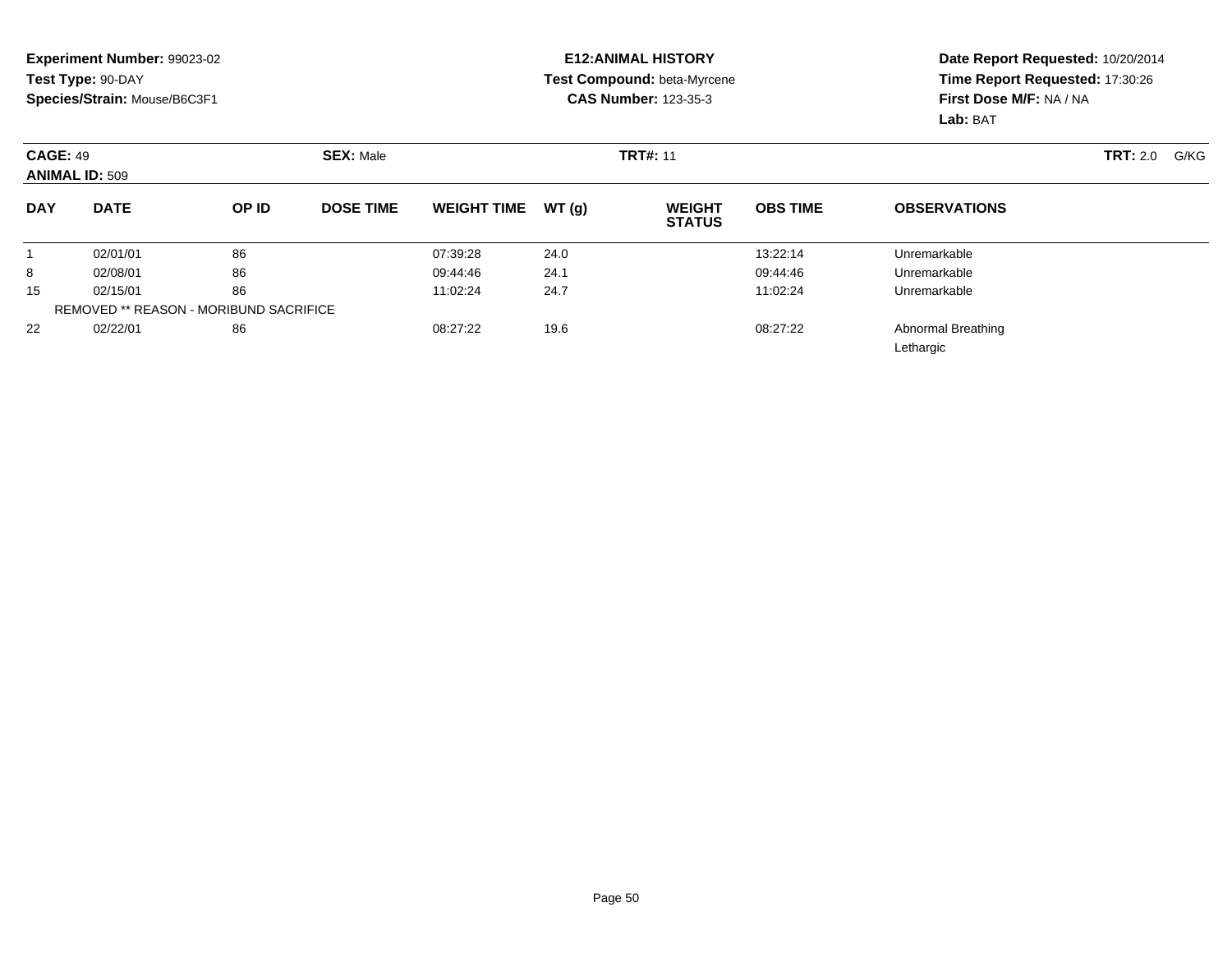**Experiment Number:** 99023-02
**Test Type:** 90-DAY
**Species/Strain:** Mouse/B6C3F1

**E12:ANIMAL HISTORY**
**Test Compound:** beta-Myrcene
**CAS Number:** 123-35-3

**Date Report Requested:** 10/20/2014
**Time Report Requested:** 17:30:26
**First Dose M/F:** NA / NA
**Lab:** BAT

**CAGE:** 49 **SEX:** Male **TRT#:** 11 **TRT:** 2.0 G/KG
**ANIMAL ID:** 509

| DAY | DATE | OP ID | DOSE TIME | WEIGHT TIME | WT (g) | WEIGHT STATUS | OBS TIME | OBSERVATIONS |
|---|---|---|---|---|---|---|---|---|
| 1 | 02/01/01 | 86 | | 07:39:28 | 24.0 | | 13:22:14 | Unremarkable |
| 8 | 02/08/01 | 86 | | 09:44:46 | 24.1 | | 09:44:46 | Unremarkable |
| 15 | 02/15/01 | 86 | | 11:02:24 | 24.7 | | 11:02:24 | Unremarkable |
| REMOVED ** REASON - MORIBUND SACRIFICE | | | | | | | | |
| 22 | 02/22/01 | 86 | | 08:27:22 | 19.6 | | 08:27:22 | Abnormal Breathing |
| | | | | | | | | Lethargic |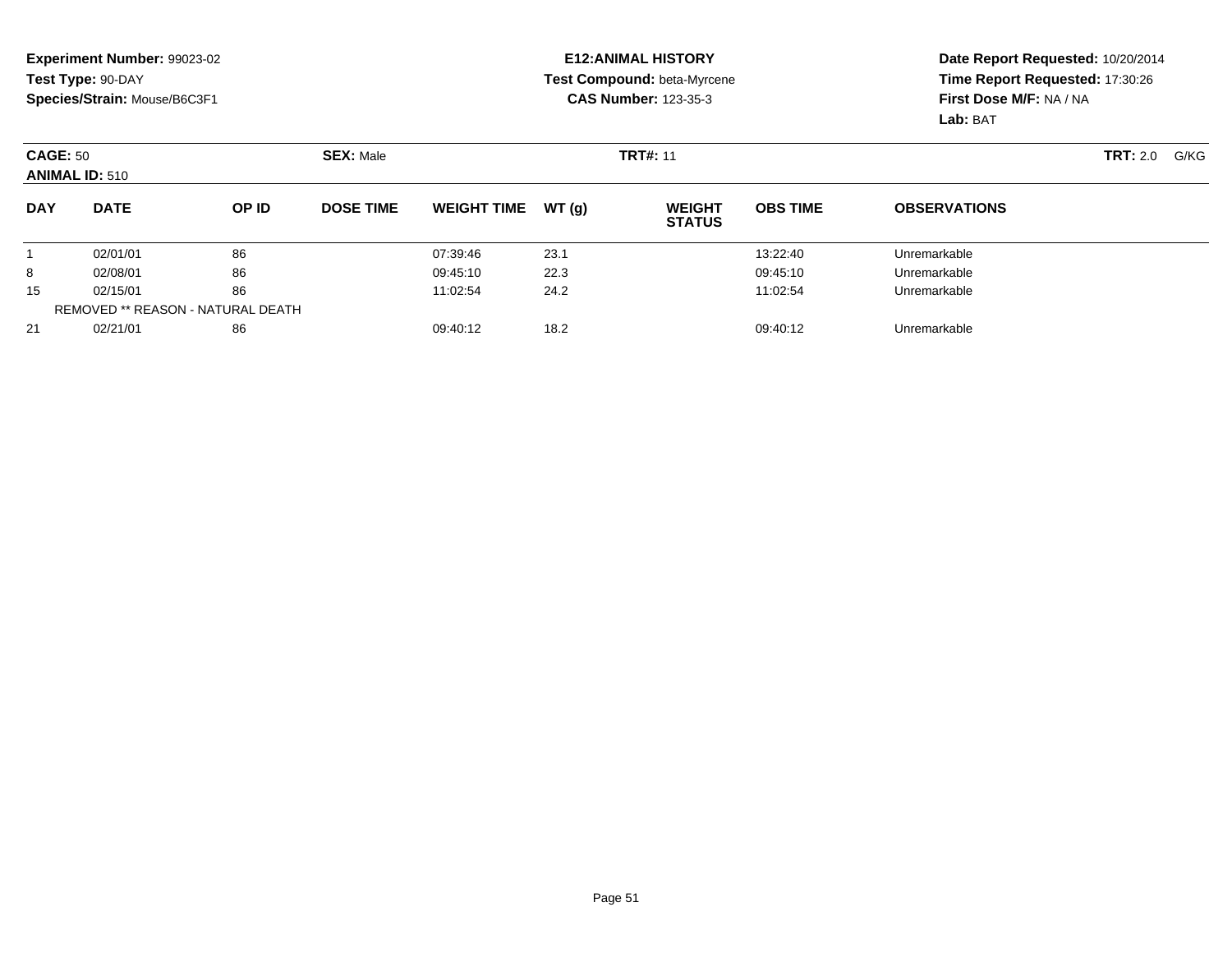**Experiment Number:** 99023-02
**Test Type:** 90-DAY
**Species/Strain:** Mouse/B6C3F1

**E12:ANIMAL HISTORY**
**Test Compound:** beta-Myrcene
**CAS Number:** 123-35-3

**Date Report Requested:** 10/20/2014
**Time Report Requested:** 17:30:26
**First Dose M/F:** NA / NA
**Lab:** BAT

**CAGE:** 50 **SEX:** Male **TRT#:** 11 **TRT:** 2.0 G/KG
**ANIMAL ID:** 510

| DAY | DATE | OP ID | DOSE TIME | WEIGHT TIME | WT (g) | WEIGHT STATUS | OBS TIME | OBSERVATIONS |
|---|---|---|---|---|---|---|---|---|
| 1 | 02/01/01 | 86 | | 07:39:46 | 23.1 | | 13:22:40 | Unremarkable |
| 8 | 02/08/01 | 86 | | 09:45:10 | 22.3 | | 09:45:10 | Unremarkable |
| 15 | 02/15/01 | 86 | | 11:02:54 | 24.2 | | 11:02:54 | Unremarkable |
| | REMOVED ** REASON - NATURAL DEATH | | | | | | | |
| 21 | 02/21/01 | 86 | | 09:40:12 | 18.2 | | 09:40:12 | Unremarkable |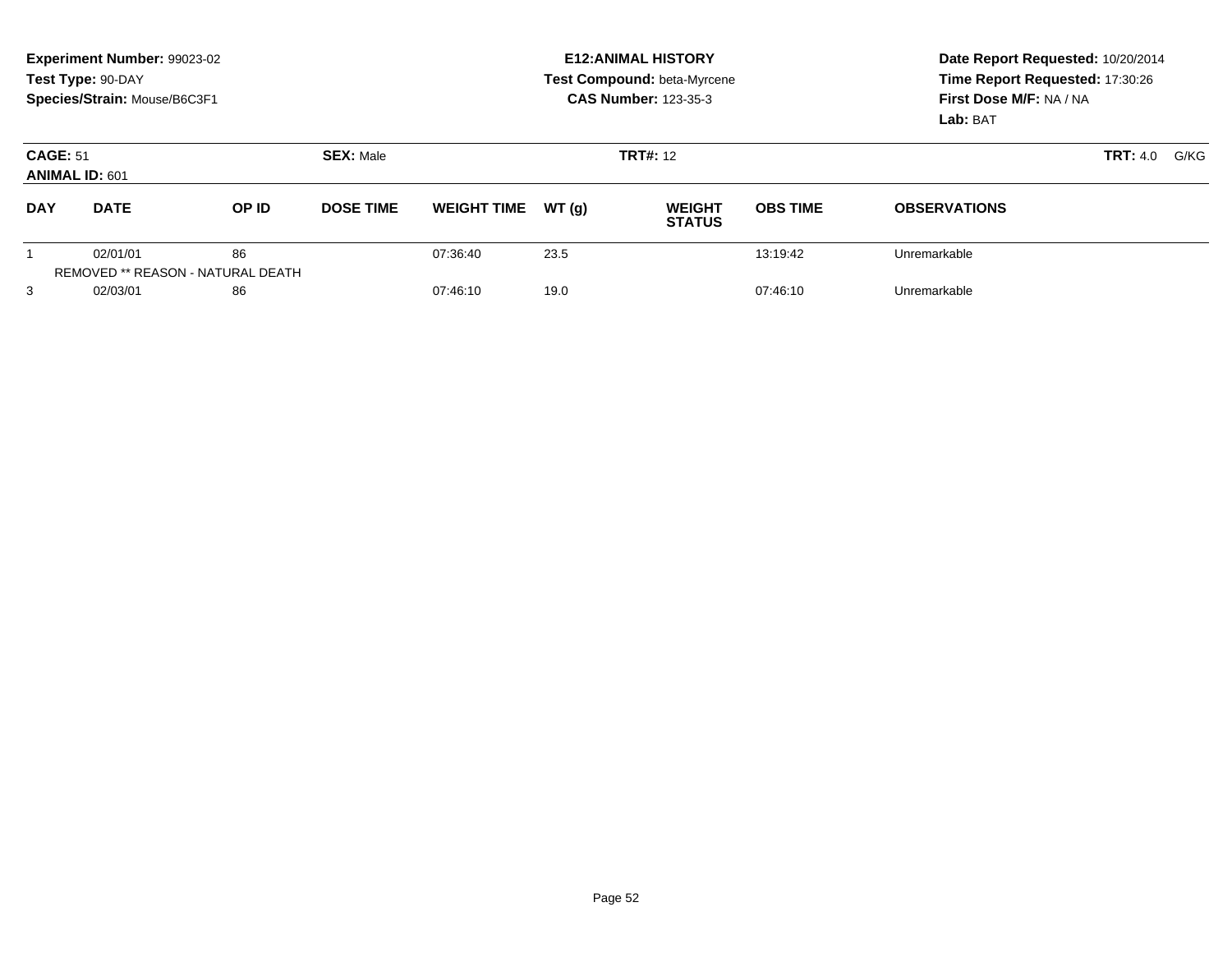**Experiment Number:** 99023-02
**Test Type:** 90-DAY
**Species/Strain:** Mouse/B6C3F1

**E12:ANIMAL HISTORY**
**Test Compound:** beta-Myrcene
**CAS Number:** 123-35-3

**Date Report Requested:** 10/20/2014
**Time Report Requested:** 17:30:26
**First Dose M/F:** NA / NA
**Lab:** BAT

**CAGE:** 51
**ANIMAL ID:** 601
**SEX:** Male
**TRT#:** 12
**TRT:** 4.0 G/KG

| DAY | DATE | OP ID | DOSE TIME | WEIGHT TIME | WT (g) | WEIGHT STATUS | OBS TIME | OBSERVATIONS |
|---|---|---|---|---|---|---|---|---|
| 1 | 02/01/01 | 86 | | 07:36:40 | 23.5 | | 13:19:42 | Unremarkable |
| | REMOVED ** REASON - NATURAL DEATH | | | | | | | |
| 3 | 02/03/01 | 86 | | 07:46:10 | 19.0 | | 07:46:10 | Unremarkable |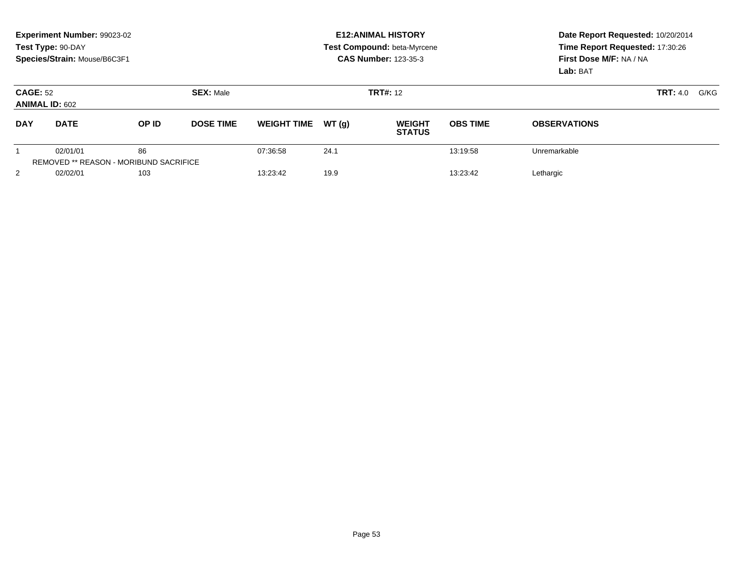**Experiment Number:** 99023-02
**Test Type:** 90-DAY
**Species/Strain:** Mouse/B6C3F1

**E12:ANIMAL HISTORY**
**Test Compound:** beta-Myrcene
**CAS Number:** 123-35-3

**Date Report Requested:** 10/20/2014
**Time Report Requested:** 17:30:26
**First Dose M/F:** NA / NA
**Lab:** BAT

**CAGE:** 52 **SEX:** Male **TRT#:** 12 **TRT:** 4.0 G/KG
**ANIMAL ID:** 602

| DAY | DATE | OP ID | DOSE TIME | WEIGHT TIME | WT (g) | WEIGHT STATUS | OBS TIME | OBSERVATIONS |
|---|---|---|---|---|---|---|---|---|
| 1 | 02/01/01 | 86 | | 07:36:58 | 24.1 | | 13:19:58 | Unremarkable |
| REMOVED ** REASON - MORIBUND SACRIFICE | | | | | | | | |
| 2 | 02/02/01 | 103 | | 13:23:42 | 19.9 | | 13:23:42 | Lethargic |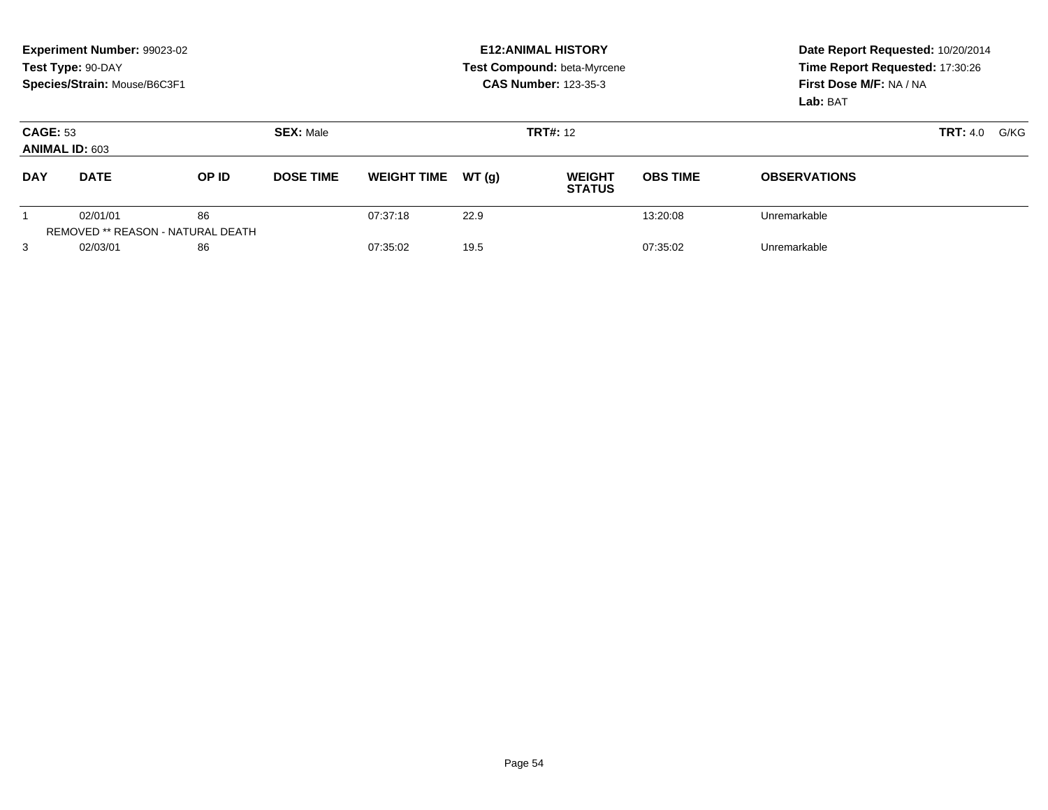**Experiment Number:** 99023-02
**Test Type:** 90-DAY
**Species/Strain:** Mouse/B6C3F1

**E12:ANIMAL HISTORY**
**Test Compound:** beta-Myrcene
**CAS Number:** 123-35-3

**Date Report Requested:** 10/20/2014
**Time Report Requested:** 17:30:26
**First Dose M/F:** NA / NA
**Lab:** BAT

**CAGE:** 53 **SEX:** Male **TRT#:** 12 **TRT:** 4.0 G/KG
**ANIMAL ID:** 603

| DAY | DATE | OP ID | DOSE TIME | WEIGHT TIME | WT (g) | WEIGHT STATUS | OBS TIME | OBSERVATIONS |
|---|---|---|---|---|---|---|---|---|
| 1 | 02/01/01 | 86 | | 07:37:18 | 22.9 | | 13:20:08 | Unremarkable |
| | REMOVED ** REASON - NATURAL DEATH | | | | | | | |
| 3 | 02/03/01 | 86 | | 07:35:02 | 19.5 | | 07:35:02 | Unremarkable |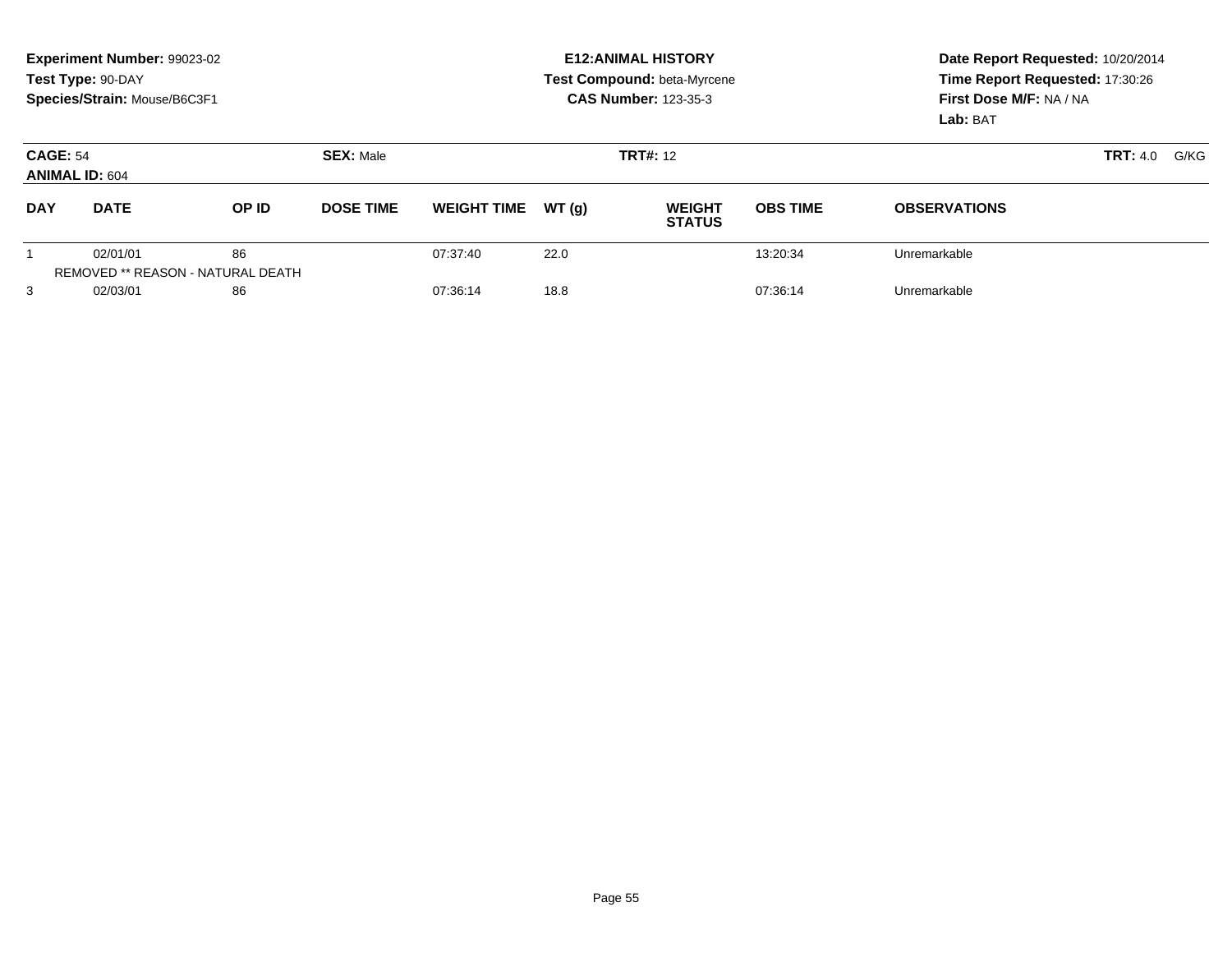**Experiment Number:** 99023-02
**Test Type:** 90-DAY
**Species/Strain:** Mouse/B6C3F1

**E12:ANIMAL HISTORY**
**Test Compound:** beta-Myrcene
**CAS Number:** 123-35-3

**Date Report Requested:** 10/20/2014
**Time Report Requested:** 17:30:26
**First Dose M/F:** NA / NA
**Lab:** BAT

**CAGE:** 54
**ANIMAL ID:** 604
**SEX:** Male
**TRT#:** 12
**TRT:** 4.0 G/KG

| DAY | DATE | OP ID | DOSE TIME | WEIGHT TIME | WT (g) | WEIGHT STATUS | OBS TIME | OBSERVATIONS |
|---|---|---|---|---|---|---|---|---|
| 1 | 02/01/01 | 86 | | 07:37:40 | 22.0 | | 13:20:34 | Unremarkable |
| | REMOVED ** REASON - NATURAL DEATH | | | | | | | |
| 3 | 02/03/01 | 86 | | 07:36:14 | 18.8 | | 07:36:14 | Unremarkable |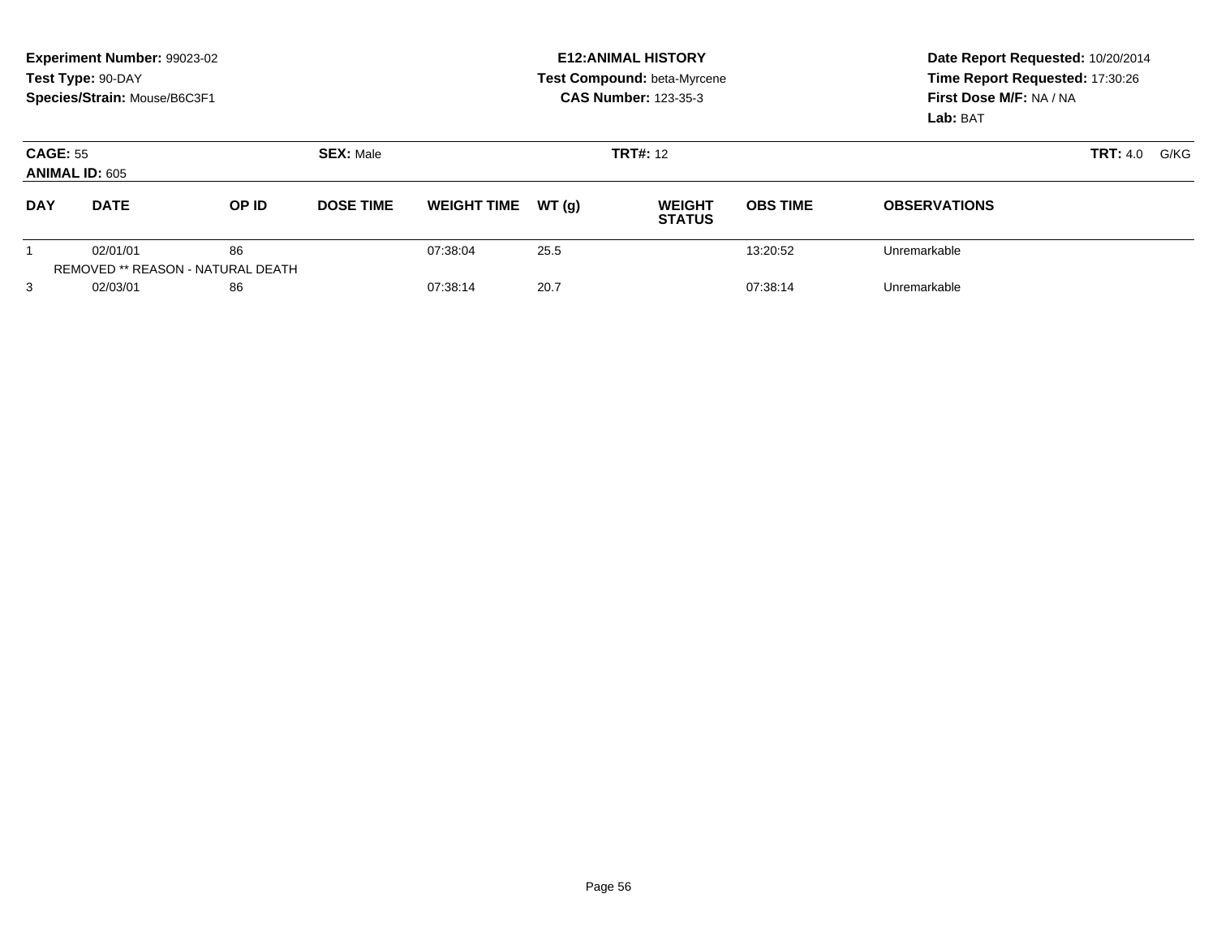**Experiment Number:** 99023-02
**Test Type:** 90-DAY
**Species/Strain:** Mouse/B6C3F1

**E12:ANIMAL HISTORY**
**Test Compound:** beta-Myrcene
**CAS Number:** 123-35-3

**Date Report Requested:** 10/20/2014
**Time Report Requested:** 17:30:26
**First Dose M/F:** NA / NA
**Lab:** BAT

**CAGE:** 55
**ANIMAL ID:** 605
**SEX:** Male
**TRT#:** 12
**TRT:** 4.0 G/KG

| DAY | DATE | OP ID | DOSE TIME | WEIGHT TIME | WT (g) | WEIGHT STATUS | OBS TIME | OBSERVATIONS |
|---|---|---|---|---|---|---|---|---|
| 1 | 02/01/01 | 86 | | 07:38:04 | 25.5 | | 13:20:52 | Unremarkable |
| REMOVED ** REASON - NATURAL DEATH | | | | | | | | |
| 3 | 02/03/01 | 86 | | 07:38:14 | 20.7 | | 07:38:14 | Unremarkable |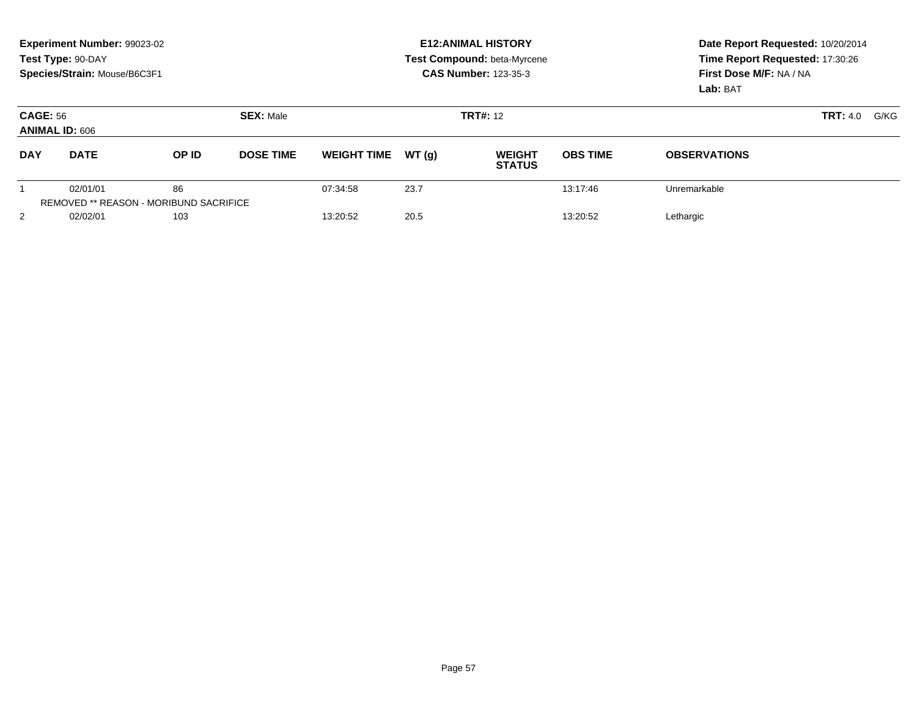**Experiment Number:** 99023-02
**Test Type:** 90-DAY
**Species/Strain:** Mouse/B6C3F1

**E12:ANIMAL HISTORY**
**Test Compound:** beta-Myrcene
**CAS Number:** 123-35-3

**Date Report Requested:** 10/20/2014
**Time Report Requested:** 17:30:26
**First Dose M/F:** NA / NA
**Lab:** BAT

**CAGE:** 56 **SEX:** Male **TRT#:** 12 **TRT:** 4.0 G/KG
**ANIMAL ID:** 606

| DAY | DATE | OP ID | DOSE TIME | WEIGHT TIME | WT (g) | WEIGHT STATUS | OBS TIME | OBSERVATIONS |
|---|---|---|---|---|---|---|---|---|
| 1 | 02/01/01 | 86 | | 07:34:58 | 23.7 | | 13:17:46 | Unremarkable |
| | REMOVED ** REASON - MORIBUND SACRIFICE | | | | | | | |
| 2 | 02/02/01 | 103 | | 13:20:52 | 20.5 | | 13:20:52 | Lethargic |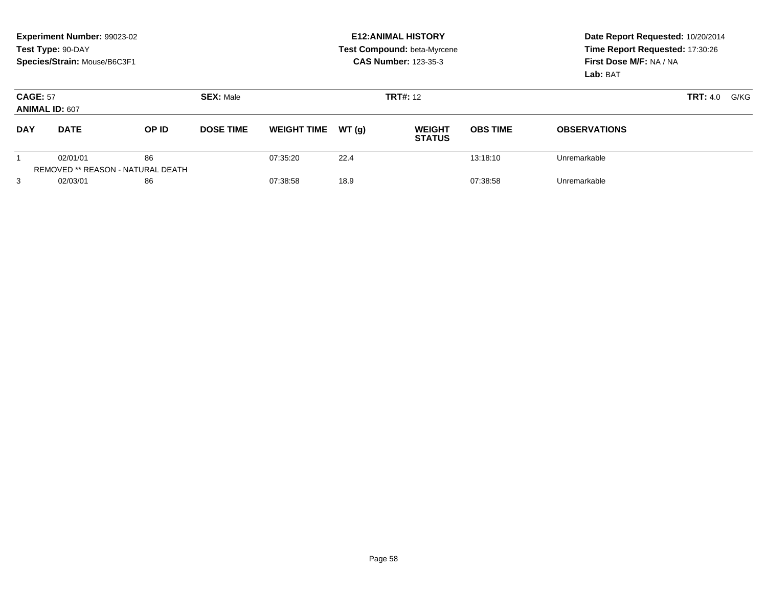**Experiment Number:** 99023-02
**Test Type:** 90-DAY
**Species/Strain:** Mouse/B6C3F1

**E12:ANIMAL HISTORY**
**Test Compound:** beta-Myrcene
**CAS Number:** 123-35-3

**Date Report Requested:** 10/20/2014
**Time Report Requested:** 17:30:26
**First Dose M/F:** NA / NA
**Lab:** BAT

**CAGE:** 57 **SEX:** Male **TRT#:** 12 **TRT:** 4.0 G/KG
**ANIMAL ID:** 607

| DAY | DATE | OP ID | DOSE TIME | WEIGHT TIME | WT (g) | WEIGHT STATUS | OBS TIME | OBSERVATIONS |
|---|---|---|---|---|---|---|---|---|
| 1 | 02/01/01 | 86 | | 07:35:20 | 22.4 | | 13:18:10 | Unremarkable |
| | REMOVED ** REASON - NATURAL DEATH | | | | | | | |
| 3 | 02/03/01 | 86 | | 07:38:58 | 18.9 | | 07:38:58 | Unremarkable |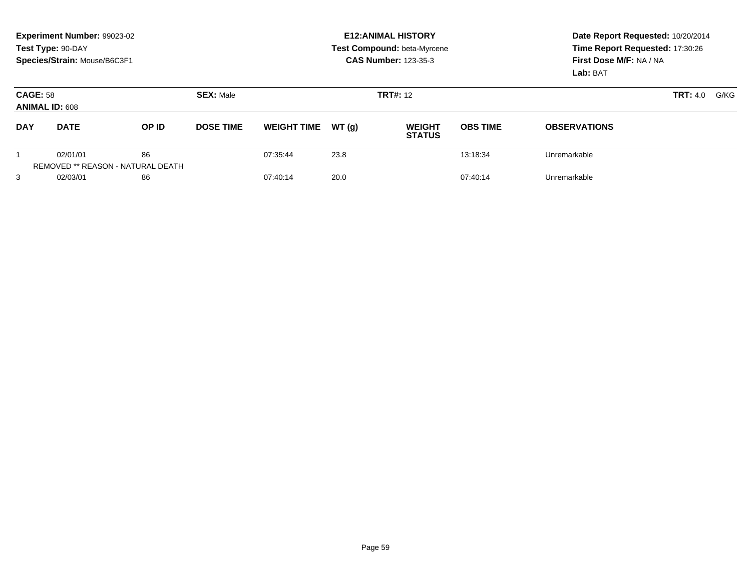**Experiment Number:** 99023-02
**Test Type:** 90-DAY
**Species/Strain:** Mouse/B6C3F1

**E12:ANIMAL HISTORY**
**Test Compound:** beta-Myrcene
**CAS Number:** 123-35-3

**Date Report Requested:** 10/20/2014
**Time Report Requested:** 17:30:26
**First Dose M/F:** NA / NA
**Lab:** BAT

**CAGE:** 58 | **SEX:** Male | **TRT#:** 12 | **TRT:** 4.0 G/KG

**ANIMAL ID:** 608

| DAY | DATE | OP ID | DOSE TIME | WEIGHT TIME | WT (g) | WEIGHT STATUS | OBS TIME | OBSERVATIONS |
|---|---|---|---|---|---|---|---|---|
| 1 | 02/01/01 | 86 | | 07:35:44 | 23.8 | | 13:18:34 | Unremarkable |
| | REMOVED ** REASON - NATURAL DEATH | | | | | | | |
| 3 | 02/03/01 | 86 | | 07:40:14 | 20.0 | | 07:40:14 | Unremarkable |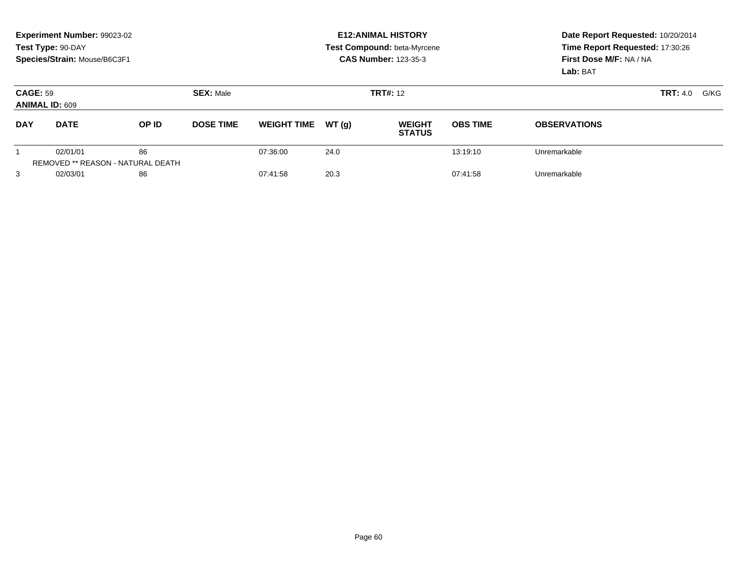**Experiment Number:** 99023-02
**Test Type:** 90-DAY
**Species/Strain:** Mouse/B6C3F1

**E12:ANIMAL HISTORY**
**Test Compound:** beta-Myrcene
**CAS Number:** 123-35-3

**Date Report Requested:** 10/20/2014
**Time Report Requested:** 17:30:26
**First Dose M/F:** NA / NA
**Lab:** BAT

**CAGE:** 59 **SEX:** Male **TRT#:** 12 **TRT:** 4.0 G/KG
**ANIMAL ID:** 609

| DAY | DATE | OP ID | DOSE TIME | WEIGHT TIME | WT (g) | WEIGHT STATUS | OBS TIME | OBSERVATIONS |
|---|---|---|---|---|---|---|---|---|
| 1 | 02/01/01 | 86 | | 07:36:00 | 24.0 | | 13:19:10 | Unremarkable |
| | REMOVED ** REASON - NATURAL DEATH | | | | | | | |
| 3 | 02/03/01 | 86 | | 07:41:58 | 20.3 | | 07:41:58 | Unremarkable |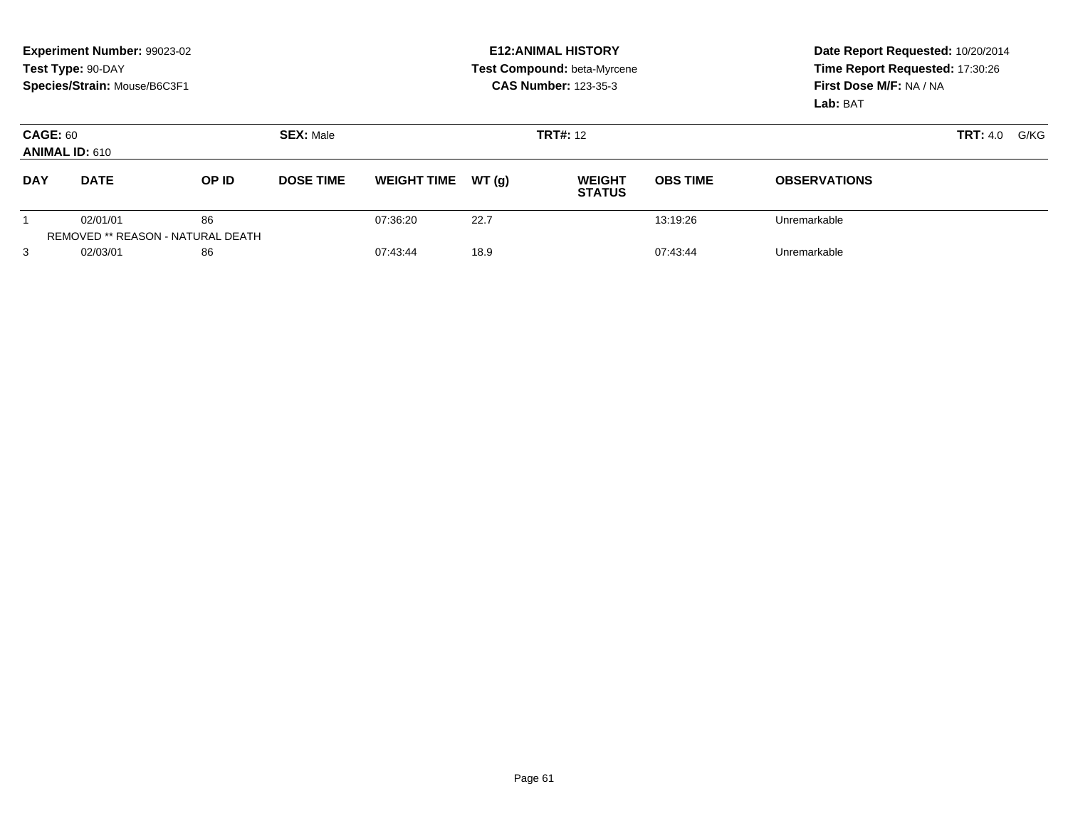**Experiment Number:** 99023-02
**Test Type:** 90-DAY
**Species/Strain:** Mouse/B6C3F1

**E12:ANIMAL HISTORY**
**Test Compound:** beta-Myrcene
**CAS Number:** 123-35-3

**Date Report Requested:** 10/20/2014
**Time Report Requested:** 17:30:26
**First Dose M/F:** NA / NA
**Lab:** BAT

**CAGE:** 60 **SEX:** Male **TRT#:** 12 **TRT:** 4.0 G/KG
**ANIMAL ID:** 610

| DAY | DATE | OP ID | DOSE TIME | WEIGHT TIME | WT (g) | WEIGHT STATUS | OBS TIME | OBSERVATIONS |
|---|---|---|---|---|---|---|---|---|
| 1 | 02/01/01 | 86 | | 07:36:20 | 22.7 | | 13:19:26 | Unremarkable |
| REMOVED ** REASON - NATURAL DEATH | | | | | | | | |
| 3 | 02/03/01 | 86 | | 07:43:44 | 18.9 | | 07:43:44 | Unremarkable |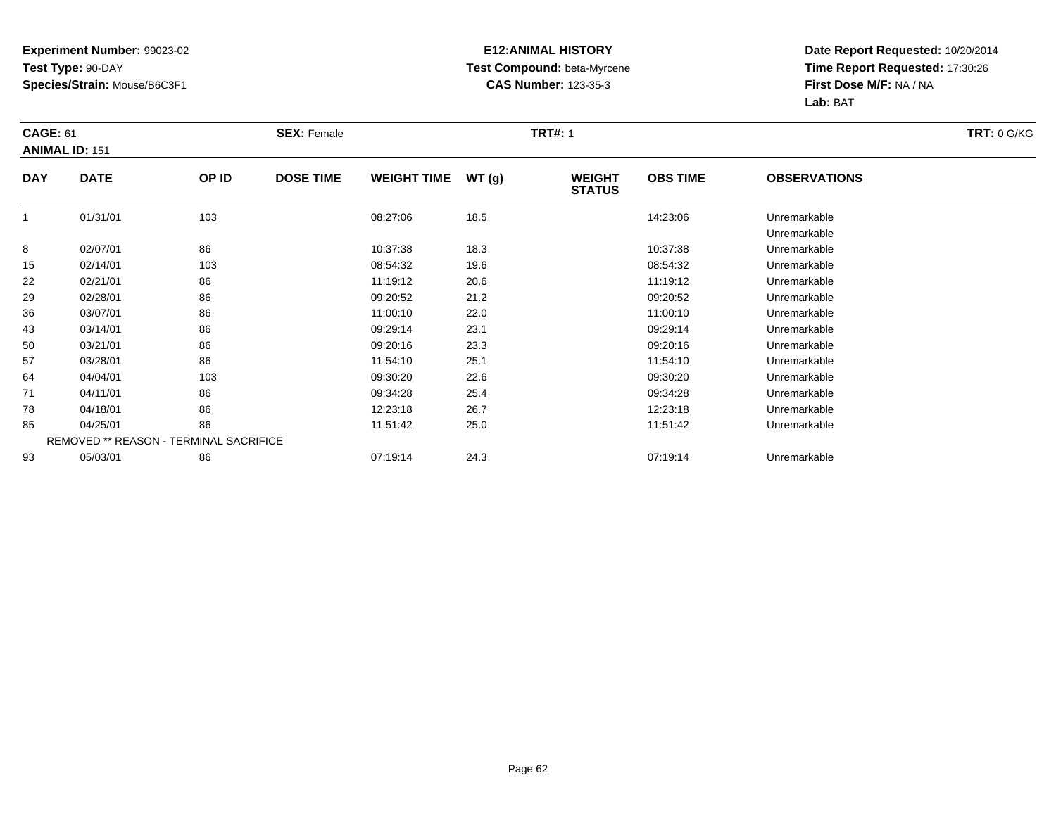**Experiment Number:** 99023-02
**Test Type:** 90-DAY
**Species/Strain:** Mouse/B6C3F1

**E12:ANIMAL HISTORY**
**Test Compound:** beta-Myrcene
**CAS Number:** 123-35-3

**Date Report Requested:** 10/20/2014
**Time Report Requested:** 17:30:26
**First Dose M/F:** NA / NA
**Lab:** BAT

**CAGE:** 61 **SEX:** Female **TRT#:** 1 **TRT:** 0 G/KG
**ANIMAL ID:** 151

| DAY | DATE | OP ID | DOSE TIME | WEIGHT TIME | WT (g) | WEIGHT STATUS | OBS TIME | OBSERVATIONS |
|---|---|---|---|---|---|---|---|---|
| 1 | 01/31/01 | 103 | | 08:27:06 | 18.5 | | 14:23:06 | Unremarkable |
| | | | | | | | | Unremarkable |
| 8 | 02/07/01 | 86 | | 10:37:38 | 18.3 | | 10:37:38 | Unremarkable |
| 15 | 02/14/01 | 103 | | 08:54:32 | 19.6 | | 08:54:32 | Unremarkable |
| 22 | 02/21/01 | 86 | | 11:19:12 | 20.6 | | 11:19:12 | Unremarkable |
| 29 | 02/28/01 | 86 | | 09:20:52 | 21.2 | | 09:20:52 | Unremarkable |
| 36 | 03/07/01 | 86 | | 11:00:10 | 22.0 | | 11:00:10 | Unremarkable |
| 43 | 03/14/01 | 86 | | 09:29:14 | 23.1 | | 09:29:14 | Unremarkable |
| 50 | 03/21/01 | 86 | | 09:20:16 | 23.3 | | 09:20:16 | Unremarkable |
| 57 | 03/28/01 | 86 | | 11:54:10 | 25.1 | | 11:54:10 | Unremarkable |
| 64 | 04/04/01 | 103 | | 09:30:20 | 22.6 | | 09:30:20 | Unremarkable |
| 71 | 04/11/01 | 86 | | 09:34:28 | 25.4 | | 09:34:28 | Unremarkable |
| 78 | 04/18/01 | 86 | | 12:23:18 | 26.7 | | 12:23:18 | Unremarkable |
| 85 | 04/25/01 | 86 | | 11:51:42 | 25.0 | | 11:51:42 | Unremarkable |
| REMOVED ** REASON - TERMINAL SACRIFICE | | | | | | | | |
| 93 | 05/03/01 | 86 | | 07:19:14 | 24.3 | | 07:19:14 | Unremarkable |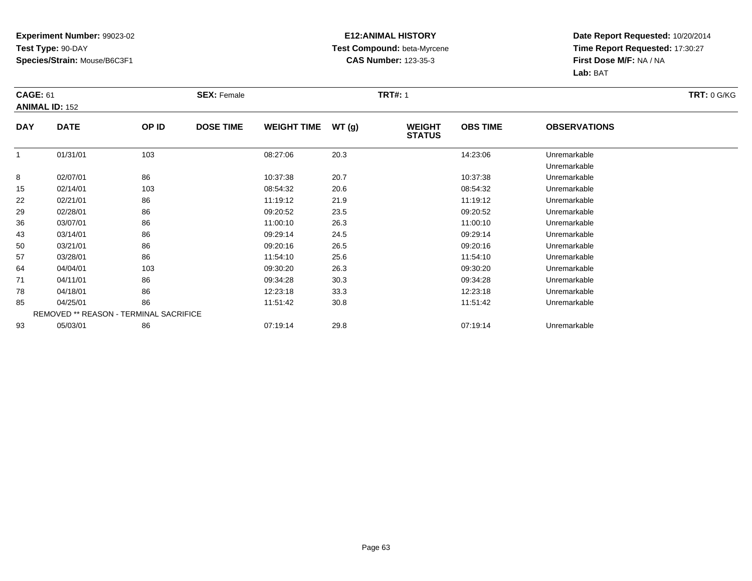**Experiment Number:** 99023-02
**Test Type:** 90-DAY
**Species/Strain:** Mouse/B6C3F1

**E12:ANIMAL HISTORY**
**Test Compound:** beta-Myrcene
**CAS Number:** 123-35-3

**Date Report Requested:** 10/20/2014
**Time Report Requested:** 17:30:27
**First Dose M/F:** NA / NA
**Lab:** BAT

**CAGE:** 61 **SEX:** Female **TRT#:** 1 **TRT:** 0 G/KG
**ANIMAL ID:** 152

| DAY | DATE | OP ID | DOSE TIME | WEIGHT TIME | WT (g) | WEIGHT STATUS | OBS TIME | OBSERVATIONS |
|---|---|---|---|---|---|---|---|---|
| 1 | 01/31/01 | 103 | | 08:27:06 | 20.3 | | 14:23:06 | Unremarkable |
| | | | | | | | | Unremarkable |
| 8 | 02/07/01 | 86 | | 10:37:38 | 20.7 | | 10:37:38 | Unremarkable |
| 15 | 02/14/01 | 103 | | 08:54:32 | 20.6 | | 08:54:32 | Unremarkable |
| 22 | 02/21/01 | 86 | | 11:19:12 | 21.9 | | 11:19:12 | Unremarkable |
| 29 | 02/28/01 | 86 | | 09:20:52 | 23.5 | | 09:20:52 | Unremarkable |
| 36 | 03/07/01 | 86 | | 11:00:10 | 26.3 | | 11:00:10 | Unremarkable |
| 43 | 03/14/01 | 86 | | 09:29:14 | 24.5 | | 09:29:14 | Unremarkable |
| 50 | 03/21/01 | 86 | | 09:20:16 | 26.5 | | 09:20:16 | Unremarkable |
| 57 | 03/28/01 | 86 | | 11:54:10 | 25.6 | | 11:54:10 | Unremarkable |
| 64 | 04/04/01 | 103 | | 09:30:20 | 26.3 | | 09:30:20 | Unremarkable |
| 71 | 04/11/01 | 86 | | 09:34:28 | 30.3 | | 09:34:28 | Unremarkable |
| 78 | 04/18/01 | 86 | | 12:23:18 | 33.3 | | 12:23:18 | Unremarkable |
| 85 | 04/25/01 | 86 | | 11:51:42 | 30.8 | | 11:51:42 | Unremarkable |
| | REMOVED ** REASON - TERMINAL SACRIFICE | | | | | | | |
| 93 | 05/03/01 | 86 | | 07:19:14 | 29.8 | | 07:19:14 | Unremarkable |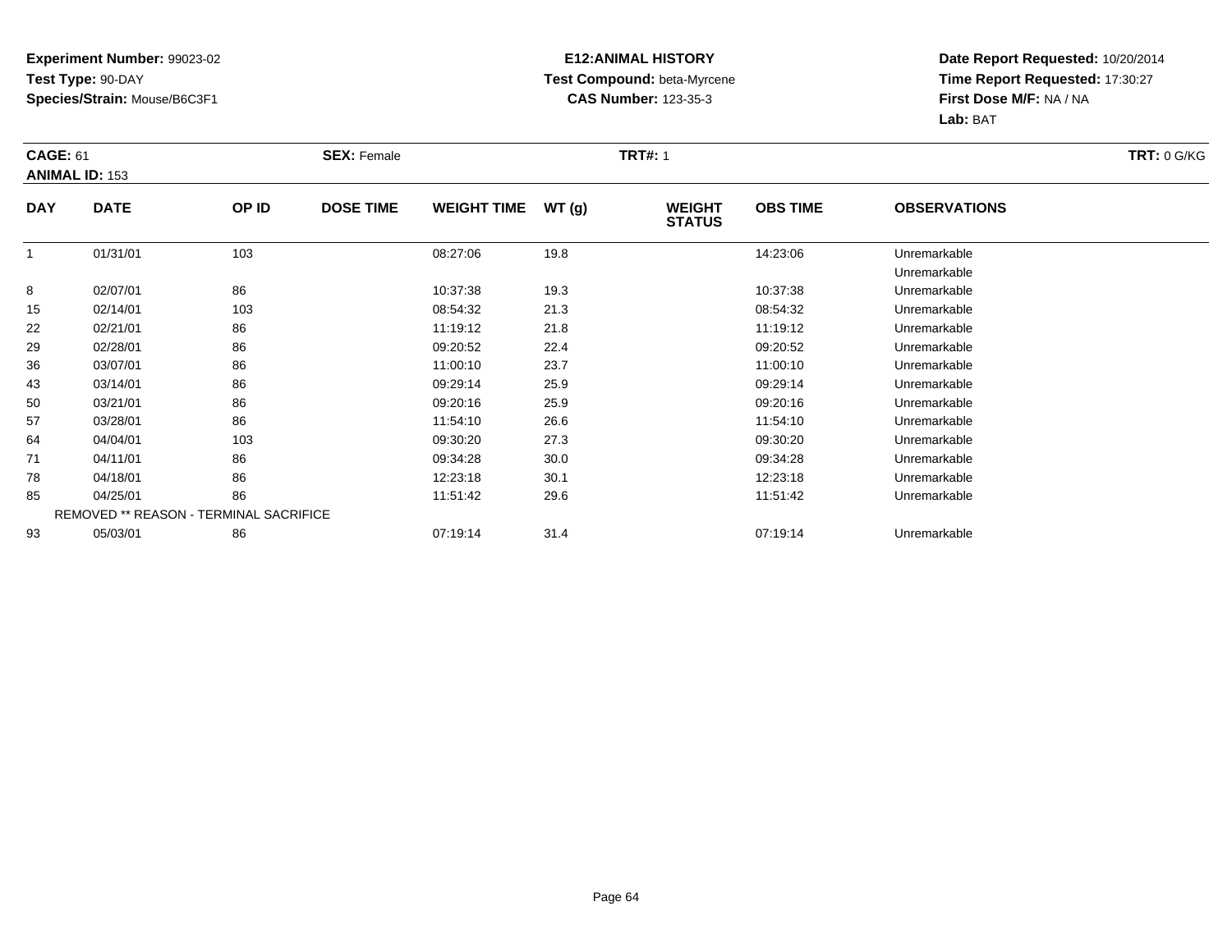**Experiment Number:** 99023-02
**Test Type:** 90-DAY
**Species/Strain:** Mouse/B6C3F1

**E12:ANIMAL HISTORY**
**Test Compound:** beta-Myrcene
**CAS Number:** 123-35-3

**Date Report Requested:** 10/20/2014
**Time Report Requested:** 17:30:27
**First Dose M/F:** NA / NA
**Lab:** BAT

**CAGE:** 61 **SEX:** Female **TRT#:** 1 **TRT:** 0 G/KG
**ANIMAL ID:** 153

| DAY | DATE | OP ID | DOSE TIME | WEIGHT TIME | WT (g) | WEIGHT STATUS | OBS TIME | OBSERVATIONS |
|---|---|---|---|---|---|---|---|---|
| 1 | 01/31/01 | 103 | | 08:27:06 | 19.8 | | 14:23:06 | Unremarkable |
| | | | | | | | | Unremarkable |
| 8 | 02/07/01 | 86 | | 10:37:38 | 19.3 | | 10:37:38 | Unremarkable |
| 15 | 02/14/01 | 103 | | 08:54:32 | 21.3 | | 08:54:32 | Unremarkable |
| 22 | 02/21/01 | 86 | | 11:19:12 | 21.8 | | 11:19:12 | Unremarkable |
| 29 | 02/28/01 | 86 | | 09:20:52 | 22.4 | | 09:20:52 | Unremarkable |
| 36 | 03/07/01 | 86 | | 11:00:10 | 23.7 | | 11:00:10 | Unremarkable |
| 43 | 03/14/01 | 86 | | 09:29:14 | 25.9 | | 09:29:14 | Unremarkable |
| 50 | 03/21/01 | 86 | | 09:20:16 | 25.9 | | 09:20:16 | Unremarkable |
| 57 | 03/28/01 | 86 | | 11:54:10 | 26.6 | | 11:54:10 | Unremarkable |
| 64 | 04/04/01 | 103 | | 09:30:20 | 27.3 | | 09:30:20 | Unremarkable |
| 71 | 04/11/01 | 86 | | 09:34:28 | 30.0 | | 09:34:28 | Unremarkable |
| 78 | 04/18/01 | 86 | | 12:23:18 | 30.1 | | 12:23:18 | Unremarkable |
| 85 | 04/25/01 | 86 | | 11:51:42 | 29.6 | | 11:51:42 | Unremarkable |
| REMOVED ** REASON - TERMINAL SACRIFICE | | | | | | | | |
| 93 | 05/03/01 | 86 | | 07:19:14 | 31.4 | | 07:19:14 | Unremarkable |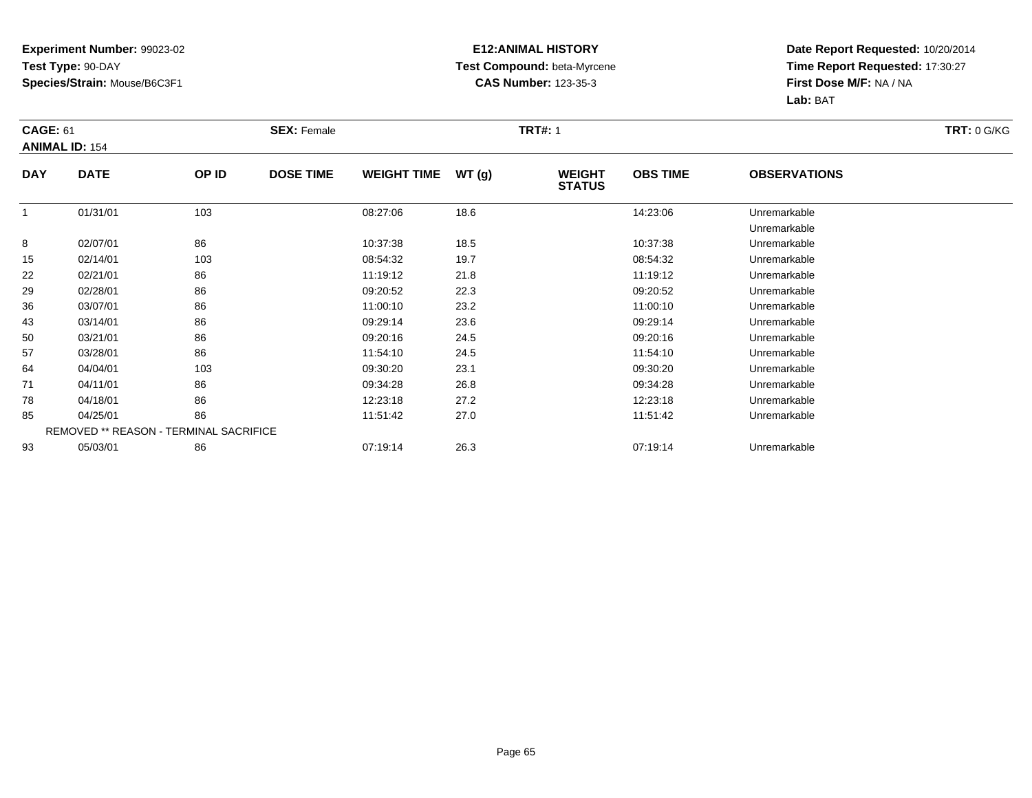**Experiment Number:** 99023-02
**Test Type:** 90-DAY
**Species/Strain:** Mouse/B6C3F1

**E12:ANIMAL HISTORY**
**Test Compound:** beta-Myrcene
**CAS Number:** 123-35-3

**Date Report Requested:** 10/20/2014
**Time Report Requested:** 17:30:27
**First Dose M/F:** NA / NA
**Lab:** BAT

**CAGE:** 61 | **SEX:** Female | **TRT#:** 1 | **TRT:** 0 G/KG
**ANIMAL ID:** 154

| DAY | DATE | OP ID | DOSE TIME | WEIGHT TIME | WT (g) | WEIGHT STATUS | OBS TIME | OBSERVATIONS |
|---|---|---|---|---|---|---|---|---|
| 1 | 01/31/01 | 103 | | 08:27:06 | 18.6 | | 14:23:06 | Unremarkable |
| | | | | | | | | Unremarkable |
| 8 | 02/07/01 | 86 | | 10:37:38 | 18.5 | | 10:37:38 | Unremarkable |
| 15 | 02/14/01 | 103 | | 08:54:32 | 19.7 | | 08:54:32 | Unremarkable |
| 22 | 02/21/01 | 86 | | 11:19:12 | 21.8 | | 11:19:12 | Unremarkable |
| 29 | 02/28/01 | 86 | | 09:20:52 | 22.3 | | 09:20:52 | Unremarkable |
| 36 | 03/07/01 | 86 | | 11:00:10 | 23.2 | | 11:00:10 | Unremarkable |
| 43 | 03/14/01 | 86 | | 09:29:14 | 23.6 | | 09:29:14 | Unremarkable |
| 50 | 03/21/01 | 86 | | 09:20:16 | 24.5 | | 09:20:16 | Unremarkable |
| 57 | 03/28/01 | 86 | | 11:54:10 | 24.5 | | 11:54:10 | Unremarkable |
| 64 | 04/04/01 | 103 | | 09:30:20 | 23.1 | | 09:30:20 | Unremarkable |
| 71 | 04/11/01 | 86 | | 09:34:28 | 26.8 | | 09:34:28 | Unremarkable |
| 78 | 04/18/01 | 86 | | 12:23:18 | 27.2 | | 12:23:18 | Unremarkable |
| 85 | 04/25/01 | 86 | | 11:51:42 | 27.0 | | 11:51:42 | Unremarkable |
| | REMOVED ** REASON - TERMINAL SACRIFICE | | | | | | | |
| 93 | 05/03/01 | 86 | | 07:19:14 | 26.3 | | 07:19:14 | Unremarkable |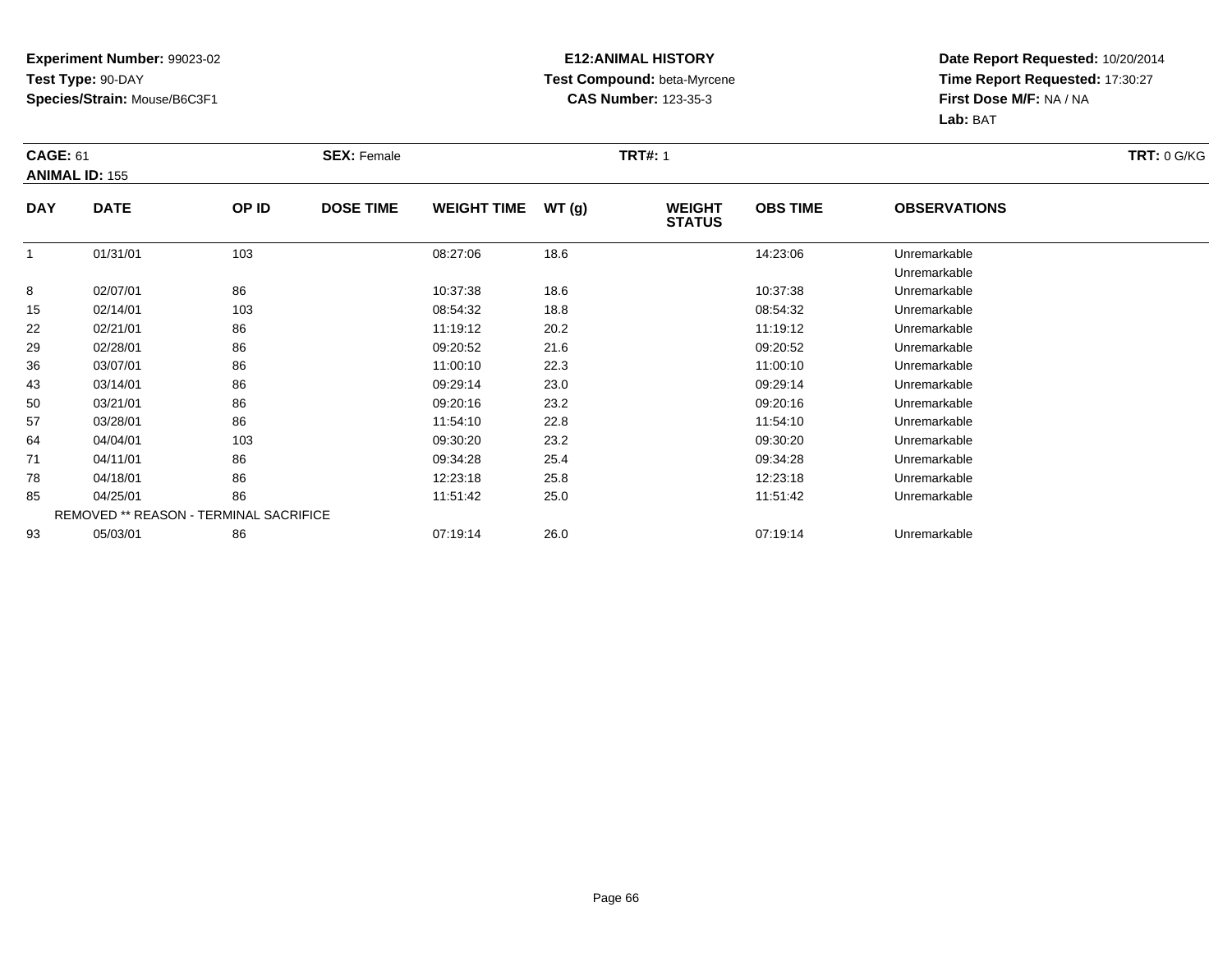**Experiment Number:** 99023-02
**Test Type:** 90-DAY
**Species/Strain:** Mouse/B6C3F1

**E12:ANIMAL HISTORY**
**Test Compound:** beta-Myrcene
**CAS Number:** 123-35-3

**Date Report Requested:** 10/20/2014
**Time Report Requested:** 17:30:27
**First Dose M/F:** NA / NA
**Lab:** BAT

**CAGE:** 61 **SEX:** Female **TRT#:** 1 **TRT:** 0 G/KG
**ANIMAL ID:** 155

| DAY | DATE | OP ID | DOSE TIME | WEIGHT TIME | WT (g) | WEIGHT STATUS | OBS TIME | OBSERVATIONS |
|---|---|---|---|---|---|---|---|---|
| 1 | 01/31/01 | 103 | | 08:27:06 | 18.6 | | 14:23:06 | Unremarkable |
| | | | | | | | | Unremarkable |
| 8 | 02/07/01 | 86 | | 10:37:38 | 18.6 | | 10:37:38 | Unremarkable |
| 15 | 02/14/01 | 103 | | 08:54:32 | 18.8 | | 08:54:32 | Unremarkable |
| 22 | 02/21/01 | 86 | | 11:19:12 | 20.2 | | 11:19:12 | Unremarkable |
| 29 | 02/28/01 | 86 | | 09:20:52 | 21.6 | | 09:20:52 | Unremarkable |
| 36 | 03/07/01 | 86 | | 11:00:10 | 22.3 | | 11:00:10 | Unremarkable |
| 43 | 03/14/01 | 86 | | 09:29:14 | 23.0 | | 09:29:14 | Unremarkable |
| 50 | 03/21/01 | 86 | | 09:20:16 | 23.2 | | 09:20:16 | Unremarkable |
| 57 | 03/28/01 | 86 | | 11:54:10 | 22.8 | | 11:54:10 | Unremarkable |
| 64 | 04/04/01 | 103 | | 09:30:20 | 23.2 | | 09:30:20 | Unremarkable |
| 71 | 04/11/01 | 86 | | 09:34:28 | 25.4 | | 09:34:28 | Unremarkable |
| 78 | 04/18/01 | 86 | | 12:23:18 | 25.8 | | 12:23:18 | Unremarkable |
| 85 | 04/25/01 | 86 | | 11:51:42 | 25.0 | | 11:51:42 | Unremarkable |
| REMOVED ** REASON - TERMINAL SACRIFICE | | | | | | | | |
| 93 | 05/03/01 | 86 | | 07:19:14 | 26.0 | | 07:19:14 | Unremarkable |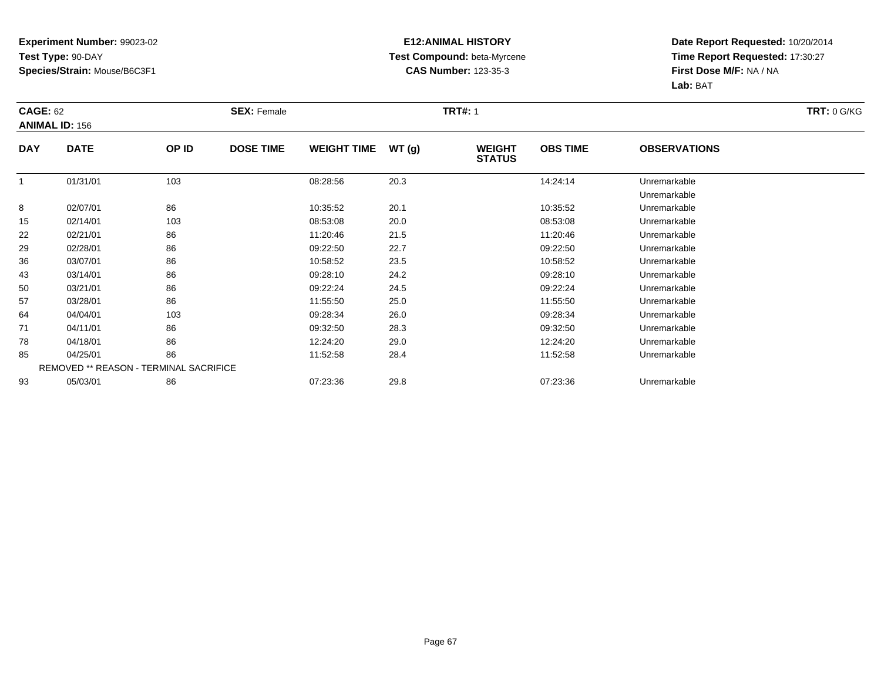**Experiment Number:** 99023-02
**Test Type:** 90-DAY
**Species/Strain:** Mouse/B6C3F1

**E12:ANIMAL HISTORY**
**Test Compound:** beta-Myrcene
**CAS Number:** 123-35-3

**Date Report Requested:** 10/20/2014
**Time Report Requested:** 17:30:27
**First Dose M/F:** NA / NA
**Lab:** BAT

**CAGE:** 62 **SEX:** Female **TRT#:** 1 **TRT:** 0 G/KG
**ANIMAL ID:** 156

| DAY | DATE | OP ID | DOSE TIME | WEIGHT TIME | WT (g) | WEIGHT STATUS | OBS TIME | OBSERVATIONS |
|---|---|---|---|---|---|---|---|---|
| 1 | 01/31/01 | 103 | | 08:28:56 | 20.3 | | 14:24:14 | Unremarkable |
| | | | | | | | | Unremarkable |
| 8 | 02/07/01 | 86 | | 10:35:52 | 20.1 | | 10:35:52 | Unremarkable |
| 15 | 02/14/01 | 103 | | 08:53:08 | 20.0 | | 08:53:08 | Unremarkable |
| 22 | 02/21/01 | 86 | | 11:20:46 | 21.5 | | 11:20:46 | Unremarkable |
| 29 | 02/28/01 | 86 | | 09:22:50 | 22.7 | | 09:22:50 | Unremarkable |
| 36 | 03/07/01 | 86 | | 10:58:52 | 23.5 | | 10:58:52 | Unremarkable |
| 43 | 03/14/01 | 86 | | 09:28:10 | 24.2 | | 09:28:10 | Unremarkable |
| 50 | 03/21/01 | 86 | | 09:22:24 | 24.5 | | 09:22:24 | Unremarkable |
| 57 | 03/28/01 | 86 | | 11:55:50 | 25.0 | | 11:55:50 | Unremarkable |
| 64 | 04/04/01 | 103 | | 09:28:34 | 26.0 | | 09:28:34 | Unremarkable |
| 71 | 04/11/01 | 86 | | 09:32:50 | 28.3 | | 09:32:50 | Unremarkable |
| 78 | 04/18/01 | 86 | | 12:24:20 | 29.0 | | 12:24:20 | Unremarkable |
| 85 | 04/25/01 | 86 | | 11:52:58 | 28.4 | | 11:52:58 | Unremarkable |
| | REMOVED ** REASON - TERMINAL SACRIFICE | | | | | | | |
| 93 | 05/03/01 | 86 | | 07:23:36 | 29.8 | | 07:23:36 | Unremarkable |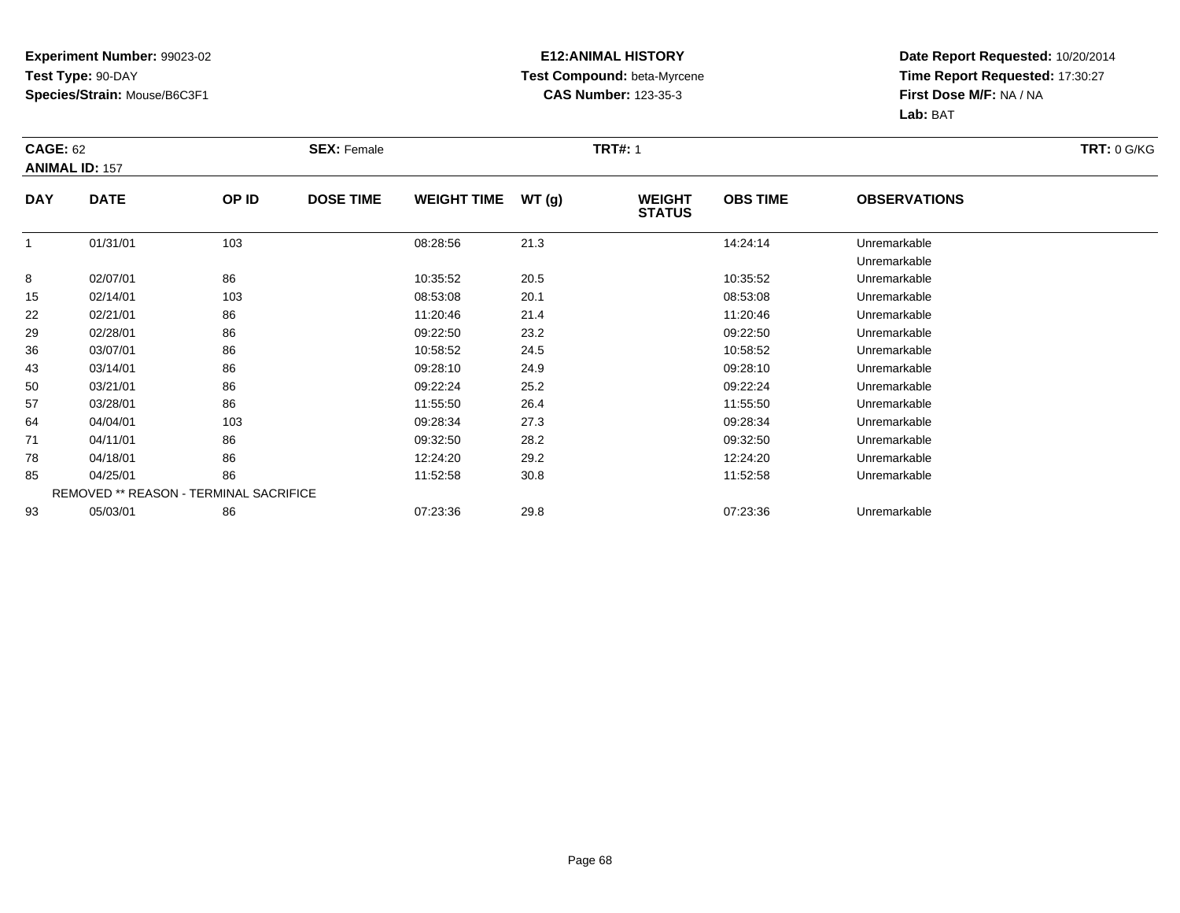**Experiment Number:** 99023-02
**Test Type:** 90-DAY
**Species/Strain:** Mouse/B6C3F1

**E12:ANIMAL HISTORY**
**Test Compound:** beta-Myrcene
**CAS Number:** 123-35-3

**Date Report Requested:** 10/20/2014
**Time Report Requested:** 17:30:27
**First Dose M/F:** NA / NA
**Lab:** BAT

**CAGE:** 62 **SEX:** Female **TRT#:** 1 **TRT:** 0 G/KG
**ANIMAL ID:** 157

| DAY | DATE | OP ID | DOSE TIME | WEIGHT TIME | WT (g) | WEIGHT STATUS | OBS TIME | OBSERVATIONS |
|---|---|---|---|---|---|---|---|---|
| 1 | 01/31/01 | 103 | | 08:28:56 | 21.3 | | 14:24:14 | Unremarkable |
| | | | | | | | | Unremarkable |
| 8 | 02/07/01 | 86 | | 10:35:52 | 20.5 | | 10:35:52 | Unremarkable |
| 15 | 02/14/01 | 103 | | 08:53:08 | 20.1 | | 08:53:08 | Unremarkable |
| 22 | 02/21/01 | 86 | | 11:20:46 | 21.4 | | 11:20:46 | Unremarkable |
| 29 | 02/28/01 | 86 | | 09:22:50 | 23.2 | | 09:22:50 | Unremarkable |
| 36 | 03/07/01 | 86 | | 10:58:52 | 24.5 | | 10:58:52 | Unremarkable |
| 43 | 03/14/01 | 86 | | 09:28:10 | 24.9 | | 09:28:10 | Unremarkable |
| 50 | 03/21/01 | 86 | | 09:22:24 | 25.2 | | 09:22:24 | Unremarkable |
| 57 | 03/28/01 | 86 | | 11:55:50 | 26.4 | | 11:55:50 | Unremarkable |
| 64 | 04/04/01 | 103 | | 09:28:34 | 27.3 | | 09:28:34 | Unremarkable |
| 71 | 04/11/01 | 86 | | 09:32:50 | 28.2 | | 09:32:50 | Unremarkable |
| 78 | 04/18/01 | 86 | | 12:24:20 | 29.2 | | 12:24:20 | Unremarkable |
| 85 | 04/25/01 | 86 | | 11:52:58 | 30.8 | | 11:52:58 | Unremarkable |
| | REMOVED ** REASON - TERMINAL SACRIFICE | | | | | | | |
| 93 | 05/03/01 | 86 | | 07:23:36 | 29.8 | | 07:23:36 | Unremarkable |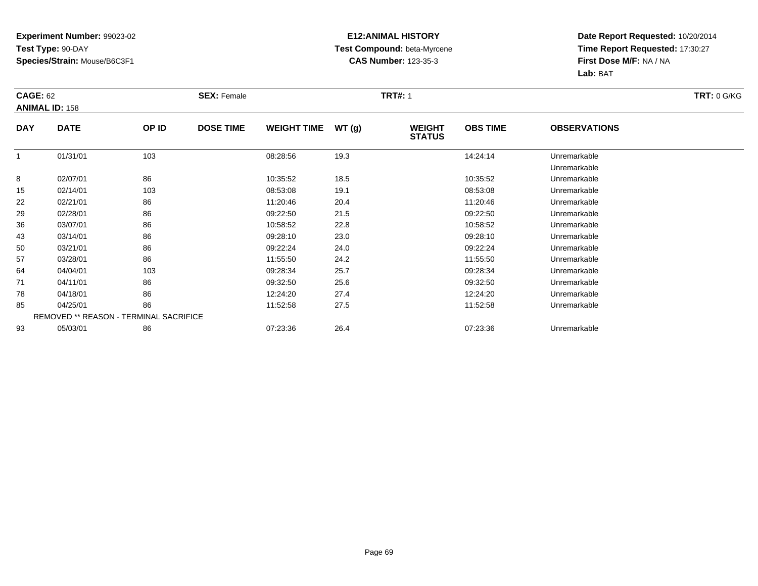**Experiment Number:** 99023-02
**Test Type:** 90-DAY
**Species/Strain:** Mouse/B6C3F1

**E12:ANIMAL HISTORY**
**Test Compound:** beta-Myrcene
**CAS Number:** 123-35-3

**Date Report Requested:** 10/20/2014
**Time Report Requested:** 17:30:27
**First Dose M/F:** NA / NA
**Lab:** BAT

**CAGE:** 62 **SEX:** Female **TRT#:** 1 **TRT:** 0 G/KG
**ANIMAL ID:** 158

| DAY | DATE | OP ID | DOSE TIME | WEIGHT TIME | WT (g) | WEIGHT STATUS | OBS TIME | OBSERVATIONS |
|---|---|---|---|---|---|---|---|---|
| 1 | 01/31/01 | 103 | | 08:28:56 | 19.3 | | 14:24:14 | Unremarkable |
| | | | | | | | | Unremarkable |
| 8 | 02/07/01 | 86 | | 10:35:52 | 18.5 | | 10:35:52 | Unremarkable |
| 15 | 02/14/01 | 103 | | 08:53:08 | 19.1 | | 08:53:08 | Unremarkable |
| 22 | 02/21/01 | 86 | | 11:20:46 | 20.4 | | 11:20:46 | Unremarkable |
| 29 | 02/28/01 | 86 | | 09:22:50 | 21.5 | | 09:22:50 | Unremarkable |
| 36 | 03/07/01 | 86 | | 10:58:52 | 22.8 | | 10:58:52 | Unremarkable |
| 43 | 03/14/01 | 86 | | 09:28:10 | 23.0 | | 09:28:10 | Unremarkable |
| 50 | 03/21/01 | 86 | | 09:22:24 | 24.0 | | 09:22:24 | Unremarkable |
| 57 | 03/28/01 | 86 | | 11:55:50 | 24.2 | | 11:55:50 | Unremarkable |
| 64 | 04/04/01 | 103 | | 09:28:34 | 25.7 | | 09:28:34 | Unremarkable |
| 71 | 04/11/01 | 86 | | 09:32:50 | 25.6 | | 09:32:50 | Unremarkable |
| 78 | 04/18/01 | 86 | | 12:24:20 | 27.4 | | 12:24:20 | Unremarkable |
| 85 | 04/25/01 | 86 | | 11:52:58 | 27.5 | | 11:52:58 | Unremarkable |
| | REMOVED ** REASON - TERMINAL SACRIFICE | | | | | | | |
| 93 | 05/03/01 | 86 | | 07:23:36 | 26.4 | | 07:23:36 | Unremarkable |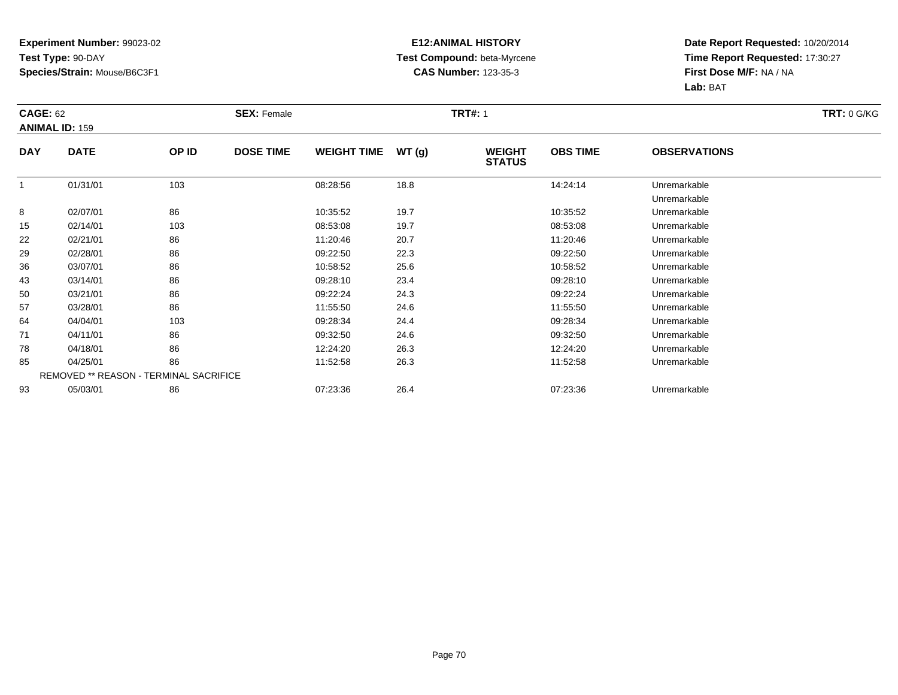**Experiment Number:** 99023-02
**Test Type:** 90-DAY
**Species/Strain:** Mouse/B6C3F1

**E12:ANIMAL HISTORY**
**Test Compound:** beta-Myrcene
**CAS Number:** 123-35-3

**Date Report Requested:** 10/20/2014
**Time Report Requested:** 17:30:27
**First Dose M/F:** NA / NA
**Lab:** BAT

**CAGE:** 62 **SEX:** Female **TRT#:** 1 **TRT:** 0 G/KG
**ANIMAL ID:** 159

| DAY | DATE | OP ID | DOSE TIME | WEIGHT TIME | WT (g) | WEIGHT STATUS | OBS TIME | OBSERVATIONS |
|---|---|---|---|---|---|---|---|---|
| 1 | 01/31/01 | 103 | | 08:28:56 | 18.8 | | 14:24:14 | Unremarkable |
| | | | | | | | | Unremarkable |
| 8 | 02/07/01 | 86 | | 10:35:52 | 19.7 | | 10:35:52 | Unremarkable |
| 15 | 02/14/01 | 103 | | 08:53:08 | 19.7 | | 08:53:08 | Unremarkable |
| 22 | 02/21/01 | 86 | | 11:20:46 | 20.7 | | 11:20:46 | Unremarkable |
| 29 | 02/28/01 | 86 | | 09:22:50 | 22.3 | | 09:22:50 | Unremarkable |
| 36 | 03/07/01 | 86 | | 10:58:52 | 25.6 | | 10:58:52 | Unremarkable |
| 43 | 03/14/01 | 86 | | 09:28:10 | 23.4 | | 09:28:10 | Unremarkable |
| 50 | 03/21/01 | 86 | | 09:22:24 | 24.3 | | 09:22:24 | Unremarkable |
| 57 | 03/28/01 | 86 | | 11:55:50 | 24.6 | | 11:55:50 | Unremarkable |
| 64 | 04/04/01 | 103 | | 09:28:34 | 24.4 | | 09:28:34 | Unremarkable |
| 71 | 04/11/01 | 86 | | 09:32:50 | 24.6 | | 09:32:50 | Unremarkable |
| 78 | 04/18/01 | 86 | | 12:24:20 | 26.3 | | 12:24:20 | Unremarkable |
| 85 | 04/25/01 | 86 | | 11:52:58 | 26.3 | | 11:52:58 | Unremarkable |
| | REMOVED ** REASON - TERMINAL SACRIFICE | | | | | | | |
| 93 | 05/03/01 | 86 | | 07:23:36 | 26.4 | | 07:23:36 | Unremarkable |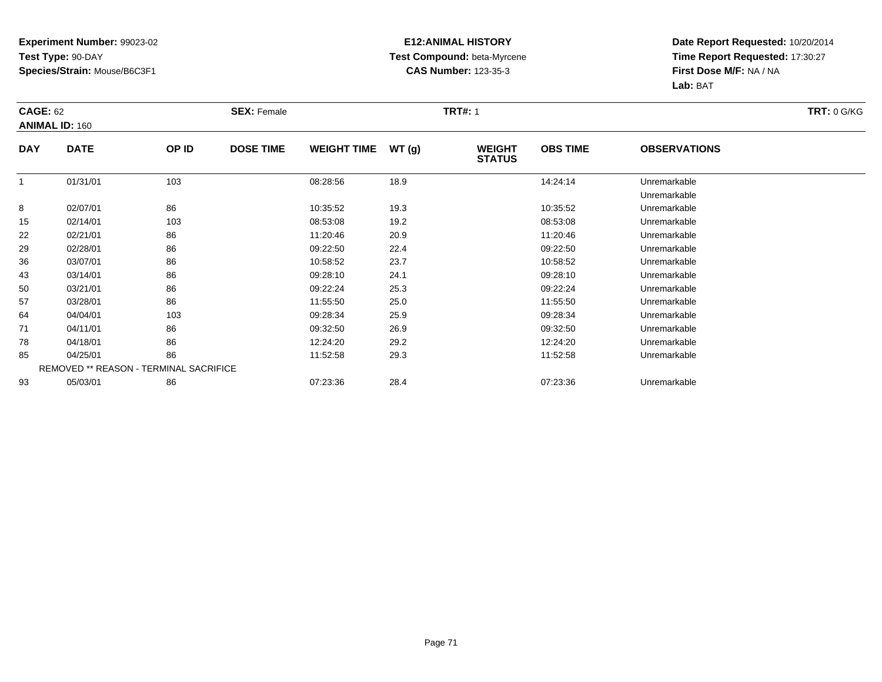**Experiment Number:** 99023-02
**Test Type:** 90-DAY
**Species/Strain:** Mouse/B6C3F1

**E12:ANIMAL HISTORY**
**Test Compound:** beta-Myrcene
**CAS Number:** 123-35-3

**Date Report Requested:** 10/20/2014
**Time Report Requested:** 17:30:27
**First Dose M/F:** NA / NA
**Lab:** BAT

**CAGE:** 62 **SEX:** Female **TRT#:** 1 **TRT:** 0 G/KG
**ANIMAL ID:** 160

| DAY | DATE | OP ID | DOSE TIME | WEIGHT TIME | WT (g) | WEIGHT STATUS | OBS TIME | OBSERVATIONS |
|---|---|---|---|---|---|---|---|---|
| 1 | 01/31/01 | 103 | | 08:28:56 | 18.9 | | 14:24:14 | Unremarkable |
| | | | | | | | | Unremarkable |
| 8 | 02/07/01 | 86 | | 10:35:52 | 19.3 | | 10:35:52 | Unremarkable |
| 15 | 02/14/01 | 103 | | 08:53:08 | 19.2 | | 08:53:08 | Unremarkable |
| 22 | 02/21/01 | 86 | | 11:20:46 | 20.9 | | 11:20:46 | Unremarkable |
| 29 | 02/28/01 | 86 | | 09:22:50 | 22.4 | | 09:22:50 | Unremarkable |
| 36 | 03/07/01 | 86 | | 10:58:52 | 23.7 | | 10:58:52 | Unremarkable |
| 43 | 03/14/01 | 86 | | 09:28:10 | 24.1 | | 09:28:10 | Unremarkable |
| 50 | 03/21/01 | 86 | | 09:22:24 | 25.3 | | 09:22:24 | Unremarkable |
| 57 | 03/28/01 | 86 | | 11:55:50 | 25.0 | | 11:55:50 | Unremarkable |
| 64 | 04/04/01 | 103 | | 09:28:34 | 25.9 | | 09:28:34 | Unremarkable |
| 71 | 04/11/01 | 86 | | 09:32:50 | 26.9 | | 09:32:50 | Unremarkable |
| 78 | 04/18/01 | 86 | | 12:24:20 | 29.2 | | 12:24:20 | Unremarkable |
| 85 | 04/25/01 | 86 | | 11:52:58 | 29.3 | | 11:52:58 | Unremarkable |
| | REMOVED ** REASON - TERMINAL SACRIFICE | | | | | | | |
| 93 | 05/03/01 | 86 | | 07:23:36 | 28.4 | | 07:23:36 | Unremarkable |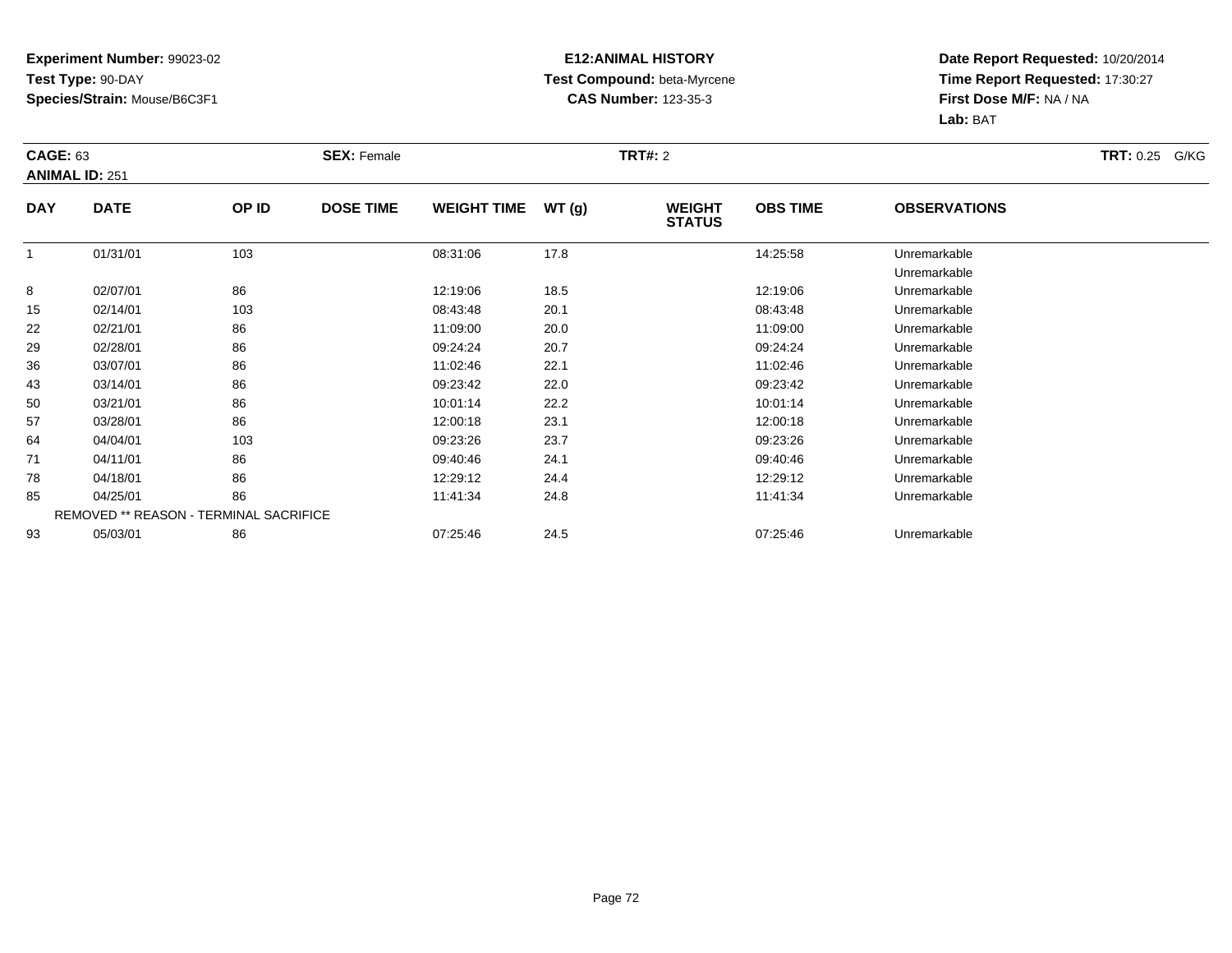**Experiment Number:** 99023-02
**Test Type:** 90-DAY
**Species/Strain:** Mouse/B6C3F1

**E12:ANIMAL HISTORY**
**Test Compound:** beta-Myrcene
**CAS Number:** 123-35-3

**Date Report Requested:** 10/20/2014
**Time Report Requested:** 17:30:27
**First Dose M/F:** NA / NA
**Lab:** BAT

**CAGE:** 63
**ANIMAL ID:** 251
**SEX:** Female
**TRT#:** 2
**TRT:** 0.25 G/KG

| DAY | DATE | OP ID | DOSE TIME | WEIGHT TIME | WT (g) | WEIGHT STATUS | OBS TIME | OBSERVATIONS |
|---|---|---|---|---|---|---|---|---|
| 1 | 01/31/01 | 103 | | 08:31:06 | 17.8 | | 14:25:58 | Unremarkable |
| | | | | | | | | Unremarkable |
| 8 | 02/07/01 | 86 | | 12:19:06 | 18.5 | | 12:19:06 | Unremarkable |
| 15 | 02/14/01 | 103 | | 08:43:48 | 20.1 | | 08:43:48 | Unremarkable |
| 22 | 02/21/01 | 86 | | 11:09:00 | 20.0 | | 11:09:00 | Unremarkable |
| 29 | 02/28/01 | 86 | | 09:24:24 | 20.7 | | 09:24:24 | Unremarkable |
| 36 | 03/07/01 | 86 | | 11:02:46 | 22.1 | | 11:02:46 | Unremarkable |
| 43 | 03/14/01 | 86 | | 09:23:42 | 22.0 | | 09:23:42 | Unremarkable |
| 50 | 03/21/01 | 86 | | 10:01:14 | 22.2 | | 10:01:14 | Unremarkable |
| 57 | 03/28/01 | 86 | | 12:00:18 | 23.1 | | 12:00:18 | Unremarkable |
| 64 | 04/04/01 | 103 | | 09:23:26 | 23.7 | | 09:23:26 | Unremarkable |
| 71 | 04/11/01 | 86 | | 09:40:46 | 24.1 | | 09:40:46 | Unremarkable |
| 78 | 04/18/01 | 86 | | 12:29:12 | 24.4 | | 12:29:12 | Unremarkable |
| 85 | 04/25/01 | 86 | | 11:41:34 | 24.8 | | 11:41:34 | Unremarkable |
| | REMOVED ** REASON - TERMINAL SACRIFICE | | | | | | | |
| 93 | 05/03/01 | 86 | | 07:25:46 | 24.5 | | 07:25:46 | Unremarkable |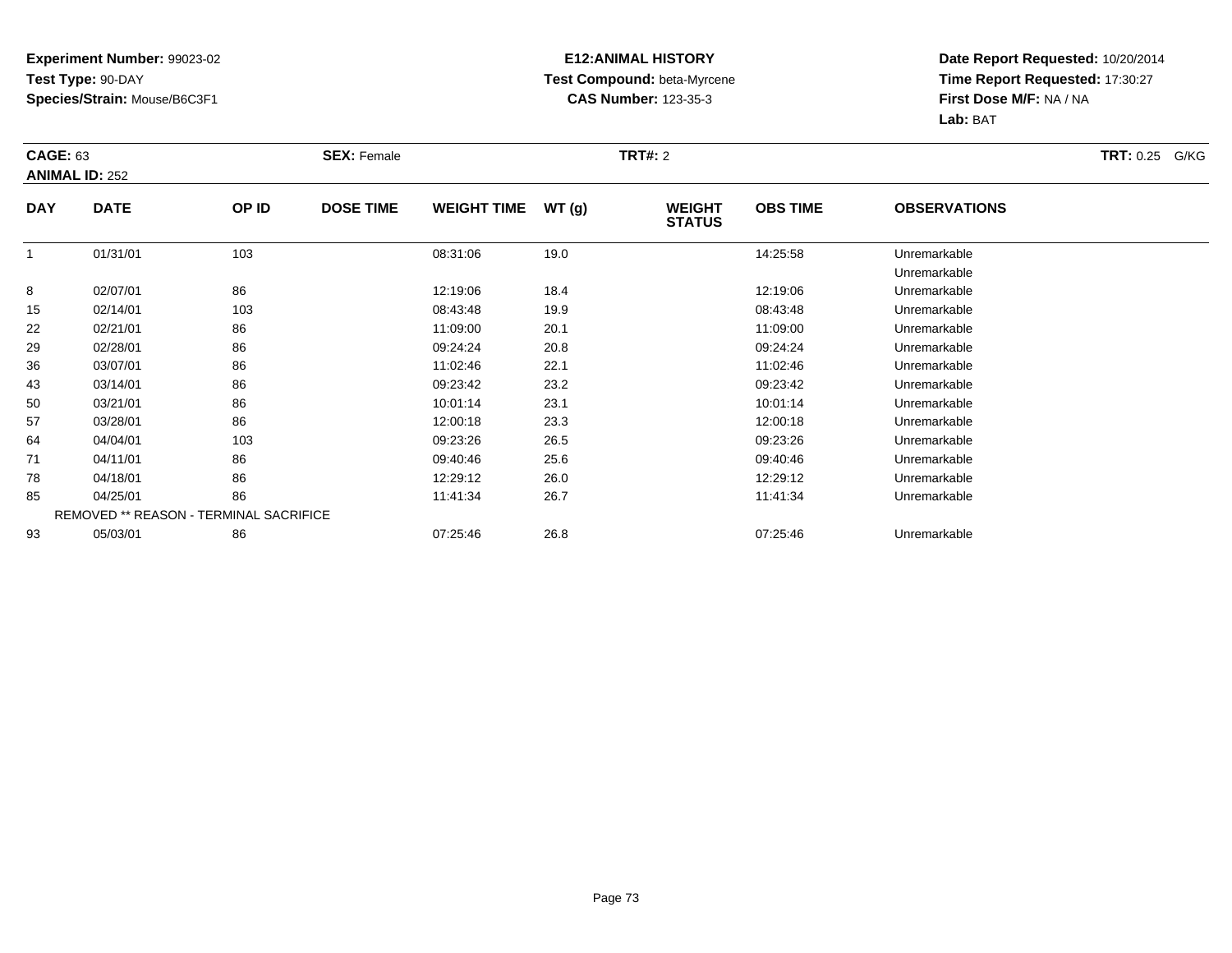**Experiment Number:** 99023-02
**Test Type:** 90-DAY
**Species/Strain:** Mouse/B6C3F1

**E12:ANIMAL HISTORY**
**Test Compound:** beta-Myrcene
**CAS Number:** 123-35-3

**Date Report Requested:** 10/20/2014
**Time Report Requested:** 17:30:27
**First Dose M/F:** NA / NA
**Lab:** BAT

**CAGE:** 63 **SEX:** Female **TRT#:** 2 **TRT:** 0.25 G/KG
**ANIMAL ID:** 252

| DAY | DATE | OP ID | DOSE TIME | WEIGHT TIME | WT (g) | WEIGHT STATUS | OBS TIME | OBSERVATIONS |
|---|---|---|---|---|---|---|---|---|
| 1 | 01/31/01 | 103 | | 08:31:06 | 19.0 | | 14:25:58 | Unremarkable |
| | | | | | | | | Unremarkable |
| 8 | 02/07/01 | 86 | | 12:19:06 | 18.4 | | 12:19:06 | Unremarkable |
| 15 | 02/14/01 | 103 | | 08:43:48 | 19.9 | | 08:43:48 | Unremarkable |
| 22 | 02/21/01 | 86 | | 11:09:00 | 20.1 | | 11:09:00 | Unremarkable |
| 29 | 02/28/01 | 86 | | 09:24:24 | 20.8 | | 09:24:24 | Unremarkable |
| 36 | 03/07/01 | 86 | | 11:02:46 | 22.1 | | 11:02:46 | Unremarkable |
| 43 | 03/14/01 | 86 | | 09:23:42 | 23.2 | | 09:23:42 | Unremarkable |
| 50 | 03/21/01 | 86 | | 10:01:14 | 23.1 | | 10:01:14 | Unremarkable |
| 57 | 03/28/01 | 86 | | 12:00:18 | 23.3 | | 12:00:18 | Unremarkable |
| 64 | 04/04/01 | 103 | | 09:23:26 | 26.5 | | 09:23:26 | Unremarkable |
| 71 | 04/11/01 | 86 | | 09:40:46 | 25.6 | | 09:40:46 | Unremarkable |
| 78 | 04/18/01 | 86 | | 12:29:12 | 26.0 | | 12:29:12 | Unremarkable |
| 85 | 04/25/01 | 86 | | 11:41:34 | 26.7 | | 11:41:34 | Unremarkable |
| REMOVED ** REASON - TERMINAL SACRIFICE | | | | | | | | |
| 93 | 05/03/01 | 86 | | 07:25:46 | 26.8 | | 07:25:46 | Unremarkable |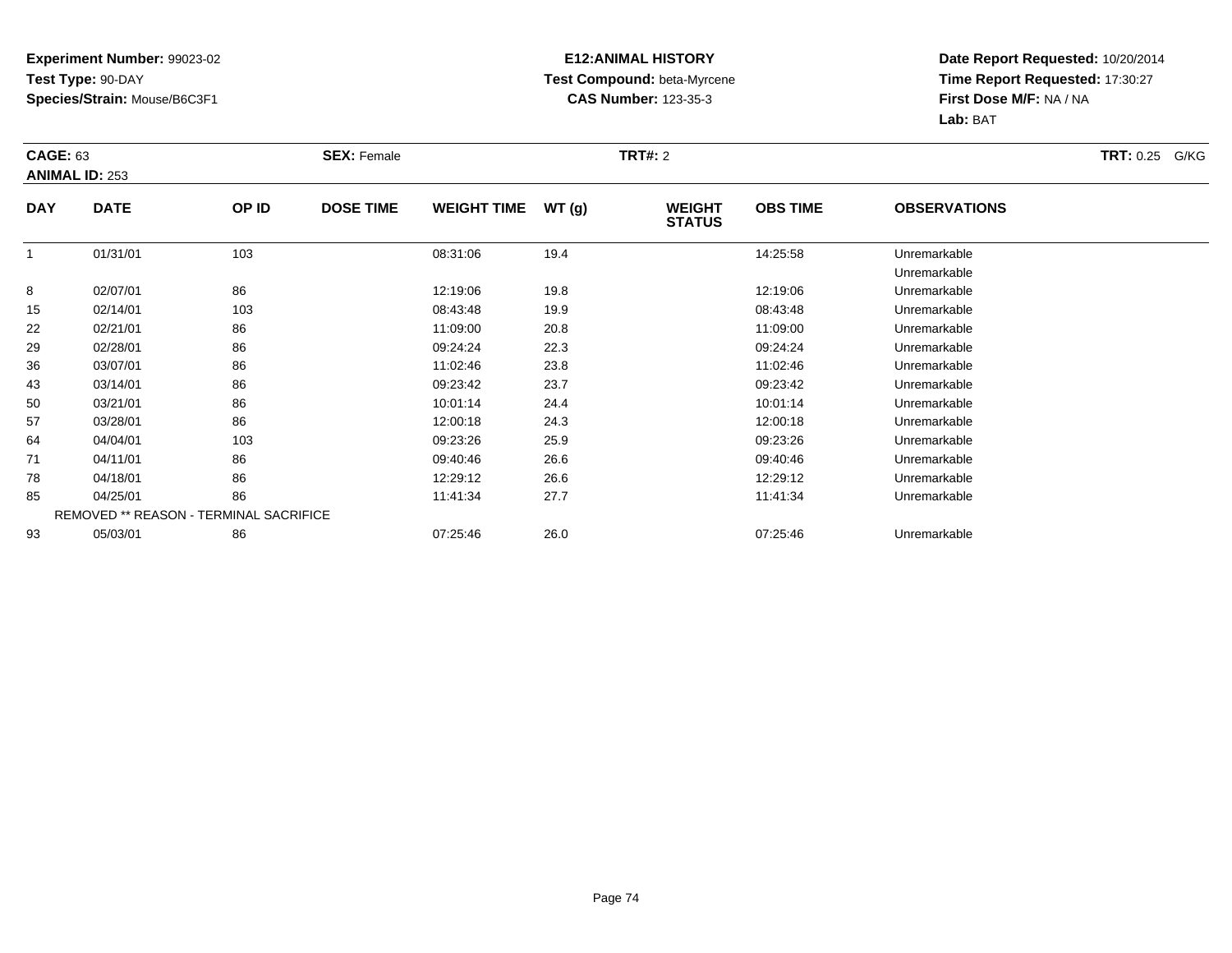**Experiment Number:** 99023-02
**Test Type:** 90-DAY
**Species/Strain:** Mouse/B6C3F1

**E12:ANIMAL HISTORY**
**Test Compound:** beta-Myrcene
**CAS Number:** 123-35-3

**Date Report Requested:** 10/20/2014
**Time Report Requested:** 17:30:27
**First Dose M/F:** NA / NA
**Lab:** BAT

**CAGE:** 63 **SEX:** Female **TRT#:** 2 **TRT:** 0.25 G/KG
**ANIMAL ID:** 253

| DAY | DATE | OP ID | DOSE TIME | WEIGHT TIME | WT (g) | WEIGHT STATUS | OBS TIME | OBSERVATIONS |
|---|---|---|---|---|---|---|---|---|
| 1 | 01/31/01 | 103 | | 08:31:06 | 19.4 | | 14:25:58 | Unremarkable |
| | | | | | | | | Unremarkable |
| 8 | 02/07/01 | 86 | | 12:19:06 | 19.8 | | 12:19:06 | Unremarkable |
| 15 | 02/14/01 | 103 | | 08:43:48 | 19.9 | | 08:43:48 | Unremarkable |
| 22 | 02/21/01 | 86 | | 11:09:00 | 20.8 | | 11:09:00 | Unremarkable |
| 29 | 02/28/01 | 86 | | 09:24:24 | 22.3 | | 09:24:24 | Unremarkable |
| 36 | 03/07/01 | 86 | | 11:02:46 | 23.8 | | 11:02:46 | Unremarkable |
| 43 | 03/14/01 | 86 | | 09:23:42 | 23.7 | | 09:23:42 | Unremarkable |
| 50 | 03/21/01 | 86 | | 10:01:14 | 24.4 | | 10:01:14 | Unremarkable |
| 57 | 03/28/01 | 86 | | 12:00:18 | 24.3 | | 12:00:18 | Unremarkable |
| 64 | 04/04/01 | 103 | | 09:23:26 | 25.9 | | 09:23:26 | Unremarkable |
| 71 | 04/11/01 | 86 | | 09:40:46 | 26.6 | | 09:40:46 | Unremarkable |
| 78 | 04/18/01 | 86 | | 12:29:12 | 26.6 | | 12:29:12 | Unremarkable |
| 85 | 04/25/01 | 86 | | 11:41:34 | 27.7 | | 11:41:34 | Unremarkable |
| | REMOVED ** REASON - TERMINAL SACRIFICE | | | | | | | |
| 93 | 05/03/01 | 86 | | 07:25:46 | 26.0 | | 07:25:46 | Unremarkable |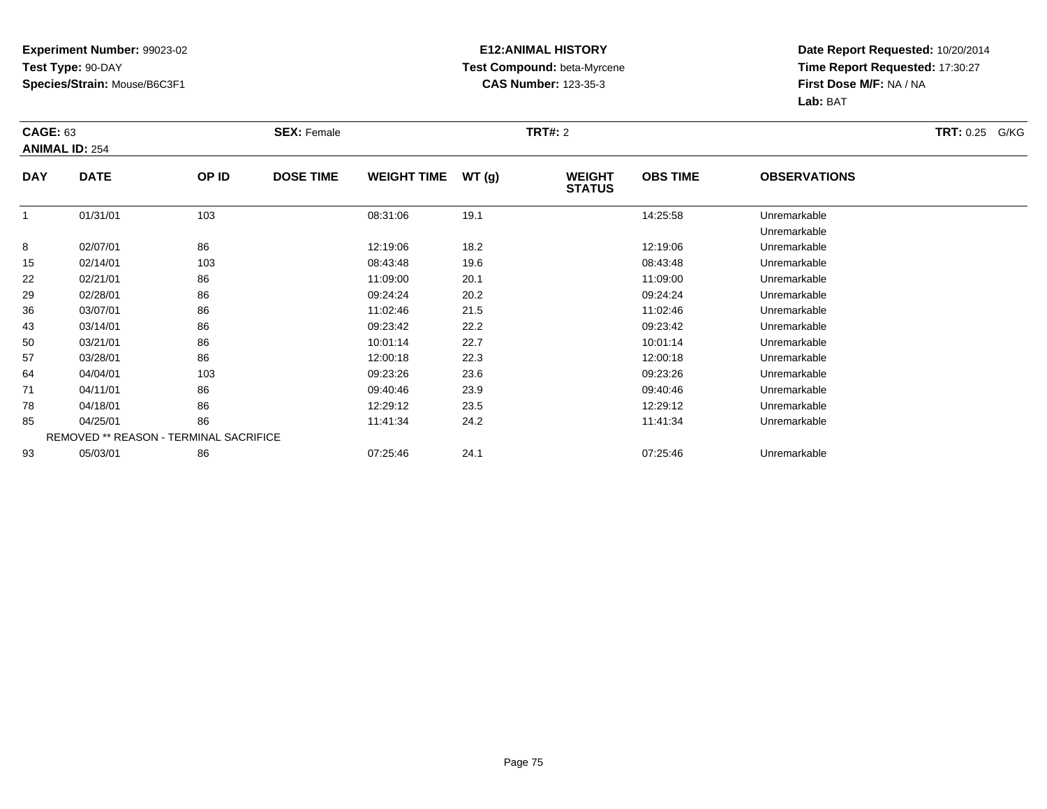**Experiment Number:** 99023-02
**Test Type:** 90-DAY
**Species/Strain:** Mouse/B6C3F1

**E12:ANIMAL HISTORY**
**Test Compound:** beta-Myrcene
**CAS Number:** 123-35-3

**Date Report Requested:** 10/20/2014
**Time Report Requested:** 17:30:27
**First Dose M/F:** NA / NA
**Lab:** BAT

**CAGE:** 63
**ANIMAL ID:** 254
**SEX:** Female
**TRT#:** 2
**TRT:** 0.25 G/KG

| DAY | DATE | OP ID | DOSE TIME | WEIGHT TIME | WT (g) | WEIGHT STATUS | OBS TIME | OBSERVATIONS |
|---|---|---|---|---|---|---|---|---|
| 1 | 01/31/01 | 103 | | 08:31:06 | 19.1 | | 14:25:58 | Unremarkable |
| | | | | | | | | Unremarkable |
| 8 | 02/07/01 | 86 | | 12:19:06 | 18.2 | | 12:19:06 | Unremarkable |
| 15 | 02/14/01 | 103 | | 08:43:48 | 19.6 | | 08:43:48 | Unremarkable |
| 22 | 02/21/01 | 86 | | 11:09:00 | 20.1 | | 11:09:00 | Unremarkable |
| 29 | 02/28/01 | 86 | | 09:24:24 | 20.2 | | 09:24:24 | Unremarkable |
| 36 | 03/07/01 | 86 | | 11:02:46 | 21.5 | | 11:02:46 | Unremarkable |
| 43 | 03/14/01 | 86 | | 09:23:42 | 22.2 | | 09:23:42 | Unremarkable |
| 50 | 03/21/01 | 86 | | 10:01:14 | 22.7 | | 10:01:14 | Unremarkable |
| 57 | 03/28/01 | 86 | | 12:00:18 | 22.3 | | 12:00:18 | Unremarkable |
| 64 | 04/04/01 | 103 | | 09:23:26 | 23.6 | | 09:23:26 | Unremarkable |
| 71 | 04/11/01 | 86 | | 09:40:46 | 23.9 | | 09:40:46 | Unremarkable |
| 78 | 04/18/01 | 86 | | 12:29:12 | 23.5 | | 12:29:12 | Unremarkable |
| 85 | 04/25/01 | 86 | | 11:41:34 | 24.2 | | 11:41:34 | Unremarkable |
| | REMOVED ** REASON - TERMINAL SACRIFICE | | | | | | | |
| 93 | 05/03/01 | 86 | | 07:25:46 | 24.1 | | 07:25:46 | Unremarkable |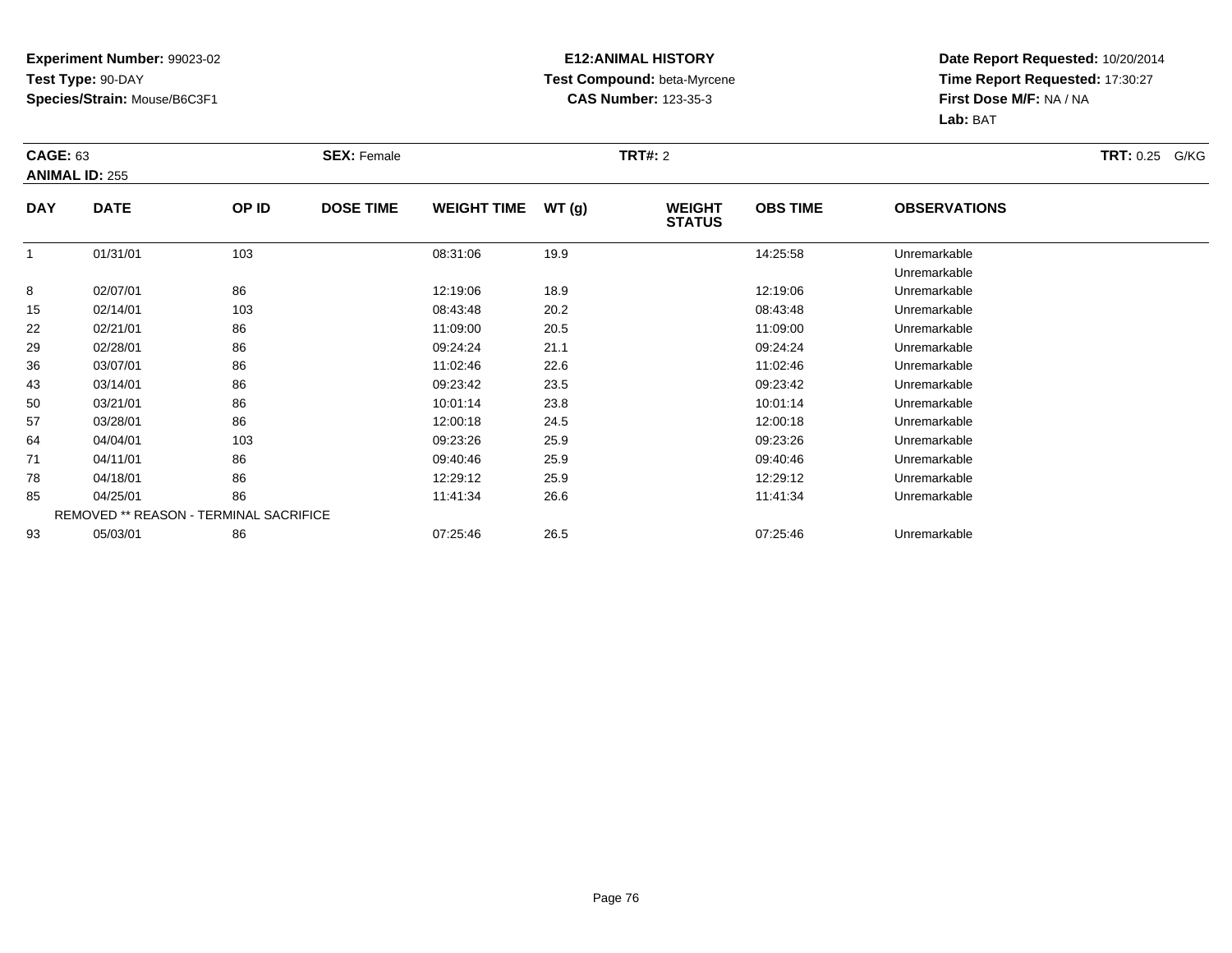**Experiment Number:** 99023-02
**Test Type:** 90-DAY
**Species/Strain:** Mouse/B6C3F1

**E12:ANIMAL HISTORY**
**Test Compound:** beta-Myrcene
**CAS Number:** 123-35-3

**Date Report Requested:** 10/20/2014
**Time Report Requested:** 17:30:27
**First Dose M/F:** NA / NA
**Lab:** BAT

**CAGE:** 63 **SEX:** Female **TRT#:** 2 **TRT:** 0.25 G/KG
**ANIMAL ID:** 255

| DAY | DATE | OP ID | DOSE TIME | WEIGHT TIME | WT (g) | WEIGHT STATUS | OBS TIME | OBSERVATIONS |
|---|---|---|---|---|---|---|---|---|
| 1 | 01/31/01 | 103 | | 08:31:06 | 19.9 | | 14:25:58 | Unremarkable |
| | | | | | | | | Unremarkable |
| 8 | 02/07/01 | 86 | | 12:19:06 | 18.9 | | 12:19:06 | Unremarkable |
| 15 | 02/14/01 | 103 | | 08:43:48 | 20.2 | | 08:43:48 | Unremarkable |
| 22 | 02/21/01 | 86 | | 11:09:00 | 20.5 | | 11:09:00 | Unremarkable |
| 29 | 02/28/01 | 86 | | 09:24:24 | 21.1 | | 09:24:24 | Unremarkable |
| 36 | 03/07/01 | 86 | | 11:02:46 | 22.6 | | 11:02:46 | Unremarkable |
| 43 | 03/14/01 | 86 | | 09:23:42 | 23.5 | | 09:23:42 | Unremarkable |
| 50 | 03/21/01 | 86 | | 10:01:14 | 23.8 | | 10:01:14 | Unremarkable |
| 57 | 03/28/01 | 86 | | 12:00:18 | 24.5 | | 12:00:18 | Unremarkable |
| 64 | 04/04/01 | 103 | | 09:23:26 | 25.9 | | 09:23:26 | Unremarkable |
| 71 | 04/11/01 | 86 | | 09:40:46 | 25.9 | | 09:40:46 | Unremarkable |
| 78 | 04/18/01 | 86 | | 12:29:12 | 25.9 | | 12:29:12 | Unremarkable |
| 85 | 04/25/01 | 86 | | 11:41:34 | 26.6 | | 11:41:34 | Unremarkable |
| | REMOVED ** REASON - TERMINAL SACRIFICE | | | | | | | |
| 93 | 05/03/01 | 86 | | 07:25:46 | 26.5 | | 07:25:46 | Unremarkable |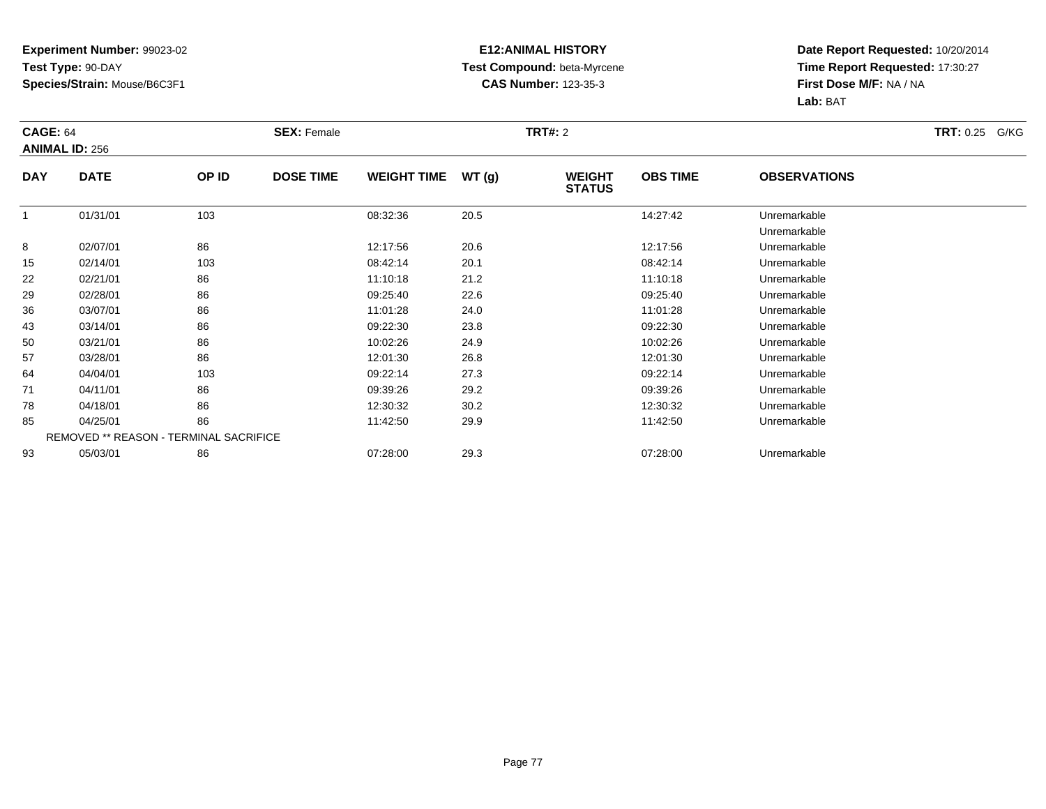**Experiment Number:** 99023-02
**Test Type:** 90-DAY
**Species/Strain:** Mouse/B6C3F1

**E12:ANIMAL HISTORY**
**Test Compound:** beta-Myrcene
**CAS Number:** 123-35-3

**Date Report Requested:** 10/20/2014
**Time Report Requested:** 17:30:27
**First Dose M/F:** NA / NA
**Lab:** BAT

**CAGE:** 64 **SEX:** Female **TRT#:** 2 **TRT:** 0.25 G/KG
**ANIMAL ID:** 256

| DAY | DATE | OP ID | DOSE TIME | WEIGHT TIME | WT (g) | WEIGHT STATUS | OBS TIME | OBSERVATIONS |
|---|---|---|---|---|---|---|---|---|
| 1 | 01/31/01 | 103 | | 08:32:36 | 20.5 | | 14:27:42 | Unremarkable |
| | | | | | | | | Unremarkable |
| 8 | 02/07/01 | 86 | | 12:17:56 | 20.6 | | 12:17:56 | Unremarkable |
| 15 | 02/14/01 | 103 | | 08:42:14 | 20.1 | | 08:42:14 | Unremarkable |
| 22 | 02/21/01 | 86 | | 11:10:18 | 21.2 | | 11:10:18 | Unremarkable |
| 29 | 02/28/01 | 86 | | 09:25:40 | 22.6 | | 09:25:40 | Unremarkable |
| 36 | 03/07/01 | 86 | | 11:01:28 | 24.0 | | 11:01:28 | Unremarkable |
| 43 | 03/14/01 | 86 | | 09:22:30 | 23.8 | | 09:22:30 | Unremarkable |
| 50 | 03/21/01 | 86 | | 10:02:26 | 24.9 | | 10:02:26 | Unremarkable |
| 57 | 03/28/01 | 86 | | 12:01:30 | 26.8 | | 12:01:30 | Unremarkable |
| 64 | 04/04/01 | 103 | | 09:22:14 | 27.3 | | 09:22:14 | Unremarkable |
| 71 | 04/11/01 | 86 | | 09:39:26 | 29.2 | | 09:39:26 | Unremarkable |
| 78 | 04/18/01 | 86 | | 12:30:32 | 30.2 | | 12:30:32 | Unremarkable |
| 85 | 04/25/01 | 86 | | 11:42:50 | 29.9 | | 11:42:50 | Unremarkable |
| | REMOVED ** REASON - TERMINAL SACRIFICE | | | | | | | |
| 93 | 05/03/01 | 86 | | 07:28:00 | 29.3 | | 07:28:00 | Unremarkable |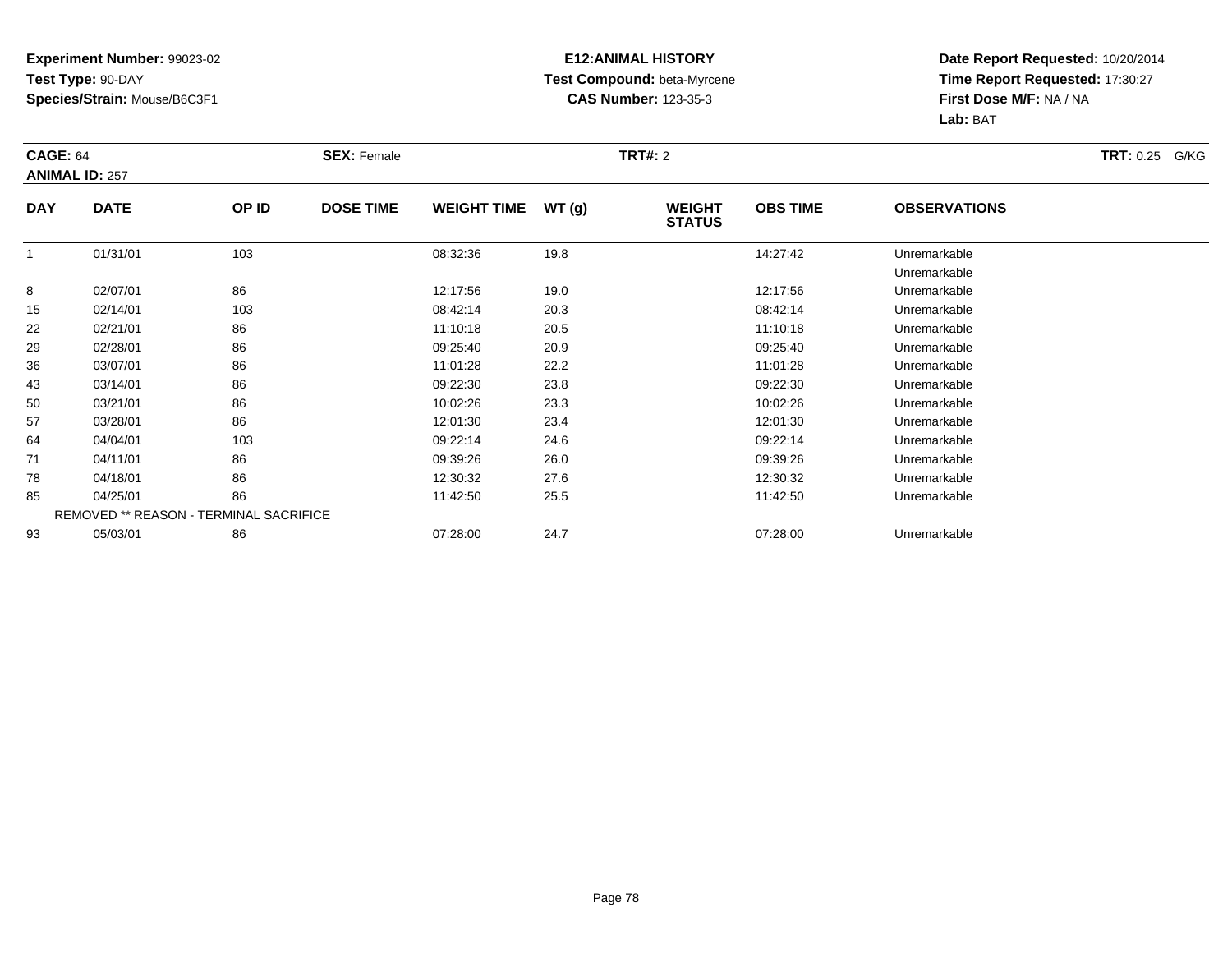**Experiment Number:** 99023-02
**Test Type:** 90-DAY
**Species/Strain:** Mouse/B6C3F1

**E12:ANIMAL HISTORY**
**Test Compound:** beta-Myrcene
**CAS Number:** 123-35-3

**Date Report Requested:** 10/20/2014
**Time Report Requested:** 17:30:27
**First Dose M/F:** NA / NA
**Lab:** BAT

**CAGE:** 64 **SEX:** Female **TRT#:** 2 **TRT:** 0.25 G/KG
**ANIMAL ID:** 257

| DAY | DATE | OP ID | DOSE TIME | WEIGHT TIME | WT (g) | WEIGHT STATUS | OBS TIME | OBSERVATIONS |
|---|---|---|---|---|---|---|---|---|
| 1 | 01/31/01 | 103 | | 08:32:36 | 19.8 | | 14:27:42 | Unremarkable |
| | | | | | | | | Unremarkable |
| 8 | 02/07/01 | 86 | | 12:17:56 | 19.0 | | 12:17:56 | Unremarkable |
| 15 | 02/14/01 | 103 | | 08:42:14 | 20.3 | | 08:42:14 | Unremarkable |
| 22 | 02/21/01 | 86 | | 11:10:18 | 20.5 | | 11:10:18 | Unremarkable |
| 29 | 02/28/01 | 86 | | 09:25:40 | 20.9 | | 09:25:40 | Unremarkable |
| 36 | 03/07/01 | 86 | | 11:01:28 | 22.2 | | 11:01:28 | Unremarkable |
| 43 | 03/14/01 | 86 | | 09:22:30 | 23.8 | | 09:22:30 | Unremarkable |
| 50 | 03/21/01 | 86 | | 10:02:26 | 23.3 | | 10:02:26 | Unremarkable |
| 57 | 03/28/01 | 86 | | 12:01:30 | 23.4 | | 12:01:30 | Unremarkable |
| 64 | 04/04/01 | 103 | | 09:22:14 | 24.6 | | 09:22:14 | Unremarkable |
| 71 | 04/11/01 | 86 | | 09:39:26 | 26.0 | | 09:39:26 | Unremarkable |
| 78 | 04/18/01 | 86 | | 12:30:32 | 27.6 | | 12:30:32 | Unremarkable |
| 85 | 04/25/01 | 86 | | 11:42:50 | 25.5 | | 11:42:50 | Unremarkable |
| REMOVED ** REASON - TERMINAL SACRIFICE | | | | | | | | |
| 93 | 05/03/01 | 86 | | 07:28:00 | 24.7 | | 07:28:00 | Unremarkable |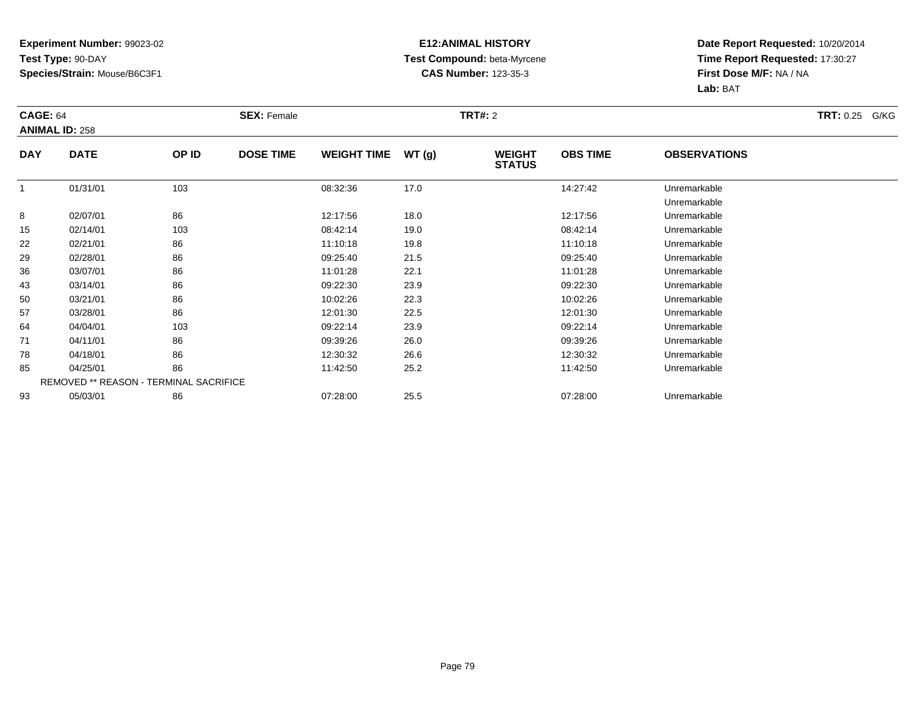**Experiment Number:** 99023-02
**Test Type:** 90-DAY
**Species/Strain:** Mouse/B6C3F1

**E12:ANIMAL HISTORY**
**Test Compound:** beta-Myrcene
**CAS Number:** 123-35-3

**Date Report Requested:** 10/20/2014
**Time Report Requested:** 17:30:27
**First Dose M/F:** NA / NA
**Lab:** BAT

**CAGE:** 64 **SEX:** Female **TRT#:** 2 **TRT:** 0.25 G/KG
**ANIMAL ID:** 258

| DAY | DATE | OP ID | DOSE TIME | WEIGHT TIME | WT (g) | WEIGHT STATUS | OBS TIME | OBSERVATIONS |
|---|---|---|---|---|---|---|---|---|
| 1 | 01/31/01 | 103 | | 08:32:36 | 17.0 | | 14:27:42 | Unremarkable |
| | | | | | | | | Unremarkable |
| 8 | 02/07/01 | 86 | | 12:17:56 | 18.0 | | 12:17:56 | Unremarkable |
| 15 | 02/14/01 | 103 | | 08:42:14 | 19.0 | | 08:42:14 | Unremarkable |
| 22 | 02/21/01 | 86 | | 11:10:18 | 19.8 | | 11:10:18 | Unremarkable |
| 29 | 02/28/01 | 86 | | 09:25:40 | 21.5 | | 09:25:40 | Unremarkable |
| 36 | 03/07/01 | 86 | | 11:01:28 | 22.1 | | 11:01:28 | Unremarkable |
| 43 | 03/14/01 | 86 | | 09:22:30 | 23.9 | | 09:22:30 | Unremarkable |
| 50 | 03/21/01 | 86 | | 10:02:26 | 22.3 | | 10:02:26 | Unremarkable |
| 57 | 03/28/01 | 86 | | 12:01:30 | 22.5 | | 12:01:30 | Unremarkable |
| 64 | 04/04/01 | 103 | | 09:22:14 | 23.9 | | 09:22:14 | Unremarkable |
| 71 | 04/11/01 | 86 | | 09:39:26 | 26.0 | | 09:39:26 | Unremarkable |
| 78 | 04/18/01 | 86 | | 12:30:32 | 26.6 | | 12:30:32 | Unremarkable |
| 85 | 04/25/01 | 86 | | 11:42:50 | 25.2 | | 11:42:50 | Unremarkable |
| | REMOVED ** REASON - TERMINAL SACRIFICE | | | | | | | |
| 93 | 05/03/01 | 86 | | 07:28:00 | 25.5 | | 07:28:00 | Unremarkable |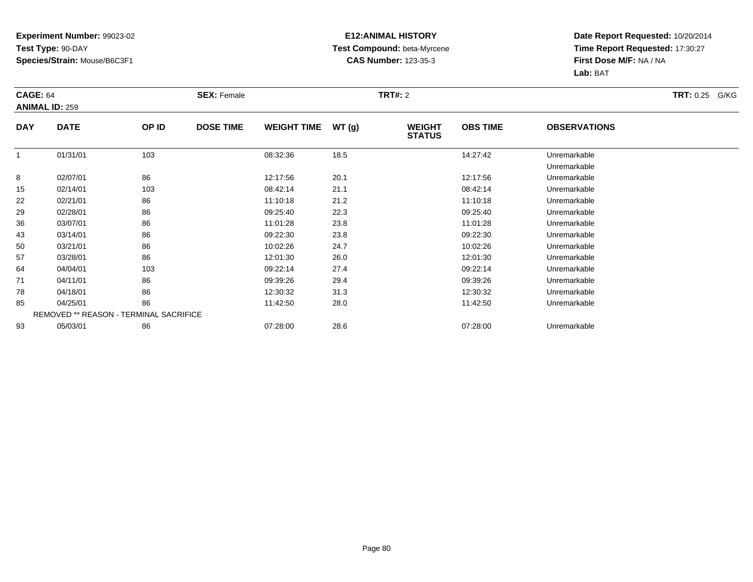**Experiment Number:** 99023-02
**Test Type:** 90-DAY
**Species/Strain:** Mouse/B6C3F1

**E12:ANIMAL HISTORY**
**Test Compound:** beta-Myrcene
**CAS Number:** 123-35-3

**Date Report Requested:** 10/20/2014
**Time Report Requested:** 17:30:27
**First Dose M/F:** NA / NA
**Lab:** BAT

**CAGE:** 64 **SEX:** Female **TRT#:** 2 **TRT:** 0.25 G/KG
**ANIMAL ID:** 259

| DAY | DATE | OP ID | DOSE TIME | WEIGHT TIME | WT (g) | WEIGHT STATUS | OBS TIME | OBSERVATIONS |
|---|---|---|---|---|---|---|---|---|
| 1 | 01/31/01 | 103 | | 08:32:36 | 18.5 | | 14:27:42 | Unremarkable |
| | | | | | | | | Unremarkable |
| 8 | 02/07/01 | 86 | | 12:17:56 | 20.1 | | 12:17:56 | Unremarkable |
| 15 | 02/14/01 | 103 | | 08:42:14 | 21.1 | | 08:42:14 | Unremarkable |
| 22 | 02/21/01 | 86 | | 11:10:18 | 21.2 | | 11:10:18 | Unremarkable |
| 29 | 02/28/01 | 86 | | 09:25:40 | 22.3 | | 09:25:40 | Unremarkable |
| 36 | 03/07/01 | 86 | | 11:01:28 | 23.8 | | 11:01:28 | Unremarkable |
| 43 | 03/14/01 | 86 | | 09:22:30 | 23.8 | | 09:22:30 | Unremarkable |
| 50 | 03/21/01 | 86 | | 10:02:26 | 24.7 | | 10:02:26 | Unremarkable |
| 57 | 03/28/01 | 86 | | 12:01:30 | 26.0 | | 12:01:30 | Unremarkable |
| 64 | 04/04/01 | 103 | | 09:22:14 | 27.4 | | 09:22:14 | Unremarkable |
| 71 | 04/11/01 | 86 | | 09:39:26 | 29.4 | | 09:39:26 | Unremarkable |
| 78 | 04/18/01 | 86 | | 12:30:32 | 31.3 | | 12:30:32 | Unremarkable |
| 85 | 04/25/01 | 86 | | 11:42:50 | 28.0 | | 11:42:50 | Unremarkable |
| | REMOVED ** REASON - TERMINAL SACRIFICE | | | | | | | |
| 93 | 05/03/01 | 86 | | 07:28:00 | 28.6 | | 07:28:00 | Unremarkable |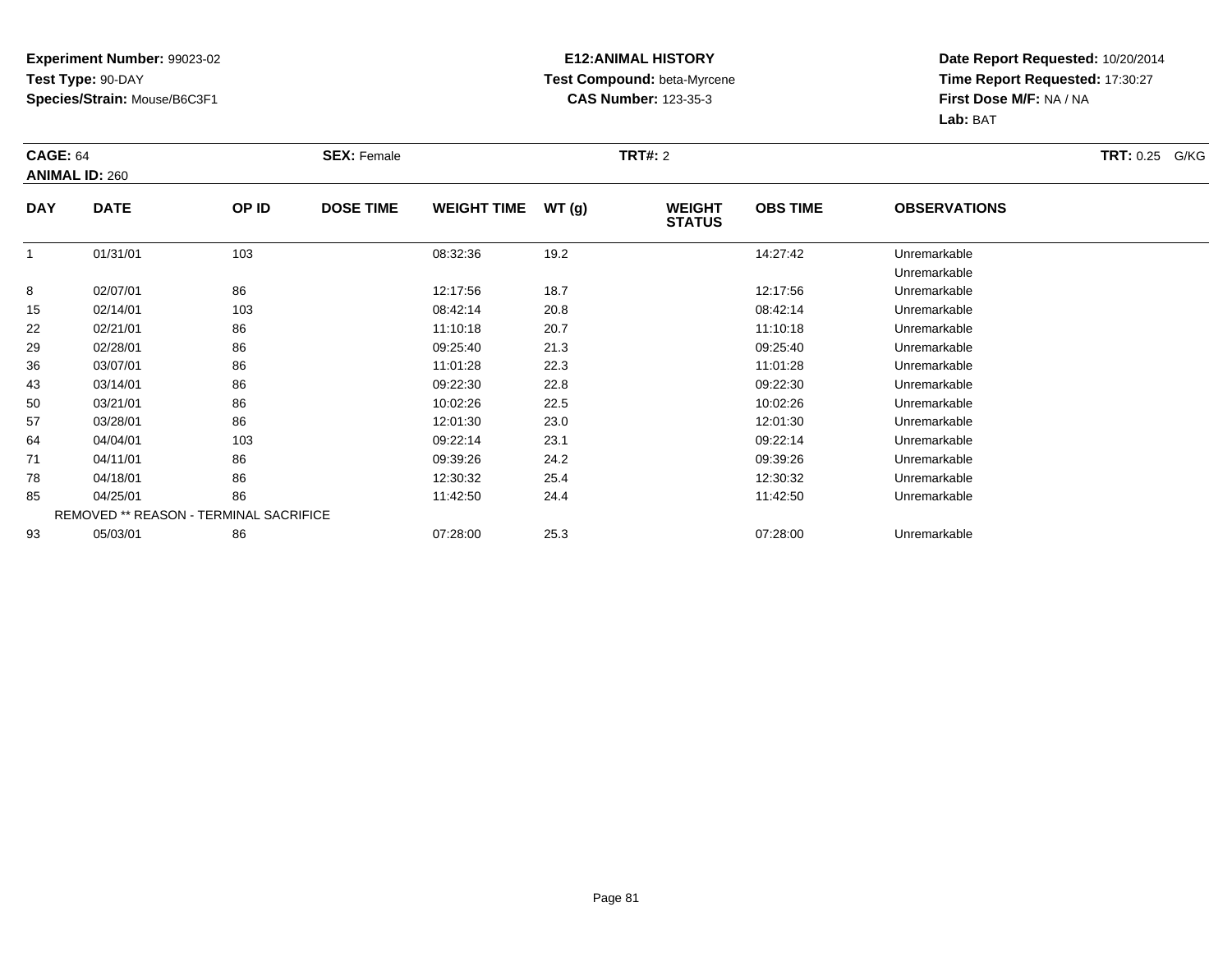**Experiment Number:** 99023-02
**Test Type:** 90-DAY
**Species/Strain:** Mouse/B6C3F1

**E12:ANIMAL HISTORY**
**Test Compound:** beta-Myrcene
**CAS Number:** 123-35-3

**Date Report Requested:** 10/20/2014
**Time Report Requested:** 17:30:27
**First Dose M/F:** NA / NA
**Lab:** BAT

**CAGE:** 64 **SEX:** Female **TRT#:** 2 **TRT:** 0.25 G/KG
**ANIMAL ID:** 260

| DAY | DATE | OP ID | DOSE TIME | WEIGHT TIME | WT (g) | WEIGHT STATUS | OBS TIME | OBSERVATIONS |
|---|---|---|---|---|---|---|---|---|
| 1 | 01/31/01 | 103 | | 08:32:36 | 19.2 | | 14:27:42 | Unremarkable |
| | | | | | | | | Unremarkable |
| 8 | 02/07/01 | 86 | | 12:17:56 | 18.7 | | 12:17:56 | Unremarkable |
| 15 | 02/14/01 | 103 | | 08:42:14 | 20.8 | | 08:42:14 | Unremarkable |
| 22 | 02/21/01 | 86 | | 11:10:18 | 20.7 | | 11:10:18 | Unremarkable |
| 29 | 02/28/01 | 86 | | 09:25:40 | 21.3 | | 09:25:40 | Unremarkable |
| 36 | 03/07/01 | 86 | | 11:01:28 | 22.3 | | 11:01:28 | Unremarkable |
| 43 | 03/14/01 | 86 | | 09:22:30 | 22.8 | | 09:22:30 | Unremarkable |
| 50 | 03/21/01 | 86 | | 10:02:26 | 22.5 | | 10:02:26 | Unremarkable |
| 57 | 03/28/01 | 86 | | 12:01:30 | 23.0 | | 12:01:30 | Unremarkable |
| 64 | 04/04/01 | 103 | | 09:22:14 | 23.1 | | 09:22:14 | Unremarkable |
| 71 | 04/11/01 | 86 | | 09:39:26 | 24.2 | | 09:39:26 | Unremarkable |
| 78 | 04/18/01 | 86 | | 12:30:32 | 25.4 | | 12:30:32 | Unremarkable |
| 85 | 04/25/01 | 86 | | 11:42:50 | 24.4 | | 11:42:50 | Unremarkable |
| | REMOVED ** REASON - TERMINAL SACRIFICE | | | | | | | |
| 93 | 05/03/01 | 86 | | 07:28:00 | 25.3 | | 07:28:00 | Unremarkable |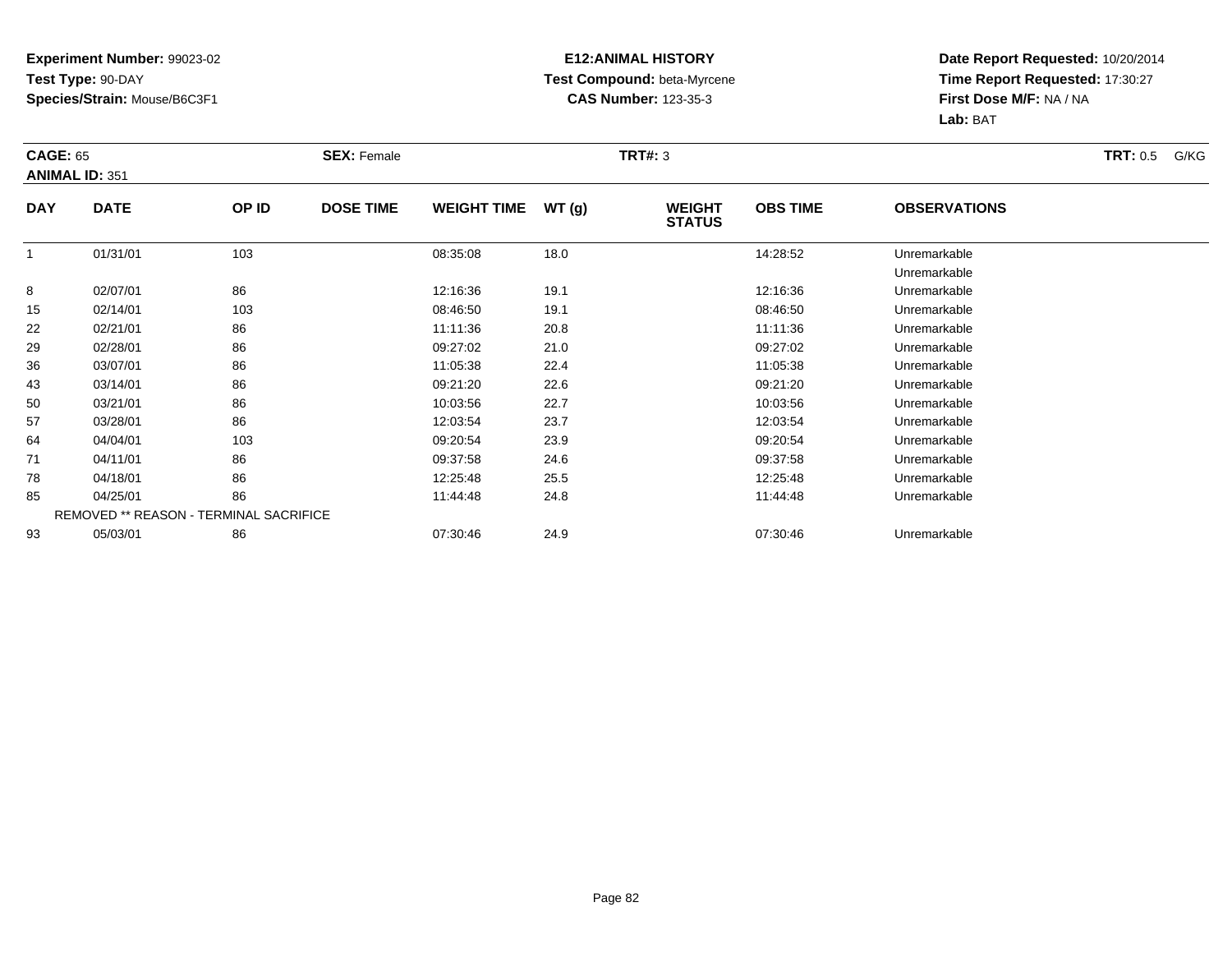**Experiment Number:** 99023-02
**Test Type:** 90-DAY
**Species/Strain:** Mouse/B6C3F1

**E12:ANIMAL HISTORY**
**Test Compound:** beta-Myrcene
**CAS Number:** 123-35-3

**Date Report Requested:** 10/20/2014
**Time Report Requested:** 17:30:27
**First Dose M/F:** NA / NA
**Lab:** BAT

**CAGE:** 65 **SEX:** Female **TRT#:** 3 **TRT:** 0.5 G/KG
**ANIMAL ID:** 351

| DAY | DATE | OP ID | DOSE TIME | WEIGHT TIME | WT (g) | WEIGHT STATUS | OBS TIME | OBSERVATIONS |
|---|---|---|---|---|---|---|---|---|
| 1 | 01/31/01 | 103 | | 08:35:08 | 18.0 | | 14:28:52 | Unremarkable |
| | | | | | | | | Unremarkable |
| 8 | 02/07/01 | 86 | | 12:16:36 | 19.1 | | 12:16:36 | Unremarkable |
| 15 | 02/14/01 | 103 | | 08:46:50 | 19.1 | | 08:46:50 | Unremarkable |
| 22 | 02/21/01 | 86 | | 11:11:36 | 20.8 | | 11:11:36 | Unremarkable |
| 29 | 02/28/01 | 86 | | 09:27:02 | 21.0 | | 09:27:02 | Unremarkable |
| 36 | 03/07/01 | 86 | | 11:05:38 | 22.4 | | 11:05:38 | Unremarkable |
| 43 | 03/14/01 | 86 | | 09:21:20 | 22.6 | | 09:21:20 | Unremarkable |
| 50 | 03/21/01 | 86 | | 10:03:56 | 22.7 | | 10:03:56 | Unremarkable |
| 57 | 03/28/01 | 86 | | 12:03:54 | 23.7 | | 12:03:54 | Unremarkable |
| 64 | 04/04/01 | 103 | | 09:20:54 | 23.9 | | 09:20:54 | Unremarkable |
| 71 | 04/11/01 | 86 | | 09:37:58 | 24.6 | | 09:37:58 | Unremarkable |
| 78 | 04/18/01 | 86 | | 12:25:48 | 25.5 | | 12:25:48 | Unremarkable |
| 85 | 04/25/01 | 86 | | 11:44:48 | 24.8 | | 11:44:48 | Unremarkable |
| | REMOVED ** REASON - TERMINAL SACRIFICE | | | | | | | |
| 93 | 05/03/01 | 86 | | 07:30:46 | 24.9 | | 07:30:46 | Unremarkable |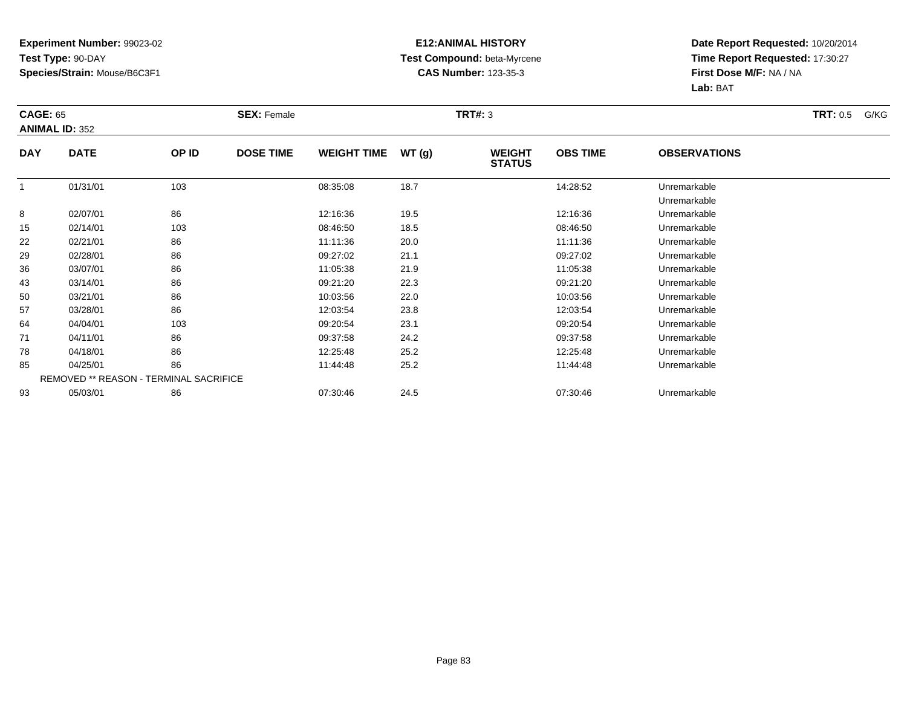**Experiment Number:** 99023-02
**Test Type:** 90-DAY
**Species/Strain:** Mouse/B6C3F1

**E12:ANIMAL HISTORY**
**Test Compound:** beta-Myrcene
**CAS Number:** 123-35-3

**Date Report Requested:** 10/20/2014
**Time Report Requested:** 17:30:27
**First Dose M/F:** NA / NA
**Lab:** BAT

**CAGE:** 65 **SEX:** Female **TRT#:** 3 **TRT:** 0.5 G/KG
**ANIMAL ID:** 352

| DAY | DATE | OP ID | DOSE TIME | WEIGHT TIME | WT (g) | WEIGHT STATUS | OBS TIME | OBSERVATIONS |
|---|---|---|---|---|---|---|---|---|
| 1 | 01/31/01 | 103 | | 08:35:08 | 18.7 | | 14:28:52 | Unremarkable |
| | | | | | | | | Unremarkable |
| 8 | 02/07/01 | 86 | | 12:16:36 | 19.5 | | 12:16:36 | Unremarkable |
| 15 | 02/14/01 | 103 | | 08:46:50 | 18.5 | | 08:46:50 | Unremarkable |
| 22 | 02/21/01 | 86 | | 11:11:36 | 20.0 | | 11:11:36 | Unremarkable |
| 29 | 02/28/01 | 86 | | 09:27:02 | 21.1 | | 09:27:02 | Unremarkable |
| 36 | 03/07/01 | 86 | | 11:05:38 | 21.9 | | 11:05:38 | Unremarkable |
| 43 | 03/14/01 | 86 | | 09:21:20 | 22.3 | | 09:21:20 | Unremarkable |
| 50 | 03/21/01 | 86 | | 10:03:56 | 22.0 | | 10:03:56 | Unremarkable |
| 57 | 03/28/01 | 86 | | 12:03:54 | 23.8 | | 12:03:54 | Unremarkable |
| 64 | 04/04/01 | 103 | | 09:20:54 | 23.1 | | 09:20:54 | Unremarkable |
| 71 | 04/11/01 | 86 | | 09:37:58 | 24.2 | | 09:37:58 | Unremarkable |
| 78 | 04/18/01 | 86 | | 12:25:48 | 25.2 | | 12:25:48 | Unremarkable |
| 85 | 04/25/01 | 86 | | 11:44:48 | 25.2 | | 11:44:48 | Unremarkable |
| | REMOVED ** REASON - TERMINAL SACRIFICE | | | | | | | |
| 93 | 05/03/01 | 86 | | 07:30:46 | 24.5 | | 07:30:46 | Unremarkable |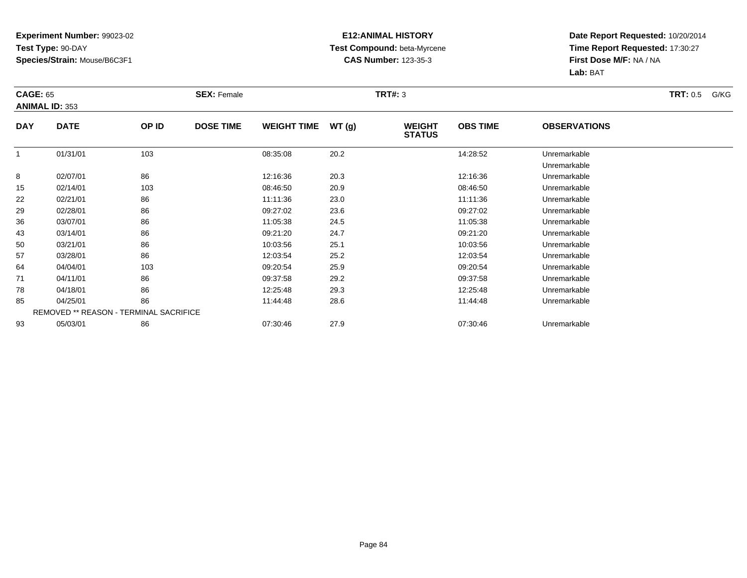**Experiment Number:** 99023-02
**Test Type:** 90-DAY
**Species/Strain:** Mouse/B6C3F1

**E12:ANIMAL HISTORY**
**Test Compound:** beta-Myrcene
**CAS Number:** 123-35-3

**Date Report Requested:** 10/20/2014
**Time Report Requested:** 17:30:27
**First Dose M/F:** NA / NA
**Lab:** BAT

**CAGE:** 65 **SEX:** Female **TRT#:** 3 **TRT:** 0.5 G/KG
**ANIMAL ID:** 353

| DAY | DATE | OP ID | DOSE TIME | WEIGHT TIME | WT (g) | WEIGHT STATUS | OBS TIME | OBSERVATIONS |
|---|---|---|---|---|---|---|---|---|
| 1 | 01/31/01 | 103 | | 08:35:08 | 20.2 | | 14:28:52 | Unremarkable |
| | | | | | | | | Unremarkable |
| 8 | 02/07/01 | 86 | | 12:16:36 | 20.3 | | 12:16:36 | Unremarkable |
| 15 | 02/14/01 | 103 | | 08:46:50 | 20.9 | | 08:46:50 | Unremarkable |
| 22 | 02/21/01 | 86 | | 11:11:36 | 23.0 | | 11:11:36 | Unremarkable |
| 29 | 02/28/01 | 86 | | 09:27:02 | 23.6 | | 09:27:02 | Unremarkable |
| 36 | 03/07/01 | 86 | | 11:05:38 | 24.5 | | 11:05:38 | Unremarkable |
| 43 | 03/14/01 | 86 | | 09:21:20 | 24.7 | | 09:21:20 | Unremarkable |
| 50 | 03/21/01 | 86 | | 10:03:56 | 25.1 | | 10:03:56 | Unremarkable |
| 57 | 03/28/01 | 86 | | 12:03:54 | 25.2 | | 12:03:54 | Unremarkable |
| 64 | 04/04/01 | 103 | | 09:20:54 | 25.9 | | 09:20:54 | Unremarkable |
| 71 | 04/11/01 | 86 | | 09:37:58 | 29.2 | | 09:37:58 | Unremarkable |
| 78 | 04/18/01 | 86 | | 12:25:48 | 29.3 | | 12:25:48 | Unremarkable |
| 85 | 04/25/01 | 86 | | 11:44:48 | 28.6 | | 11:44:48 | Unremarkable |
| | REMOVED ** REASON - TERMINAL SACRIFICE | | | | | | | |
| 93 | 05/03/01 | 86 | | 07:30:46 | 27.9 | | 07:30:46 | Unremarkable |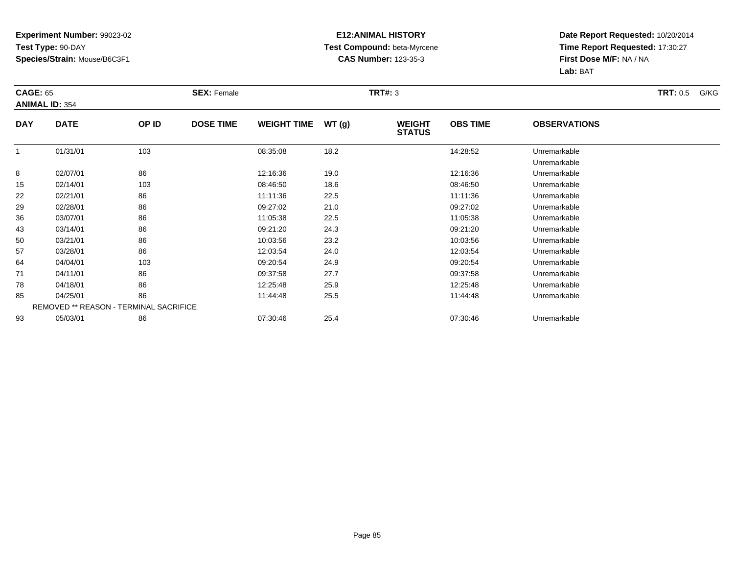**Experiment Number:** 99023-02
**Test Type:** 90-DAY
**Species/Strain:** Mouse/B6C3F1

**E12:ANIMAL HISTORY**
**Test Compound:** beta-Myrcene
**CAS Number:** 123-35-3

**Date Report Requested:** 10/20/2014
**Time Report Requested:** 17:30:27
**First Dose M/F:** NA / NA
**Lab:** BAT

**CAGE:** 65 **SEX:** Female **TRT#:** 3 **TRT:** 0.5 G/KG
**ANIMAL ID:** 354

| DAY | DATE | OP ID | DOSE TIME | WEIGHT TIME | WT (g) | WEIGHT STATUS | OBS TIME | OBSERVATIONS |
|---|---|---|---|---|---|---|---|---|
| 1 | 01/31/01 | 103 | | 08:35:08 | 18.2 | | 14:28:52 | Unremarkable |
| | | | | | | | | Unremarkable |
| 8 | 02/07/01 | 86 | | 12:16:36 | 19.0 | | 12:16:36 | Unremarkable |
| 15 | 02/14/01 | 103 | | 08:46:50 | 18.6 | | 08:46:50 | Unremarkable |
| 22 | 02/21/01 | 86 | | 11:11:36 | 22.5 | | 11:11:36 | Unremarkable |
| 29 | 02/28/01 | 86 | | 09:27:02 | 21.0 | | 09:27:02 | Unremarkable |
| 36 | 03/07/01 | 86 | | 11:05:38 | 22.5 | | 11:05:38 | Unremarkable |
| 43 | 03/14/01 | 86 | | 09:21:20 | 24.3 | | 09:21:20 | Unremarkable |
| 50 | 03/21/01 | 86 | | 10:03:56 | 23.2 | | 10:03:56 | Unremarkable |
| 57 | 03/28/01 | 86 | | 12:03:54 | 24.0 | | 12:03:54 | Unremarkable |
| 64 | 04/04/01 | 103 | | 09:20:54 | 24.9 | | 09:20:54 | Unremarkable |
| 71 | 04/11/01 | 86 | | 09:37:58 | 27.7 | | 09:37:58 | Unremarkable |
| 78 | 04/18/01 | 86 | | 12:25:48 | 25.9 | | 12:25:48 | Unremarkable |
| 85 | 04/25/01 | 86 | | 11:44:48 | 25.5 | | 11:44:48 | Unremarkable |
| | REMOVED ** REASON - TERMINAL SACRIFICE | | | | | | | |
| 93 | 05/03/01 | 86 | | 07:30:46 | 25.4 | | 07:30:46 | Unremarkable |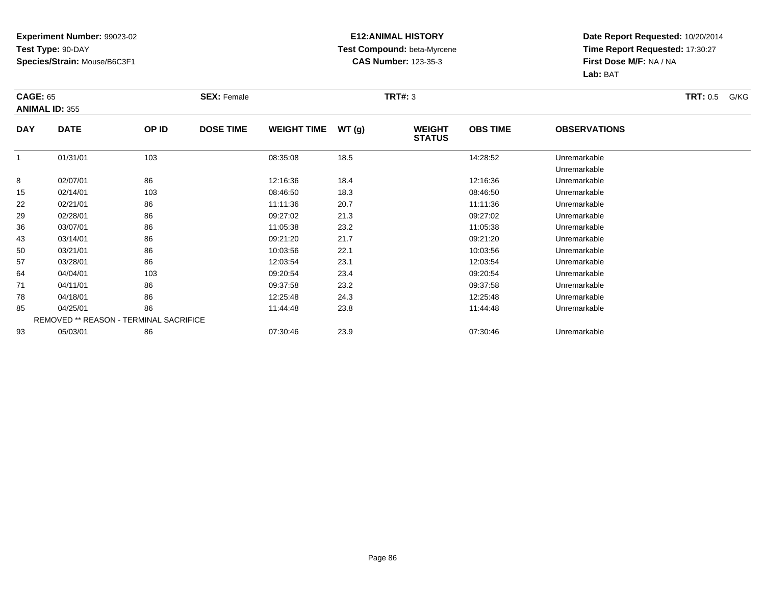**Experiment Number:** 99023-02
**Test Type:** 90-DAY
**Species/Strain:** Mouse/B6C3F1

**E12:ANIMAL HISTORY**
**Test Compound:** beta-Myrcene
**CAS Number:** 123-35-3

**Date Report Requested:** 10/20/2014
**Time Report Requested:** 17:30:27
**First Dose M/F:** NA / NA
**Lab:** BAT

**CAGE:** 65 **SEX:** Female **TRT#:** 3 **TRT:** 0.5 G/KG
**ANIMAL ID:** 355

| DAY | DATE | OP ID | DOSE TIME | WEIGHT TIME | WT (g) | WEIGHT STATUS | OBS TIME | OBSERVATIONS |
|---|---|---|---|---|---|---|---|---|
| 1 | 01/31/01 | 103 | | 08:35:08 | 18.5 | | 14:28:52 | Unremarkable |
| | | | | | | | | Unremarkable |
| 8 | 02/07/01 | 86 | | 12:16:36 | 18.4 | | 12:16:36 | Unremarkable |
| 15 | 02/14/01 | 103 | | 08:46:50 | 18.3 | | 08:46:50 | Unremarkable |
| 22 | 02/21/01 | 86 | | 11:11:36 | 20.7 | | 11:11:36 | Unremarkable |
| 29 | 02/28/01 | 86 | | 09:27:02 | 21.3 | | 09:27:02 | Unremarkable |
| 36 | 03/07/01 | 86 | | 11:05:38 | 23.2 | | 11:05:38 | Unremarkable |
| 43 | 03/14/01 | 86 | | 09:21:20 | 21.7 | | 09:21:20 | Unremarkable |
| 50 | 03/21/01 | 86 | | 10:03:56 | 22.1 | | 10:03:56 | Unremarkable |
| 57 | 03/28/01 | 86 | | 12:03:54 | 23.1 | | 12:03:54 | Unremarkable |
| 64 | 04/04/01 | 103 | | 09:20:54 | 23.4 | | 09:20:54 | Unremarkable |
| 71 | 04/11/01 | 86 | | 09:37:58 | 23.2 | | 09:37:58 | Unremarkable |
| 78 | 04/18/01 | 86 | | 12:25:48 | 24.3 | | 12:25:48 | Unremarkable |
| 85 | 04/25/01 | 86 | | 11:44:48 | 23.8 | | 11:44:48 | Unremarkable |
| REMOVED ** REASON - TERMINAL SACRIFICE | | | | | | | | |
| 93 | 05/03/01 | 86 | | 07:30:46 | 23.9 | | 07:30:46 | Unremarkable |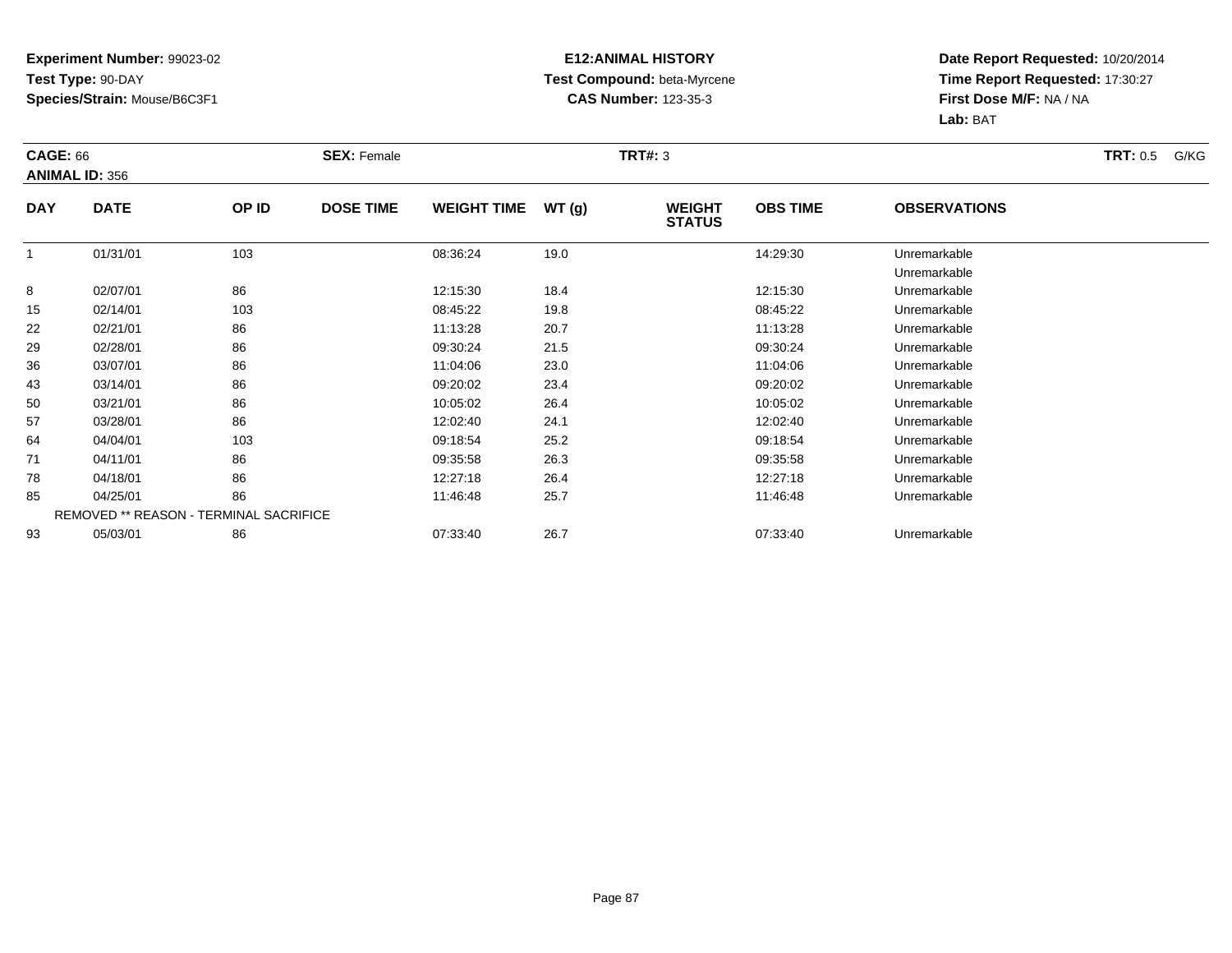**Experiment Number:** 99023-02
**Test Type:** 90-DAY
**Species/Strain:** Mouse/B6C3F1

**E12:ANIMAL HISTORY**
**Test Compound:** beta-Myrcene
**CAS Number:** 123-35-3

**Date Report Requested:** 10/20/2014
**Time Report Requested:** 17:30:27
**First Dose M/F:** NA / NA
**Lab:** BAT

**CAGE:** 66 **SEX:** Female **TRT#:** 3 **TRT:** 0.5 G/KG
**ANIMAL ID:** 356

| DAY | DATE | OP ID | DOSE TIME | WEIGHT TIME | WT (g) | WEIGHT STATUS | OBS TIME | OBSERVATIONS |
|---|---|---|---|---|---|---|---|---|
| 1 | 01/31/01 | 103 | | 08:36:24 | 19.0 | | 14:29:30 | Unremarkable |
| | | | | | | | | Unremarkable |
| 8 | 02/07/01 | 86 | | 12:15:30 | 18.4 | | 12:15:30 | Unremarkable |
| 15 | 02/14/01 | 103 | | 08:45:22 | 19.8 | | 08:45:22 | Unremarkable |
| 22 | 02/21/01 | 86 | | 11:13:28 | 20.7 | | 11:13:28 | Unremarkable |
| 29 | 02/28/01 | 86 | | 09:30:24 | 21.5 | | 09:30:24 | Unremarkable |
| 36 | 03/07/01 | 86 | | 11:04:06 | 23.0 | | 11:04:06 | Unremarkable |
| 43 | 03/14/01 | 86 | | 09:20:02 | 23.4 | | 09:20:02 | Unremarkable |
| 50 | 03/21/01 | 86 | | 10:05:02 | 26.4 | | 10:05:02 | Unremarkable |
| 57 | 03/28/01 | 86 | | 12:02:40 | 24.1 | | 12:02:40 | Unremarkable |
| 64 | 04/04/01 | 103 | | 09:18:54 | 25.2 | | 09:18:54 | Unremarkable |
| 71 | 04/11/01 | 86 | | 09:35:58 | 26.3 | | 09:35:58 | Unremarkable |
| 78 | 04/18/01 | 86 | | 12:27:18 | 26.4 | | 12:27:18 | Unremarkable |
| 85 | 04/25/01 | 86 | | 11:46:48 | 25.7 | | 11:46:48 | Unremarkable |
| | REMOVED ** REASON - TERMINAL SACRIFICE | | | | | | | |
| 93 | 05/03/01 | 86 | | 07:33:40 | 26.7 | | 07:33:40 | Unremarkable |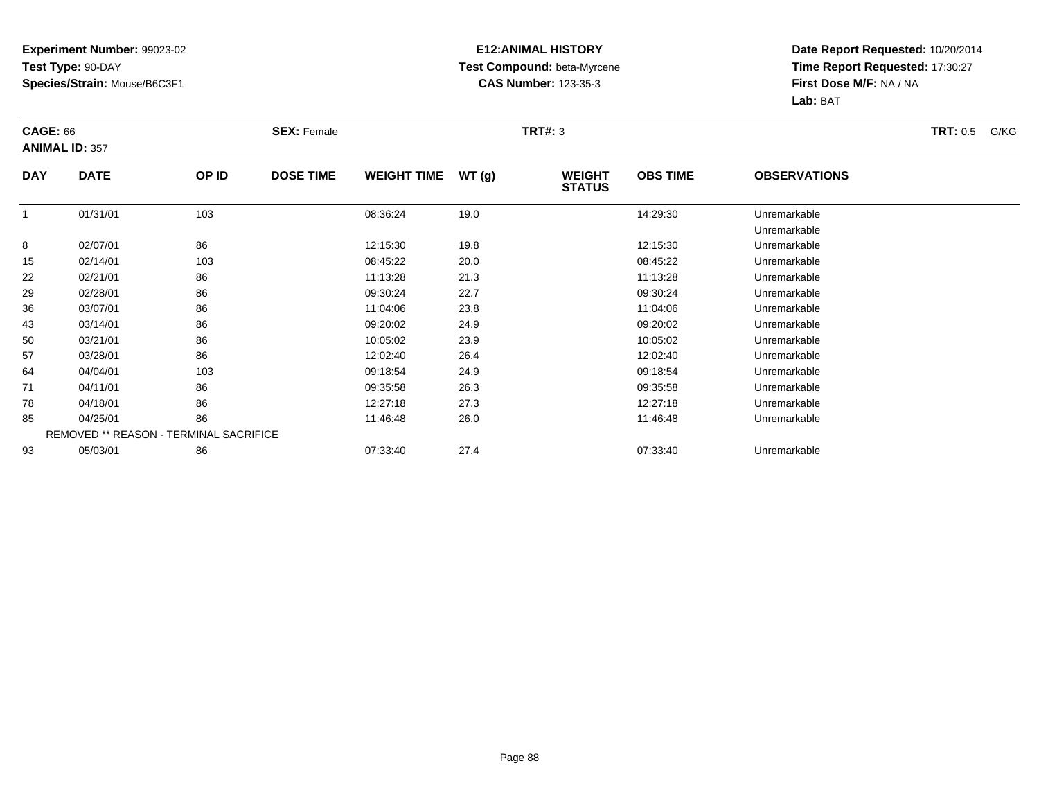**Experiment Number:** 99023-02
**Test Type:** 90-DAY
**Species/Strain:** Mouse/B6C3F1

**E12:ANIMAL HISTORY**
**Test Compound:** beta-Myrcene
**CAS Number:** 123-35-3

**Date Report Requested:** 10/20/2014
**Time Report Requested:** 17:30:27
**First Dose M/F:** NA / NA
**Lab:** BAT

**CAGE:** 66 **SEX:** Female **TRT#:** 3 **TRT:** 0.5 G/KG
**ANIMAL ID:** 357

| DAY | DATE | OP ID | DOSE TIME | WEIGHT TIME | WT (g) | WEIGHT STATUS | OBS TIME | OBSERVATIONS |
|---|---|---|---|---|---|---|---|---|
| 1 | 01/31/01 | 103 | | 08:36:24 | 19.0 | | 14:29:30 | Unremarkable |
| | | | | | | | | Unremarkable |
| 8 | 02/07/01 | 86 | | 12:15:30 | 19.8 | | 12:15:30 | Unremarkable |
| 15 | 02/14/01 | 103 | | 08:45:22 | 20.0 | | 08:45:22 | Unremarkable |
| 22 | 02/21/01 | 86 | | 11:13:28 | 21.3 | | 11:13:28 | Unremarkable |
| 29 | 02/28/01 | 86 | | 09:30:24 | 22.7 | | 09:30:24 | Unremarkable |
| 36 | 03/07/01 | 86 | | 11:04:06 | 23.8 | | 11:04:06 | Unremarkable |
| 43 | 03/14/01 | 86 | | 09:20:02 | 24.9 | | 09:20:02 | Unremarkable |
| 50 | 03/21/01 | 86 | | 10:05:02 | 23.9 | | 10:05:02 | Unremarkable |
| 57 | 03/28/01 | 86 | | 12:02:40 | 26.4 | | 12:02:40 | Unremarkable |
| 64 | 04/04/01 | 103 | | 09:18:54 | 24.9 | | 09:18:54 | Unremarkable |
| 71 | 04/11/01 | 86 | | 09:35:58 | 26.3 | | 09:35:58 | Unremarkable |
| 78 | 04/18/01 | 86 | | 12:27:18 | 27.3 | | 12:27:18 | Unremarkable |
| 85 | 04/25/01 | 86 | | 11:46:48 | 26.0 | | 11:46:48 | Unremarkable |
| | REMOVED ** REASON - TERMINAL SACRIFICE | | | | | | | |
| 93 | 05/03/01 | 86 | | 07:33:40 | 27.4 | | 07:33:40 | Unremarkable |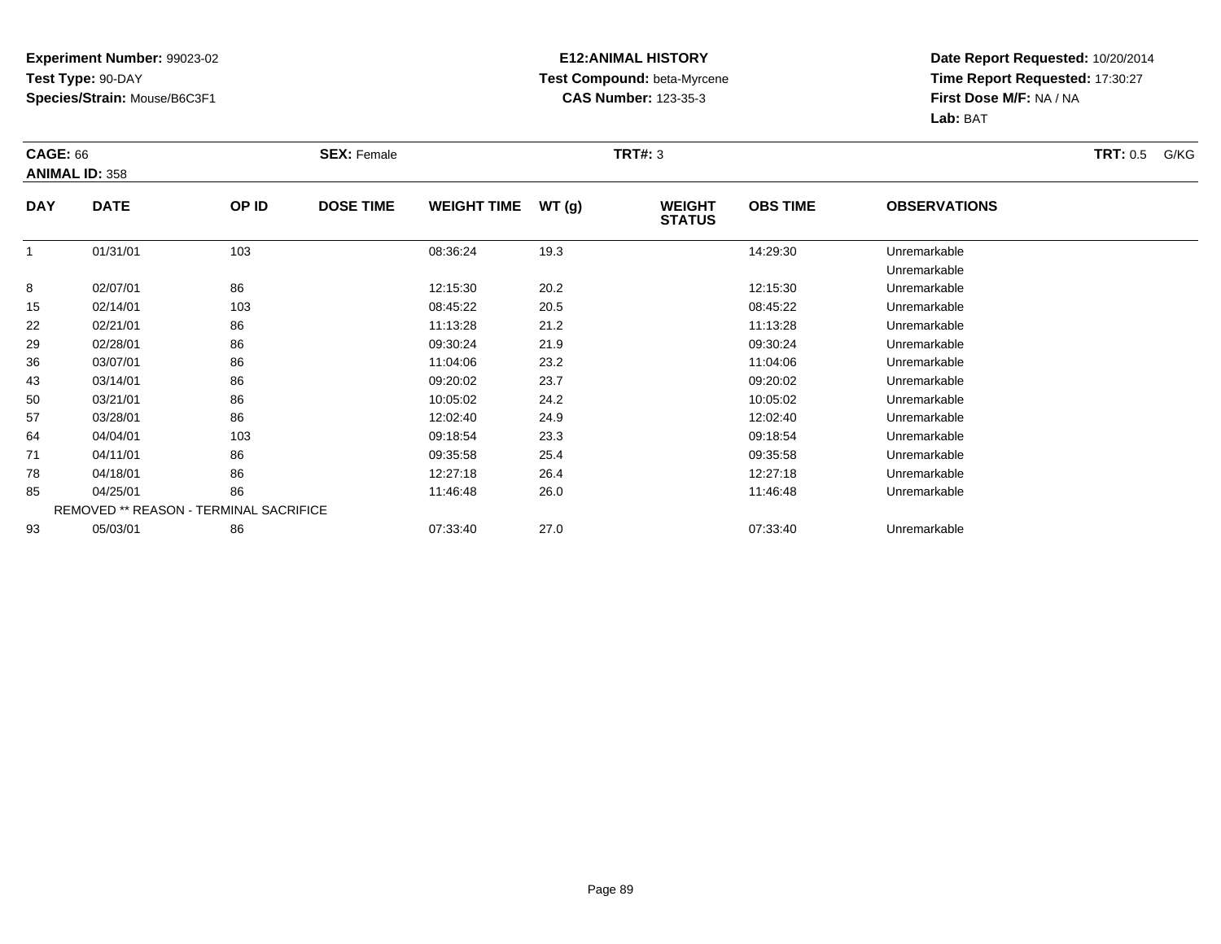**Experiment Number:** 99023-02
**Test Type:** 90-DAY
**Species/Strain:** Mouse/B6C3F1

**E12:ANIMAL HISTORY**
**Test Compound:** beta-Myrcene
**CAS Number:** 123-35-3

**Date Report Requested:** 10/20/2014
**Time Report Requested:** 17:30:27
**First Dose M/F:** NA / NA
**Lab:** BAT

**CAGE:** 66 **SEX:** Female **TRT#:** 3 **TRT:** 0.5 G/KG
**ANIMAL ID:** 358

| DAY | DATE | OP ID | DOSE TIME | WEIGHT TIME | WT (g) | WEIGHT STATUS | OBS TIME | OBSERVATIONS |
|---|---|---|---|---|---|---|---|---|
| 1 | 01/31/01 | 103 | | 08:36:24 | 19.3 | | 14:29:30 | Unremarkable |
| | | | | | | | | Unremarkable |
| 8 | 02/07/01 | 86 | | 12:15:30 | 20.2 | | 12:15:30 | Unremarkable |
| 15 | 02/14/01 | 103 | | 08:45:22 | 20.5 | | 08:45:22 | Unremarkable |
| 22 | 02/21/01 | 86 | | 11:13:28 | 21.2 | | 11:13:28 | Unremarkable |
| 29 | 02/28/01 | 86 | | 09:30:24 | 21.9 | | 09:30:24 | Unremarkable |
| 36 | 03/07/01 | 86 | | 11:04:06 | 23.2 | | 11:04:06 | Unremarkable |
| 43 | 03/14/01 | 86 | | 09:20:02 | 23.7 | | 09:20:02 | Unremarkable |
| 50 | 03/21/01 | 86 | | 10:05:02 | 24.2 | | 10:05:02 | Unremarkable |
| 57 | 03/28/01 | 86 | | 12:02:40 | 24.9 | | 12:02:40 | Unremarkable |
| 64 | 04/04/01 | 103 | | 09:18:54 | 23.3 | | 09:18:54 | Unremarkable |
| 71 | 04/11/01 | 86 | | 09:35:58 | 25.4 | | 09:35:58 | Unremarkable |
| 78 | 04/18/01 | 86 | | 12:27:18 | 26.4 | | 12:27:18 | Unremarkable |
| 85 | 04/25/01 | 86 | | 11:46:48 | 26.0 | | 11:46:48 | Unremarkable |
| REMOVED ** REASON - TERMINAL SACRIFICE | | | | | | | | |
| 93 | 05/03/01 | 86 | | 07:33:40 | 27.0 | | 07:33:40 | Unremarkable |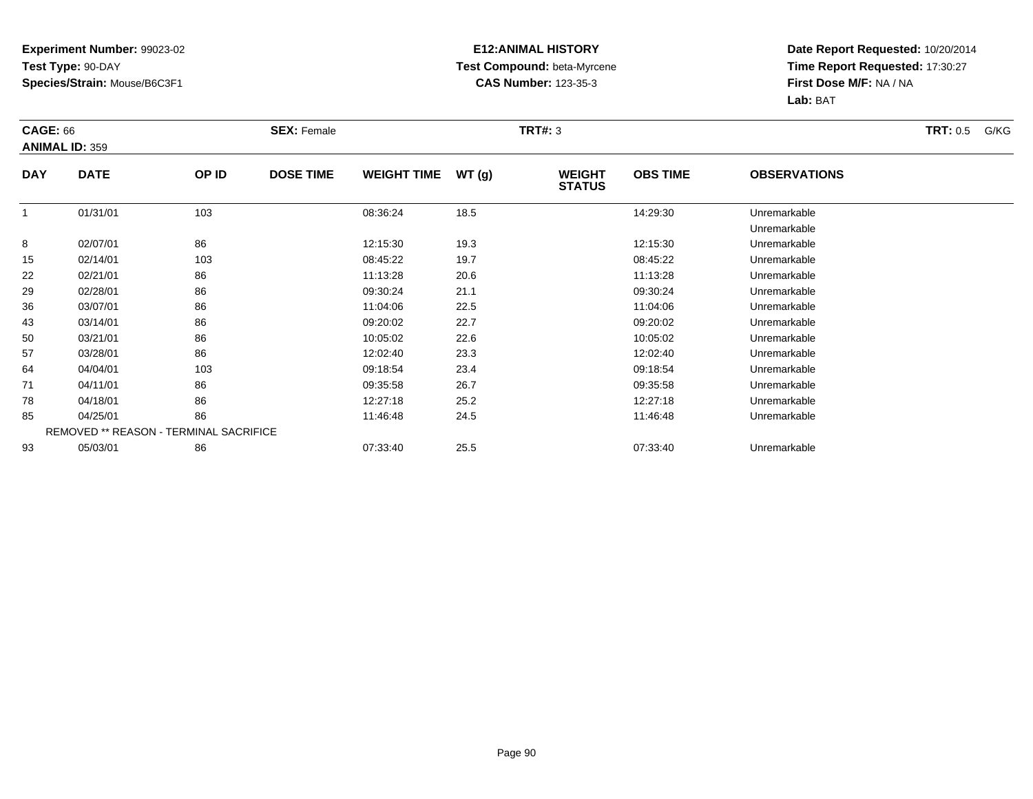**Experiment Number:** 99023-02
**Test Type:** 90-DAY
**Species/Strain:** Mouse/B6C3F1

**E12:ANIMAL HISTORY**
**Test Compound:** beta-Myrcene
**CAS Number:** 123-35-3

**Date Report Requested:** 10/20/2014
**Time Report Requested:** 17:30:27
**First Dose M/F:** NA / NA
**Lab:** BAT

**CAGE:** 66 **SEX:** Female **TRT#:** 3 **TRT:** 0.5 G/KG
**ANIMAL ID:** 359

| DAY | DATE | OP ID | DOSE TIME | WEIGHT TIME | WT (g) | WEIGHT STATUS | OBS TIME | OBSERVATIONS |
|---|---|---|---|---|---|---|---|---|
| 1 | 01/31/01 | 103 | | 08:36:24 | 18.5 | | 14:29:30 | Unremarkable |
| | | | | | | | | Unremarkable |
| 8 | 02/07/01 | 86 | | 12:15:30 | 19.3 | | 12:15:30 | Unremarkable |
| 15 | 02/14/01 | 103 | | 08:45:22 | 19.7 | | 08:45:22 | Unremarkable |
| 22 | 02/21/01 | 86 | | 11:13:28 | 20.6 | | 11:13:28 | Unremarkable |
| 29 | 02/28/01 | 86 | | 09:30:24 | 21.1 | | 09:30:24 | Unremarkable |
| 36 | 03/07/01 | 86 | | 11:04:06 | 22.5 | | 11:04:06 | Unremarkable |
| 43 | 03/14/01 | 86 | | 09:20:02 | 22.7 | | 09:20:02 | Unremarkable |
| 50 | 03/21/01 | 86 | | 10:05:02 | 22.6 | | 10:05:02 | Unremarkable |
| 57 | 03/28/01 | 86 | | 12:02:40 | 23.3 | | 12:02:40 | Unremarkable |
| 64 | 04/04/01 | 103 | | 09:18:54 | 23.4 | | 09:18:54 | Unremarkable |
| 71 | 04/11/01 | 86 | | 09:35:58 | 26.7 | | 09:35:58 | Unremarkable |
| 78 | 04/18/01 | 86 | | 12:27:18 | 25.2 | | 12:27:18 | Unremarkable |
| 85 | 04/25/01 | 86 | | 11:46:48 | 24.5 | | 11:46:48 | Unremarkable |
| | REMOVED ** REASON - TERMINAL SACRIFICE | | | | | | | |
| 93 | 05/03/01 | 86 | | 07:33:40 | 25.5 | | 07:33:40 | Unremarkable |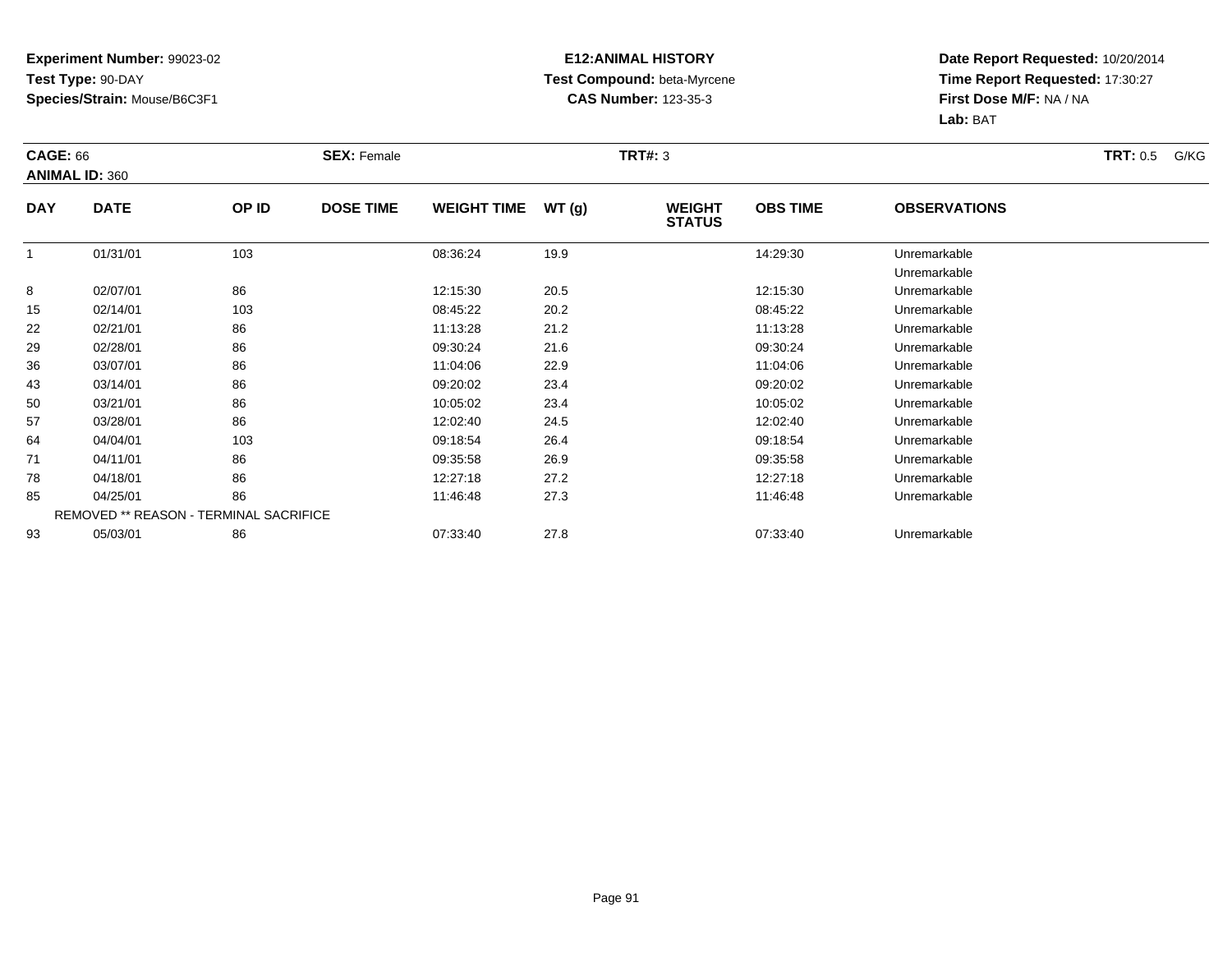**Experiment Number:** 99023-02
**Test Type:** 90-DAY
**Species/Strain:** Mouse/B6C3F1

**E12:ANIMAL HISTORY**
**Test Compound:** beta-Myrcene
**CAS Number:** 123-35-3

**Date Report Requested:** 10/20/2014
**Time Report Requested:** 17:30:27
**First Dose M/F:** NA / NA
**Lab:** BAT

**CAGE:** 66 **SEX:** Female **TRT#:** 3 **TRT:** 0.5 G/KG
**ANIMAL ID:** 360

| DAY | DATE | OP ID | DOSE TIME | WEIGHT TIME | WT (g) | WEIGHT STATUS | OBS TIME | OBSERVATIONS |
|---|---|---|---|---|---|---|---|---|
| 1 | 01/31/01 | 103 | | 08:36:24 | 19.9 | | 14:29:30 | Unremarkable |
| | | | | | | | | Unremarkable |
| 8 | 02/07/01 | 86 | | 12:15:30 | 20.5 | | 12:15:30 | Unremarkable |
| 15 | 02/14/01 | 103 | | 08:45:22 | 20.2 | | 08:45:22 | Unremarkable |
| 22 | 02/21/01 | 86 | | 11:13:28 | 21.2 | | 11:13:28 | Unremarkable |
| 29 | 02/28/01 | 86 | | 09:30:24 | 21.6 | | 09:30:24 | Unremarkable |
| 36 | 03/07/01 | 86 | | 11:04:06 | 22.9 | | 11:04:06 | Unremarkable |
| 43 | 03/14/01 | 86 | | 09:20:02 | 23.4 | | 09:20:02 | Unremarkable |
| 50 | 03/21/01 | 86 | | 10:05:02 | 23.4 | | 10:05:02 | Unremarkable |
| 57 | 03/28/01 | 86 | | 12:02:40 | 24.5 | | 12:02:40 | Unremarkable |
| 64 | 04/04/01 | 103 | | 09:18:54 | 26.4 | | 09:18:54 | Unremarkable |
| 71 | 04/11/01 | 86 | | 09:35:58 | 26.9 | | 09:35:58 | Unremarkable |
| 78 | 04/18/01 | 86 | | 12:27:18 | 27.2 | | 12:27:18 | Unremarkable |
| 85 | 04/25/01 | 86 | | 11:46:48 | 27.3 | | 11:46:48 | Unremarkable |
| | REMOVED ** REASON - TERMINAL SACRIFICE | | | | | | | |
| 93 | 05/03/01 | 86 | | 07:33:40 | 27.8 | | 07:33:40 | Unremarkable |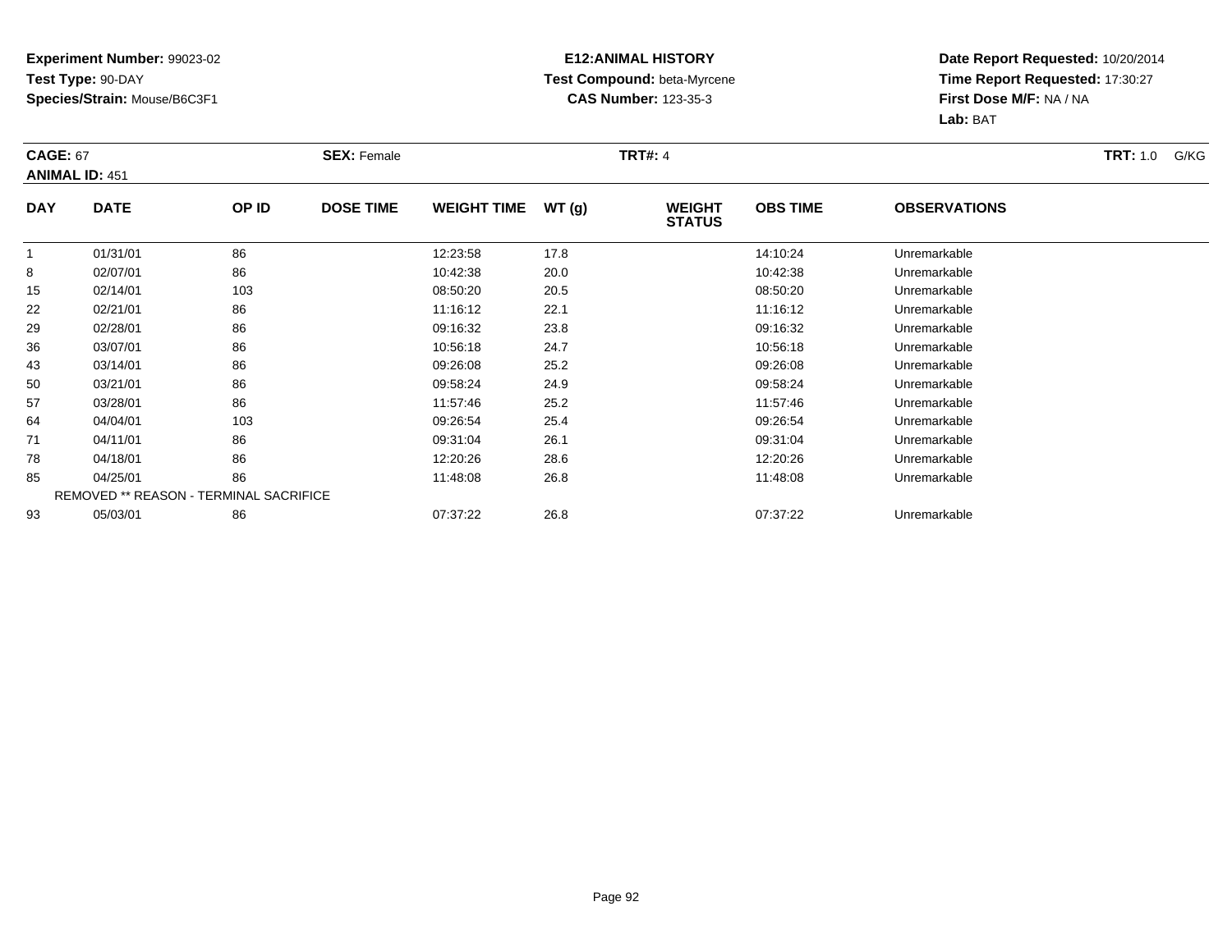**Experiment Number:** 99023-02
**Test Type:** 90-DAY
**Species/Strain:** Mouse/B6C3F1

**E12:ANIMAL HISTORY**
**Test Compound:** beta-Myrcene
**CAS Number:** 123-35-3

**Date Report Requested:** 10/20/2014
**Time Report Requested:** 17:30:27
**First Dose M/F:** NA / NA
**Lab:** BAT

**CAGE:** 67 **SEX:** Female **TRT#:** 4 **TRT:** 1.0 G/KG
**ANIMAL ID:** 451

| DAY | DATE | OP ID | DOSE TIME | WEIGHT TIME | WT (g) | WEIGHT STATUS | OBS TIME | OBSERVATIONS |
|---|---|---|---|---|---|---|---|---|
| 1 | 01/31/01 | 86 | | 12:23:58 | 17.8 | | 14:10:24 | Unremarkable |
| 8 | 02/07/01 | 86 | | 10:42:38 | 20.0 | | 10:42:38 | Unremarkable |
| 15 | 02/14/01 | 103 | | 08:50:20 | 20.5 | | 08:50:20 | Unremarkable |
| 22 | 02/21/01 | 86 | | 11:16:12 | 22.1 | | 11:16:12 | Unremarkable |
| 29 | 02/28/01 | 86 | | 09:16:32 | 23.8 | | 09:16:32 | Unremarkable |
| 36 | 03/07/01 | 86 | | 10:56:18 | 24.7 | | 10:56:18 | Unremarkable |
| 43 | 03/14/01 | 86 | | 09:26:08 | 25.2 | | 09:26:08 | Unremarkable |
| 50 | 03/21/01 | 86 | | 09:58:24 | 24.9 | | 09:58:24 | Unremarkable |
| 57 | 03/28/01 | 86 | | 11:57:46 | 25.2 | | 11:57:46 | Unremarkable |
| 64 | 04/04/01 | 103 | | 09:26:54 | 25.4 | | 09:26:54 | Unremarkable |
| 71 | 04/11/01 | 86 | | 09:31:04 | 26.1 | | 09:31:04 | Unremarkable |
| 78 | 04/18/01 | 86 | | 12:20:26 | 28.6 | | 12:20:26 | Unremarkable |
| 85 | 04/25/01 | 86 | | 11:48:08 | 26.8 | | 11:48:08 | Unremarkable |
| REMOVED ** REASON - TERMINAL SACRIFICE | | | | | | | | |
| 93 | 05/03/01 | 86 | | 07:37:22 | 26.8 | | 07:37:22 | Unremarkable |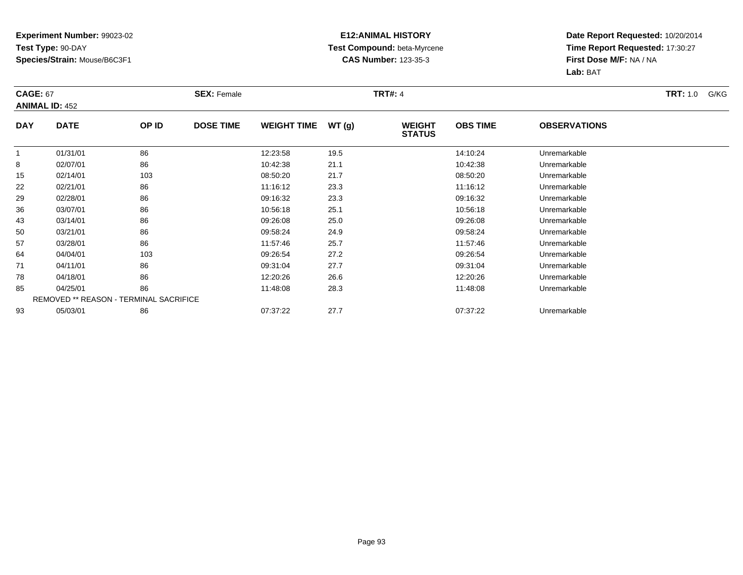**Experiment Number:** 99023-02
**Test Type:** 90-DAY
**Species/Strain:** Mouse/B6C3F1

**E12:ANIMAL HISTORY**
**Test Compound:** beta-Myrcene
**CAS Number:** 123-35-3

**Date Report Requested:** 10/20/2014
**Time Report Requested:** 17:30:27
**First Dose M/F:** NA / NA
**Lab:** BAT

**CAGE:** 67 **SEX:** Female **TRT#:** 4 **TRT:** 1.0 G/KG
**ANIMAL ID:** 452

| DAY | DATE | OP ID | DOSE TIME | WEIGHT TIME | WT (g) | WEIGHT STATUS | OBS TIME | OBSERVATIONS |
|---|---|---|---|---|---|---|---|---|
| 1 | 01/31/01 | 86 | | 12:23:58 | 19.5 | | 14:10:24 | Unremarkable |
| 8 | 02/07/01 | 86 | | 10:42:38 | 21.1 | | 10:42:38 | Unremarkable |
| 15 | 02/14/01 | 103 | | 08:50:20 | 21.7 | | 08:50:20 | Unremarkable |
| 22 | 02/21/01 | 86 | | 11:16:12 | 23.3 | | 11:16:12 | Unremarkable |
| 29 | 02/28/01 | 86 | | 09:16:32 | 23.3 | | 09:16:32 | Unremarkable |
| 36 | 03/07/01 | 86 | | 10:56:18 | 25.1 | | 10:56:18 | Unremarkable |
| 43 | 03/14/01 | 86 | | 09:26:08 | 25.0 | | 09:26:08 | Unremarkable |
| 50 | 03/21/01 | 86 | | 09:58:24 | 24.9 | | 09:58:24 | Unremarkable |
| 57 | 03/28/01 | 86 | | 11:57:46 | 25.7 | | 11:57:46 | Unremarkable |
| 64 | 04/04/01 | 103 | | 09:26:54 | 27.2 | | 09:26:54 | Unremarkable |
| 71 | 04/11/01 | 86 | | 09:31:04 | 27.7 | | 09:31:04 | Unremarkable |
| 78 | 04/18/01 | 86 | | 12:20:26 | 26.6 | | 12:20:26 | Unremarkable |
| 85 | 04/25/01 | 86 | | 11:48:08 | 28.3 | | 11:48:08 | Unremarkable |
| REMOVED ** REASON - TERMINAL SACRIFICE | | | | | | | | |
| 93 | 05/03/01 | 86 | | 07:37:22 | 27.7 | | 07:37:22 | Unremarkable |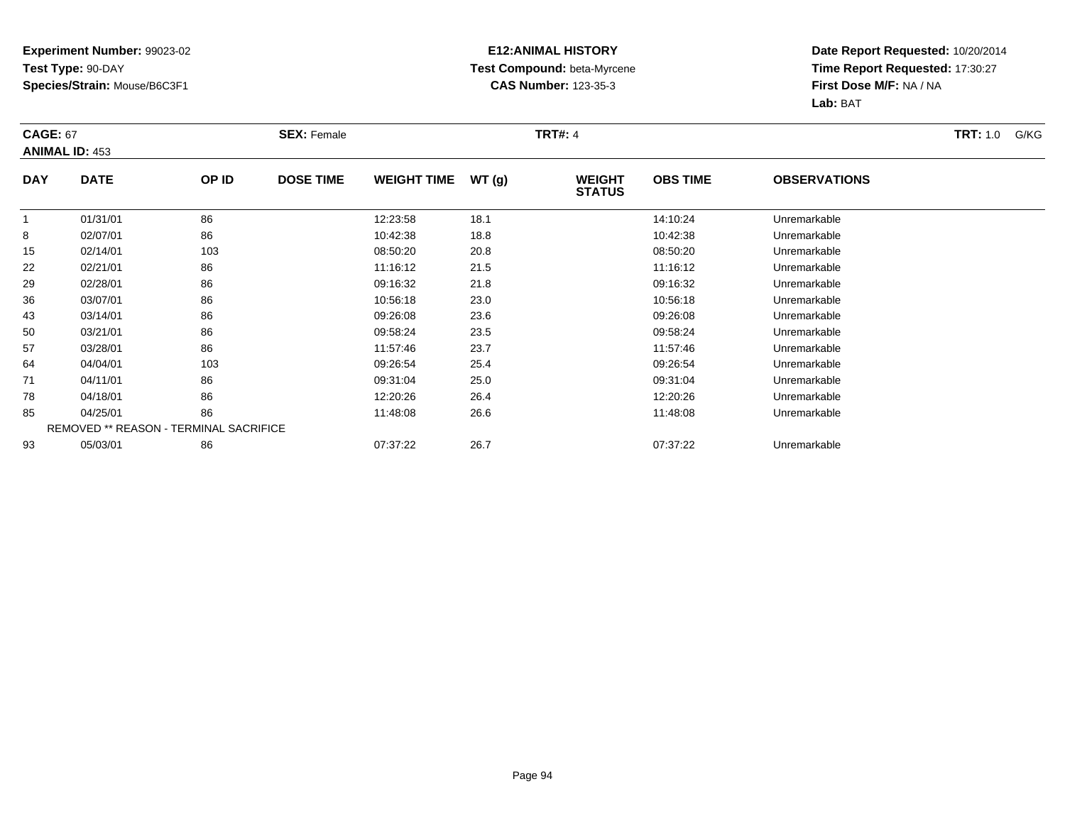**Experiment Number:** 99023-02
**Test Type:** 90-DAY
**Species/Strain:** Mouse/B6C3F1

**E12:ANIMAL HISTORY**
**Test Compound:** beta-Myrcene
**CAS Number:** 123-35-3

**Date Report Requested:** 10/20/2014
**Time Report Requested:** 17:30:27
**First Dose M/F:** NA / NA
**Lab:** BAT

**CAGE:** 67 **SEX:** Female **TRT#:** 4 **TRT:** 1.0 G/KG
**ANIMAL ID:** 453

| DAY | DATE | OP ID | DOSE TIME | WEIGHT TIME | WT (g) | WEIGHT STATUS | OBS TIME | OBSERVATIONS |
|---|---|---|---|---|---|---|---|---|
| 1 | 01/31/01 | 86 | | 12:23:58 | 18.1 | | 14:10:24 | Unremarkable |
| 8 | 02/07/01 | 86 | | 10:42:38 | 18.8 | | 10:42:38 | Unremarkable |
| 15 | 02/14/01 | 103 | | 08:50:20 | 20.8 | | 08:50:20 | Unremarkable |
| 22 | 02/21/01 | 86 | | 11:16:12 | 21.5 | | 11:16:12 | Unremarkable |
| 29 | 02/28/01 | 86 | | 09:16:32 | 21.8 | | 09:16:32 | Unremarkable |
| 36 | 03/07/01 | 86 | | 10:56:18 | 23.0 | | 10:56:18 | Unremarkable |
| 43 | 03/14/01 | 86 | | 09:26:08 | 23.6 | | 09:26:08 | Unremarkable |
| 50 | 03/21/01 | 86 | | 09:58:24 | 23.5 | | 09:58:24 | Unremarkable |
| 57 | 03/28/01 | 86 | | 11:57:46 | 23.7 | | 11:57:46 | Unremarkable |
| 64 | 04/04/01 | 103 | | 09:26:54 | 25.4 | | 09:26:54 | Unremarkable |
| 71 | 04/11/01 | 86 | | 09:31:04 | 25.0 | | 09:31:04 | Unremarkable |
| 78 | 04/18/01 | 86 | | 12:20:26 | 26.4 | | 12:20:26 | Unremarkable |
| 85 | 04/25/01 | 86 | | 11:48:08 | 26.6 | | 11:48:08 | Unremarkable |
| REMOVED ** REASON - TERMINAL SACRIFICE | | | | | | | | |
| 93 | 05/03/01 | 86 | | 07:37:22 | 26.7 | | 07:37:22 | Unremarkable |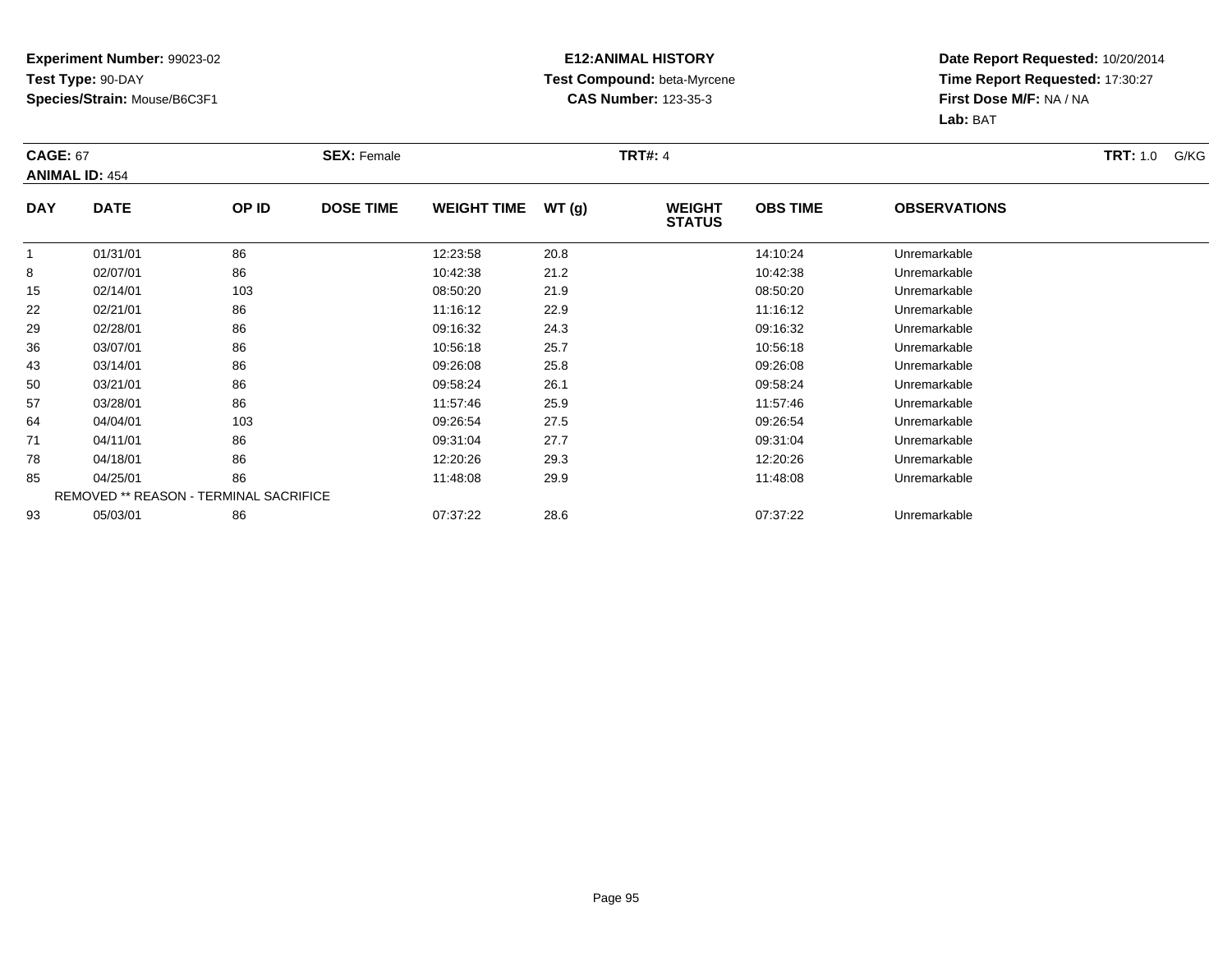**Experiment Number:** 99023-02
**Test Type:** 90-DAY
**Species/Strain:** Mouse/B6C3F1

**E12:ANIMAL HISTORY**
**Test Compound:** beta-Myrcene
**CAS Number:** 123-35-3

**Date Report Requested:** 10/20/2014
**Time Report Requested:** 17:30:27
**First Dose M/F:** NA / NA
**Lab:** BAT

**CAGE:** 67 **SEX:** Female **TRT#:** 4 **TRT:** 1.0 G/KG
**ANIMAL ID:** 454

| DAY | DATE | OP ID | DOSE TIME | WEIGHT TIME | WT (g) | WEIGHT STATUS | OBS TIME | OBSERVATIONS |
|---|---|---|---|---|---|---|---|---|
| 1 | 01/31/01 | 86 | | 12:23:58 | 20.8 | | 14:10:24 | Unremarkable |
| 8 | 02/07/01 | 86 | | 10:42:38 | 21.2 | | 10:42:38 | Unremarkable |
| 15 | 02/14/01 | 103 | | 08:50:20 | 21.9 | | 08:50:20 | Unremarkable |
| 22 | 02/21/01 | 86 | | 11:16:12 | 22.9 | | 11:16:12 | Unremarkable |
| 29 | 02/28/01 | 86 | | 09:16:32 | 24.3 | | 09:16:32 | Unremarkable |
| 36 | 03/07/01 | 86 | | 10:56:18 | 25.7 | | 10:56:18 | Unremarkable |
| 43 | 03/14/01 | 86 | | 09:26:08 | 25.8 | | 09:26:08 | Unremarkable |
| 50 | 03/21/01 | 86 | | 09:58:24 | 26.1 | | 09:58:24 | Unremarkable |
| 57 | 03/28/01 | 86 | | 11:57:46 | 25.9 | | 11:57:46 | Unremarkable |
| 64 | 04/04/01 | 103 | | 09:26:54 | 27.5 | | 09:26:54 | Unremarkable |
| 71 | 04/11/01 | 86 | | 09:31:04 | 27.7 | | 09:31:04 | Unremarkable |
| 78 | 04/18/01 | 86 | | 12:20:26 | 29.3 | | 12:20:26 | Unremarkable |
| 85 | 04/25/01 | 86 | | 11:48:08 | 29.9 | | 11:48:08 | Unremarkable |
| REMOVED ** REASON - TERMINAL SACRIFICE | | | | | | | | |
| 93 | 05/03/01 | 86 | | 07:37:22 | 28.6 | | 07:37:22 | Unremarkable |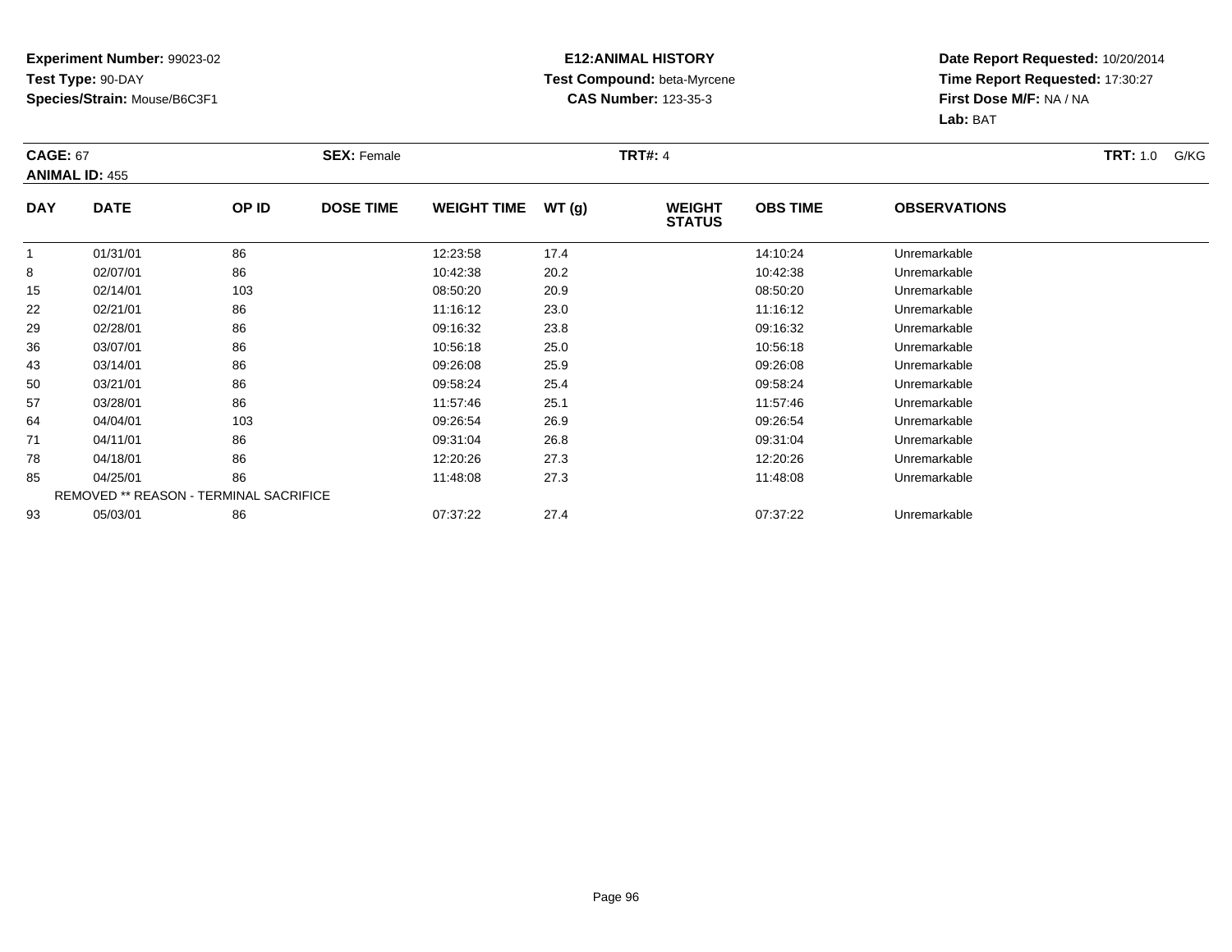**Experiment Number:** 99023-02
**Test Type:** 90-DAY
**Species/Strain:** Mouse/B6C3F1

**E12:ANIMAL HISTORY**
**Test Compound:** beta-Myrcene
**CAS Number:** 123-35-3

**Date Report Requested:** 10/20/2014
**Time Report Requested:** 17:30:27
**First Dose M/F:** NA / NA
**Lab:** BAT

**CAGE:** 67 **SEX:** Female **TRT#:** 4 **TRT:** 1.0 G/KG
**ANIMAL ID:** 455

| DAY | DATE | OP ID | DOSE TIME | WEIGHT TIME | WT (g) | WEIGHT STATUS | OBS TIME | OBSERVATIONS |
|---|---|---|---|---|---|---|---|---|
| 1 | 01/31/01 | 86 | | 12:23:58 | 17.4 | | 14:10:24 | Unremarkable |
| 8 | 02/07/01 | 86 | | 10:42:38 | 20.2 | | 10:42:38 | Unremarkable |
| 15 | 02/14/01 | 103 | | 08:50:20 | 20.9 | | 08:50:20 | Unremarkable |
| 22 | 02/21/01 | 86 | | 11:16:12 | 23.0 | | 11:16:12 | Unremarkable |
| 29 | 02/28/01 | 86 | | 09:16:32 | 23.8 | | 09:16:32 | Unremarkable |
| 36 | 03/07/01 | 86 | | 10:56:18 | 25.0 | | 10:56:18 | Unremarkable |
| 43 | 03/14/01 | 86 | | 09:26:08 | 25.9 | | 09:26:08 | Unremarkable |
| 50 | 03/21/01 | 86 | | 09:58:24 | 25.4 | | 09:58:24 | Unremarkable |
| 57 | 03/28/01 | 86 | | 11:57:46 | 25.1 | | 11:57:46 | Unremarkable |
| 64 | 04/04/01 | 103 | | 09:26:54 | 26.9 | | 09:26:54 | Unremarkable |
| 71 | 04/11/01 | 86 | | 09:31:04 | 26.8 | | 09:31:04 | Unremarkable |
| 78 | 04/18/01 | 86 | | 12:20:26 | 27.3 | | 12:20:26 | Unremarkable |
| 85 | 04/25/01 | 86 | | 11:48:08 | 27.3 | | 11:48:08 | Unremarkable |
| REMOVED ** REASON - TERMINAL SACRIFICE | | | | | | | | |
| 93 | 05/03/01 | 86 | | 07:37:22 | 27.4 | | 07:37:22 | Unremarkable |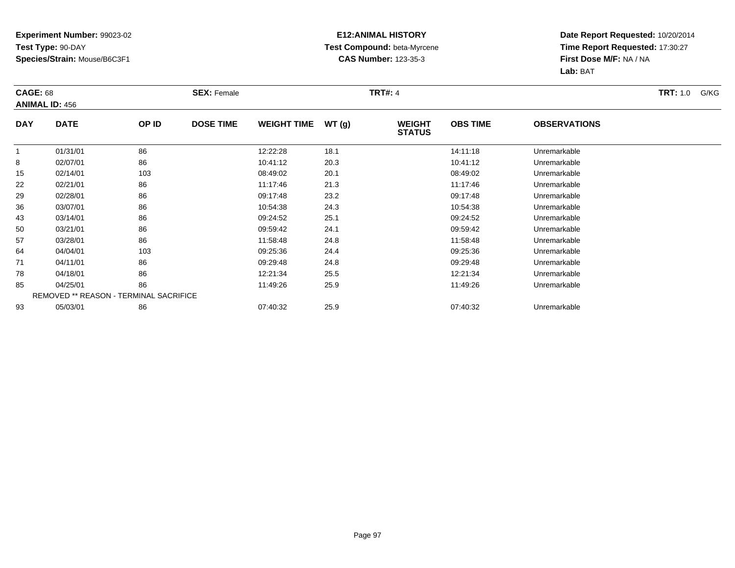**Experiment Number:** 99023-02
**Test Type:** 90-DAY
**Species/Strain:** Mouse/B6C3F1

**E12:ANIMAL HISTORY**
**Test Compound:** beta-Myrcene
**CAS Number:** 123-35-3

**Date Report Requested:** 10/20/2014
**Time Report Requested:** 17:30:27
**First Dose M/F:** NA / NA
**Lab:** BAT

**CAGE:** 68 **SEX:** Female **TRT#:** 4 **TRT:** 1.0 G/KG
**ANIMAL ID:** 456

| DAY | DATE | OP ID | DOSE TIME | WEIGHT TIME | WT (g) | WEIGHT STATUS | OBS TIME | OBSERVATIONS |
|---|---|---|---|---|---|---|---|---|
| 1 | 01/31/01 | 86 | | 12:22:28 | 18.1 | | 14:11:18 | Unremarkable |
| 8 | 02/07/01 | 86 | | 10:41:12 | 20.3 | | 10:41:12 | Unremarkable |
| 15 | 02/14/01 | 103 | | 08:49:02 | 20.1 | | 08:49:02 | Unremarkable |
| 22 | 02/21/01 | 86 | | 11:17:46 | 21.3 | | 11:17:46 | Unremarkable |
| 29 | 02/28/01 | 86 | | 09:17:48 | 23.2 | | 09:17:48 | Unremarkable |
| 36 | 03/07/01 | 86 | | 10:54:38 | 24.3 | | 10:54:38 | Unremarkable |
| 43 | 03/14/01 | 86 | | 09:24:52 | 25.1 | | 09:24:52 | Unremarkable |
| 50 | 03/21/01 | 86 | | 09:59:42 | 24.1 | | 09:59:42 | Unremarkable |
| 57 | 03/28/01 | 86 | | 11:58:48 | 24.8 | | 11:58:48 | Unremarkable |
| 64 | 04/04/01 | 103 | | 09:25:36 | 24.4 | | 09:25:36 | Unremarkable |
| 71 | 04/11/01 | 86 | | 09:29:48 | 24.8 | | 09:29:48 | Unremarkable |
| 78 | 04/18/01 | 86 | | 12:21:34 | 25.5 | | 12:21:34 | Unremarkable |
| 85 | 04/25/01 | 86 | | 11:49:26 | 25.9 | | 11:49:26 | Unremarkable |
| REMOVED ** REASON - TERMINAL SACRIFICE | | | | | | | | |
| 93 | 05/03/01 | 86 | | 07:40:32 | 25.9 | | 07:40:32 | Unremarkable |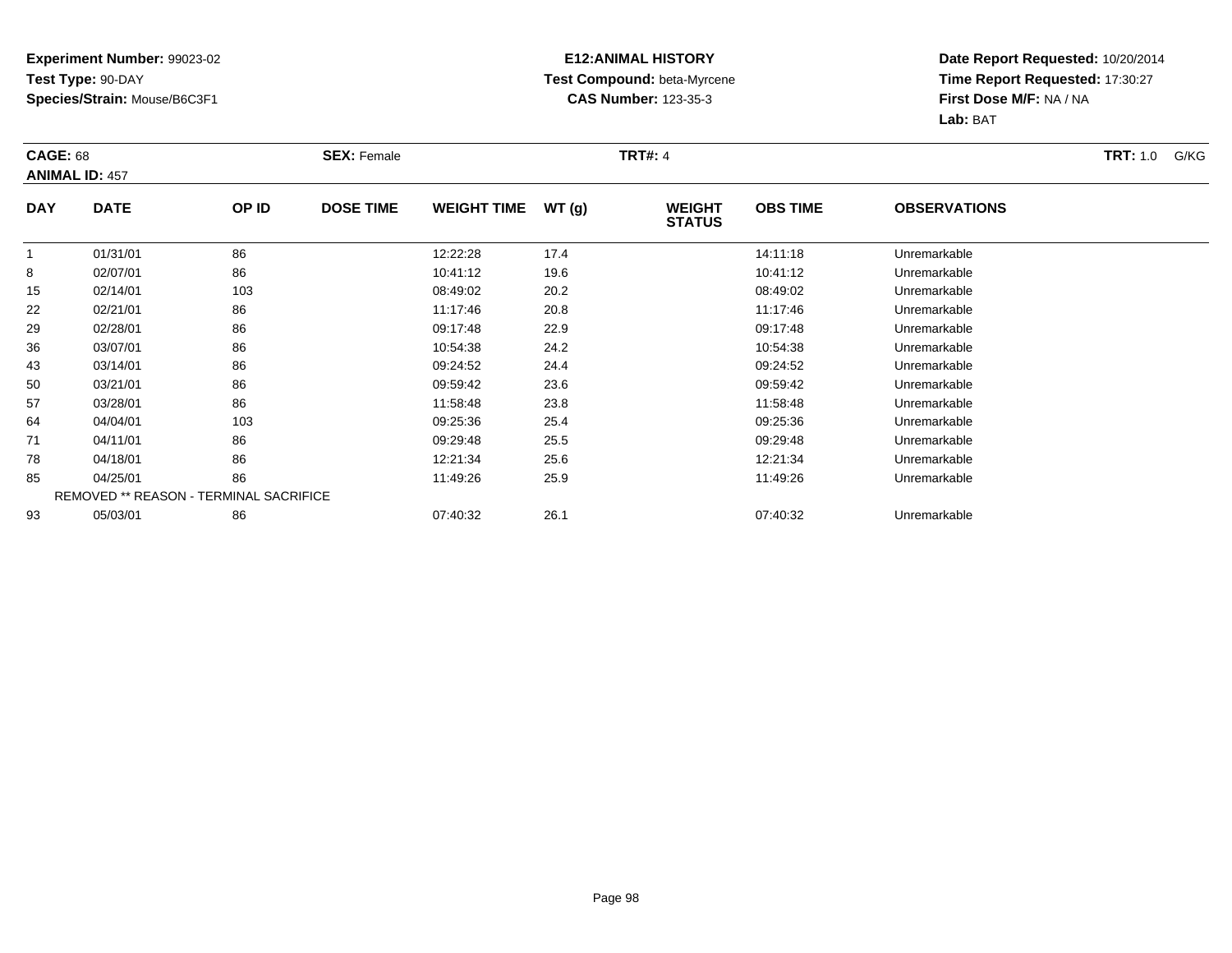**Experiment Number:** 99023-02
**Test Type:** 90-DAY
**Species/Strain:** Mouse/B6C3F1

**E12:ANIMAL HISTORY**
**Test Compound:** beta-Myrcene
**CAS Number:** 123-35-3

**Date Report Requested:** 10/20/2014
**Time Report Requested:** 17:30:27
**First Dose M/F:** NA / NA
**Lab:** BAT

**CAGE:** 68 **SEX:** Female **TRT#:** 4 **TRT:** 1.0 G/KG
**ANIMAL ID:** 457

| DAY | DATE | OP ID | DOSE TIME | WEIGHT TIME | WT (g) | WEIGHT STATUS | OBS TIME | OBSERVATIONS |
|---|---|---|---|---|---|---|---|---|
| 1 | 01/31/01 | 86 | | 12:22:28 | 17.4 | | 14:11:18 | Unremarkable |
| 8 | 02/07/01 | 86 | | 10:41:12 | 19.6 | | 10:41:12 | Unremarkable |
| 15 | 02/14/01 | 103 | | 08:49:02 | 20.2 | | 08:49:02 | Unremarkable |
| 22 | 02/21/01 | 86 | | 11:17:46 | 20.8 | | 11:17:46 | Unremarkable |
| 29 | 02/28/01 | 86 | | 09:17:48 | 22.9 | | 09:17:48 | Unremarkable |
| 36 | 03/07/01 | 86 | | 10:54:38 | 24.2 | | 10:54:38 | Unremarkable |
| 43 | 03/14/01 | 86 | | 09:24:52 | 24.4 | | 09:24:52 | Unremarkable |
| 50 | 03/21/01 | 86 | | 09:59:42 | 23.6 | | 09:59:42 | Unremarkable |
| 57 | 03/28/01 | 86 | | 11:58:48 | 23.8 | | 11:58:48 | Unremarkable |
| 64 | 04/04/01 | 103 | | 09:25:36 | 25.4 | | 09:25:36 | Unremarkable |
| 71 | 04/11/01 | 86 | | 09:29:48 | 25.5 | | 09:29:48 | Unremarkable |
| 78 | 04/18/01 | 86 | | 12:21:34 | 25.6 | | 12:21:34 | Unremarkable |
| 85 | 04/25/01 | 86 | | 11:49:26 | 25.9 | | 11:49:26 | Unremarkable |
| REMOVED ** REASON - TERMINAL SACRIFICE | | | | | | | | |
| 93 | 05/03/01 | 86 | | 07:40:32 | 26.1 | | 07:40:32 | Unremarkable |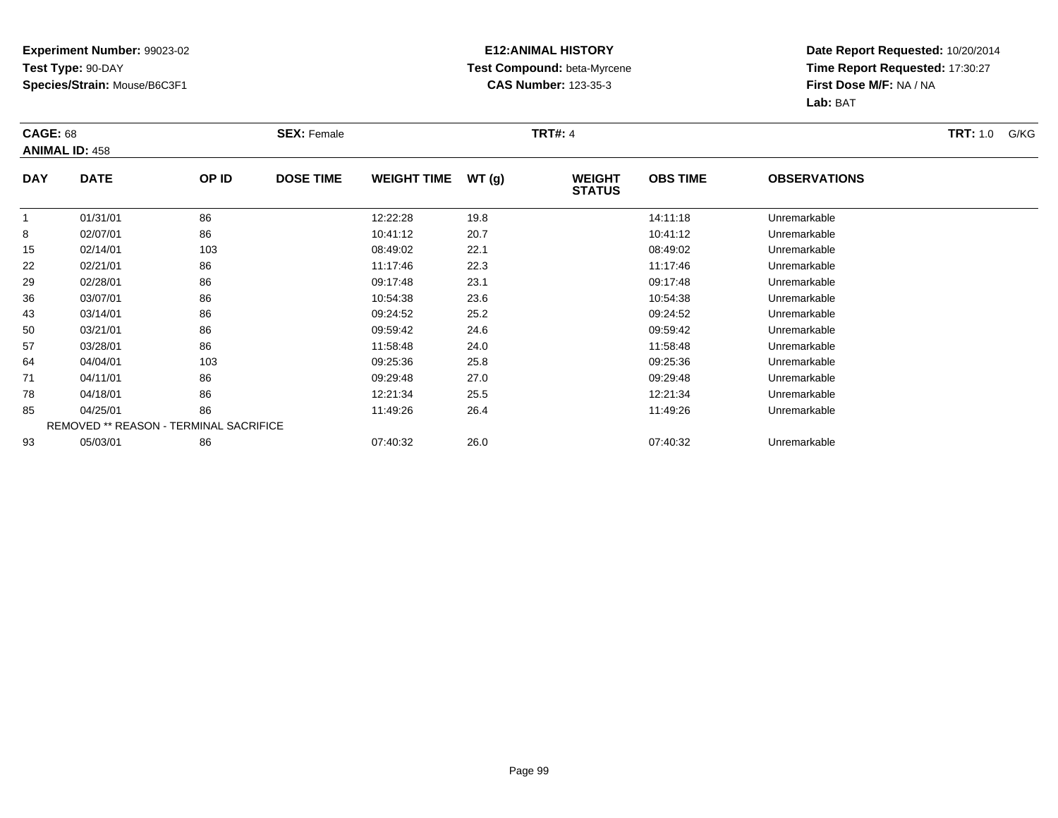**Experiment Number:** 99023-02
**Test Type:** 90-DAY
**Species/Strain:** Mouse/B6C3F1

**E12:ANIMAL HISTORY**
**Test Compound:** beta-Myrcene
**CAS Number:** 123-35-3

**Date Report Requested:** 10/20/2014
**Time Report Requested:** 17:30:27
**First Dose M/F:** NA / NA
**Lab:** BAT

**CAGE:** 68 **SEX:** Female **TRT#:** 4 **TRT:** 1.0 G/KG
**ANIMAL ID:** 458

| DAY | DATE | OP ID | DOSE TIME | WEIGHT TIME | WT (g) | WEIGHT STATUS | OBS TIME | OBSERVATIONS |
|---|---|---|---|---|---|---|---|---|
| 1 | 01/31/01 | 86 | | 12:22:28 | 19.8 | | 14:11:18 | Unremarkable |
| 8 | 02/07/01 | 86 | | 10:41:12 | 20.7 | | 10:41:12 | Unremarkable |
| 15 | 02/14/01 | 103 | | 08:49:02 | 22.1 | | 08:49:02 | Unremarkable |
| 22 | 02/21/01 | 86 | | 11:17:46 | 22.3 | | 11:17:46 | Unremarkable |
| 29 | 02/28/01 | 86 | | 09:17:48 | 23.1 | | 09:17:48 | Unremarkable |
| 36 | 03/07/01 | 86 | | 10:54:38 | 23.6 | | 10:54:38 | Unremarkable |
| 43 | 03/14/01 | 86 | | 09:24:52 | 25.2 | | 09:24:52 | Unremarkable |
| 50 | 03/21/01 | 86 | | 09:59:42 | 24.6 | | 09:59:42 | Unremarkable |
| 57 | 03/28/01 | 86 | | 11:58:48 | 24.0 | | 11:58:48 | Unremarkable |
| 64 | 04/04/01 | 103 | | 09:25:36 | 25.8 | | 09:25:36 | Unremarkable |
| 71 | 04/11/01 | 86 | | 09:29:48 | 27.0 | | 09:29:48 | Unremarkable |
| 78 | 04/18/01 | 86 | | 12:21:34 | 25.5 | | 12:21:34 | Unremarkable |
| 85 | 04/25/01 | 86 | | 11:49:26 | 26.4 | | 11:49:26 | Unremarkable |
| REMOVED ** REASON - TERMINAL SACRIFICE | | | | | | | | |
| 93 | 05/03/01 | 86 | | 07:40:32 | 26.0 | | 07:40:32 | Unremarkable |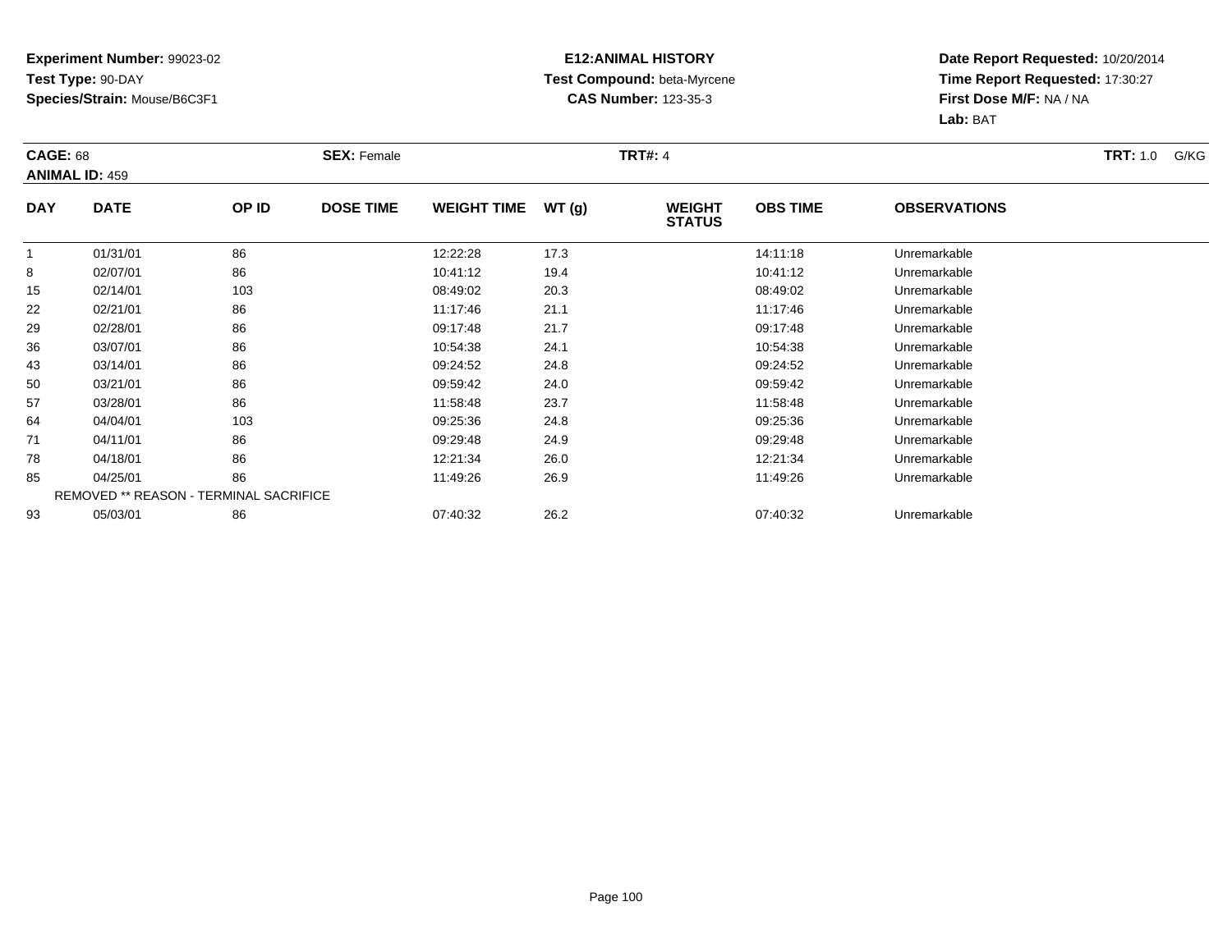**Experiment Number:** 99023-02
**Test Type:** 90-DAY
**Species/Strain:** Mouse/B6C3F1

**E12:ANIMAL HISTORY**
**Test Compound:** beta-Myrcene
**CAS Number:** 123-35-3

**Date Report Requested:** 10/20/2014
**Time Report Requested:** 17:30:27
**First Dose M/F:** NA / NA
**Lab:** BAT

**CAGE:** 68 **SEX:** Female **TRT#:** 4 **TRT:** 1.0 G/KG
**ANIMAL ID:** 459

| DAY | DATE | OP ID | DOSE TIME | WEIGHT TIME | WT (g) | WEIGHT STATUS | OBS TIME | OBSERVATIONS |
|---|---|---|---|---|---|---|---|---|
| 1 | 01/31/01 | 86 | | 12:22:28 | 17.3 | | 14:11:18 | Unremarkable |
| 8 | 02/07/01 | 86 | | 10:41:12 | 19.4 | | 10:41:12 | Unremarkable |
| 15 | 02/14/01 | 103 | | 08:49:02 | 20.3 | | 08:49:02 | Unremarkable |
| 22 | 02/21/01 | 86 | | 11:17:46 | 21.1 | | 11:17:46 | Unremarkable |
| 29 | 02/28/01 | 86 | | 09:17:48 | 21.7 | | 09:17:48 | Unremarkable |
| 36 | 03/07/01 | 86 | | 10:54:38 | 24.1 | | 10:54:38 | Unremarkable |
| 43 | 03/14/01 | 86 | | 09:24:52 | 24.8 | | 09:24:52 | Unremarkable |
| 50 | 03/21/01 | 86 | | 09:59:42 | 24.0 | | 09:59:42 | Unremarkable |
| 57 | 03/28/01 | 86 | | 11:58:48 | 23.7 | | 11:58:48 | Unremarkable |
| 64 | 04/04/01 | 103 | | 09:25:36 | 24.8 | | 09:25:36 | Unremarkable |
| 71 | 04/11/01 | 86 | | 09:29:48 | 24.9 | | 09:29:48 | Unremarkable |
| 78 | 04/18/01 | 86 | | 12:21:34 | 26.0 | | 12:21:34 | Unremarkable |
| 85 | 04/25/01 | 86 | | 11:49:26 | 26.9 | | 11:49:26 | Unremarkable |
| REMOVED ** REASON - TERMINAL SACRIFICE | | | | | | | | |
| 93 | 05/03/01 | 86 | | 07:40:32 | 26.2 | | 07:40:32 | Unremarkable |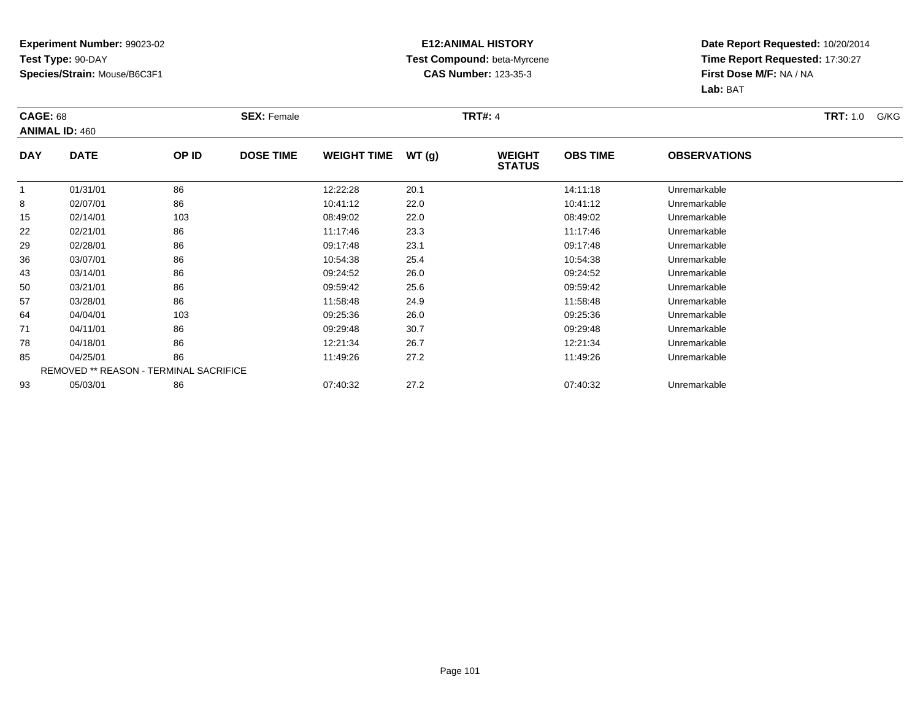**Experiment Number:** 99023-02
**Test Type:** 90-DAY
**Species/Strain:** Mouse/B6C3F1

**E12:ANIMAL HISTORY**
**Test Compound:** beta-Myrcene
**CAS Number:** 123-35-3

**Date Report Requested:** 10/20/2014
**Time Report Requested:** 17:30:27
**First Dose M/F:** NA / NA
**Lab:** BAT

**CAGE:** 68 **SEX:** Female **TRT#:** 4 **TRT:** 1.0 G/KG
**ANIMAL ID:** 460

| DAY | DATE | OP ID | DOSE TIME | WEIGHT TIME | WT (g) | WEIGHT STATUS | OBS TIME | OBSERVATIONS |
|---|---|---|---|---|---|---|---|---|
| 1 | 01/31/01 | 86 | | 12:22:28 | 20.1 | | 14:11:18 | Unremarkable |
| 8 | 02/07/01 | 86 | | 10:41:12 | 22.0 | | 10:41:12 | Unremarkable |
| 15 | 02/14/01 | 103 | | 08:49:02 | 22.0 | | 08:49:02 | Unremarkable |
| 22 | 02/21/01 | 86 | | 11:17:46 | 23.3 | | 11:17:46 | Unremarkable |
| 29 | 02/28/01 | 86 | | 09:17:48 | 23.1 | | 09:17:48 | Unremarkable |
| 36 | 03/07/01 | 86 | | 10:54:38 | 25.4 | | 10:54:38 | Unremarkable |
| 43 | 03/14/01 | 86 | | 09:24:52 | 26.0 | | 09:24:52 | Unremarkable |
| 50 | 03/21/01 | 86 | | 09:59:42 | 25.6 | | 09:59:42 | Unremarkable |
| 57 | 03/28/01 | 86 | | 11:58:48 | 24.9 | | 11:58:48 | Unremarkable |
| 64 | 04/04/01 | 103 | | 09:25:36 | 26.0 | | 09:25:36 | Unremarkable |
| 71 | 04/11/01 | 86 | | 09:29:48 | 30.7 | | 09:29:48 | Unremarkable |
| 78 | 04/18/01 | 86 | | 12:21:34 | 26.7 | | 12:21:34 | Unremarkable |
| 85 | 04/25/01 | 86 | | 11:49:26 | 27.2 | | 11:49:26 | Unremarkable |
| REMOVED ** REASON - TERMINAL SACRIFICE | | | | | | | | |
| 93 | 05/03/01 | 86 | | 07:40:32 | 27.2 | | 07:40:32 | Unremarkable |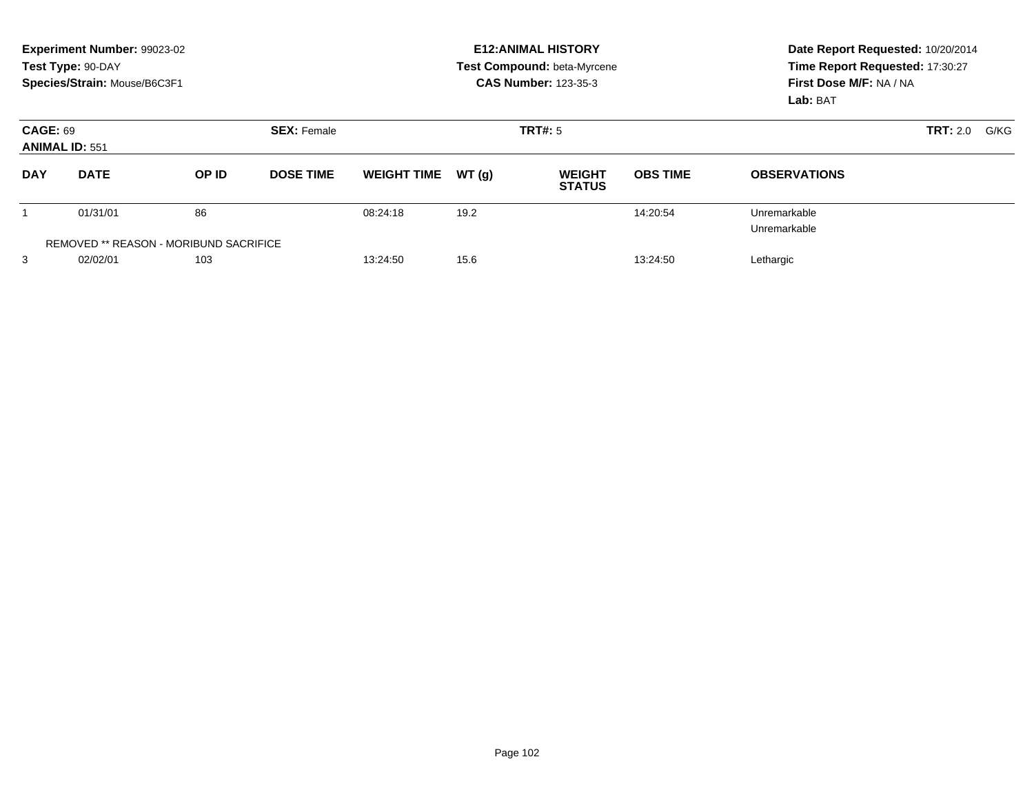**Experiment Number:** 99023-02
**Test Type:** 90-DAY
**Species/Strain:** Mouse/B6C3F1

**E12:ANIMAL HISTORY**
**Test Compound:** beta-Myrcene
**CAS Number:** 123-35-3

**Date Report Requested:** 10/20/2014
**Time Report Requested:** 17:30:27
**First Dose M/F:** NA / NA
**Lab:** BAT

**CAGE:** 69
**ANIMAL ID:** 551
**SEX:** Female
**TRT#:** 5
**TRT:** 2.0 G/KG

| DAY | DATE | OP ID | DOSE TIME | WEIGHT TIME | WT (g) | WEIGHT STATUS | OBS TIME | OBSERVATIONS |
|---|---|---|---|---|---|---|---|---|
| 1 | 01/31/01 | 86 | | 08:24:18 | 19.2 | | 14:20:54 | Unremarkable |
| | | | | | | | | Unremarkable |
| REMOVED ** REASON - MORIBUND SACRIFICE | | | | | | | | |
| 3 | 02/02/01 | 103 | | 13:24:50 | 15.6 | | 13:24:50 | Lethargic |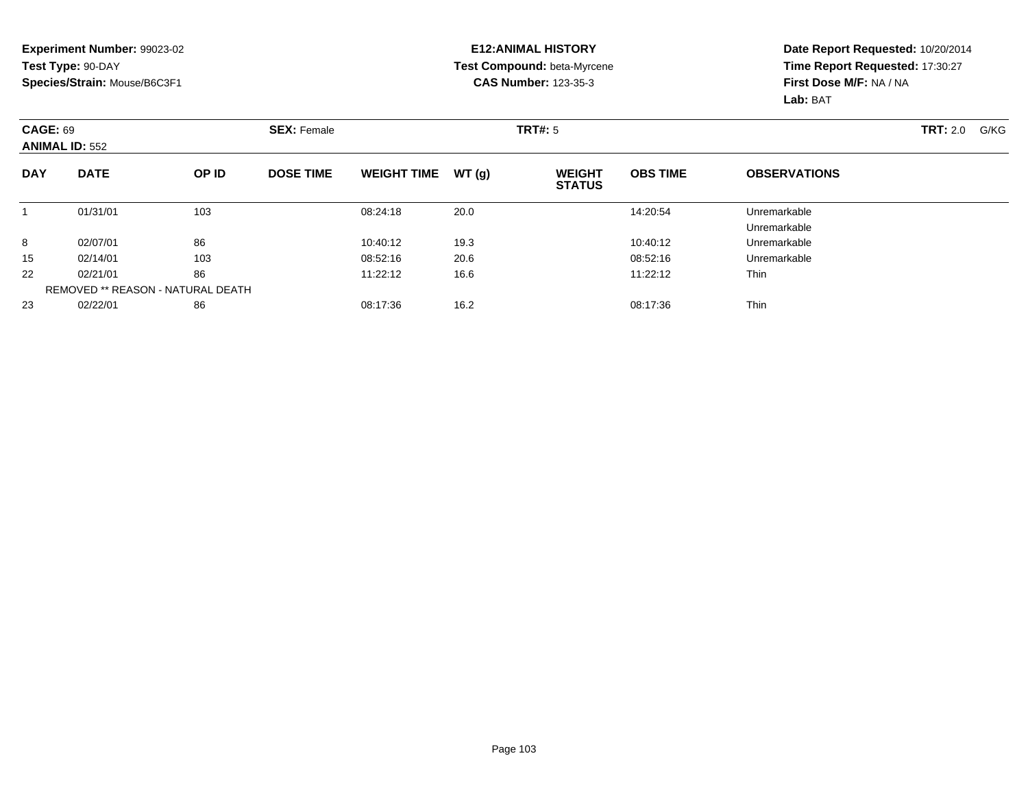**Experiment Number:** 99023-02
**Test Type:** 90-DAY
**Species/Strain:** Mouse/B6C3F1

**E12:ANIMAL HISTORY**
**Test Compound:** beta-Myrcene
**CAS Number:** 123-35-3

**Date Report Requested:** 10/20/2014
**Time Report Requested:** 17:30:27
**First Dose M/F:** NA / NA
**Lab:** BAT

**CAGE:** 69 **SEX:** Female **TRT#:** 5 **TRT:** 2.0 G/KG
**ANIMAL ID:** 552

| DAY | DATE | OP ID | DOSE TIME | WEIGHT TIME | WT (g) | WEIGHT STATUS | OBS TIME | OBSERVATIONS |
|---|---|---|---|---|---|---|---|---|
| 1 | 01/31/01 | 103 | | 08:24:18 | 20.0 | | 14:20:54 | Unremarkable |
| | | | | | | | | Unremarkable |
| 8 | 02/07/01 | 86 | | 10:40:12 | 19.3 | | 10:40:12 | Unremarkable |
| 15 | 02/14/01 | 103 | | 08:52:16 | 20.6 | | 08:52:16 | Unremarkable |
| 22 | 02/21/01 | 86 | | 11:22:12 | 16.6 | | 11:22:12 | Thin |
| | REMOVED ** REASON - NATURAL DEATH | | | | | | | |
| 23 | 02/22/01 | 86 | | 08:17:36 | 16.2 | | 08:17:36 | Thin |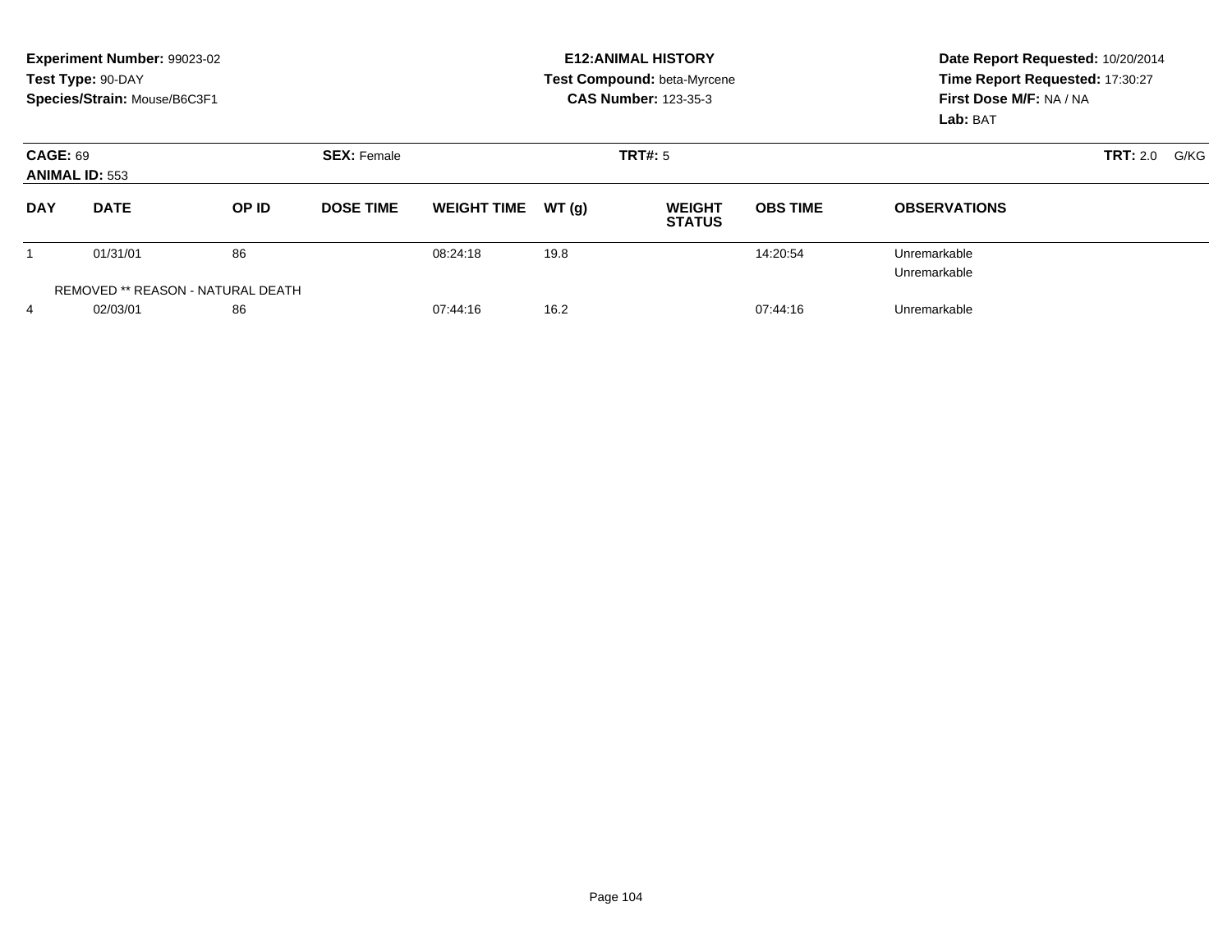**Experiment Number:** 99023-02
**Test Type:** 90-DAY
**Species/Strain:** Mouse/B6C3F1

**E12:ANIMAL HISTORY**
**Test Compound:** beta-Myrcene
**CAS Number:** 123-35-3

**Date Report Requested:** 10/20/2014
**Time Report Requested:** 17:30:27
**First Dose M/F:** NA / NA
**Lab:** BAT

**CAGE:** 69
**ANIMAL ID:** 553
**SEX:** Female
**TRT#:** 5
**TRT:** 2.0 G/KG

| DAY | DATE | OP ID | DOSE TIME | WEIGHT TIME | WT (g) | WEIGHT STATUS | OBS TIME | OBSERVATIONS |
|---|---|---|---|---|---|---|---|---|
| 1 | 01/31/01 | 86 | | 08:24:18 | 19.8 | | 14:20:54 | Unremarkable |
| | | | | | | | | Unremarkable |
| REMOVED ** REASON - NATURAL DEATH | | | | | | | | |
| 4 | 02/03/01 | 86 | | 07:44:16 | 16.2 | | 07:44:16 | Unremarkable |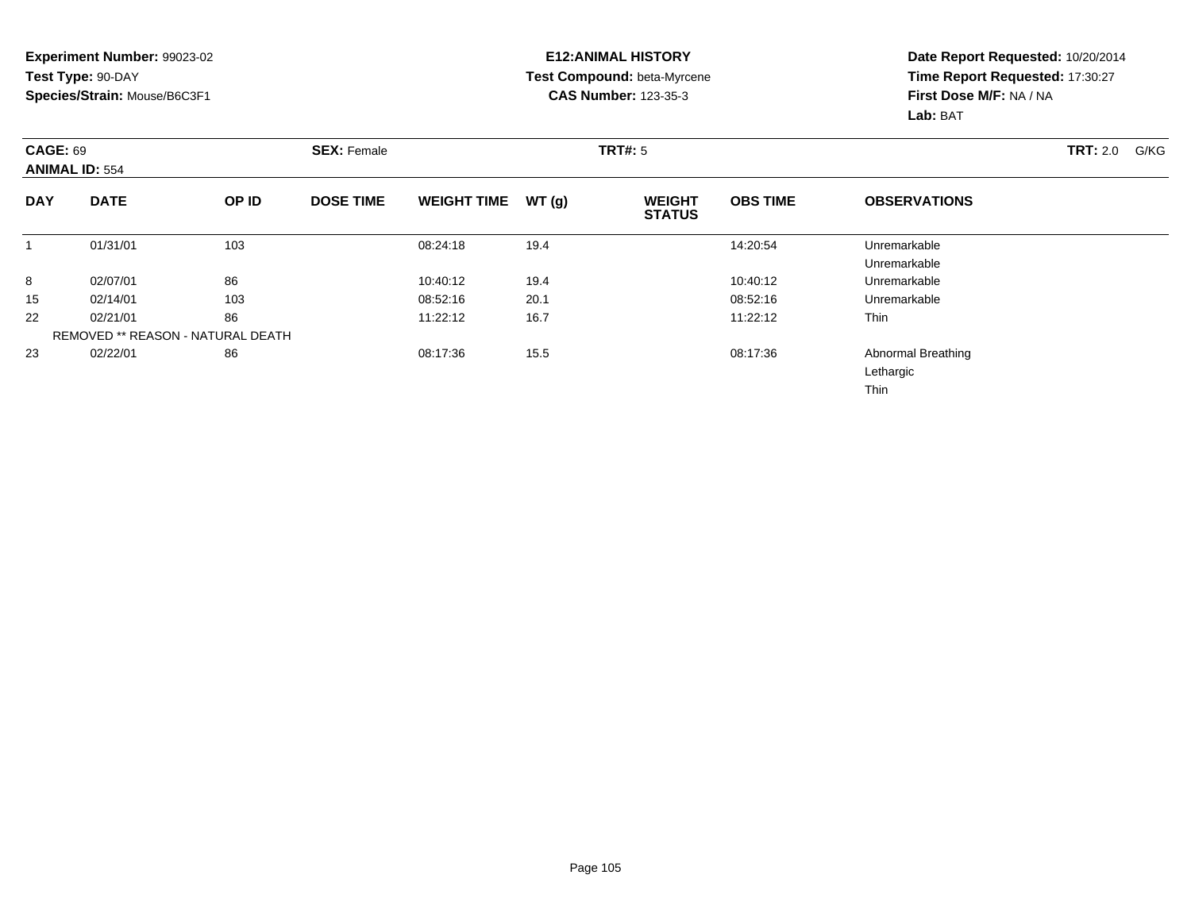**Experiment Number:** 99023-02
**Test Type:** 90-DAY
**Species/Strain:** Mouse/B6C3F1

**E12:ANIMAL HISTORY**
**Test Compound:** beta-Myrcene
**CAS Number:** 123-35-3

**Date Report Requested:** 10/20/2014
**Time Report Requested:** 17:30:27
**First Dose M/F:** NA / NA
**Lab:** BAT

**CAGE:** 69
**ANIMAL ID:** 554
**SEX:** Female
**TRT#:** 5
**TRT:** 2.0 G/KG

| DAY | DATE | OP ID | DOSE TIME | WEIGHT TIME | WT (g) | WEIGHT STATUS | OBS TIME | OBSERVATIONS |
|---|---|---|---|---|---|---|---|---|
| 1 | 01/31/01 | 103 | | 08:24:18 | 19.4 | | 14:20:54 | Unremarkable |
| | | | | | | | | Unremarkable |
| 8 | 02/07/01 | 86 | | 10:40:12 | 19.4 | | 10:40:12 | Unremarkable |
| 15 | 02/14/01 | 103 | | 08:52:16 | 20.1 | | 08:52:16 | Unremarkable |
| 22 | 02/21/01 | 86 | | 11:22:12 | 16.7 | | 11:22:12 | Thin |
| | REMOVED ** REASON - NATURAL DEATH | | | | | | | |
| 23 | 02/22/01 | 86 | | 08:17:36 | 15.5 | | 08:17:36 | Abnormal Breathing |
| | | | | | | | | Lethargic |
| | | | | | | | | Thin |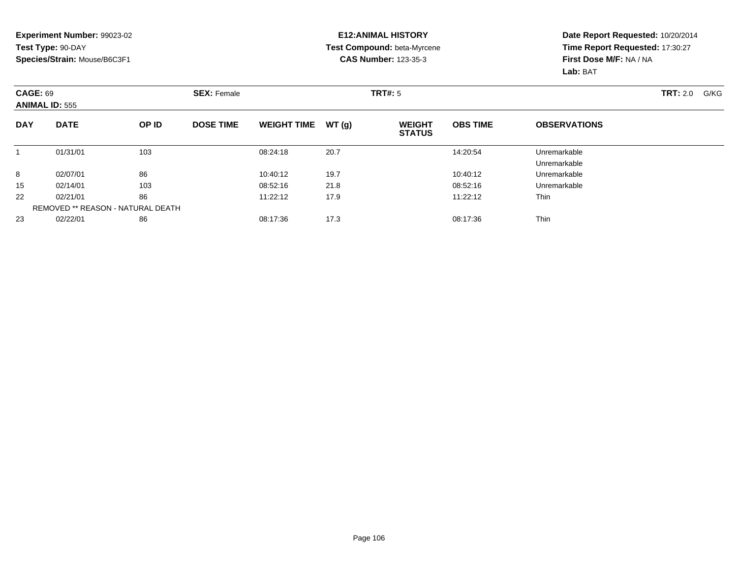**Experiment Number:** 99023-02
**Test Type:** 90-DAY
**Species/Strain:** Mouse/B6C3F1

**E12:ANIMAL HISTORY**
**Test Compound:** beta-Myrcene
**CAS Number:** 123-35-3

**Date Report Requested:** 10/20/2014
**Time Report Requested:** 17:30:27
**First Dose M/F:** NA / NA
**Lab:** BAT

**CAGE:** 69
**ANIMAL ID:** 555

**SEX:** Female

**TRT#:** 5

**TRT:** 2.0 G/KG

| DAY | DATE | OP ID | DOSE TIME | WEIGHT TIME | WT (g) | WEIGHT STATUS | OBS TIME | OBSERVATIONS |
|---|---|---|---|---|---|---|---|---|
| 1 | 01/31/01 | 103 | | 08:24:18 | 20.7 | | 14:20:54 | Unremarkable |
| | | | | | | | | Unremarkable |
| 8 | 02/07/01 | 86 | | 10:40:12 | 19.7 | | 10:40:12 | Unremarkable |
| 15 | 02/14/01 | 103 | | 08:52:16 | 21.8 | | 08:52:16 | Unremarkable |
| 22 | 02/21/01 | 86 | | 11:22:12 | 17.9 | | 11:22:12 | Thin |
| | REMOVED ** REASON - NATURAL DEATH | | | | | | | |
| 23 | 02/22/01 | 86 | | 08:17:36 | 17.3 | | 08:17:36 | Thin |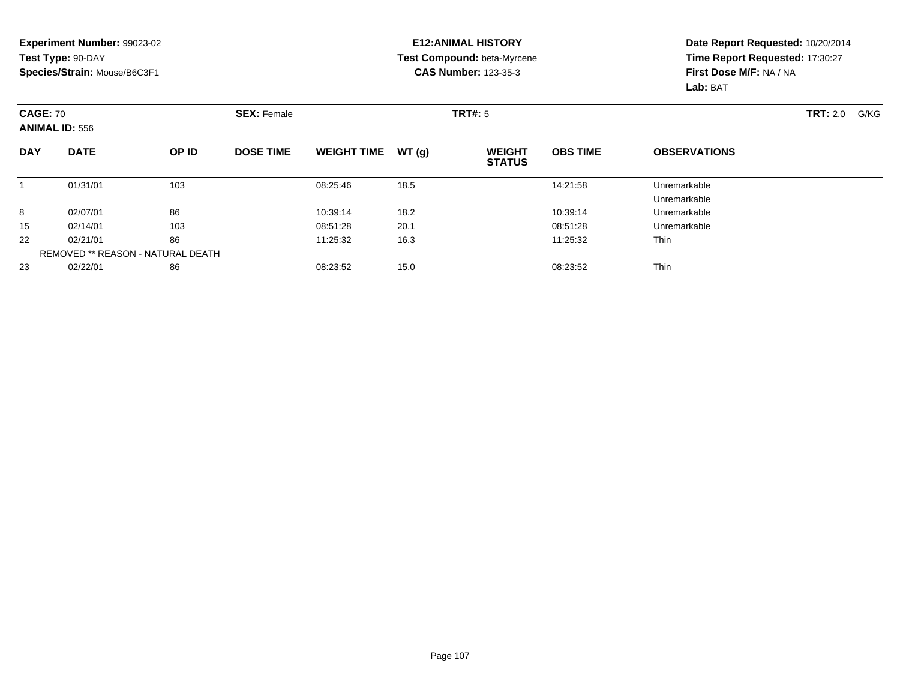**Experiment Number:** 99023-02
**Test Type:** 90-DAY
**Species/Strain:** Mouse/B6C3F1

**E12:ANIMAL HISTORY**
**Test Compound:** beta-Myrcene
**CAS Number:** 123-35-3

**Date Report Requested:** 10/20/2014
**Time Report Requested:** 17:30:27
**First Dose M/F:** NA / NA
**Lab:** BAT

**CAGE:** 70 **SEX:** Female **TRT#:** 5 **TRT:** 2.0 G/KG
**ANIMAL ID:** 556

| DAY | DATE | OP ID | DOSE TIME | WEIGHT TIME | WT (g) | WEIGHT STATUS | OBS TIME | OBSERVATIONS |
|---|---|---|---|---|---|---|---|---|
| 1 | 01/31/01 | 103 | | 08:25:46 | 18.5 | | 14:21:58 | Unremarkable |
| | | | | | | | | Unremarkable |
| 8 | 02/07/01 | 86 | | 10:39:14 | 18.2 | | 10:39:14 | Unremarkable |
| 15 | 02/14/01 | 103 | | 08:51:28 | 20.1 | | 08:51:28 | Unremarkable |
| 22 | 02/21/01 | 86 | | 11:25:32 | 16.3 | | 11:25:32 | Thin |
| | REMOVED ** REASON - NATURAL DEATH | | | | | | | |
| 23 | 02/22/01 | 86 | | 08:23:52 | 15.0 | | 08:23:52 | Thin |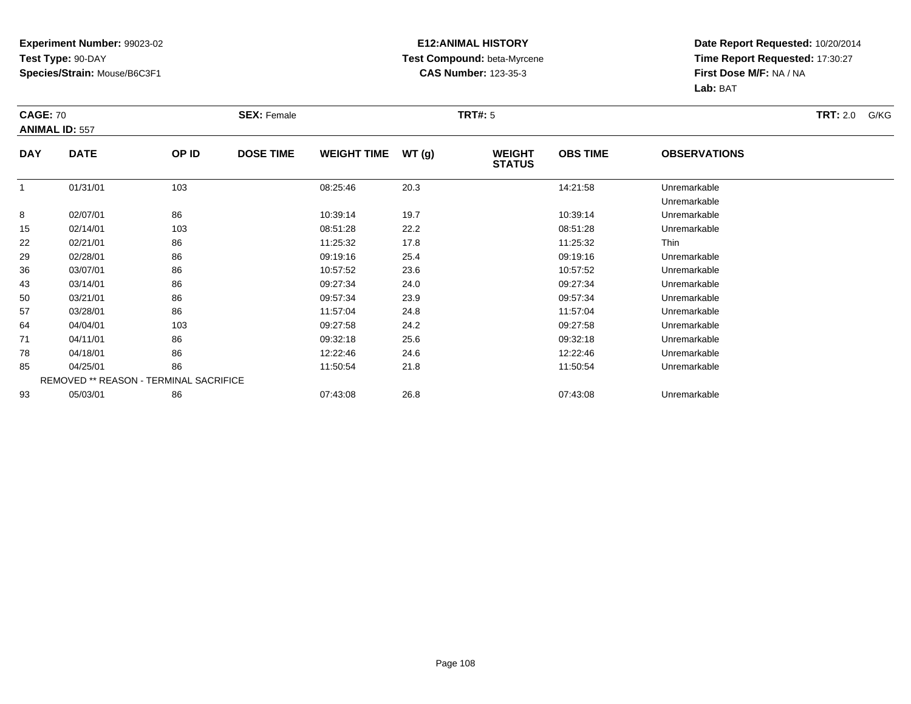**Experiment Number:** 99023-02
**Test Type:** 90-DAY
**Species/Strain:** Mouse/B6C3F1

**E12:ANIMAL HISTORY**
**Test Compound:** beta-Myrcene
**CAS Number:** 123-35-3

**Date Report Requested:** 10/20/2014
**Time Report Requested:** 17:30:27
**First Dose M/F:** NA / NA
**Lab:** BAT

**CAGE:** 70 **SEX:** Female **TRT#:** 5 **TRT:** 2.0 G/KG
**ANIMAL ID:** 557

| DAY | DATE | OP ID | DOSE TIME | WEIGHT TIME | WT (g) | WEIGHT STATUS | OBS TIME | OBSERVATIONS |
|---|---|---|---|---|---|---|---|---|
| 1 | 01/31/01 | 103 | | 08:25:46 | 20.3 | | 14:21:58 | Unremarkable |
| | | | | | | | | Unremarkable |
| 8 | 02/07/01 | 86 | | 10:39:14 | 19.7 | | 10:39:14 | Unremarkable |
| 15 | 02/14/01 | 103 | | 08:51:28 | 22.2 | | 08:51:28 | Unremarkable |
| 22 | 02/21/01 | 86 | | 11:25:32 | 17.8 | | 11:25:32 | Thin |
| 29 | 02/28/01 | 86 | | 09:19:16 | 25.4 | | 09:19:16 | Unremarkable |
| 36 | 03/07/01 | 86 | | 10:57:52 | 23.6 | | 10:57:52 | Unremarkable |
| 43 | 03/14/01 | 86 | | 09:27:34 | 24.0 | | 09:27:34 | Unremarkable |
| 50 | 03/21/01 | 86 | | 09:57:34 | 23.9 | | 09:57:34 | Unremarkable |
| 57 | 03/28/01 | 86 | | 11:57:04 | 24.8 | | 11:57:04 | Unremarkable |
| 64 | 04/04/01 | 103 | | 09:27:58 | 24.2 | | 09:27:58 | Unremarkable |
| 71 | 04/11/01 | 86 | | 09:32:18 | 25.6 | | 09:32:18 | Unremarkable |
| 78 | 04/18/01 | 86 | | 12:22:46 | 24.6 | | 12:22:46 | Unremarkable |
| 85 | 04/25/01 | 86 | | 11:50:54 | 21.8 | | 11:50:54 | Unremarkable |
| REMOVED ** REASON - TERMINAL SACRIFICE | | | | | | | | |
| 93 | 05/03/01 | 86 | | 07:43:08 | 26.8 | | 07:43:08 | Unremarkable |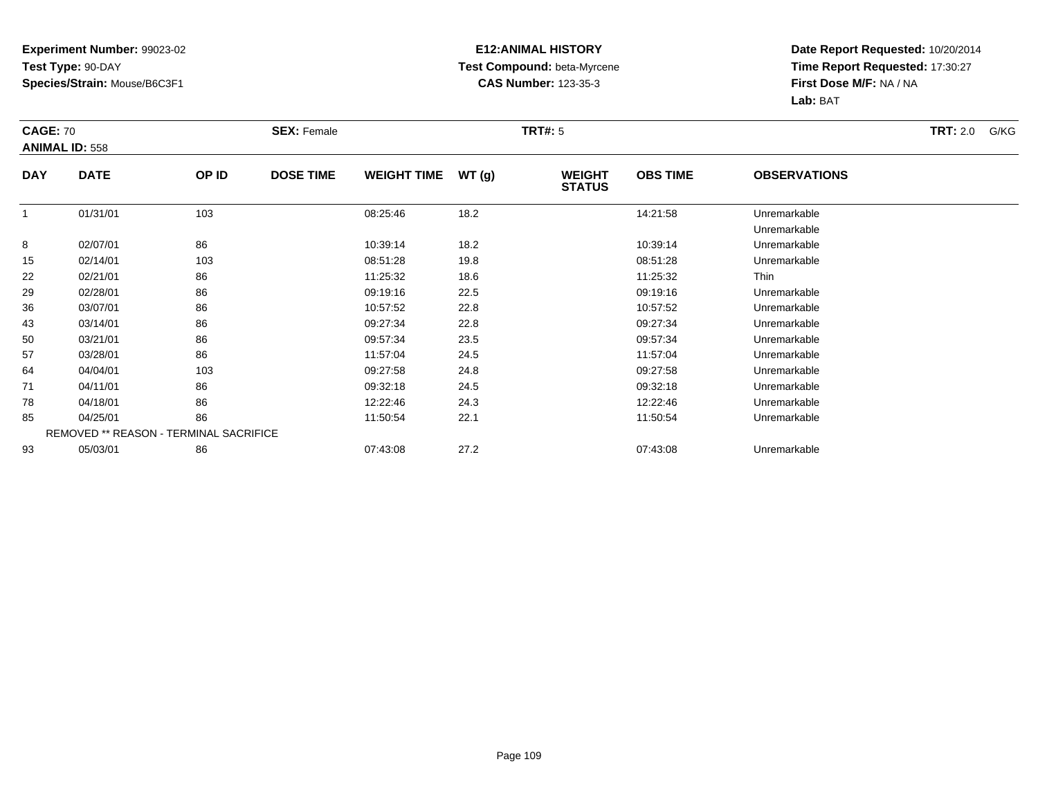**Experiment Number:** 99023-02
**Test Type:** 90-DAY
**Species/Strain:** Mouse/B6C3F1

**E12:ANIMAL HISTORY**
**Test Compound:** beta-Myrcene
**CAS Number:** 123-35-3

**Date Report Requested:** 10/20/2014
**Time Report Requested:** 17:30:27
**First Dose M/F:** NA / NA
**Lab:** BAT

**CAGE:** 70 **SEX:** Female **TRT#:** 5 **TRT:** 2.0 G/KG
**ANIMAL ID:** 558

| DAY | DATE | OP ID | DOSE TIME | WEIGHT TIME | WT (g) | WEIGHT STATUS | OBS TIME | OBSERVATIONS |
|---|---|---|---|---|---|---|---|---|
| 1 | 01/31/01 | 103 | | 08:25:46 | 18.2 | | 14:21:58 | Unremarkable |
| | | | | | | | | Unremarkable |
| 8 | 02/07/01 | 86 | | 10:39:14 | 18.2 | | 10:39:14 | Unremarkable |
| 15 | 02/14/01 | 103 | | 08:51:28 | 19.8 | | 08:51:28 | Unremarkable |
| 22 | 02/21/01 | 86 | | 11:25:32 | 18.6 | | 11:25:32 | Thin |
| 29 | 02/28/01 | 86 | | 09:19:16 | 22.5 | | 09:19:16 | Unremarkable |
| 36 | 03/07/01 | 86 | | 10:57:52 | 22.8 | | 10:57:52 | Unremarkable |
| 43 | 03/14/01 | 86 | | 09:27:34 | 22.8 | | 09:27:34 | Unremarkable |
| 50 | 03/21/01 | 86 | | 09:57:34 | 23.5 | | 09:57:34 | Unremarkable |
| 57 | 03/28/01 | 86 | | 11:57:04 | 24.5 | | 11:57:04 | Unremarkable |
| 64 | 04/04/01 | 103 | | 09:27:58 | 24.8 | | 09:27:58 | Unremarkable |
| 71 | 04/11/01 | 86 | | 09:32:18 | 24.5 | | 09:32:18 | Unremarkable |
| 78 | 04/18/01 | 86 | | 12:22:46 | 24.3 | | 12:22:46 | Unremarkable |
| 85 | 04/25/01 | 86 | | 11:50:54 | 22.1 | | 11:50:54 | Unremarkable |
| | REMOVED ** REASON - TERMINAL SACRIFICE | | | | | | | |
| 93 | 05/03/01 | 86 | | 07:43:08 | 27.2 | | 07:43:08 | Unremarkable |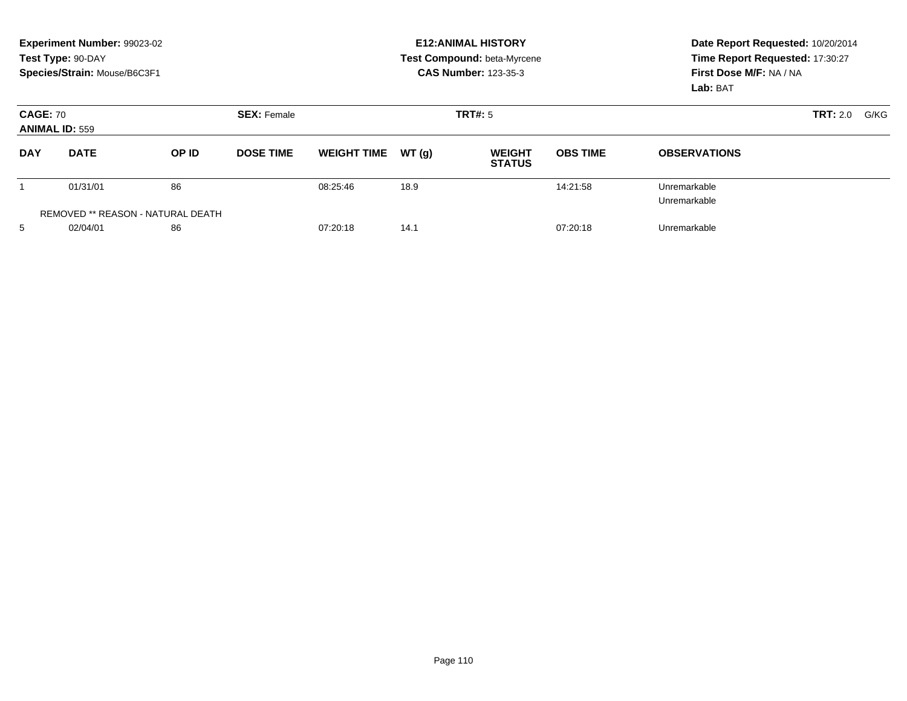**Experiment Number:** 99023-02
**Test Type:** 90-DAY
**Species/Strain:** Mouse/B6C3F1

**E12:ANIMAL HISTORY**
**Test Compound:** beta-Myrcene
**CAS Number:** 123-35-3

**Date Report Requested:** 10/20/2014
**Time Report Requested:** 17:30:27
**First Dose M/F:** NA / NA
**Lab:** BAT

**CAGE:** 70 **SEX:** Female **TRT#:** 5 **TRT:** 2.0 G/KG
**ANIMAL ID:** 559

| DAY | DATE | OP ID | DOSE TIME | WEIGHT TIME | WT (g) | WEIGHT STATUS | OBS TIME | OBSERVATIONS |
|---|---|---|---|---|---|---|---|---|
| 1 | 01/31/01 | 86 | | 08:25:46 | 18.9 | | 14:21:58 | Unremarkable |
| | | | | | | | | Unremarkable |
| | REMOVED ** REASON - NATURAL DEATH | | | | | | | |
| 5 | 02/04/01 | 86 | | 07:20:18 | 14.1 | | 07:20:18 | Unremarkable |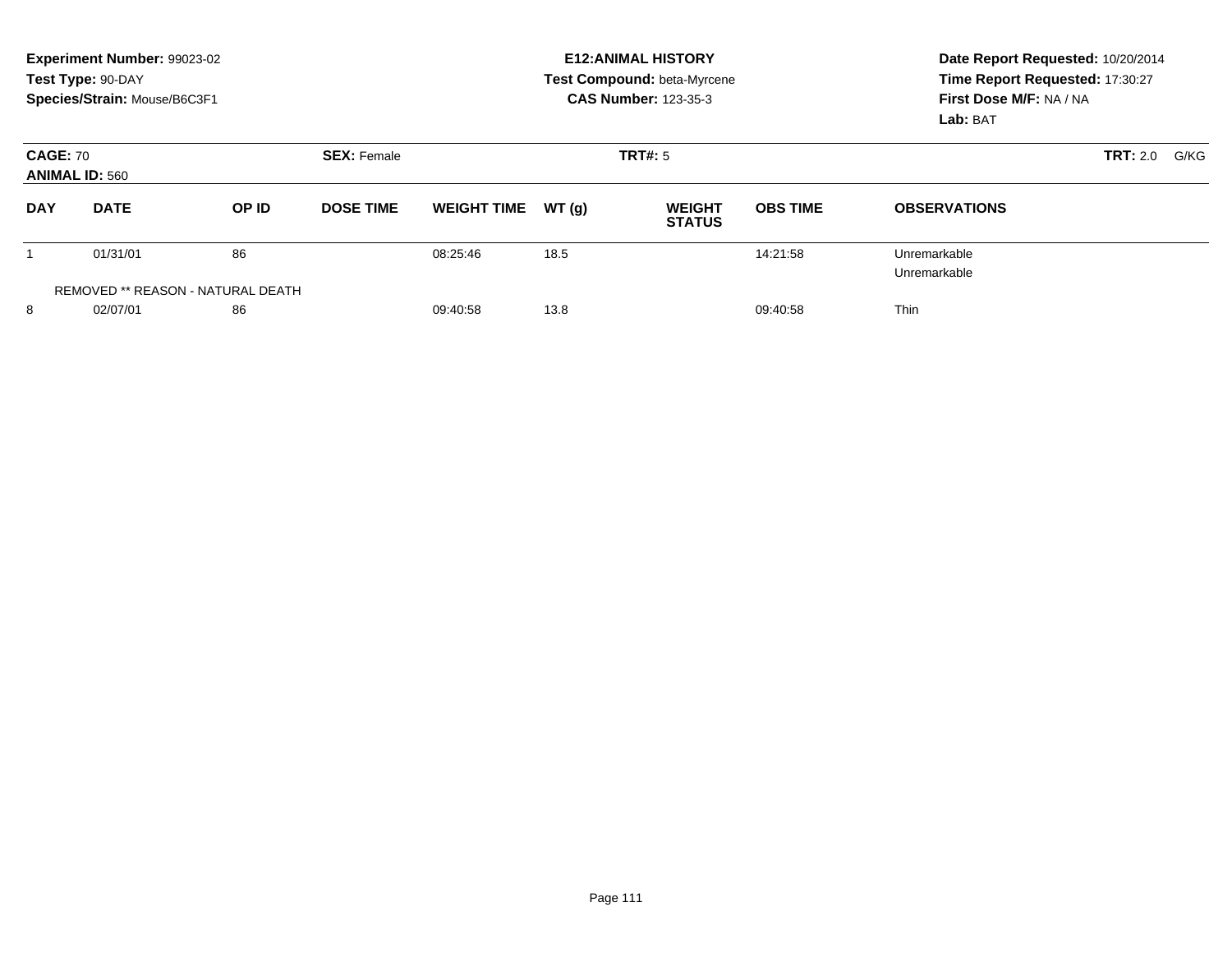**Experiment Number:** 99023-02
**Test Type:** 90-DAY
**Species/Strain:** Mouse/B6C3F1

**E12:ANIMAL HISTORY**
**Test Compound:** beta-Myrcene
**CAS Number:** 123-35-3

**Date Report Requested:** 10/20/2014
**Time Report Requested:** 17:30:27
**First Dose M/F:** NA / NA
**Lab:** BAT

**CAGE:** 70 **SEX:** Female **TRT#:** 5 **TRT:** 2.0 G/KG
**ANIMAL ID:** 560

| DAY | DATE | OP ID | DOSE TIME | WEIGHT TIME | WT (g) | WEIGHT STATUS | OBS TIME | OBSERVATIONS |
|---|---|---|---|---|---|---|---|---|
| 1 | 01/31/01 | 86 | | 08:25:46 | 18.5 | | 14:21:58 | Unremarkable |
| | | | | | | | | Unremarkable |
| REMOVED ** REASON - NATURAL DEATH | | | | | | | | |
| 8 | 02/07/01 | 86 | | 09:40:58 | 13.8 | | 09:40:58 | Thin |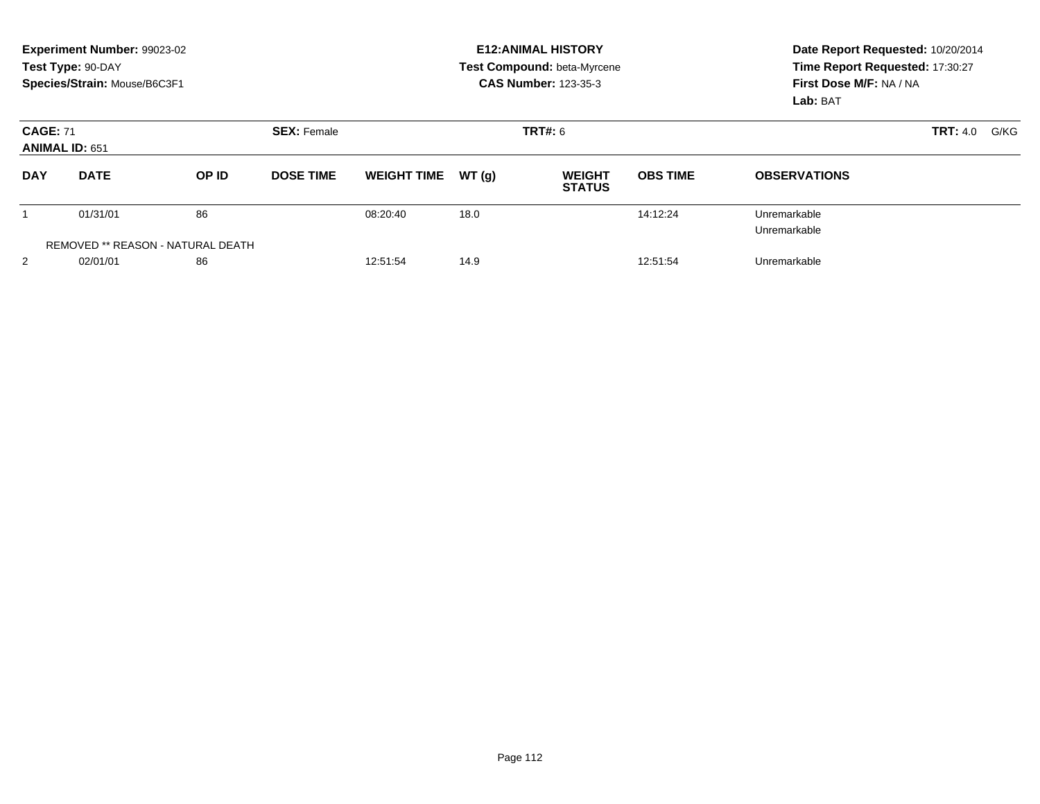**Experiment Number:** 99023-02
**Test Type:** 90-DAY
**Species/Strain:** Mouse/B6C3F1

**E12:ANIMAL HISTORY**
**Test Compound:** beta-Myrcene
**CAS Number:** 123-35-3

**Date Report Requested:** 10/20/2014
**Time Report Requested:** 17:30:27
**First Dose M/F:** NA / NA
**Lab:** BAT

**CAGE:** 71 **SEX:** Female **TRT#:** 6 **TRT:** 4.0 G/KG
**ANIMAL ID:** 651

| DAY | DATE | OP ID | DOSE TIME | WEIGHT TIME | WT (g) | WEIGHT STATUS | OBS TIME | OBSERVATIONS |
|---|---|---|---|---|---|---|---|---|
| 1 | 01/31/01 | 86 | | 08:20:40 | 18.0 | | 14:12:24 | Unremarkable |
| | | | | | | | | Unremarkable |
| REMOVED ** REASON - NATURAL DEATH | | | | | | | | |
| 2 | 02/01/01 | 86 | | 12:51:54 | 14.9 | | 12:51:54 | Unremarkable |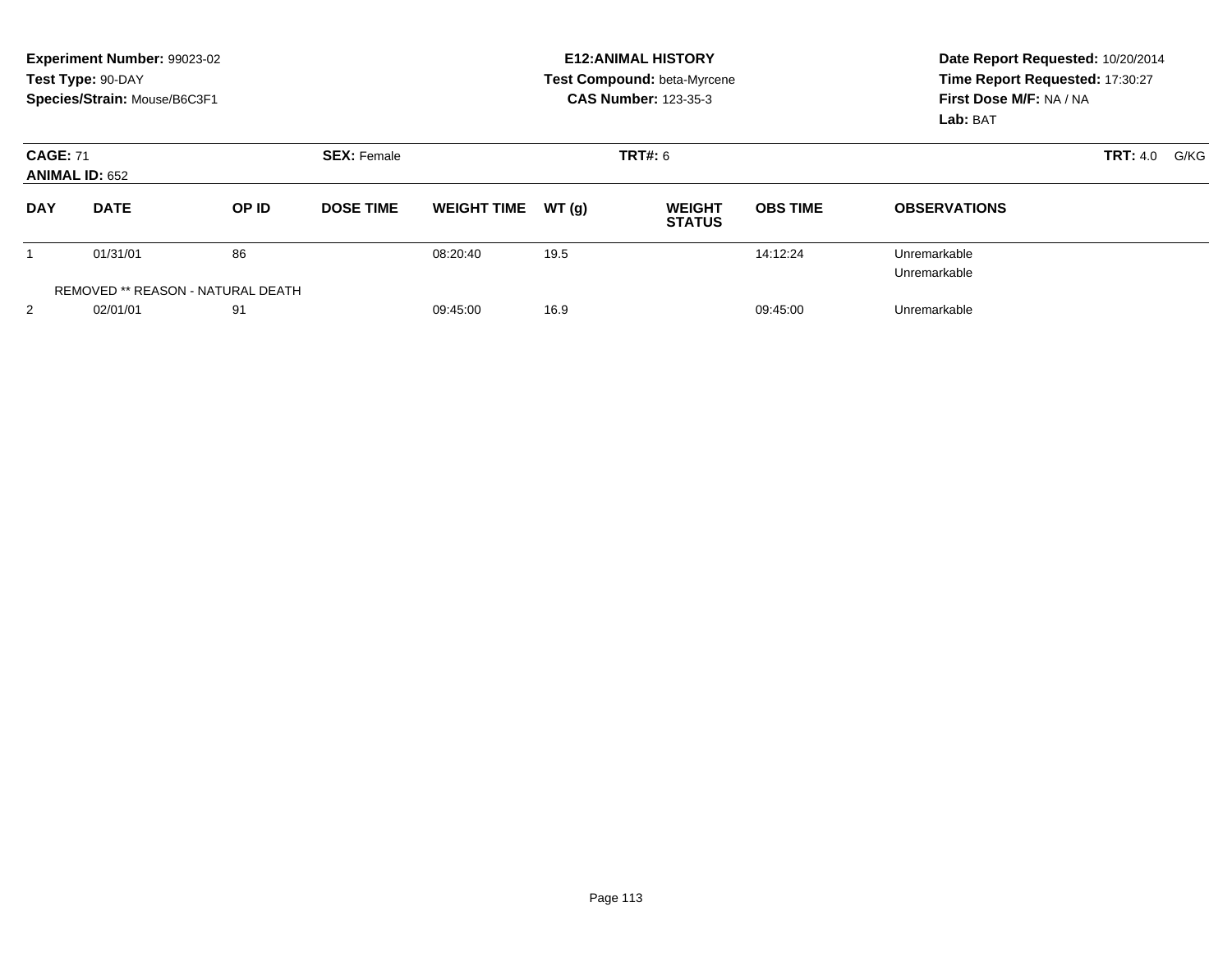**Experiment Number:** 99023-02
**Test Type:** 90-DAY
**Species/Strain:** Mouse/B6C3F1

**E12:ANIMAL HISTORY**
**Test Compound:** beta-Myrcene
**CAS Number:** 123-35-3

**Date Report Requested:** 10/20/2014
**Time Report Requested:** 17:30:27
**First Dose M/F:** NA / NA
**Lab:** BAT

**CAGE:** 71
**ANIMAL ID:** 652
**SEX:** Female
**TRT#:** 6
**TRT:** 4.0 G/KG

| DAY | DATE | OP ID | DOSE TIME | WEIGHT TIME | WT (g) | WEIGHT STATUS | OBS TIME | OBSERVATIONS |
|---|---|---|---|---|---|---|---|---|
| 1 | 01/31/01 | 86 | | 08:20:40 | 19.5 | | 14:12:24 | Unremarkable |
| | | | | | | | | Unremarkable |
| REMOVED ** REASON - NATURAL DEATH | | | | | | | | |
| 2 | 02/01/01 | 91 | | 09:45:00 | 16.9 | | 09:45:00 | Unremarkable |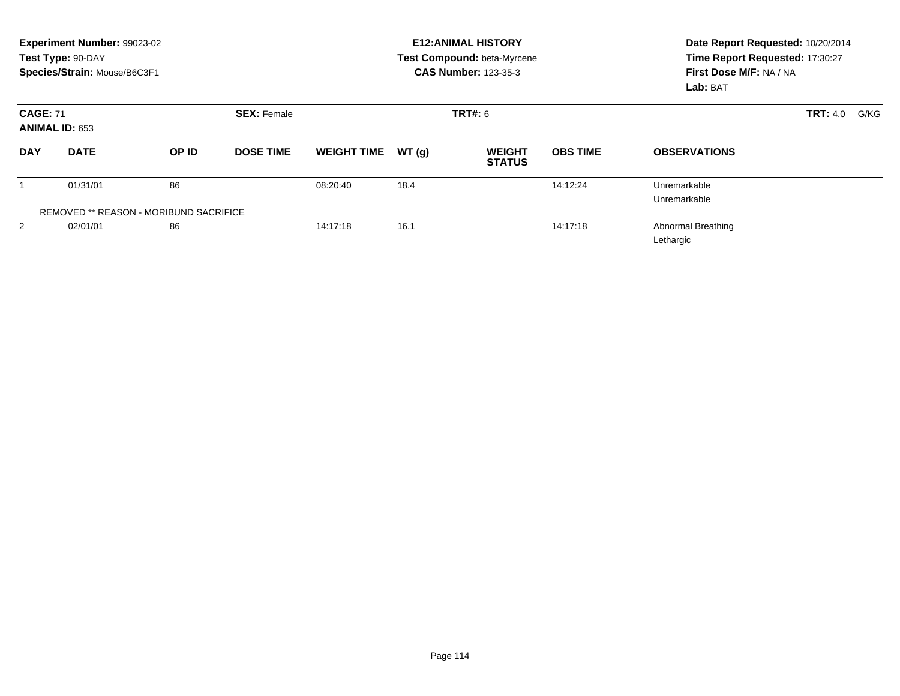**Experiment Number:** 99023-02
**Test Type:** 90-DAY
**Species/Strain:** Mouse/B6C3F1

**E12:ANIMAL HISTORY**
**Test Compound:** beta-Myrcene
**CAS Number:** 123-35-3

**Date Report Requested:** 10/20/2014
**Time Report Requested:** 17:30:27
**First Dose M/F:** NA / NA
**Lab:** BAT

**CAGE:** 71 **SEX:** Female **TRT#:** 6 **TRT:** 4.0 G/KG
**ANIMAL ID:** 653

| DAY | DATE | OP ID | DOSE TIME | WEIGHT TIME | WT (g) | WEIGHT STATUS | OBS TIME | OBSERVATIONS |
|---|---|---|---|---|---|---|---|---|
| 1 | 01/31/01 | 86 | | 08:20:40 | 18.4 | | 14:12:24 | Unremarkable |
| | | | | | | | | Unremarkable |
| REMOVED ** REASON - MORIBUND SACRIFICE | | | | | | | | |
| 2 | 02/01/01 | 86 | | 14:17:18 | 16.1 | | 14:17:18 | Abnormal Breathing |
| | | | | | | | | Lethargic |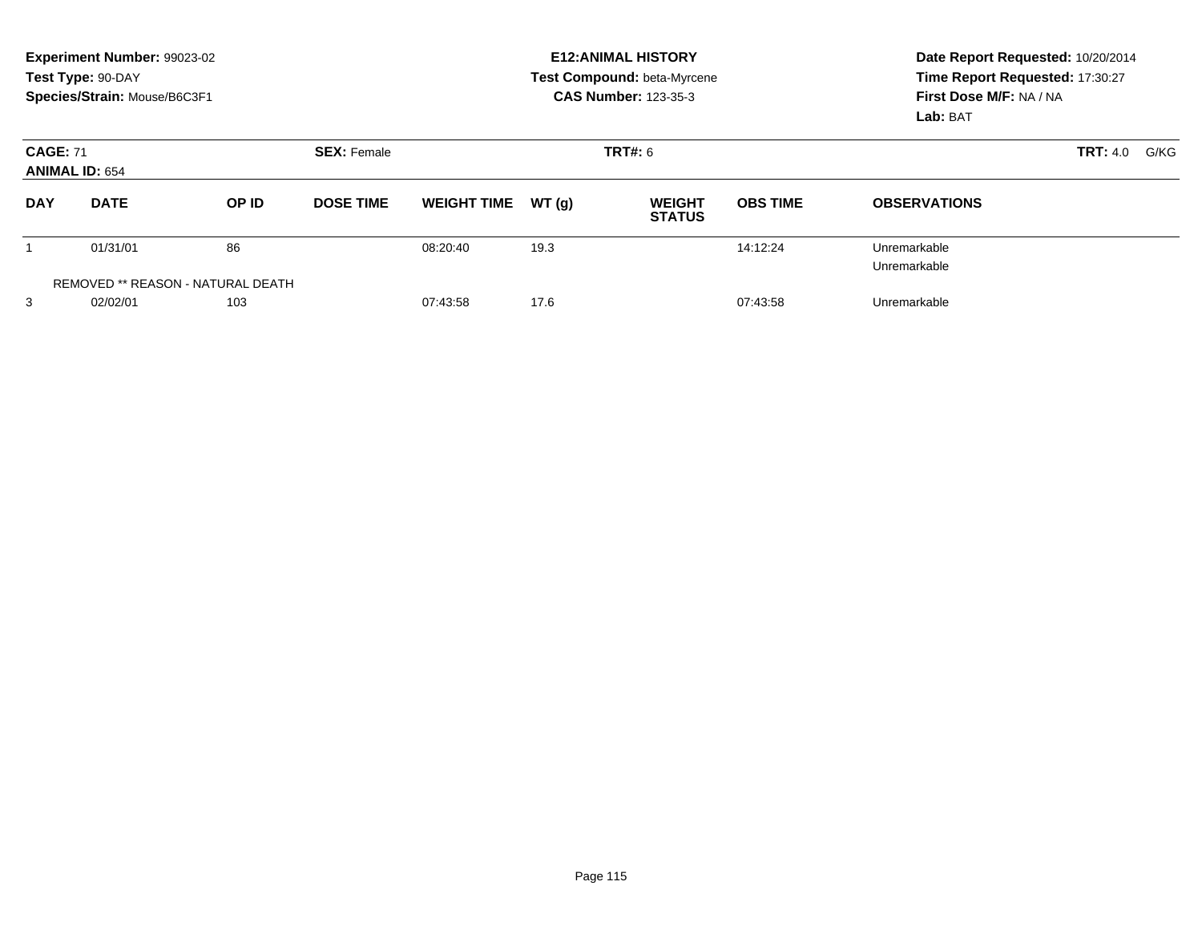**Experiment Number:** 99023-02
**Test Type:** 90-DAY
**Species/Strain:** Mouse/B6C3F1

**E12:ANIMAL HISTORY**
**Test Compound:** beta-Myrcene
**CAS Number:** 123-35-3

**Date Report Requested:** 10/20/2014
**Time Report Requested:** 17:30:27
**First Dose M/F:** NA / NA
**Lab:** BAT

**CAGE:** 71 **SEX:** Female **TRT#:** 6 **TRT:** 4.0 G/KG
**ANIMAL ID:** 654

| DAY | DATE | OP ID | DOSE TIME | WEIGHT TIME | WT (g) | WEIGHT STATUS | OBS TIME | OBSERVATIONS |
|---|---|---|---|---|---|---|---|---|
| 1 | 01/31/01 | 86 | | 08:20:40 | 19.3 | | 14:12:24 | Unremarkable |
| | | | | | | | | Unremarkable |
| REMOVED ** REASON - NATURAL DEATH | | | | | | | | |
| 3 | 02/02/01 | 103 | | 07:43:58 | 17.6 | | 07:43:58 | Unremarkable |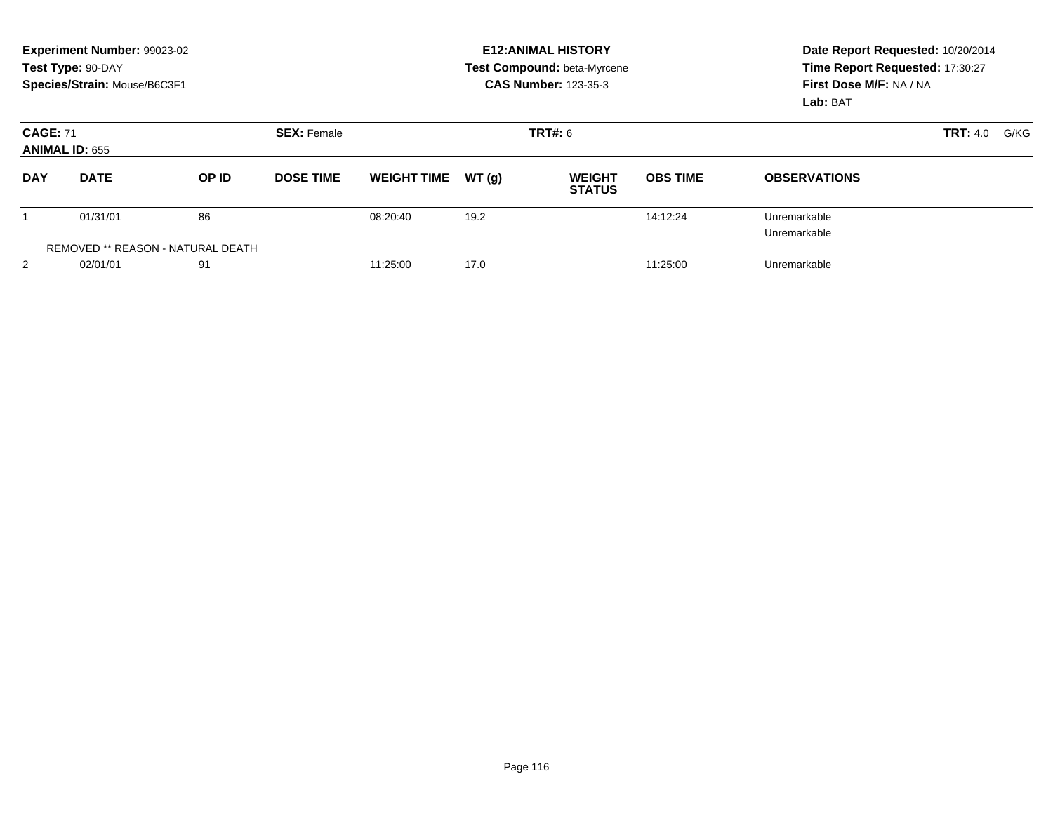**Experiment Number:** 99023-02
**Test Type:** 90-DAY
**Species/Strain:** Mouse/B6C3F1

**E12:ANIMAL HISTORY**
**Test Compound:** beta-Myrcene
**CAS Number:** 123-35-3

**Date Report Requested:** 10/20/2014
**Time Report Requested:** 17:30:27
**First Dose M/F:** NA / NA
**Lab:** BAT

**CAGE:** 71
**ANIMAL ID:** 655
**SEX:** Female
**TRT#:** 6
**TRT:** 4.0 G/KG

| DAY | DATE | OP ID | DOSE TIME | WEIGHT TIME | WT (g) | WEIGHT STATUS | OBS TIME | OBSERVATIONS |
|---|---|---|---|---|---|---|---|---|
| 1 | 01/31/01 | 86 | | 08:20:40 | 19.2 | | 14:12:24 | Unremarkable |
| | | | | | | | | Unremarkable |
| REMOVED ** REASON - NATURAL DEATH | | | | | | | | |
| 2 | 02/01/01 | 91 | | 11:25:00 | 17.0 | | 11:25:00 | Unremarkable |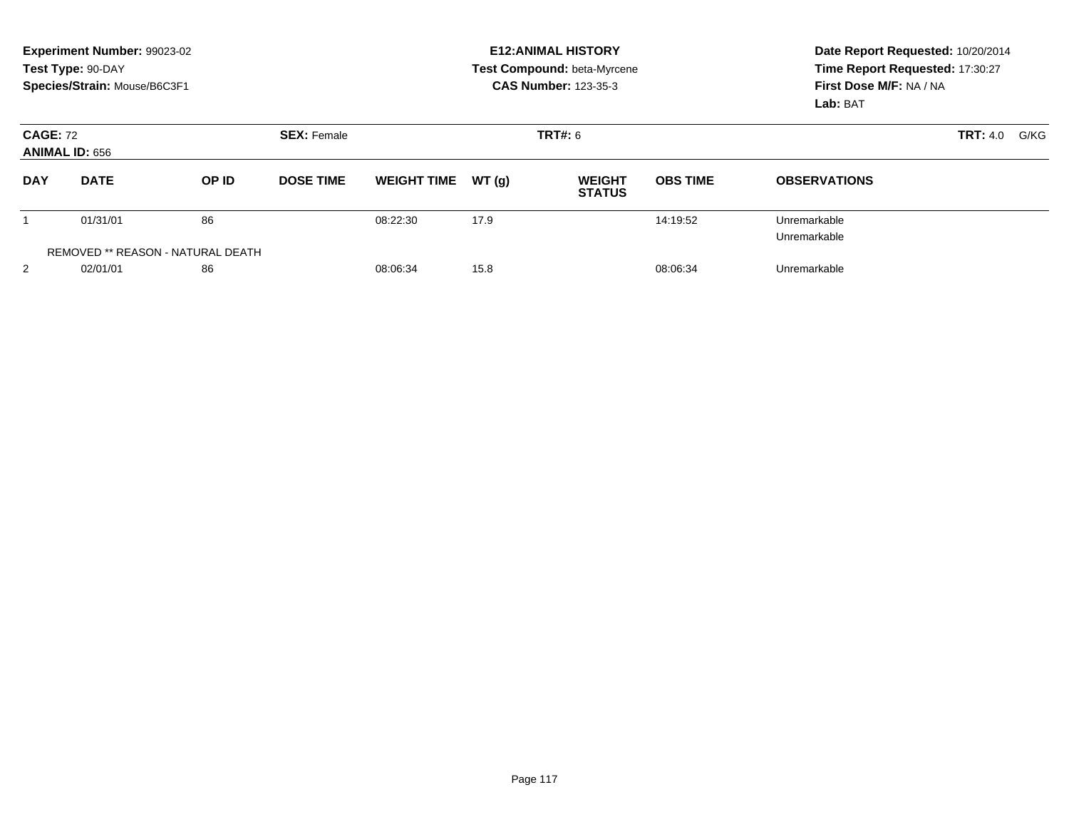**Experiment Number:** 99023-02
**Test Type:** 90-DAY
**Species/Strain:** Mouse/B6C3F1

**E12:ANIMAL HISTORY**
**Test Compound:** beta-Myrcene
**CAS Number:** 123-35-3

**Date Report Requested:** 10/20/2014
**Time Report Requested:** 17:30:27
**First Dose M/F:** NA / NA
**Lab:** BAT

**CAGE:** 72
**ANIMAL ID:** 656
**SEX:** Female
**TRT#:** 6
**TRT:** 4.0 G/KG

| DAY | DATE | OP ID | DOSE TIME | WEIGHT TIME | WT (g) | WEIGHT STATUS | OBS TIME | OBSERVATIONS |
|---|---|---|---|---|---|---|---|---|
| 1 | 01/31/01 | 86 | | 08:22:30 | 17.9 | | 14:19:52 | Unremarkable |
| | | | | | | | | Unremarkable |
| | REMOVED ** REASON - NATURAL DEATH | | | | | | | |
| 2 | 02/01/01 | 86 | | 08:06:34 | 15.8 | | 08:06:34 | Unremarkable |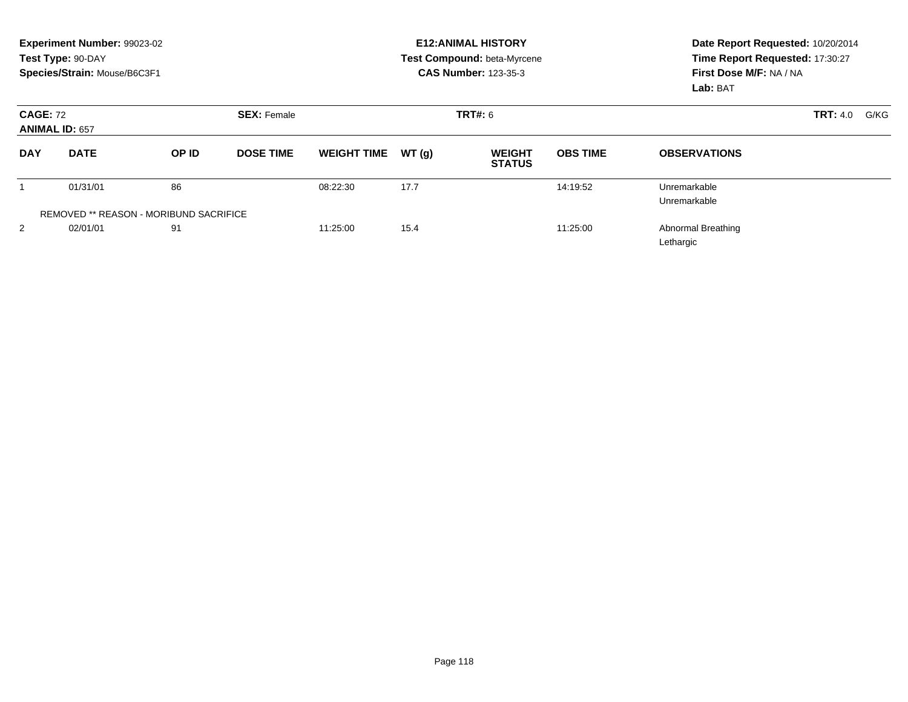**Experiment Number:** 99023-02
**Test Type:** 90-DAY
**Species/Strain:** Mouse/B6C3F1

**E12:ANIMAL HISTORY**
**Test Compound:** beta-Myrcene
**CAS Number:** 123-35-3

**Date Report Requested:** 10/20/2014
**Time Report Requested:** 17:30:27
**First Dose M/F:** NA / NA
**Lab:** BAT

**CAGE:** 72
**ANIMAL ID:** 657
**SEX:** Female
**TRT#:** 6
**TRT:** 4.0 G/KG

| DAY | DATE | OP ID | DOSE TIME | WEIGHT TIME | WT (g) | WEIGHT STATUS | OBS TIME | OBSERVATIONS |
|---|---|---|---|---|---|---|---|---|
| 1 | 01/31/01 | 86 | | 08:22:30 | 17.7 | | 14:19:52 | Unremarkable |
| | | | | | | | | Unremarkable |
| REMOVED ** REASON - MORIBUND SACRIFICE | | | | | | | | |
| 2 | 02/01/01 | 91 | | 11:25:00 | 15.4 | | 11:25:00 | Abnormal Breathing |
| | | | | | | | | Lethargic |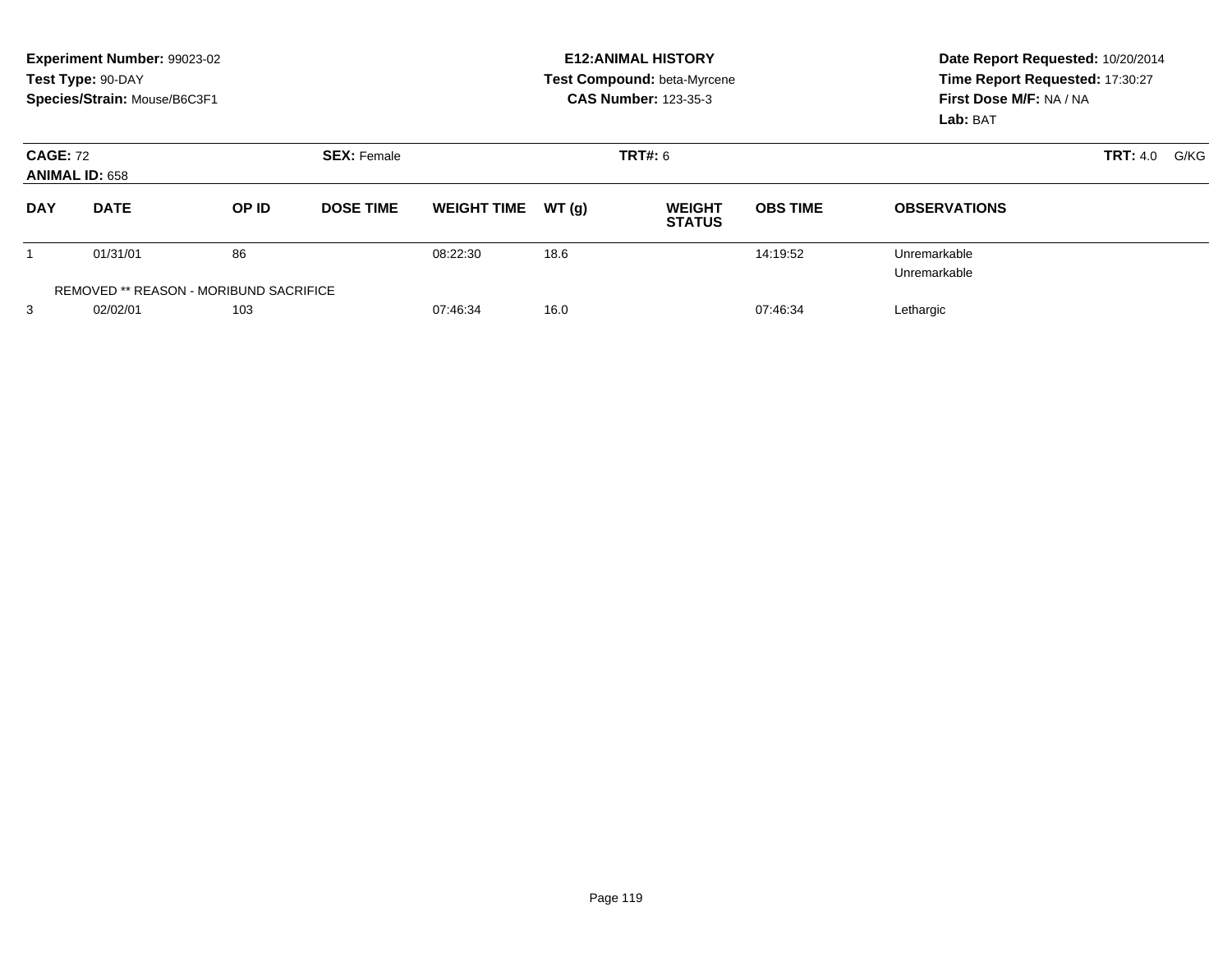**Experiment Number:** 99023-02
**Test Type:** 90-DAY
**Species/Strain:** Mouse/B6C3F1

**E12:ANIMAL HISTORY**
**Test Compound:** beta-Myrcene
**CAS Number:** 123-35-3

**Date Report Requested:** 10/20/2014
**Time Report Requested:** 17:30:27
**First Dose M/F:** NA / NA
**Lab:** BAT

**CAGE:** 72 | **SEX:** Female | **TRT#:** 6 | **TRT:** 4.0 G/KG
**ANIMAL ID:** 658

| DAY | DATE | OP ID | DOSE TIME | WEIGHT TIME | WT (g) | WEIGHT STATUS | OBS TIME | OBSERVATIONS |
|---|---|---|---|---|---|---|---|---|
| 1 | 01/31/01 | 86 | | 08:22:30 | 18.6 | | 14:19:52 | Unremarkable |
| | | | | | | | | Unremarkable |
| REMOVED ** REASON - MORIBUND SACRIFICE | | | | | | | | |
| 3 | 02/02/01 | 103 | | 07:46:34 | 16.0 | | 07:46:34 | Lethargic |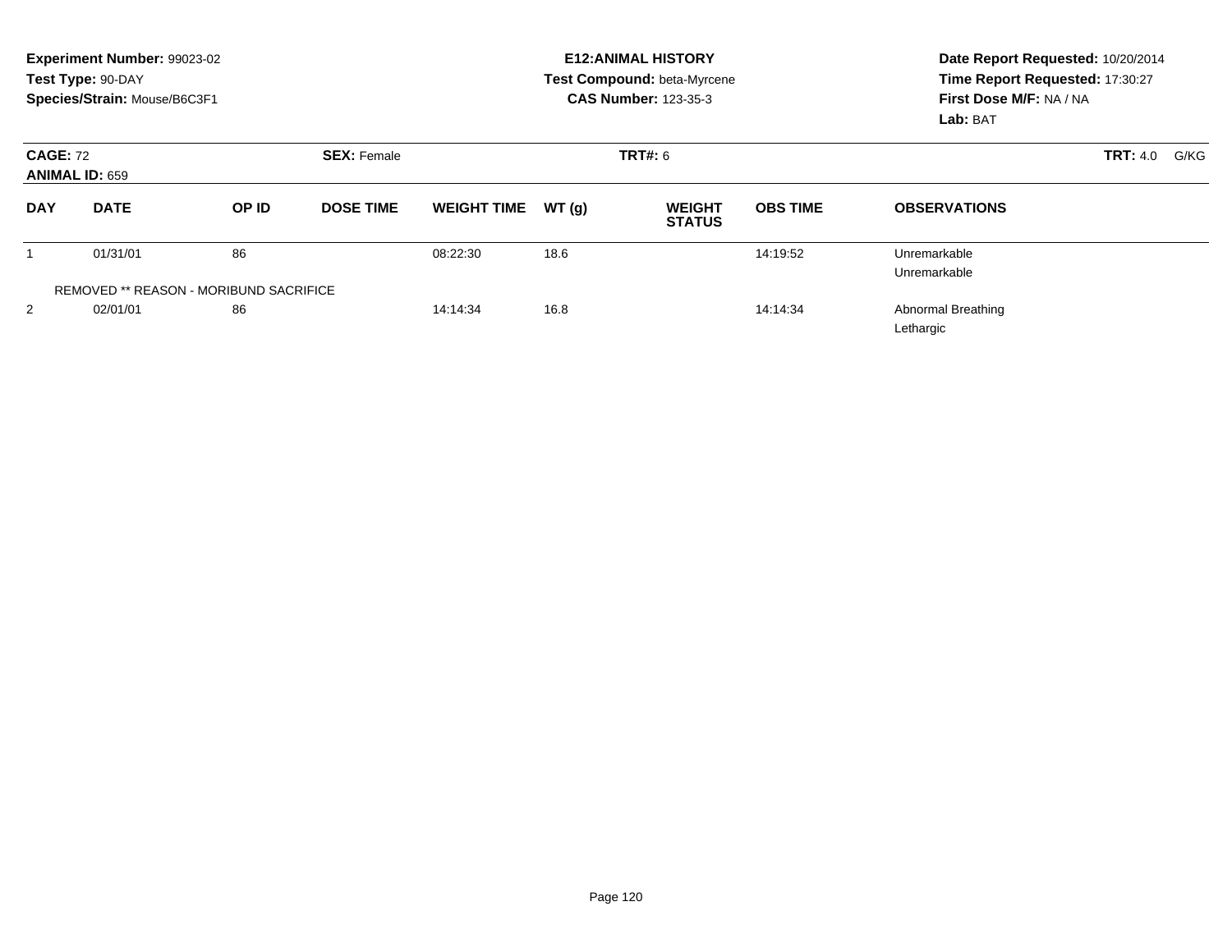**Experiment Number:** 99023-02
**Test Type:** 90-DAY
**Species/Strain:** Mouse/B6C3F1

**E12:ANIMAL HISTORY**
**Test Compound:** beta-Myrcene
**CAS Number:** 123-35-3

**Date Report Requested:** 10/20/2014
**Time Report Requested:** 17:30:27
**First Dose M/F:** NA / NA
**Lab:** BAT

**CAGE:** 72 **SEX:** Female **TRT#:** 6 **TRT:** 4.0 G/KG
**ANIMAL ID:** 659

| DAY | DATE | OP ID | DOSE TIME | WEIGHT TIME | WT (g) | WEIGHT STATUS | OBS TIME | OBSERVATIONS |
|---|---|---|---|---|---|---|---|---|
| 1 | 01/31/01 | 86 | | 08:22:30 | 18.6 | | 14:19:52 | Unremarkable |
| | | | | | | | | Unremarkable |
| REMOVED ** REASON - MORIBUND SACRIFICE | | | | | | | | |
| 2 | 02/01/01 | 86 | | 14:14:34 | 16.8 | | 14:14:34 | Abnormal Breathing |
| | | | | | | | | Lethargic |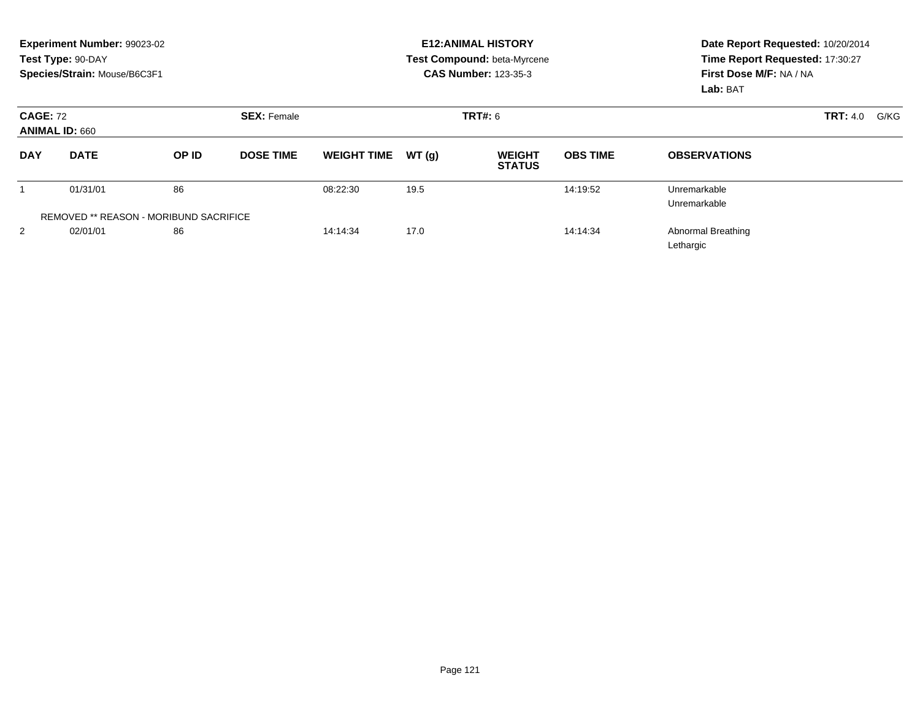**Experiment Number:** 99023-02
**Test Type:** 90-DAY
**Species/Strain:** Mouse/B6C3F1

**E12:ANIMAL HISTORY**
**Test Compound:** beta-Myrcene
**CAS Number:** 123-35-3

**Date Report Requested:** 10/20/2014
**Time Report Requested:** 17:30:27
**First Dose M/F:** NA / NA
**Lab:** BAT

**CAGE:** 72 **SEX:** Female **TRT#:** 6 **TRT:** 4.0 G/KG
**ANIMAL ID:** 660

| DAY | DATE | OP ID | DOSE TIME | WEIGHT TIME | WT (g) | WEIGHT STATUS | OBS TIME | OBSERVATIONS |
|---|---|---|---|---|---|---|---|---|
| 1 | 01/31/01 | 86 | | 08:22:30 | 19.5 | | 14:19:52 | Unremarkable |
| | | | | | | | | Unremarkable |
| REMOVED ** REASON - MORIBUND SACRIFICE | | | | | | | | |
| 2 | 02/01/01 | 86 | | 14:14:34 | 17.0 | | 14:14:34 | Abnormal Breathing |
| | | | | | | | | Lethargic |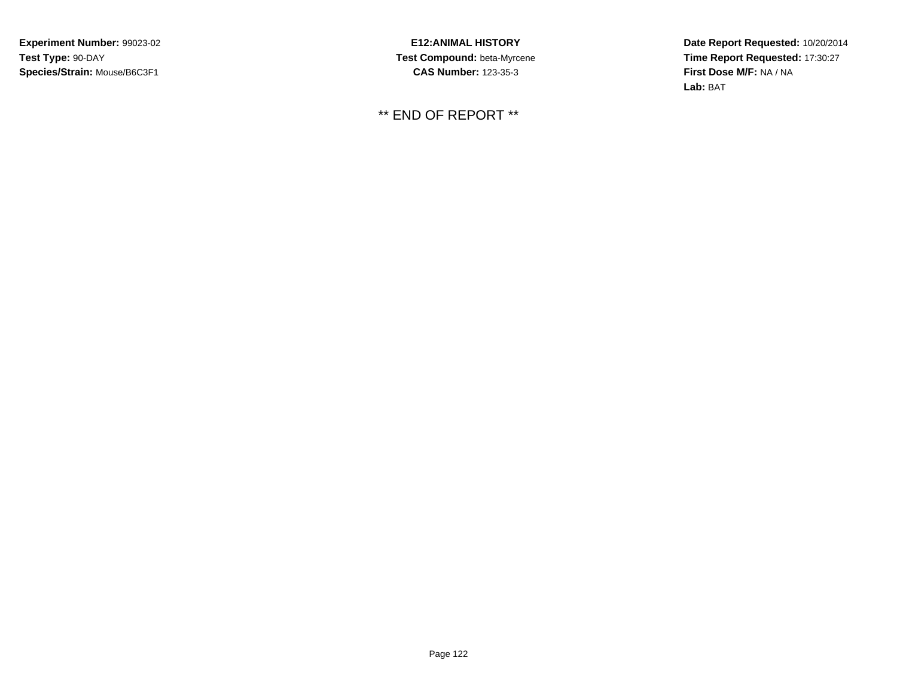**Experiment Number:** 99023-02
**Test Type:** 90-DAY
**Species/Strain:** Mouse/B6C3F1

**E12:ANIMAL HISTORY**
**Test Compound:** beta-Myrcene
**CAS Number:** 123-35-3

**Date Report Requested:** 10/20/2014
**Time Report Requested:** 17:30:27
**First Dose M/F:** NA / NA
**Lab:** BAT

** END OF REPORT **